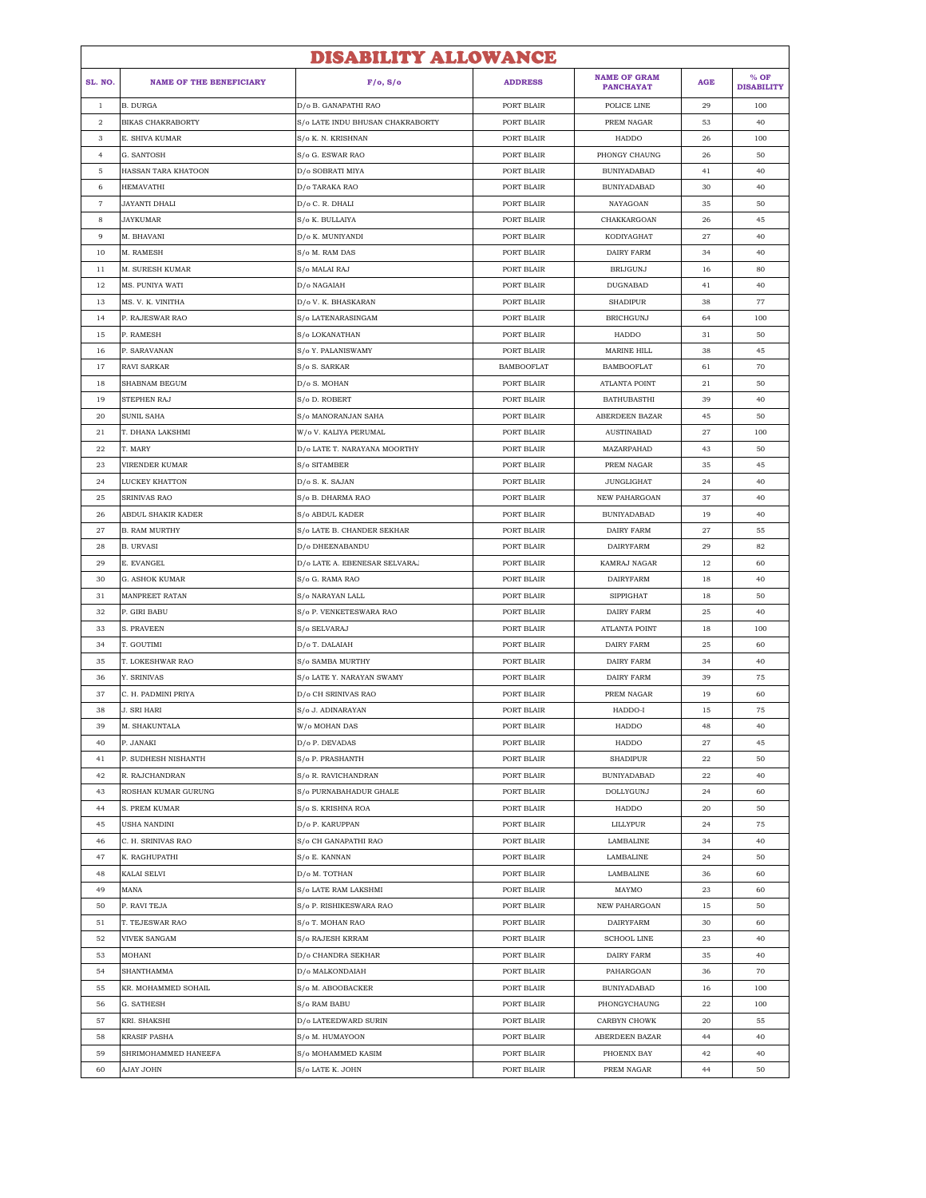# DISABILITY ALLOWANCE

| SL. NO. | NAME OF THE BENEFICIARY | F/o, S/o | ADDRESS | NAME OF GRAM PANCHAYAT | AGE | % OF DISABILITY |
|---|---|---|---|---|---|---|
| 1 | B. DURGA | D/o B. GANAPATHI RAO | PORT BLAIR | POLICE LINE | 29 | 100 |
| 2 | BIKAS CHAKRABORTY | S/o LATE INDU BHUSAN CHAKRABORTY | PORT BLAIR | PREM NAGAR | 53 | 40 |
| 3 | E. SHIVA KUMAR | S/o K. N. KRISHNAN | PORT BLAIR | HADDO | 26 | 100 |
| 4 | G. SANTOSH | S/o G. ESWAR RAO | PORT BLAIR | PHONGY CHAUNG | 26 | 50 |
| 5 | HASSAN TARA KHATOON | D/o SOBRATI MIYA | PORT BLAIR | BUNIYADABAD | 41 | 40 |
| 6 | HEMAVATHI | D/o TARAKA RAO | PORT BLAIR | BUNIYADABAD | 30 | 40 |
| 7 | JAYANTI DHALI | D/o C. R. DHALI | PORT BLAIR | NAYAGOAN | 35 | 50 |
| 8 | JAYKUMAR | S/o K. BULLAIYA | PORT BLAIR | CHAKKARGOAN | 26 | 45 |
| 9 | M. BHAVANI | D/o K. MUNIYANDI | PORT BLAIR | KODIYAGHAT | 27 | 40 |
| 10 | M. RAMESH | S/o M. RAM DAS | PORT BLAIR | DAIRY FARM | 34 | 40 |
| 11 | M. SURESH KUMAR | S/o MALAI RAJ | PORT BLAIR | BRIJGUNJ | 16 | 80 |
| 12 | MS. PUNIYA WATI | D/o NAGAIAH | PORT BLAIR | DUGNABAD | 41 | 40 |
| 13 | MS. V. K. VINITHA | D/o V. K. BHASKARAN | PORT BLAIR | SHADIPUR | 38 | 77 |
| 14 | P. RAJESWAR RAO | S/o LATENARASINGAM | PORT BLAIR | BRICHGUNJ | 64 | 100 |
| 15 | P. RAMESH | S/o LOKANATHAN | PORT BLAIR | HADDO | 31 | 50 |
| 16 | P. SARAVANAN | S/o Y. PALANISWAMY | PORT BLAIR | MARINE HILL | 38 | 45 |
| 17 | RAVI SARKAR | S/o S. SARKAR | BAMBOOFLAT | BAMBOOFLAT | 61 | 70 |
| 18 | SHABNAM BEGUM | D/o S. MOHAN | PORT BLAIR | ATLANTA POINT | 21 | 50 |
| 19 | STEPHEN RAJ | S/o D. ROBERT | PORT BLAIR | BATHUBASTHI | 39 | 40 |
| 20 | SUNIL SAHA | S/o MANORANJAN SAHA | PORT BLAIR | ABERDEEN BAZAR | 45 | 50 |
| 21 | T. DHANA LAKSHMI | W/o V. KALIYA PERUMAL | PORT BLAIR | AUSTINABAD | 27 | 100 |
| 22 | T. MARY | D/o LATE T. NARAYANA MOORTHY | PORT BLAIR | MAZARPAHAD | 43 | 50 |
| 23 | VIRENDER KUMAR | S/o SITAMBER | PORT BLAIR | PREM NAGAR | 35 | 45 |
| 24 | LUCKEY KHATTON | D/o S. K. SAJAN | PORT BLAIR | JUNGLIGHAT | 24 | 40 |
| 25 | SRINIVAS RAO | S/o B. DHARMA RAO | PORT BLAIR | NEW PAHARGOAN | 37 | 40 |
| 26 | ABDUL SHAKIR KADER | S/o ABDUL KADER | PORT BLAIR | BUNIYADABAD | 19 | 40 |
| 27 | B. RAM MURTHY | S/o LATE B. CHANDER SEKHAR | PORT BLAIR | DAIRY FARM | 27 | 55 |
| 28 | B. URVASI | D/o DHEENABANDU | PORT BLAIR | DAIRYFARM | 29 | 82 |
| 29 | E. EVANGEL | D/o LATE A. EBENESAR SELVARAJ | PORT BLAIR | KAMRAJ NAGAR | 12 | 60 |
| 30 | G. ASHOK KUMAR | S/o G. RAMA RAO | PORT BLAIR | DAIRYFARM | 18 | 40 |
| 31 | MANPREET RATAN | S/o NARAYAN LALL | PORT BLAIR | SIPPIGHAT | 18 | 50 |
| 32 | P. GIRI BABU | S/o P. VENKETESWARA RAO | PORT BLAIR | DAIRY FARM | 25 | 40 |
| 33 | S. PRAVEEN | S/o SELVARAJ | PORT BLAIR | ATLANTA POINT | 18 | 100 |
| 34 | T. GOUTIMI | D/o T. DALAIAH | PORT BLAIR | DAIRY FARM | 25 | 60 |
| 35 | T. LOKESHWAR RAO | S/o SAMBA MURTHY | PORT BLAIR | DAIRY FARM | 34 | 40 |
| 36 | Y. SRINIVAS | S/o LATE Y. NARAYAN SWAMY | PORT BLAIR | DAIRY FARM | 39 | 75 |
| 37 | C. H. PADMINI PRIYA | D/o CH SRINIVAS RAO | PORT BLAIR | PREM NAGAR | 19 | 60 |
| 38 | J. SRI HARI | S/o J. ADINARAYAN | PORT BLAIR | HADDO-I | 15 | 75 |
| 39 | M. SHAKUNTALA | W/o MOHAN DAS | PORT BLAIR | HADDO | 48 | 40 |
| 40 | P. JANAKI | D/o P. DEVADAS | PORT BLAIR | HADDO | 27 | 45 |
| 41 | P. SUDHESH NISHANTH | S/o P. PRASHANTH | PORT BLAIR | SHADIPUR | 22 | 50 |
| 42 | R. RAJCHANDRAN | S/o R. RAVICHANDRAN | PORT BLAIR | BUNIYADABAD | 22 | 40 |
| 43 | ROSHAN KUMAR GURUNG | S/o PURNABAHADUR GHALE | PORT BLAIR | DOLLYGUNJ | 24 | 60 |
| 44 | S. PREM KUMAR | S/o S. KRISHNA ROA | PORT BLAIR | HADDO | 20 | 50 |
| 45 | USHA NANDINI | D/o P. KARUPPAN | PORT BLAIR | LILLYPUR | 24 | 75 |
| 46 | C. H. SRINIVAS RAO | S/o CH GANAPATHI RAO | PORT BLAIR | LAMBALINE | 34 | 40 |
| 47 | K. RAGHUPATHI | S/o E. KANNAN | PORT BLAIR | LAMBALINE | 24 | 50 |
| 48 | KALAI SELVI | D/o M. TOTHAN | PORT BLAIR | LAMBALINE | 36 | 60 |
| 49 | MANA | S/o LATE RAM LAKSHMI | PORT BLAIR | MAYMO | 23 | 60 |
| 50 | P. RAVI TEJA | S/o P. RISHIKESWARA RAO | PORT BLAIR | NEW PAHARGOAN | 15 | 50 |
| 51 | T. TEJESWAR RAO | S/o T. MOHAN RAO | PORT BLAIR | DAIRYFARM | 30 | 60 |
| 52 | VIVEK SANGAM | S/o RAJESH KRRAM | PORT BLAIR | SCHOOL LINE | 23 | 40 |
| 53 | MOHANI | D/o CHANDRA SEKHAR | PORT BLAIR | DAIRY FARM | 35 | 40 |
| 54 | SHANTHAMMA | D/o MALKONDAIAH | PORT BLAIR | PAHARGOAN | 36 | 70 |
| 55 | KR. MOHAMMED SOHAIL | S/o M. ABOOBACKER | PORT BLAIR | BUNIYADABAD | 16 | 100 |
| 56 | G. SATHESH | S/o RAM BABU | PORT BLAIR | PHONGYCHAUNG | 22 | 100 |
| 57 | KRI. SHAKSHI | D/o LATEEDWARD SURIN | PORT BLAIR | CARBYN CHOWK | 20 | 55 |
| 58 | KRASIF PASHA | S/o M. HUMAYOON | PORT BLAIR | ABERDEEN BAZAR | 44 | 40 |
| 59 | SHRIMOHAMMED HANEEFA | S/o MOHAMMED KASIM | PORT BLAIR | PHOENIX BAY | 42 | 40 |
| 60 | AJAY JOHN | S/o LATE K. JOHN | PORT BLAIR | PREM NAGAR | 44 | 50 |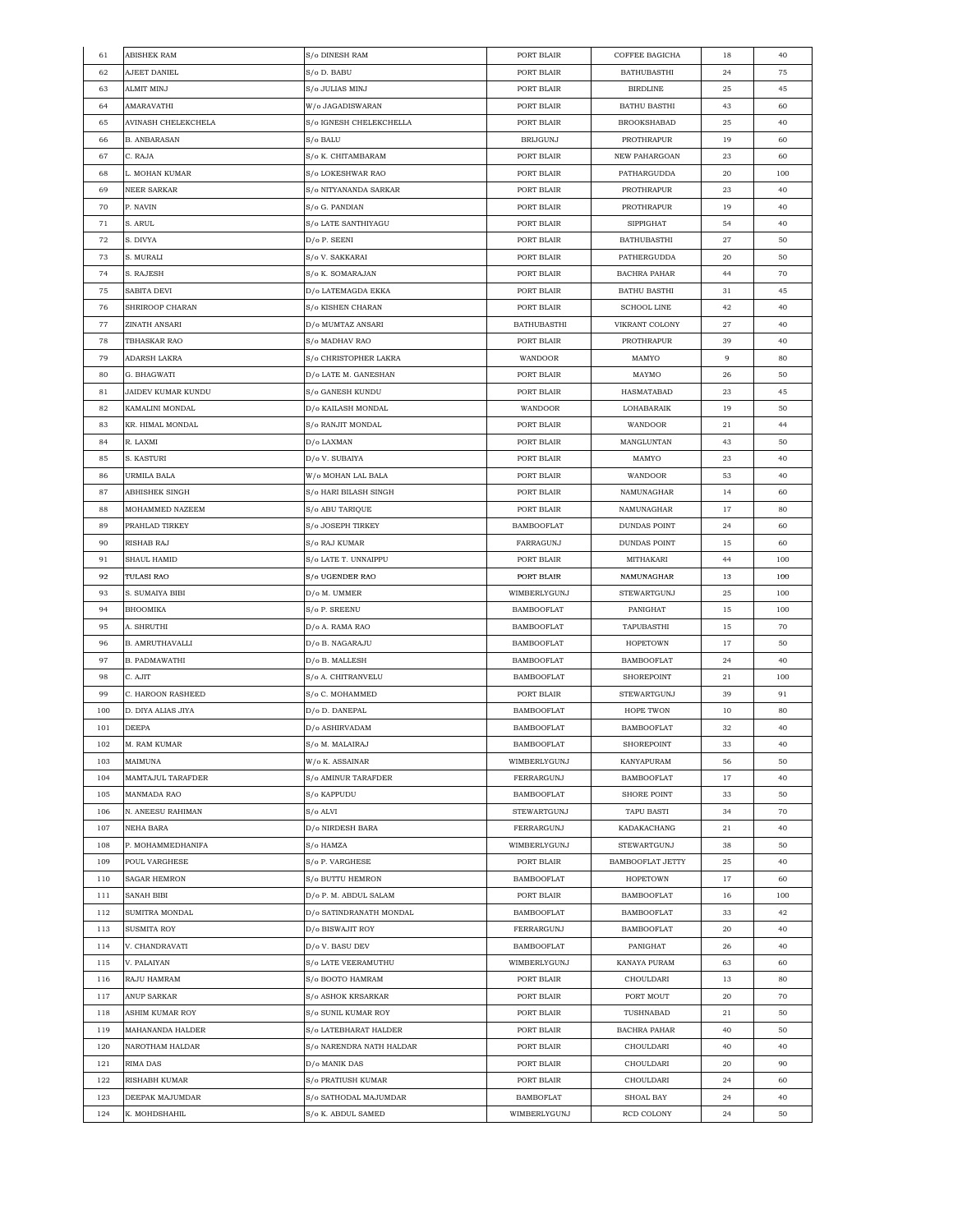| 61 | ABISHEK RAM | S/o DINESH RAM | PORT BLAIR | COFFEE BAGICHA | 18 | 40 |
|---|---|---|---|---|---|---|
| 62 | AJEET DANIEL | S/o D. BABU | PORT BLAIR | BATHUBASTHI | 24 | 75 |
| 63 | ALMIT MINJ | S/o JULIAS MINJ | PORT BLAIR | BIRDLINE | 25 | 45 |
| 64 | AMARAVATHI | W/o JAGADISWARAN | PORT BLAIR | BATHU BASTHI | 43 | 60 |
| 65 | AVINASH CHELEKCHELA | S/o IGNESH CHELEKCHELLA | PORT BLAIR | BROOKSHABAD | 25 | 40 |
| 66 | B. ANBARASAN | S/o BALU | BRIJGUNJ | PROTHRAPUR | 19 | 60 |
| 67 | C. RAJA | S/o K. CHITAMBARAM | PORT BLAIR | NEW PAHARGOAN | 23 | 60 |
| 68 | L. MOHAN KUMAR | S/o LOKESHWAR RAO | PORT BLAIR | PATHARGUDDA | 20 | 100 |
| 69 | NEER SARKAR | S/o NITYANANDA SARKAR | PORT BLAIR | PROTHRAPUR | 23 | 40 |
| 70 | P. NAVIN | S/o G. PANDIAN | PORT BLAIR | PROTHRAPUR | 19 | 40 |
| 71 | S. ARUL | S/o LATE SANTHIYAGU | PORT BLAIR | SIPPIGHAT | 54 | 40 |
| 72 | S. DIVYA | D/o P. SEENI | PORT BLAIR | BATHUBASTHI | 27 | 50 |
| 73 | S. MURALI | S/o V. SAKKARAI | PORT BLAIR | PATHERGUDDA | 20 | 50 |
| 74 | S. RAJESH | S/o K. SOMARAJAN | PORT BLAIR | BACHRA PAHAR | 44 | 70 |
| 75 | SABITA DEVI | D/o LATEMAGDA EKKA | PORT BLAIR | BATHU BASTHI | 31 | 45 |
| 76 | SHRIROOP CHARAN | S/o KISHEN CHARAN | PORT BLAIR | SCHOOL LINE | 42 | 40 |
| 77 | ZINATH ANSARI | D/o MUMTAZ ANSARI | BATHUBASTHI | VIKRANT COLONY | 27 | 40 |
| 78 | TBHASKAR RAO | S/o MADHAV RAO | PORT BLAIR | PROTHRAPUR | 39 | 40 |
| 79 | ADARSH LAKRA | S/o CHRISTOPHER LAKRA | WANDOOR | MAMYO | 9 | 80 |
| 80 | G. BHAGWATI | D/o LATE M. GANESHAN | PORT BLAIR | MAYMO | 26 | 50 |
| 81 | JAIDEV KUMAR KUNDU | S/o GANESH KUNDU | PORT BLAIR | HASMATABAD | 23 | 45 |
| 82 | KAMALINI MONDAL | D/o KAILASH MONDAL | WANDOOR | LOHABARAIK | 19 | 50 |
| 83 | KR. HIMAL MONDAL | S/o RANJIT MONDAL | PORT BLAIR | WANDOOR | 21 | 44 |
| 84 | R. LAXMI | D/o LAXMAN | PORT BLAIR | MANGLUNTAN | 43 | 50 |
| 85 | S. KASTURI | D/o V. SUBAIYA | PORT BLAIR | MAMYO | 23 | 40 |
| 86 | URMILA BALA | W/o MOHAN LAL BALA | PORT BLAIR | WANDOOR | 53 | 40 |
| 87 | ABHISHEK SINGH | S/o HARI BILASH SINGH | PORT BLAIR | NAMUNAGHAR | 14 | 60 |
| 88 | MOHAMMED NAZEEM | S/o ABU TARIQUE | PORT BLAIR | NAMUNAGHAR | 17 | 80 |
| 89 | PRAHLAD TIRKEY | S/o JOSEPH TIRKEY | BAMBOOFLAT | DUNDAS POINT | 24 | 60 |
| 90 | RISHAB RAJ | S/o RAJ KUMAR | FARRAGUNJ | DUNDAS POINT | 15 | 60 |
| 91 | SHAUL HAMID | S/o LATE T. UNNAIPPU | PORT BLAIR | MITHAKARI | 44 | 100 |
| 92 | TULASI RAO | S/o UGENDER RAO | PORT BLAIR | NAMUNAGHAR | 13 | 100 |
| 93 | S. SUMAIYA BIBI | D/o M. UMMER | WIMBERLYGUNJ | STEWARTGUNJ | 25 | 100 |
| 94 | BHOOMIKA | S/o P. SREENU | BAMBOOFLAT | PANIGHAT | 15 | 100 |
| 95 | A. SHRUTHI | D/o A. RAMA RAO | BAMBOOFLAT | TAPUBASTHI | 15 | 70 |
| 96 | B. AMRUTHAVALLI | D/o B. NAGARAJU | BAMBOOFLAT | HOPETOWN | 17 | 50 |
| 97 | B. PADMAWATHI | D/o B. MALLESH | BAMBOOFLAT | BAMBOOFLAT | 24 | 40 |
| 98 | C. AJIT | S/o A. CHITRANVELU | BAMBOOFLAT | SHOREPOINT | 21 | 100 |
| 99 | C. HAROON RASHEED | S/o C. MOHAMMED | PORT BLAIR | STEWARTGUNJ | 39 | 91 |
| 100 | D. DIYA ALIAS JIYA | D/o D. DANEPAL | BAMBOOFLAT | HOPE TWON | 10 | 80 |
| 101 | DEEPA | D/o ASHIRVADAM | BAMBOOFLAT | BAMBOOFLAT | 32 | 40 |
| 102 | M. RAM KUMAR | S/o M. MALAIRAJ | BAMBOOFLAT | SHOREPOINT | 33 | 40 |
| 103 | MAIMUNA | W/o K. ASSAINAR | WIMBERLYGUNJ | KANYAPURAM | 56 | 50 |
| 104 | MAMTAJUL TARAFDER | S/o AMINUR TARAFDER | FERRARGUNJ | BAMBOOFLAT | 17 | 40 |
| 105 | MANMADA RAO | S/o KAPPUDU | BAMBOOFLAT | SHORE POINT | 33 | 50 |
| 106 | N. ANEESU RAHIMAN | S/o ALVI | STEWARTGUNJ | TAPU BASTI | 34 | 70 |
| 107 | NEHA BARA | D/o NIRDESH BARA | FERRARGUNJ | KADAKACHANG | 21 | 40 |
| 108 | P. MOHAMMEDHANIFA | S/o HAMZA | WIMBERLYGUNJ | STEWARTGUNJ | 38 | 50 |
| 109 | POUL VARGHESE | S/o P. VARGHESE | PORT BLAIR | BAMBOOFLAT JETTY | 25 | 40 |
| 110 | SAGAR HEMRON | S/o BUTTU HEMRON | BAMBOOFLAT | HOPETOWN | 17 | 60 |
| 111 | SANAH BIBI | D/o P. M. ABDUL SALAM | PORT BLAIR | BAMBOOFLAT | 16 | 100 |
| 112 | SUMITRA MONDAL | D/o SATINDRANATH MONDAL | BAMBOOFLAT | BAMBOOFLAT | 33 | 42 |
| 113 | SUSMITA ROY | D/o BISWAJIT ROY | FERRARGUNJ | BAMBOOFLAT | 20 | 40 |
| 114 | V. CHANDRAVATI | D/o V. BASU DEV | BAMBOOFLAT | PANIGHAT | 26 | 40 |
| 115 | V. PALAIYAN | S/o LATE VEERAMUTHU | WIMBERLYGUNJ | KANAYA PURAM | 63 | 60 |
| 116 | RAJU HAMRAM | S/o BOOTO HAMRAM | PORT BLAIR | CHOULDARI | 13 | 80 |
| 117 | ANUP SARKAR | S/o ASHOK KRSARKAR | PORT BLAIR | PORT MOUT | 20 | 70 |
| 118 | ASHIM KUMAR ROY | S/o SUNIL KUMAR ROY | PORT BLAIR | TUSHNABAD | 21 | 50 |
| 119 | MAHANANDA HALDER | S/o LATEBHARAT HALDER | PORT BLAIR | BACHRA PAHAR | 40 | 50 |
| 120 | NAROTHAM HALDAR | S/o NARENDRA NATH HALDAR | PORT BLAIR | CHOULDARI | 40 | 40 |
| 121 | RIMA DAS | D/o MANIK DAS | PORT BLAIR | CHOULDARI | 20 | 90 |
| 122 | RISHABH KUMAR | S/o PRATIUSH KUMAR | PORT BLAIR | CHOULDARI | 24 | 60 |
| 123 | DEEPAK MAJUMDAR | S/o SATHODAL MAJUMDAR | BAMBOFLAT | SHOAL BAY | 24 | 40 |
| 124 | K. MOHDSHAHIL | S/o K. ABDUL SAMED | WIMBERLYGUNJ | RCD COLONY | 24 | 50 |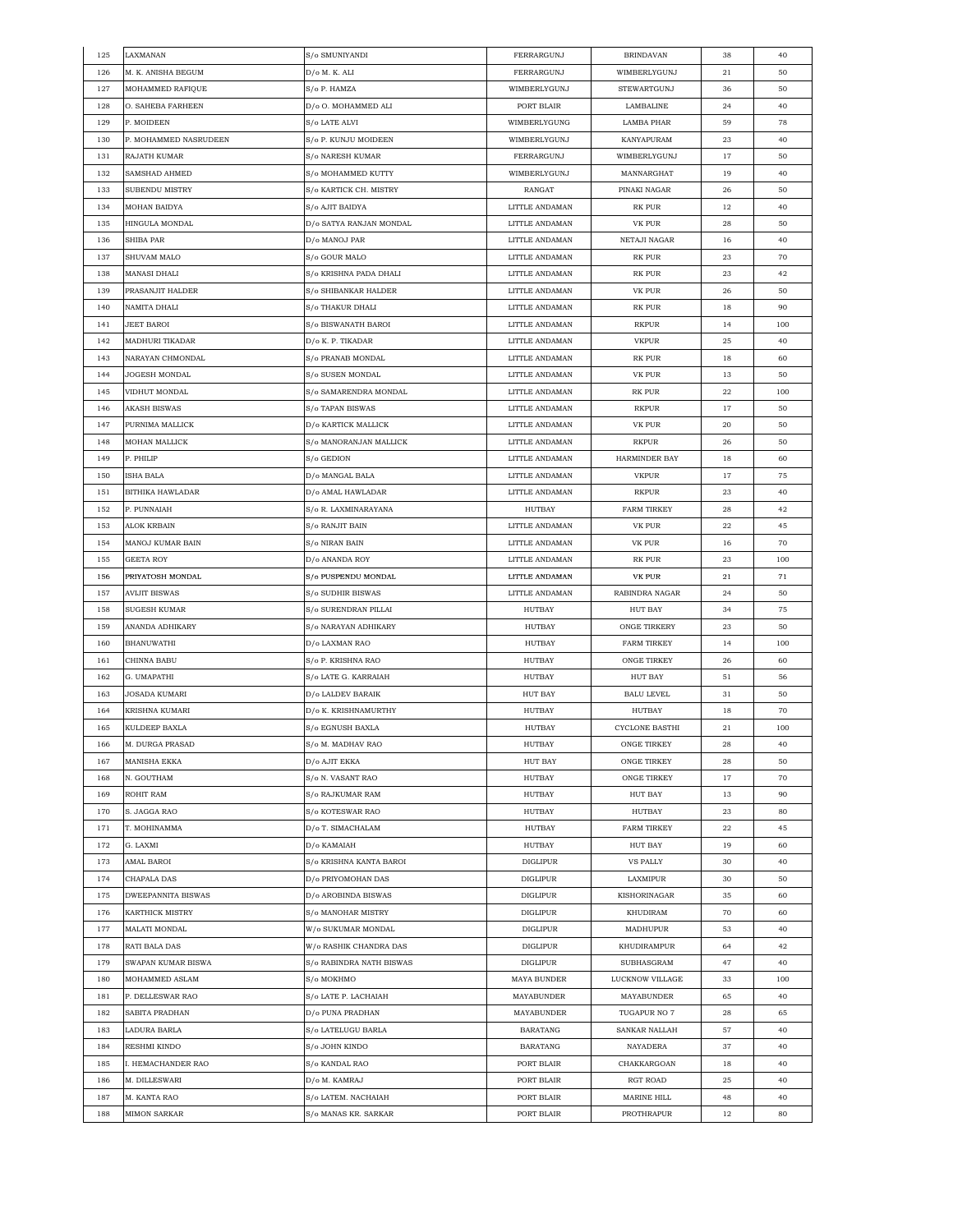| 125 | LAXMANAN | S/o SMUNIYANDI | FERRARGUNJ | BRINDAVAN | 38 | 40 |
|---|---|---|---|---|---|---|
| 126 | M. K. ANISHA BEGUM | D/o M. K. ALI | FERRARGUNJ | WIMBERLYGUNJ | 21 | 50 |
| 127 | MOHAMMED RAFIQUE | S/o P. HAMZA | WIMBERLYGUNJ | STEWARTGUNJ | 36 | 50 |
| 128 | O. SAHEBA FARHEEN | D/o O. MOHAMMED ALI | PORT BLAIR | LAMBALINE | 24 | 40 |
| 129 | P. MOIDEEN | S/o LATE ALVI | WIMBERLYGUNG | LAMBA PHAR | 59 | 78 |
| 130 | P. MOHAMMED NASRUDEEN | S/o P. KUNJU MOIDEEN | WIMBERLYGUNJ | KANYAPURAM | 23 | 40 |
| 131 | RAJATH KUMAR | S/o NARESH KUMAR | FERRARGUNJ | WIMBERLYGUNJ | 17 | 50 |
| 132 | SAMSHAD AHMED | S/o MOHAMMED KUTTY | WIMBERLYGUNJ | MANNARGHAT | 19 | 40 |
| 133 | SUBENDU MISTRY | S/o KARTICK CH. MISTRY | RANGAT | PINAKI NAGAR | 26 | 50 |
| 134 | MOHAN BAIDYA | S/o AJIT BAIDYA | LITTLE ANDAMAN | RK PUR | 12 | 40 |
| 135 | HINGULA MONDAL | D/o SATYA RANJAN MONDAL | LITTLE ANDAMAN | VK PUR | 28 | 50 |
| 136 | SHIBA PAR | D/o MANOJ PAR | LITTLE ANDAMAN | NETAJI NAGAR | 16 | 40 |
| 137 | SHUVAM MALO | S/o GOUR MALO | LITTLE ANDAMAN | RK PUR | 23 | 70 |
| 138 | MANASI DHALI | S/o KRISHNA PADA DHALI | LITTLE ANDAMAN | RK PUR | 23 | 42 |
| 139 | PRASANJIT HALDER | S/o SHIBANKAR HALDER | LITTLE ANDAMAN | VK PUR | 26 | 50 |
| 140 | NAMITA DHALI | S/o THAKUR DHALI | LITTLE ANDAMAN | RK PUR | 18 | 90 |
| 141 | JEET BAROI | S/o BISWANATH BAROI | LITTLE ANDAMAN | RKPUR | 14 | 100 |
| 142 | MADHURI TIKADAR | D/o K. P. TIKADAR | LITTLE ANDAMAN | VKPUR | 25 | 40 |
| 143 | NARAYAN CHMONDAL | S/o PRANAB MONDAL | LITTLE ANDAMAN | RK PUR | 18 | 60 |
| 144 | JOGESH MONDAL | S/o SUSEN MONDAL | LITTLE ANDAMAN | VK PUR | 13 | 50 |
| 145 | VIDHUT MONDAL | S/o SAMARENDRA MONDAL | LITTLE ANDAMAN | RK PUR | 22 | 100 |
| 146 | AKASH BISWAS | S/o TAPAN BISWAS | LITTLE ANDAMAN | RKPUR | 17 | 50 |
| 147 | PURNIMA MALLICK | D/o KARTICK MALLICK | LITTLE ANDAMAN | VK PUR | 20 | 50 |
| 148 | MOHAN MALLICK | S/o MANORANJAN MALLICK | LITTLE ANDAMAN | RKPUR | 26 | 50 |
| 149 | P. PHILIP | S/o GEDION | LITTLE ANDAMAN | HARMINDER BAY | 18 | 60 |
| 150 | ISHA BALA | D/o MANGAL BALA | LITTLE ANDAMAN | VKPUR | 17 | 75 |
| 151 | BITHIKA HAWLADAR | D/o AMAL HAWLADAR | LITTLE ANDAMAN | RKPUR | 23 | 40 |
| 152 | P. PUNNAIAH | S/o R. LAXMINARAYANA | HUTBAY | FARM TIRKEY | 28 | 42 |
| 153 | ALOK KRBAIN | S/o RANJIT BAIN | LITTLE ANDAMAN | VK PUR | 22 | 45 |
| 154 | MANOJ KUMAR BAIN | S/o NIRAN BAIN | LITTLE ANDAMAN | VK PUR | 16 | 70 |
| 155 | GEETA ROY | D/o ANANDA ROY | LITTLE ANDAMAN | RK PUR | 23 | 100 |
| 156 | PRIYATOSH MONDAL | S/o PUSPENDU MONDAL | LITTLE ANDAMAN | VK PUR | 21 | 71 |
| 157 | AVIJIT BISWAS | S/o SUDHIR BISWAS | LITTLE ANDAMAN | RABINDRA NAGAR | 24 | 50 |
| 158 | SUGESH KUMAR | S/o SURENDRAN PILLAI | HUTBAY | HUT BAY | 34 | 75 |
| 159 | ANANDA ADHIKARY | S/o NARAYAN ADHIKARY | HUTBAY | ONGE TIRKERY | 23 | 50 |
| 160 | BHANUWATHI | D/o LAXMAN RAO | HUTBAY | FARM TIRKEY | 14 | 100 |
| 161 | CHINNA BABU | S/o P. KRISHNA RAO | HUTBAY | ONGE TIRKEY | 26 | 60 |
| 162 | G. UMAPATHI | S/o LATE G. KARRAIAH | HUTBAY | HUT BAY | 51 | 56 |
| 163 | JOSADA KUMARI | D/o LALDEV BARAIK | HUT BAY | BALU LEVEL | 31 | 50 |
| 164 | KRISHNA KUMARI | D/o K. KRISHNAMURTHY | HUTBAY | HUTBAY | 18 | 70 |
| 165 | KULDEEP BAXLA | S/o EGNUSH BAXLA | HUTBAY | CYCLONE BASTHI | 21 | 100 |
| 166 | M. DURGA PRASAD | S/o M. MADHAV RAO | HUTBAY | ONGE TIRKEY | 28 | 40 |
| 167 | MANISHA EKKA | D/o AJIT EKKA | HUT BAY | ONGE TIRKEY | 28 | 50 |
| 168 | N. GOUTHAM | S/o N. VASANT RAO | HUTBAY | ONGE TIRKEY | 17 | 70 |
| 169 | ROHIT RAM | S/o RAJKUMAR RAM | HUTBAY | HUT BAY | 13 | 90 |
| 170 | S. JAGGA RAO | S/o KOTESWAR RAO | HUTBAY | HUTBAY | 23 | 80 |
| 171 | T. MOHINAMMA | D/o T. SIMACHALAM | HUTBAY | FARM TIRKEY | 22 | 45 |
| 172 | G. LAXMI | D/o KAMAIAH | HUTBAY | HUT BAY | 19 | 60 |
| 173 | AMAL BAROI | S/o KRISHNA KANTA BAROI | DIGLIPUR | VS PALLY | 30 | 40 |
| 174 | CHAPALA DAS | D/o PRIYOMOHAN DAS | DIGLIPUR | LAXMIPUR | 30 | 50 |
| 175 | DWEEPANNITA BISWAS | D/o AROBINDA BISWAS | DIGLIPUR | KISHORINAGAR | 35 | 60 |
| 176 | KARTHICK MISTRY | S/o MANOHAR MISTRY | DIGLIPUR | KHUDIRAM | 70 | 60 |
| 177 | MALATI MONDAL | W/o SUKUMAR MONDAL | DIGLIPUR | MADHUPUR | 53 | 40 |
| 178 | RATI BALA DAS | W/o RASHIK CHANDRA DAS | DIGLIPUR | KHUDIRAMPUR | 64 | 42 |
| 179 | SWAPAN KUMAR BISWA | S/o RABINDRA NATH BISWAS | DIGLIPUR | SUBHASGRAM | 47 | 40 |
| 180 | MOHAMMED ASLAM | S/o MOKHMO | MAYA BUNDER | LUCKNOW VILLAGE | 33 | 100 |
| 181 | P. DELLESWAR RAO | S/o LATE P. LACHAIAH | MAYABUNDER | MAYABUNDER | 65 | 40 |
| 182 | SABITA PRADHAN | D/o PUNA PRADHAN | MAYABUNDER | TUGAPUR NO 7 | 28 | 65 |
| 183 | LADURA BARLA | S/o LATELUGU BARLA | BARATANG | SANKAR NALLAH | 57 | 40 |
| 184 | RESHMI KINDO | S/o JOHN KINDO | BARATANG | NAYADERA | 37 | 40 |
| 185 | I. HEMACHANDER RAO | S/o KANDAL RAO | PORT BLAIR | CHAKKARGOAN | 18 | 40 |
| 186 | M. DILLESWARI | D/o M. KAMRAJ | PORT BLAIR | RGT ROAD | 25 | 40 |
| 187 | M. KANTA RAO | S/o LATEM. NACHAIAH | PORT BLAIR | MARINE HILL | 48 | 40 |
| 188 | MIMON SARKAR | S/o MANAS KR. SARKAR | PORT BLAIR | PROTHRAPUR | 12 | 80 |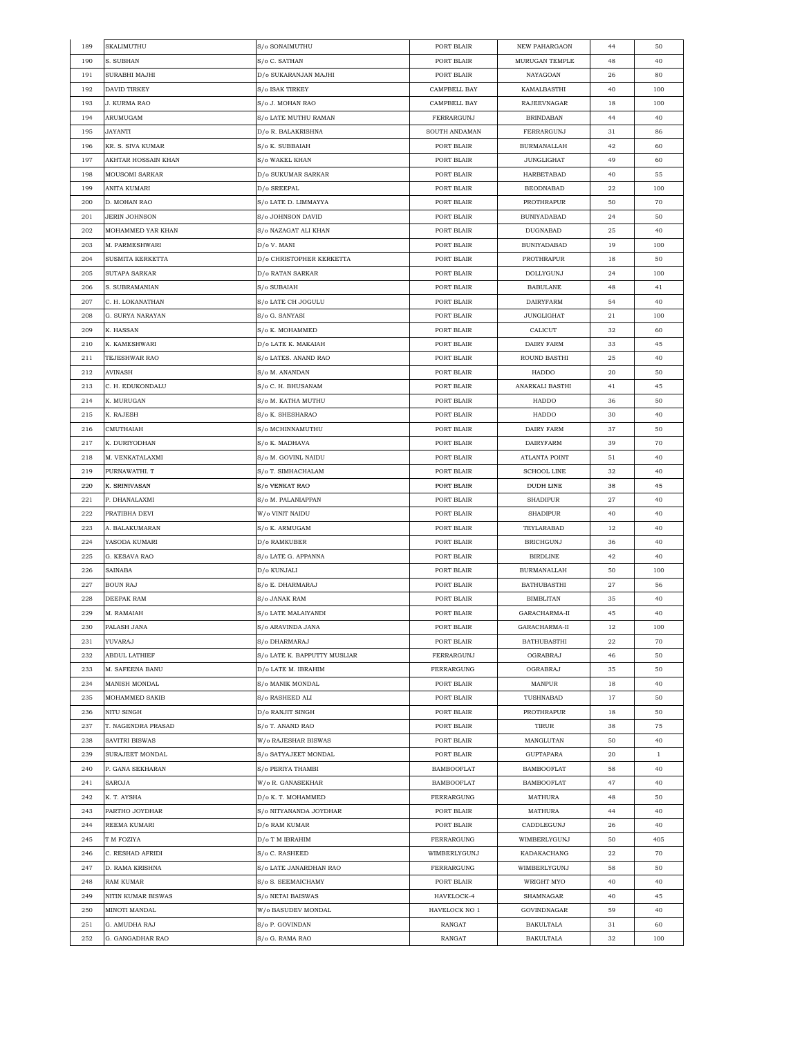| 189 | SKALIMUTHU | S/o SONAIMUTHU | PORT BLAIR | NEW PAHARGAON | 44 | 50 |
|---|---|---|---|---|---|---|
| 190 | S. SUBHAN | S/o C. SATHAN | PORT BLAIR | MURUGAN TEMPLE | 48 | 40 |
| 191 | SURABHI MAJHI | D/o SUKARANJAN MAJHI | PORT BLAIR | NAYAGOAN | 26 | 80 |
| 192 | DAVID TIRKEY | S/o ISAK TIRKEY | CAMPBELL BAY | KAMALBASTHI | 40 | 100 |
| 193 | J. KURMA RAO | S/o J. MOHAN RAO | CAMPBELL BAY | RAJEEVNAGAR | 18 | 100 |
| 194 | ARUMUGAM | S/o LATE MUTHU RAMAN | FERRARGUNJ | BRINDABAN | 44 | 40 |
| 195 | JAYANTI | D/o R. BALAKRISHNA | SOUTH ANDAMAN | FERRARGUNJ | 31 | 86 |
| 196 | KR. S. SIVA KUMAR | S/o K. SUBBAIAH | PORT BLAIR | BURMANALLAH | 42 | 60 |
| 197 | AKHTAR HOSSAIN KHAN | S/o WAKEL KHAN | PORT BLAIR | JUNGLIGHAT | 49 | 60 |
| 198 | MOUSOMI SARKAR | D/o SUKUMAR SARKAR | PORT BLAIR | HARBETABAD | 40 | 55 |
| 199 | ANITA KUMARI | D/o SREEPAL | PORT BLAIR | BEODNABAD | 22 | 100 |
| 200 | D. MOHAN RAO | S/o LATE D. LIMMAYYA | PORT BLAIR | PROTHRAPUR | 50 | 70 |
| 201 | JERIN JOHNSON | S/o JOHNSON DAVID | PORT BLAIR | BUNIYADABAD | 24 | 50 |
| 202 | MOHAMMED YAR KHAN | S/o NAZAGAT ALI KHAN | PORT BLAIR | DUGNABAD | 25 | 40 |
| 203 | M. PARMESHWARI | D/o V. MANI | PORT BLAIR | BUNIYADABAD | 19 | 100 |
| 204 | SUSMITA KERKETTA | D/o CHRISTOPHER KERKETTA | PORT BLAIR | PROTHRAPUR | 18 | 50 |
| 205 | SUTAPA SARKAR | D/o RATAN SARKAR | PORT BLAIR | DOLLYGUNJ | 24 | 100 |
| 206 | S. SUBRAMANIAN | S/o SUBAIAH | PORT BLAIR | BABULANE | 48 | 41 |
| 207 | C. H. LOKANATHAN | S/o LATE CH JOGULU | PORT BLAIR | DAIRYFARM | 54 | 40 |
| 208 | G. SURYA NARAYAN | S/o G. SANYASI | PORT BLAIR | JUNGLIGHAT | 21 | 100 |
| 209 | K. HASSAN | S/o K. MOHAMMED | PORT BLAIR | CALICUT | 32 | 60 |
| 210 | K. KAMESHWARI | D/o LATE K. MAKAIAH | PORT BLAIR | DAIRY FARM | 33 | 45 |
| 211 | TEJESHWAR RAO | S/o LATES. ANAND RAO | PORT BLAIR | ROUND BASTHI | 25 | 40 |
| 212 | AVINASH | S/o M. ANANDAN | PORT BLAIR | HADDO | 20 | 50 |
| 213 | C. H. EDUKONDALU | S/o C. H. BHUSANAM | PORT BLAIR | ANARKALI BASTHI | 41 | 45 |
| 214 | K. MURUGAN | S/o M. KATHA MUTHU | PORT BLAIR | HADDO | 36 | 50 |
| 215 | K. RAJESH | S/o K. SHESHARAO | PORT BLAIR | HADDO | 30 | 40 |
| 216 | CMUTHAIAH | S/o MCHINNAMUTHU | PORT BLAIR | DAIRY FARM | 37 | 50 |
| 217 | K. DURIYODHAN | S/o K. MADHAVA | PORT BLAIR | DAIRYFARM | 39 | 70 |
| 218 | M. VENKATALAXMI | S/o M. GOVINL NAIDU | PORT BLAIR | ATLANTA POINT | 51 | 40 |
| 219 | PURNAWATHI. T | S/o T. SIMHACHALAM | PORT BLAIR | SCHOOL LINE | 32 | 40 |
| 220 | K. SRINIVASAN | S/o VENKAT RAO | PORT BLAIR | DUDH LINE | 38 | 45 |
| 221 | P. DHANALAXMI | S/o M. PALANIAPPAN | PORT BLAIR | SHADIPUR | 27 | 40 |
| 222 | PRATIBHA DEVI | W/o VINIT NAIDU | PORT BLAIR | SHADIPUR | 40 | 40 |
| 223 | A. BALAKUMARAN | S/o K. ARMUGAM | PORT BLAIR | TEYLARABAD | 12 | 40 |
| 224 | YASODA KUMARI | D/o RAMKUBER | PORT BLAIR | BRICHGUNJ | 36 | 40 |
| 225 | G. KESAVA RAO | S/o LATE G. APPANNA | PORT BLAIR | BIRDLINE | 42 | 40 |
| 226 | SAINABA | D/o KUNJALI | PORT BLAIR | BURMANALLAH | 50 | 100 |
| 227 | BOUN RAJ | S/o E. DHARMARAJ | PORT BLAIR | BATHUBASTHI | 27 | 56 |
| 228 | DEEPAK RAM | S/o JANAK RAM | PORT BLAIR | BIMBLITAN | 35 | 40 |
| 229 | M. RAMAIAH | S/o LATE MALAIYANDI | PORT BLAIR | GARACHARMA-II | 45 | 40 |
| 230 | PALASH JANA | S/o ARAVINDA JANA | PORT BLAIR | GARACHARMA-II | 12 | 100 |
| 231 | YUVARAJ | S/o DHARMARAJ | PORT BLAIR | BATHUBASTHI | 22 | 70 |
| 232 | ABDUL LATHIEF | S/o LATE K. BAPPUTTY MUSLIAR | FERRARGUNJ | OGRABRAJ | 46 | 50 |
| 233 | M. SAFEENA BANU | D/o LATE M. IBRAHIM | FERRARGUNG | OGRABRAJ | 35 | 50 |
| 234 | MANISH MONDAL | S/o MANIK MONDAL | PORT BLAIR | MANPUR | 18 | 40 |
| 235 | MOHAMMED SAKIB | S/o RASHEED ALI | PORT BLAIR | TUSHNABAD | 17 | 50 |
| 236 | NITU SINGH | D/o RANJIT SINGH | PORT BLAIR | PROTHRAPUR | 18 | 50 |
| 237 | T. NAGENDRA PRASAD | S/o T. ANAND RAO | PORT BLAIR | TIRUR | 38 | 75 |
| 238 | SAVITRI BISWAS | W/o RAJESHAR BISWAS | PORT BLAIR | MANGLUTAN | 50 | 40 |
| 239 | SURAJEET MONDAL | S/o SATYAJEET MONDAL | PORT BLAIR | GUPTAPARA | 20 | 1 |
| 240 | P. GANA SEKHARAN | S/o PERIYA THAMBI | BAMBOOFLAT | BAMBOOFLAT | 58 | 40 |
| 241 | SAROJA | W/o R. GANASEKHAR | BAMBOOFLAT | BAMBOOFLAT | 47 | 40 |
| 242 | K. T. AYSHA | D/o K. T. MOHAMMED | FERRARGUNG | MATHURA | 48 | 50 |
| 243 | PARTHO JOYDHAR | S/o NITYANANDA JOYDHAR | PORT BLAIR | MATHURA | 44 | 40 |
| 244 | REEMA KUMARI | D/o RAM KUMAR | PORT BLAIR | CADDLEGUNJ | 26 | 40 |
| 245 | T M FOZIYA | D/o T M IBRAHIM | FERRARGUNG | WIMBERLYGUNJ | 50 | 405 |
| 246 | C. RESHAD AFRIDI | S/o C. RASHEED | WIMBERLYGUNJ | KADAKACHANG | 22 | 70 |
| 247 | D. RAMA KRISHNA | S/o LATE JANARDHAN RAO | FERRARGUNG | WIMBERLYGUNJ | 58 | 50 |
| 248 | RAM KUMAR | S/o S. SEEMAICHAMY | PORT BLAIR | WRIGHT MYO | 40 | 40 |
| 249 | NITIN KUMAR BISWAS | S/o NETAI BAISWAS | HAVELOCK-4 | SHAMNAGAR | 40 | 45 |
| 250 | MINOTI MANDAL | W/o BASUDEV MONDAL | HAVELOCK NO 1 | GOVINDNAGAR | 59 | 40 |
| 251 | G. AMUDHA RAJ | S/o P. GOVINDAN | RANGAT | BAKULTALA | 31 | 60 |
| 252 | G. GANGADHAR RAO | S/o G. RAMA RAO | RANGAT | BAKULTALA | 32 | 100 |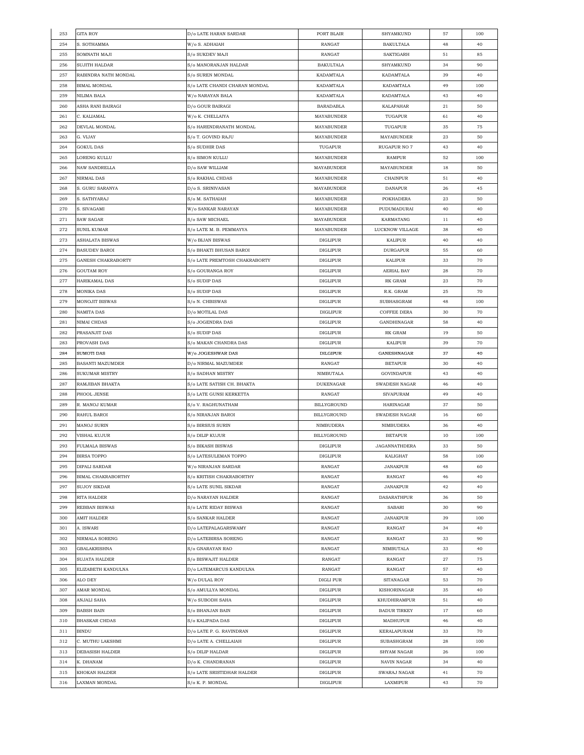| 253 | GITA ROY | D/o LATE HARAN SARDAR | PORT BLAIR | SHYAMKUND | 57 | 100 |
|---|---|---|---|---|---|---|
| 254 | S. SOTHAMMA | W/o S. ADHAIAH | RANGAT | BAKULTALA | 48 | 40 |
| 255 | SOMNATH MAJI | S/o SUKDEV MAJI | RANGAT | SAKTIGARH | 51 | 85 |
| 256 | SUJITH HALDAR | S/o MANORANJAN HALDAR | BAKULTALA | SHYAMKUND | 34 | 90 |
| 257 | RABINDRA NATH MONDAL | S/o SUREN MONDAL | KADAMTALA | KADAMTALA | 39 | 40 |
| 258 | BIMAL MONDAL | S/o LATE CHANDI CHARAN MONDAL | KADAMTALA | KADAMTALA | 49 | 100 |
| 259 | NILIMA BALA | W/o NARAYAN BALA | KADAMTALA | KADAMTALA | 43 | 40 |
| 260 | ASHA RANI BAIRAGI | D/o GOUR BAIRAGI | BARADABLA | KALAPAHAR | 21 | 50 |
| 261 | C. KALIAMAL | W/o K. CHELLAIYA | MAYABUNDER | TUGAPUR | 61 | 40 |
| 262 | DEVLAL MONDAL | S/o HARENDRANATH MONDAL | MAYABUNDER | TUGAPUR | 35 | 75 |
| 263 | G. VIJAY | S/o T. GOVIND RAJU | MAYABUNDER | MAYABUNDER | 23 | 50 |
| 264 | GOKUL DAS | S/o SUDHIR DAS | TUGAPUR | RUGAPUR NO 7 | 43 | 40 |
| 265 | LORENG KULLU | S/o SIMON KULLU | MAYABUNDER | RAMPUR | 52 | 100 |
| 266 | NAW SANDRELLA | D/o SAW WILLIAM | MAYABUNDER | MAYABUNDER | 18 | 50 |
| 267 | NIRMAL DAS | S/o RAKHAL CHDAS | MAYABUNDER | CHAINPUR | 51 | 40 |
| 268 | S. GURU SARANYA | D/o S. SRINIVASAN | MAYABUNDER | DANAPUR | 26 | 45 |
| 269 | S. SATHYARAJ | S/o M. SATHAIAH | MAYABUNDER | POKHADERA | 23 | 50 |
| 270 | S. SIVAGAMI | W/o SANKAR NARAYAN | MAYABUNDER | PUDUMADURAI | 40 | 40 |
| 271 | SAW SAGAR | S/o SAW MICHAEL | MAYABUNDER | KARMATANG | 11 | 40 |
| 272 | SUNIL KUMAR | S/o LATE M. B. PEMMAYYA | MAYABUNDER | LUCKNOW VILLAGE | 38 | 40 |
| 273 | ASHALATA BISWAS | W/o BIJAN BISWAS | DIGLIPUR | KALIPUR | 40 | 40 |
| 274 | BASUDEV BAROI | S/o BHAKTI BHUSAN BAROI | DIGLIPUR | DURGAPUR | 55 | 60 |
| 275 | GANESH CHAKRABORTY | S/o LATE PREMTOSH CHAKRABORTY | DIGLIPUR | KALIPUR | 33 | 70 |
| 276 | GOUTAM ROY | S/o GOURANGA ROY | DIGLIPUR | AERIAL BAY | 28 | 70 |
| 277 | HARIKAMAL DAS | S/o SUDIP DAS | DIGLIPUR | RK GRAM | 23 | 70 |
| 278 | MONIKA DAS | S/o SUDIP DAS | DIGLIPUR | R.K. GRAM | 25 | 70 |
| 279 | MONOJIT BISWAS | S/o N. CHBISWAS | DIGLIPUR | SUBHASGRAM | 48 | 100 |
| 280 | NAMITA DAS | D/o MOTILAL DAS | DIGLIPUR | COFFEE DERA | 30 | 70 |
| 281 | NIMAI CHDAS | S/o JOGENDRA DAS | DIGLIPUR | GANDHINAGAR | 58 | 40 |
| 282 | PRASANJIT DAS | S/o SUDIP DAS | DIGLIPUR | RK GRAM | 19 | 50 |
| 283 | PROVASH DAS | S/o MAKAN CHANDRA DAS | DIGLIPUR | KALIPUR | 39 | 70 |
| 284 | SUMOTI DAS | W/o JOGESHWAR DAS | DILGIPUR | GANESHNAGAR | 37 | 40 |
| 285 | BASANTI MAZUMDER | D/o NIRMAL MAZUMDER | RANGAT | BETAPUR | 30 | 40 |
| 286 | SUKUMAR MISTRY | S/o SADHAN MISTRY | NIMBUTALA | GOVINDAPUR | 43 | 40 |
| 287 | RAMJIBAN BHAKTA | S/o LATE SATISH CH. BHAKTA | DUKENAGAR | SWADESH NAGAR | 46 | 40 |
| 288 | PHOOL JENSE | S/o LATE GUNSI KERKETTA | RANGAT | SIVAPURAM | 49 | 40 |
| 289 | R. MANOJ KUMAR | S/o V. RAGHUNATHAM | BILLYGROUND | HARINAGAR | 37 | 50 |
| 290 | RAHUL BAROI | S/o NIRANJAN BAROI | BILLYGROUND | SWADESH NAGAR | 16 | 60 |
| 291 | MANOJ SURIN | S/o BIRSIUS SURIN | NIMBUDERA | NIMBUDERA | 36 | 40 |
| 292 | VISHAL KUJUR | S/o DILIP KUJUR | BILLYGROUND | BETAPUR | 10 | 100 |
| 293 | FULMALA BISWAS | S/o BIKASH BISWAS | DIGLIPUR | JAGANNATHDERA | 33 | 50 |
| 294 | BIRSA TOPPO | S/o LATESULEMAN TOPPO | DIGLIPUR | KALIGHAT | 58 | 100 |
| 295 | DIPALI SARDAR | W/o NIRANJAN SARDAR | RANGAT | JANAKPUR | 48 | 60 |
| 296 | BIMAL CHAKRABORTHY | S/o KRITISH CHAKRABORTHY | RANGAT | RANGAT | 46 | 40 |
| 297 | SUJOY SIKDAR | S/o LATE SUNIL SIKDAR | RANGAT | JANAKPUR | 42 | 40 |
| 298 | RITA HALDER | D/o NARAYAN HALDER | RANGAT | DASARATHPUR | 36 | 50 |
| 299 | REBBAN BISWAS | S/o LATE RIDAY BISWAS | RANGAT | SABARI | 30 | 90 |
| 300 | AMIT HALDER | S/o SANKAR HALDER | RANGAT | JANAKPUR | 39 | 100 |
| 301 | A. ISWARI | D/o LATEPALAGARSWAMY | RANGAT | RANGAT | 34 | 40 |
| 302 | NIRMALA SORENG | D/o LATEBIRSA SORENG | RANGAT | RANGAT | 33 | 90 |
| 303 | GBALAKRISHNA | S/o GNARAYAN RAO | RANGAT | NIMBUTALA | 33 | 40 |
| 304 | SUJATA HALDER | S/o BISWAJIT HALDER | RANGAT | RANGAT | 27 | 75 |
| 305 | ELIZABETH KANDULNA | D/o LATEMARCUS KANDULNA | RANGAT | RANGAT | 57 | 40 |
| 306 | ALO DEY | W/o DULAL ROY | DIGLI PUR | SITANAGAR | 53 | 70 |
| 307 | AMAR MONDAL | S/o AMULLYA MONDAL | DIGLIPUR | KISHORINAGAR | 35 | 40 |
| 308 | ANJALI SAHA | W/o SUBODH SAHA | DIGLIPUR | KHUDHIRAMPUR | 51 | 40 |
| 309 | BABSH BAIN | S/o BHANJAN BAIN | DIGLIPUR | BADUR TIRKEY | 17 | 60 |
| 310 | BHASKAR CHDAS | S/o KALIPADA DAS | DIGLIPUR | MADHUPUR | 46 | 40 |
| 311 | BINDU | D/o LATE P. G. RAVINDRAN | DIGLIPUR | KERALAPURAM | 33 | 70 |
| 312 | C. MUTHU LAKSHMI | D/o LATE A. CHELLAIAH | DIGLIPUR | SUBASHGRAM | 28 | 100 |
| 313 | DEBASISH HALDER | S/o DILIP HALDAR | DIGLIPUR | SHYAM NAGAR | 26 | 100 |
| 314 | K. DHANAM | D/o K. CHANDRANAN | DIGLIPUR | NAVIN NAGAR | 34 | 40 |
| 315 | KHOKAN HALDER | S/o LATE SRISTIDHAR HALDER | DIGLIPUR | SWARAJ NAGAR | 41 | 70 |
| 316 | LAXMAN MONDAL | S/o K. P. MONDAL | DIGLIPUR | LAXMIPUR | 43 | 70 |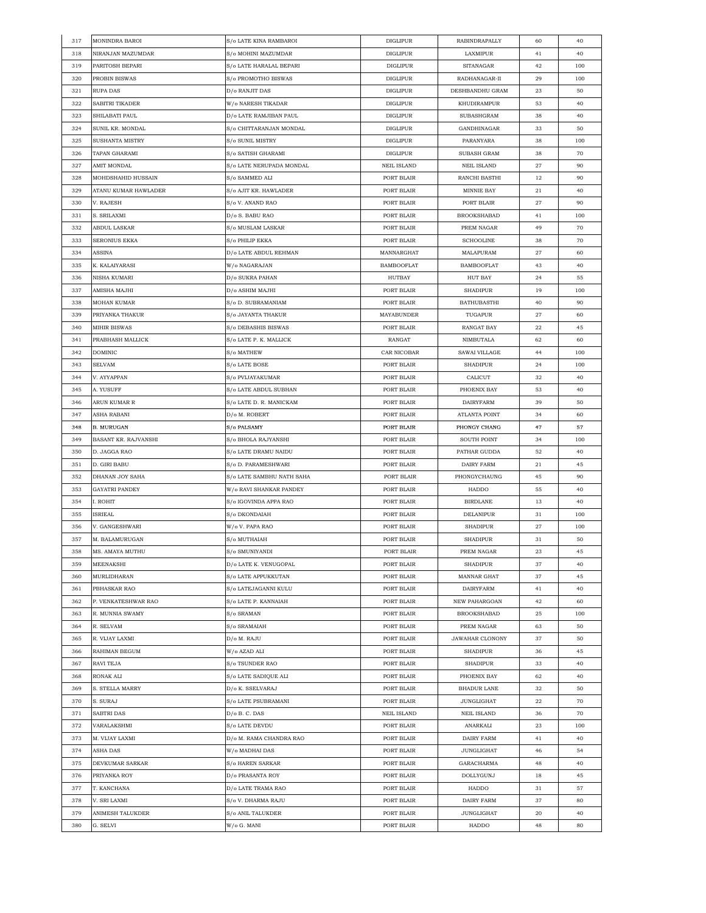| 317 | MONINDRA BAROI | S/o LATE KINA RAMBAROI | DIGLIPUR | RABINDRAPALLY | 60 | 40 |
|---|---|---|---|---|---|---|
| 318 | NIRANJAN MAZUMDAR | S/o MOHINI MAZUMDAR | DIGLIPUR | LAXMIPUR | 41 | 40 |
| 319 | PARITOSH BEPARI | S/o LATE HARALAL BEPARI | DIGLIPUR | SITANAGAR | 42 | 100 |
| 320 | PROBIN BISWAS | S/o PROMOTHO BISWAS | DIGLIPUR | RADHANAGAR-II | 29 | 100 |
| 321 | RUPA DAS | D/o RANJIT DAS | DIGLIPUR | DESHBANDHU GRAM | 23 | 50 |
| 322 | SABITRI TIKADER | W/o NARESH TIKADAR | DIGLIPUR | KHUDIRAMPUR | 53 | 40 |
| 323 | SHILABATI PAUL | D/o LATE RAMJIBAN PAUL | DIGLIPUR | SUBASHGRAM | 38 | 40 |
| 324 | SUNIL KR. MONDAL | S/o CHITTARANJAN MONDAL | DIGLIPUR | GANDHINAGAR | 33 | 50 |
| 325 | SUSHANTA MISTRY | S/o SUNIL MISTRY | DIGLIPUR | PARANYARA | 38 | 100 |
| 326 | TAPAN GHARAMI | S/o SATISH GHARAMI | DIGLIPUR | SUBASH GRAM | 38 | 70 |
| 327 | AMIT MONDAL | S/o LATE NERUPADA MONDAL | NEIL ISLAND | NEIL ISLAND | 27 | 90 |
| 328 | MOHDSHAHID HUSSAIN | S/o SAMMED ALI | PORT BLAIR | RANCHI BASTHI | 12 | 90 |
| 329 | ATANU KUMAR HAWLADER | S/o AJIT KR. HAWLADER | PORT BLAIR | MINNIE BAY | 21 | 40 |
| 330 | V. RAJESH | S/o V. ANAND RAO | PORT BLAIR | PORT BLAIR | 27 | 90 |
| 331 | S. SRILAXMI | D/o S. BABU RAO | PORT BLAIR | BROOKSHABAD | 41 | 100 |
| 332 | ABDUL LASKAR | S/o MUSLAM LASKAR | PORT BLAIR | PREM NAGAR | 49 | 70 |
| 333 | SERONIUS EKKA | S/o PHILIP EKKA | PORT BLAIR | SCHOOLINE | 38 | 70 |
| 334 | ASSINA | D/o LATE ABDUL REHMAN | MANNARGHAT | MALAPURAM | 27 | 60 |
| 335 | K. KALAIYARASI | W/o NAGARAJAN | BAMBOOFLAT | BAMBOOFLAT | 43 | 40 |
| 336 | NISHA KUMARI | D/o SUKRA PAHAN | HUTBAY | HUT BAY | 24 | 55 |
| 337 | AMISHA MAJHI | D/o ASHIM MAJHI | PORT BLAIR | SHADIPUR | 19 | 100 |
| 338 | MOHAN KUMAR | S/o D. SUBRAMANIAM | PORT BLAIR | BATHUBASTHI | 40 | 90 |
| 339 | PRIYANKA THAKUR | S/o JAYANTA THAKUR | MAYABUNDER | TUGAPUR | 27 | 60 |
| 340 | MIHIR BISWAS | S/o DEBASHIS BISWAS | PORT BLAIR | RANGAT BAY | 22 | 45 |
| 341 | PRABHASH MALLICK | S/o LATE P. K. MALLICK | RANGAT | NIMBUTALA | 62 | 60 |
| 342 | DOMINIC | S/o MATHEW | CAR NICOBAR | SAWAI VILLAGE | 44 | 100 |
| 343 | SELVAM | S/o LATE BOSE | PORT BLAIR | SHADIPUR | 24 | 100 |
| 344 | V. AYYAPPAN | S/o PVIJAYAKUMAR | PORT BLAIR | CALICUT | 32 | 40 |
| 345 | A. YUSUFF | S/o LATE ABDUL SUBHAN | PORT BLAIR | PHOENIX BAY | 53 | 40 |
| 346 | ARUN KUMAR R | S/o LATE D. R. MANICKAM | PORT BLAIR | DAIRYFARM | 39 | 50 |
| 347 | ASHA RABANI | D/o M. ROBERT | PORT BLAIR | ATLANTA POINT | 34 | 60 |
| 348 | B. MURUGAN | S/o PALSAMY | PORT BLAIR | PHONGY CHANG | 47 | 57 |
| 349 | BASANT KR. RAJVANSHI | S/o BHOLA RAJYANSHI | PORT BLAIR | SOUTH POINT | 34 | 100 |
| 350 | D. JAGGA RAO | S/o LATE DRAMU NAIDU | PORT BLAIR | PATHAR GUDDA | 52 | 40 |
| 351 | D. GIRI BABU | S/o D. PARAMESHWARI | PORT BLAIR | DAIRY FARM | 21 | 45 |
| 352 | DHANAN JOY SAHA | S/o LATE SAMBHU NATH SAHA | PORT BLAIR | PHONGYCHAUNG | 45 | 90 |
| 353 | GAYATRI PANDEY | W/o RAVI SHANKAR PANDEY | PORT BLAIR | HADDO | 55 | 40 |
| 354 | I. ROHIT | S/o IGOVINDA APPA RAO | PORT BLAIR | BIRDLANE | 13 | 40 |
| 355 | ISRIEAL | S/o DKONDAIAH | PORT BLAIR | DELANIPUR | 31 | 100 |
| 356 | V. GANGESHWARI | W/o V. PAPA RAO | PORT BLAIR | SHADIPUR | 27 | 100 |
| 357 | M. BALAMURUGAN | S/o MUTHAIAH | PORT BLAIR | SHADIPUR | 31 | 50 |
| 358 | MS. AMAYA MUTHU | S/o SMUNIYANDI | PORT BLAIR | PREM NAGAR | 23 | 45 |
| 359 | MEENAKSHI | D/o LATE K. VENUGOPAL | PORT BLAIR | SHADIPUR | 37 | 40 |
| 360 | MURLIDHARAN | S/o LATE APPUKKUTAN | PORT BLAIR | MANNAR GHAT | 37 | 45 |
| 361 | PBHASKAR RAO | S/o LATEJAGANNI KULU | PORT BLAIR | DAIRYFARM | 41 | 40 |
| 362 | P. VENKATESHWAR RAO | S/o LATE P. KANNAIAH | PORT BLAIR | NEW PAHARGOAN | 42 | 60 |
| 363 | R. MUNNIA SWAMY | S/o SRAMAN | PORT BLAIR | BROOKSHABAD | 25 | 100 |
| 364 | R. SELVAM | S/o SRAMAIAH | PORT BLAIR | PREM NAGAR | 63 | 50 |
| 365 | R. VIJAY LAXMI | D/o M. RAJU | PORT BLAIR | JAWAHAR CLONONY | 37 | 50 |
| 366 | RAHIMAN BEGUM | W/o AZAD ALI | PORT BLAIR | SHADIPUR | 36 | 45 |
| 367 | RAVI TEJA | S/o TSUNDER RAO | PORT BLAIR | SHADIPUR | 33 | 40 |
| 368 | RONAK ALI | S/o LATE SADIQUE ALI | PORT BLAIR | PHOENIX BAY | 62 | 40 |
| 369 | S. STELLA MARRY | D/o K. SSELVARAJ | PORT BLAIR | BHADUR LANE | 32 | 50 |
| 370 | S. SURAJ | S/o LATE PSUBRAMANI | PORT BLAIR | JUNGLIGHAT | 22 | 70 |
| 371 | SABTRI DAS | D/o B. C. DAS | NEIL ISLAND | NEIL ISLAND | 36 | 70 |
| 372 | VARALAKSHMI | S/o LATE DEVDU | PORT BLAIR | ANARKALI | 23 | 100 |
| 373 | M. VIJAY LAXMI | D/o M. RAMA CHANDRA RAO | PORT BLAIR | DAIRY FARM | 41 | 40 |
| 374 | ASHA DAS | W/o MADHAI DAS | PORT BLAIR | JUNGLIGHAT | 46 | 54 |
| 375 | DEVKUMAR SARKAR | S/o HAREN SARKAR | PORT BLAIR | GARACHARMA | 48 | 40 |
| 376 | PRIYANKA ROY | D/o PRASANTA ROY | PORT BLAIR | DOLLYGUNJ | 18 | 45 |
| 377 | T. KANCHANA | D/o LATE TRAMA RAO | PORT BLAIR | HADDO | 31 | 57 |
| 378 | V. SRI LAXMI | S/o V. DHARMA RAJU | PORT BLAIR | DAIRY FARM | 37 | 80 |
| 379 | ANIMESH TALUKDER | S/o ANIL TALUKDER | PORT BLAIR | JUNGLIGHAT | 20 | 40 |
| 380 | G. SELVI | W/o G. MANI | PORT BLAIR | HADDO | 48 | 80 |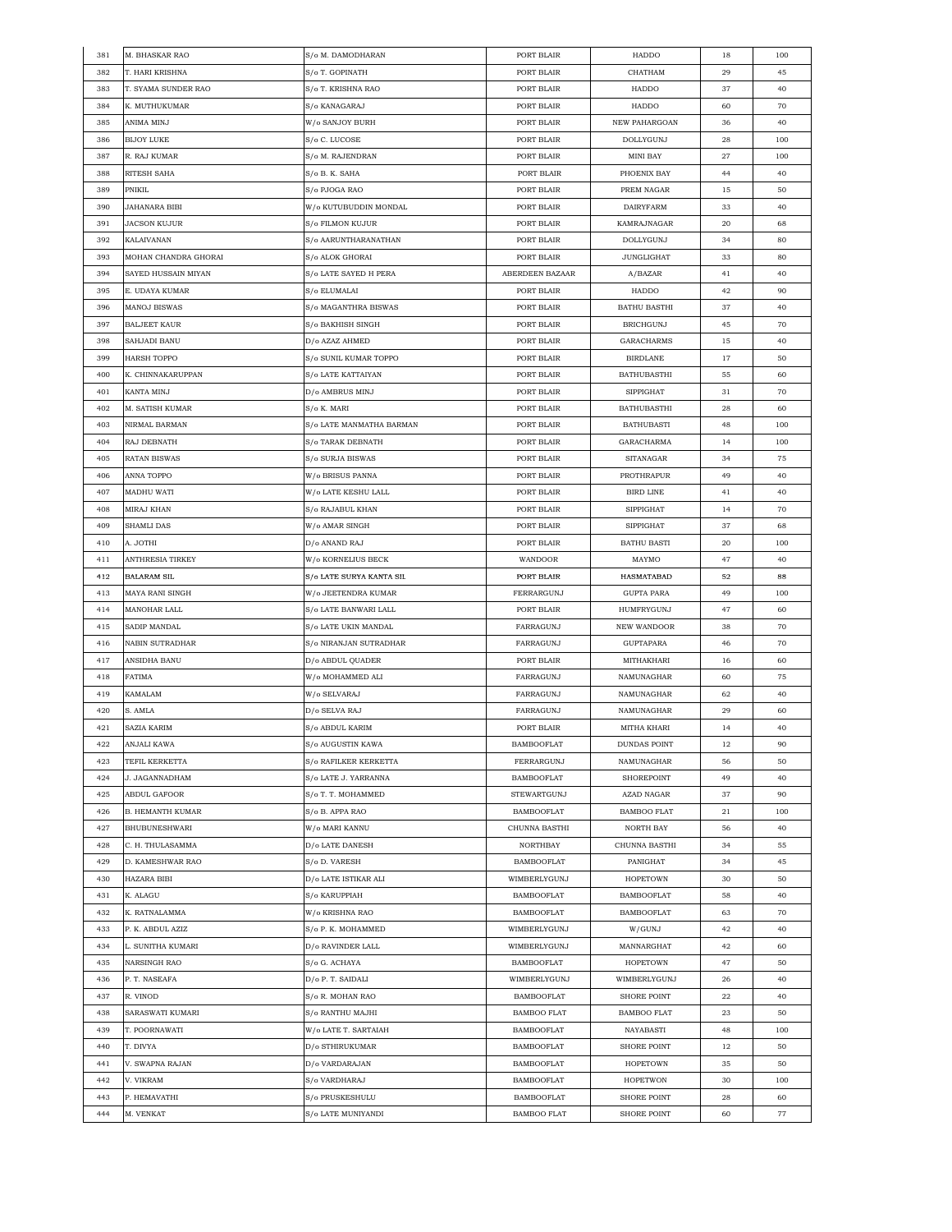| 381 | M. BHASKAR RAO | S/o M. DAMODHARAN | PORT BLAIR | HADDO | 18 | 100 |
|---|---|---|---|---|---|---|
| 382 | T. HARI KRISHNA | S/o T. GOPINATH | PORT BLAIR | CHATHAM | 29 | 45 |
| 383 | T. SYAMA SUNDER RAO | S/o T. KRISHNA RAO | PORT BLAIR | HADDO | 37 | 40 |
| 384 | K. MUTHUKUMAR | S/o KANAGARAJ | PORT BLAIR | HADDO | 60 | 70 |
| 385 | ANIMA MINJ | W/o SANJOY BURH | PORT BLAIR | NEW PAHARGOAN | 36 | 40 |
| 386 | BIJOY LUKE | S/o C. LUCOSE | PORT BLAIR | DOLLYGUNJ | 28 | 100 |
| 387 | R. RAJ KUMAR | S/o M. RAJENDRAN | PORT BLAIR | MINI BAY | 27 | 100 |
| 388 | RITESH SAHA | S/o B. K. SAHA | PORT BLAIR | PHOENIX BAY | 44 | 40 |
| 389 | PNIKIL | S/o PJOGA RAO | PORT BLAIR | PREM NAGAR | 15 | 50 |
| 390 | JAHANARA BIBI | W/o KUTUBUDDIN MONDAL | PORT BLAIR | DAIRYFARM | 33 | 40 |
| 391 | JACSON KUJUR | S/o FILMON KUJUR | PORT BLAIR | KAMRAJNAGAR | 20 | 68 |
| 392 | KALAIVANAN | S/o AARUNTHARANATHAN | PORT BLAIR | DOLLYGUNJ | 34 | 80 |
| 393 | MOHAN CHANDRA GHORAI | S/o ALOK GHORAI | PORT BLAIR | JUNGLIGHAT | 33 | 80 |
| 394 | SAYED HUSSAIN MIYAN | S/o LATE SAYED H PERA | ABERDEEN BAZAAR | A/BAZAR | 41 | 40 |
| 395 | E. UDAYA KUMAR | S/o ELUMALAI | PORT BLAIR | HADDO | 42 | 90 |
| 396 | MANOJ BISWAS | S/o MAGANTHRA BISWAS | PORT BLAIR | BATHU BASTHI | 37 | 40 |
| 397 | BALJEET KAUR | S/o BAKHISH SINGH | PORT BLAIR | BRICHGUNJ | 45 | 70 |
| 398 | SAHJADI BANU | D/o AZAZ AHMED | PORT BLAIR | GARACHARMS | 15 | 40 |
| 399 | HARSH TOPPO | S/o SUNIL KUMAR TOPPO | PORT BLAIR | BIRDLANE | 17 | 50 |
| 400 | K. CHINNAKARUPPAN | S/o LATE KATTAIYAN | PORT BLAIR | BATHUBASTHI | 55 | 60 |
| 401 | KANTA MINJ | D/o AMBRUS MINJ | PORT BLAIR | SIPPIGHAT | 31 | 70 |
| 402 | M. SATISH KUMAR | S/o K. MARI | PORT BLAIR | BATHUBASTHI | 28 | 60 |
| 403 | NIRMAL BARMAN | S/o LATE MANMATHA BARMAN | PORT BLAIR | BATHUBASTI | 48 | 100 |
| 404 | RAJ DEBNATH | S/o TARAK DEBNATH | PORT BLAIR | GARACHARMA | 14 | 100 |
| 405 | RATAN BISWAS | S/o SURJA BISWAS | PORT BLAIR | SITANAGAR | 34 | 75 |
| 406 | ANNA TOPPO | W/o BRISUS PANNA | PORT BLAIR | PROTHRAPUR | 49 | 40 |
| 407 | MADHU WATI | W/o LATE KESHU LALL | PORT BLAIR | BIRD LINE | 41 | 40 |
| 408 | MIRAJ KHAN | S/o RAJABUL KHAN | PORT BLAIR | SIPPIGHAT | 14 | 70 |
| 409 | SHAMLI DAS | W/o AMAR SINGH | PORT BLAIR | SIPPIGHAT | 37 | 68 |
| 410 | A. JOTHI | D/o ANAND RAJ | PORT BLAIR | BATHU BASTI | 20 | 100 |
| 411 | ANTHRESIA TIRKEY | W/o KORNELIUS BECK | WANDOOR | MAYMO | 47 | 40 |
| 412 | BALARAM SIL | S/o LATE SURYA KANTA SIL | PORT BLAIR | HASMATABAD | 52 | 88 |
| 413 | MAYA RANI SINGH | W/o JEETENDRA KUMAR | FERRARGUNJ | GUPTA PARA | 49 | 100 |
| 414 | MANOHAR LALL | S/o LATE BANWARI LALL | PORT BLAIR | HUMFRYGUNJ | 47 | 60 |
| 415 | SADIP MANDAL | S/o LATE UKIN MANDAL | FARRAGUNJ | NEW WANDOOR | 38 | 70 |
| 416 | NABIN SUTRADHAR | S/o NIRANJAN SUTRADHAR | FARRAGUNJ | GUPTAPARA | 46 | 70 |
| 417 | ANSIDHA BANU | D/o ABDUL QUADER | PORT BLAIR | MITHAKHARI | 16 | 60 |
| 418 | FATIMA | W/o MOHAMMED ALI | FARRAGUNJ | NAMUNAGHAR | 60 | 75 |
| 419 | KAMALAM | W/o SELVARAJ | FARRAGUNJ | NAMUNAGHAR | 62 | 40 |
| 420 | S. AMLA | D/o SELVA RAJ | FARRAGUNJ | NAMUNAGHAR | 29 | 60 |
| 421 | SAZIA KARIM | S/o ABDUL KARIM | PORT BLAIR | MITHA KHARI | 14 | 40 |
| 422 | ANJALI KAWA | S/o AUGUSTIN KAWA | BAMBOOFLAT | DUNDAS POINT | 12 | 90 |
| 423 | TEFIL KERKETTA | S/o RAFILKER KERKETTA | FERRARGUNJ | NAMUNAGHAR | 56 | 50 |
| 424 | J. JAGANNADHAM | S/o LATE J. YARRANNA | BAMBOOFLAT | SHOREPOINT | 49 | 40 |
| 425 | ABDUL GAFOOR | S/o T. T. MOHAMMED | STEWARTGUNJ | AZAD NAGAR | 37 | 90 |
| 426 | B. HEMANTH KUMAR | S/o B. APPA RAO | BAMBOOFLAT | BAMBOO FLAT | 21 | 100 |
| 427 | BHUBUNESHWARI | W/o MARI KANNU | CHUNNA BASTHI | NORTH BAY | 56 | 40 |
| 428 | C. H. THULASAMMA | D/o LATE DANESH | NORTHBAY | CHUNNA BASTHI | 34 | 55 |
| 429 | D. KAMESHWAR RAO | S/o D. VARESH | BAMBOOFLAT | PANIGHAT | 34 | 45 |
| 430 | HAZARA BIBI | D/o LATE ISTIKAR ALI | WIMBERLYGUNJ | HOPETOWN | 30 | 50 |
| 431 | K. ALAGU | S/o KARUPPIAH | BAMBOOFLAT | BAMBOOFLAT | 58 | 40 |
| 432 | K. RATNALAMMA | W/o KRISHNA RAO | BAMBOOFLAT | BAMBOOFLAT | 63 | 70 |
| 433 | P. K. ABDUL AZIZ | S/o P. K. MOHAMMED | WIMBERLYGUNJ | W/GUNJ | 42 | 40 |
| 434 | L. SUNITHA KUMARI | D/o RAVINDER LALL | WIMBERLYGUNJ | MANNARGHAT | 42 | 60 |
| 435 | NARSINGH RAO | S/o G. ACHAYA | BAMBOOFLAT | HOPETOWN | 47 | 50 |
| 436 | P. T. NASEAFA | D/o P. T. SAIDALI | WIMBERLYGUNJ | WIMBERLYGUNJ | 26 | 40 |
| 437 | R. VINOD | S/o R. MOHAN RAO | BAMBOOFLAT | SHORE POINT | 22 | 40 |
| 438 | SARASWATI KUMARI | S/o RANTHU MAJHI | BAMBOO FLAT | BAMBOO FLAT | 23 | 50 |
| 439 | T. POORNAWATI | W/o LATE T. SARTAIAH | BAMBOOFLAT | NAYABASTI | 48 | 100 |
| 440 | T. DIVYA | D/o STHIRUKUMAR | BAMBOOFLAT | SHORE POINT | 12 | 50 |
| 441 | V. SWAPNA RAJAN | D/o VARDARAJAN | BAMBOOFLAT | HOPETOWN | 35 | 50 |
| 442 | V. VIKRAM | S/o VARDHARAJ | BAMBOOFLAT | HOPETWON | 30 | 100 |
| 443 | P. HEMAVATHI | S/o PRUSKESHULU | BAMBOOFLAT | SHORE POINT | 28 | 60 |
| 444 | M. VENKAT | S/o LATE MUNIYANDI | BAMBOO FLAT | SHORE POINT | 60 | 77 |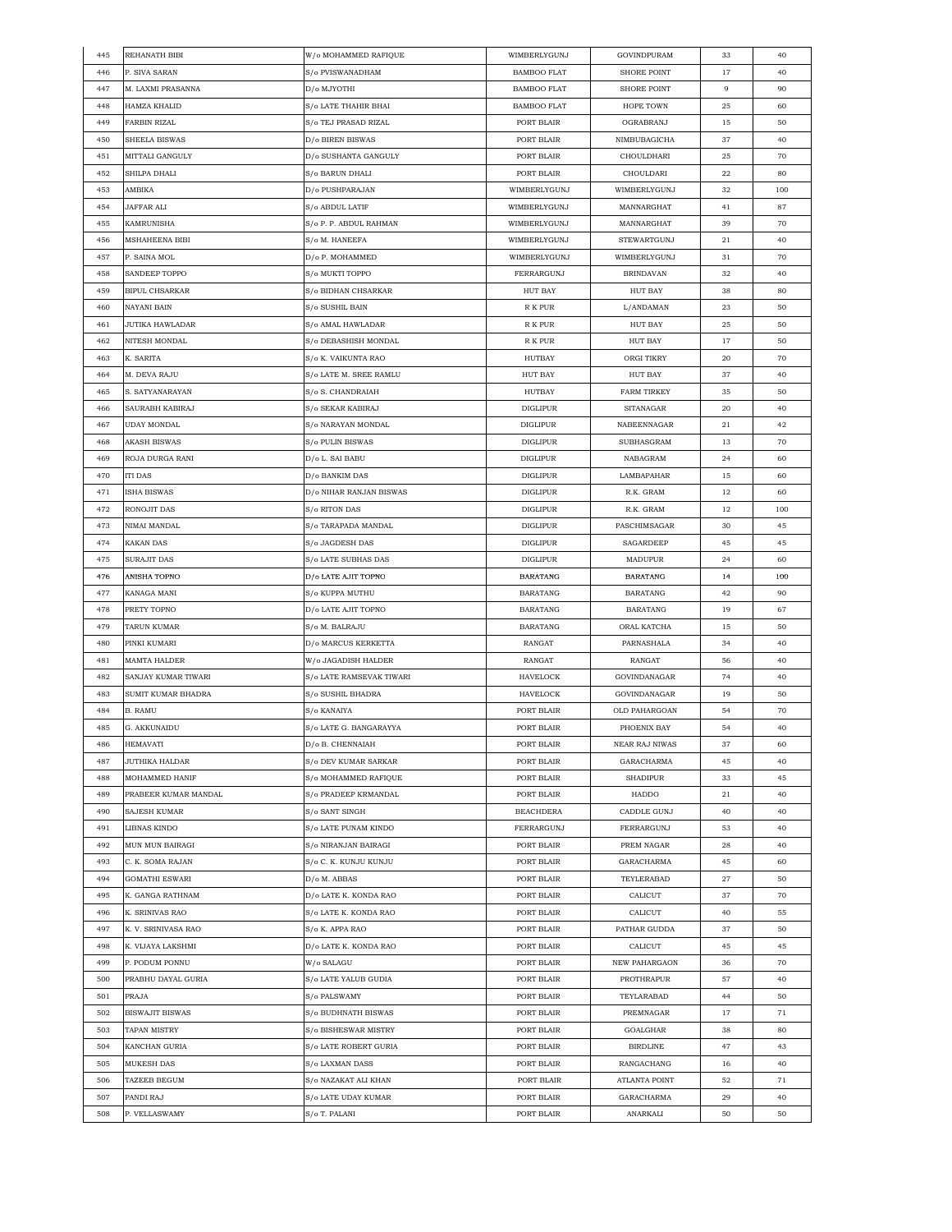| 445 | REHANATH BIBI | W/o MOHAMMED RAFIQUE | WIMBERLYGUNJ | GOVINDPURAM | 33 | 40 |
|---|---|---|---|---|---|---|
| 446 | P. SIVA SARAN | S/o PVISWANADHAM | BAMBOO FLAT | SHORE POINT | 17 | 40 |
| 447 | M. LAXMI PRASANNA | D/o MJYOTHI | BAMBOO FLAT | SHORE POINT | 9 | 90 |
| 448 | HAMZA KHALID | S/o LATE THAHIR BHAI | BAMBOO FLAT | HOPE TOWN | 25 | 60 |
| 449 | FARBIN RIZAL | S/o TEJ PRASAD RIZAL | PORT BLAIR | OGRABRANJ | 15 | 50 |
| 450 | SHEELA BISWAS | D/o BIREN BISWAS | PORT BLAIR | NIMBUBAGICHA | 37 | 40 |
| 451 | MITTALI GANGULY | D/o SUSHANTA GANGULY | PORT BLAIR | CHOULDHARI | 25 | 70 |
| 452 | SHILPA DHALI | S/o BARUN DHALI | PORT BLAIR | CHOULDARI | 22 | 80 |
| 453 | AMBIKA | D/o PUSHPARAJAN | WIMBERLYGUNJ | WIMBERLYGUNJ | 32 | 100 |
| 454 | JAFFAR ALI | S/o ABDUL LATIF | WIMBERLYGUNJ | MANNARGHAT | 41 | 87 |
| 455 | KAMRUNISHA | S/o P. P. ABDUL RAHMAN | WIMBERLYGUNJ | MANNARGHAT | 39 | 70 |
| 456 | MSHAHEENA BIBI | S/o M. HANEEFA | WIMBERLYGUNJ | STEWARTGUNJ | 21 | 40 |
| 457 | P. SAINA MOL | D/o P. MOHAMMED | WIMBERLYGUNJ | WIMBERLYGUNJ | 31 | 70 |
| 458 | SANDEEP TOPPO | S/o MUKTI TOPPO | FERRARGUNJ | BRINDAVAN | 32 | 40 |
| 459 | BIPUL CHSARKAR | S/o BIDHAN CHSARKAR | HUT BAY | HUT BAY | 38 | 80 |
| 460 | NAYANI BAIN | S/o SUSHIL BAIN | R K PUR | L/ANDAMAN | 23 | 50 |
| 461 | JUTIKA HAWLADAR | S/o AMAL HAWLADAR | R K PUR | HUT BAY | 25 | 50 |
| 462 | NITESH MONDAL | S/o DEBASHISH MONDAL | R K PUR | HUT BAY | 17 | 50 |
| 463 | K. SARITA | S/o K. VAIKUNTA RAO | HUTBAY | ORGI TIKRY | 20 | 70 |
| 464 | M. DEVA RAJU | S/o LATE M. SREE RAMLU | HUT BAY | HUT BAY | 37 | 40 |
| 465 | S. SATYANARAYAN | S/o S. CHANDRAIAH | HUTBAY | FARM TIRKEY | 35 | 50 |
| 466 | SAURABH KABIRAJ | S/o SEKAR KABIRAJ | DIGLIPUR | SITANAGAR | 20 | 40 |
| 467 | UDAY MONDAL | S/o NARAYAN MONDAL | DIGLIPUR | NABEENNAGAR | 21 | 42 |
| 468 | AKASH BISWAS | S/o PULIN BISWAS | DIGLIPUR | SUBHASGRAM | 13 | 70 |
| 469 | ROJA DURGA RANI | D/o L. SAI BABU | DIGLIPUR | NABAGRAM | 24 | 60 |
| 470 | ITI DAS | D/o BANKIM DAS | DIGLIPUR | LAMBAPAHAR | 15 | 60 |
| 471 | ISHA BISWAS | D/o NIHAR RANJAN BISWAS | DIGLIPUR | R.K. GRAM | 12 | 60 |
| 472 | RONOJIT DAS | S/o RITON DAS | DIGLIPUR | R.K. GRAM | 12 | 100 |
| 473 | NIMAI MANDAL | S/o TARAPADA MANDAL | DIGLIPUR | PASCHIMSAGAR | 30 | 45 |
| 474 | KAKAN DAS | S/o JAGDESH DAS | DIGLIPUR | SAGARDEEP | 45 | 45 |
| 475 | SURAJIT DAS | S/o LATE SUBHAS DAS | DIGLIPUR | MADUPUR | 24 | 60 |
| 476 | ANISHA TOPNO | D/o LATE AJIT TOPNO | BARATANG | BARATANG | 14 | 100 |
| 477 | KANAGA MANI | S/o KUPPA MUTHU | BARATANG | BARATANG | 42 | 90 |
| 478 | PRETY TOPNO | D/o LATE AJIT TOPNO | BARATANG | BARATANG | 19 | 67 |
| 479 | TARUN KUMAR | S/o M. BALRAJU | BARATANG | ORAL KATCHA | 15 | 50 |
| 480 | PINKI KUMARI | D/o MARCUS KERKETTA | RANGAT | PARNASHALA | 34 | 40 |
| 481 | MAMTA HALDER | W/o JAGADISH HALDER | RANGAT | RANGAT | 56 | 40 |
| 482 | SANJAY KUMAR TIWARI | S/o LATE RAMSEVAK TIWARI | HAVELOCK | GOVINDANAGAR | 74 | 40 |
| 483 | SUMIT KUMAR BHADRA | S/o SUSHIL BHADRA | HAVELOCK | GOVINDANAGAR | 19 | 50 |
| 484 | B. RAMU | S/o KANAIYA | PORT BLAIR | OLD PAHARGOAN | 54 | 70 |
| 485 | G. AKKUNAIDU | S/o LATE G. BANGARAYYA | PORT BLAIR | PHOENIX BAY | 54 | 40 |
| 486 | HEMAVATI | D/o B. CHENNAIAH | PORT BLAIR | NEAR RAJ NIWAS | 37 | 60 |
| 487 | JUTHIKA HALDAR | S/o DEV KUMAR SARKAR | PORT BLAIR | GARACHARMA | 45 | 40 |
| 488 | MOHAMMED HANIF | S/o MOHAMMED RAFIQUE | PORT BLAIR | SHADIPUR | 33 | 45 |
| 489 | PRABEER KUMAR MANDAL | S/o PRADEEP KRMANDAL | PORT BLAIR | HADDO | 21 | 40 |
| 490 | SAJESH KUMAR | S/o SANT SINGH | BEACHDERA | CADDLE GUNJ | 40 | 40 |
| 491 | LIBNAS KINDO | S/o LATE PUNAM KINDO | FERRARGUNJ | FERRARGUNJ | 53 | 40 |
| 492 | MUN MUN BAIRAGI | S/o NIRANJAN BAIRAGI | PORT BLAIR | PREM NAGAR | 28 | 40 |
| 493 | C. K. SOMA RAJAN | S/o C. K. KUNJU KUNJU | PORT BLAIR | GARACHARMA | 45 | 60 |
| 494 | GOMATHI ESWARI | D/o M. ABBAS | PORT BLAIR | TEYLERABAD | 27 | 50 |
| 495 | K. GANGA RATHNAM | D/o LATE K. KONDA RAO | PORT BLAIR | CALICUT | 37 | 70 |
| 496 | K. SRINIVAS RAO | S/o LATE K. KONDA RAO | PORT BLAIR | CALICUT | 40 | 55 |
| 497 | K. V. SRINIVASA RAO | S/o K. APPA RAO | PORT BLAIR | PATHAR GUDDA | 37 | 50 |
| 498 | K. VIJAYA LAKSHMI | D/o LATE K. KONDA RAO | PORT BLAIR | CALICUT | 45 | 45 |
| 499 | P. PODUM PONNU | W/o SALAGU | PORT BLAIR | NEW PAHARGAON | 36 | 70 |
| 500 | PRABHU DAYAL GURIA | S/o LATE YALUB GUDIA | PORT BLAIR | PROTHRAPUR | 57 | 40 |
| 501 | PRAJA | S/o PALSWAMY | PORT BLAIR | TEYLARABAD | 44 | 50 |
| 502 | BISWAJIT BISWAS | S/o BUDHNATH BISWAS | PORT BLAIR | PREMNAGAR | 17 | 71 |
| 503 | TAPAN MISTRY | S/o BISHESWAR MISTRY | PORT BLAIR | GOALGHAR | 38 | 80 |
| 504 | KANCHAN GURIA | S/o LATE ROBERT GURIA | PORT BLAIR | BIRDLINE | 47 | 43 |
| 505 | MUKESH DAS | S/o LAXMAN DASS | PORT BLAIR | RANGACHANG | 16 | 40 |
| 506 | TAZEEB BEGUM | S/o NAZAKAT ALI KHAN | PORT BLAIR | ATLANTA POINT | 52 | 71 |
| 507 | PANDI RAJ | S/o LATE UDAY KUMAR | PORT BLAIR | GARACHARMA | 29 | 40 |
| 508 | P. VELLASWAMY | S/o T. PALANI | PORT BLAIR | ANARKALI | 50 | 50 |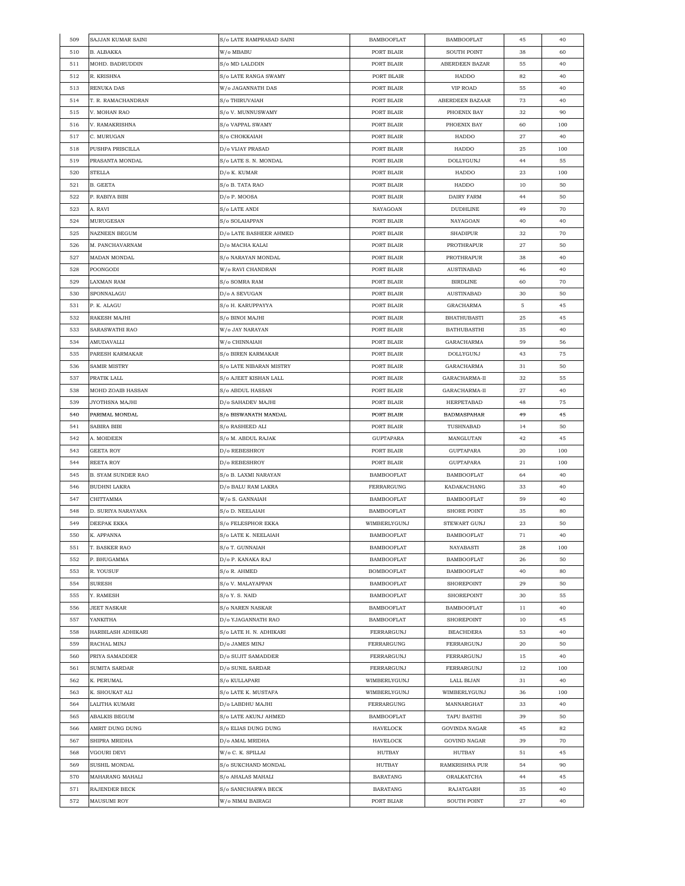| 509 | SAJJAN KUMAR SAINI | S/o LATE RAMPRASAD SAINI | BAMBOOFLAT | BAMBOOFLAT | 45 | 40 |
|---|---|---|---|---|---|---|
| 510 | B. ALBAKKA | W/o MBABU | PORT BLAIR | SOUTH POINT | 38 | 60 |
| 511 | MOHD. BADRUDDIN | S/o MD LALDDIN | PORT BLAIR | ABERDEEN BAZAR | 55 | 40 |
| 512 | R. KRISHNA | S/o LATE RANGA SWAMY | PORT BLAIR | HADDO | 82 | 40 |
| 513 | RENUKA DAS | W/o JAGANNATH DAS | PORT BLAIR | VIP ROAD | 55 | 40 |
| 514 | T. R. RAMACHANDRAN | S/o THIRUVAIAH | PORT BLAIR | ABERDEEN BAZAAR | 73 | 40 |
| 515 | V. MOHAN RAO | S/o V. MUNNUSWAMY | PORT BLAIR | PHOENIX BAY | 32 | 90 |
| 516 | V. RAMAKRISHNA | S/o VAPPAL SWAMY | PORT BLAIR | PHOENIX BAY | 60 | 100 |
| 517 | C. MURUGAN | S/o CHOKKAIAH | PORT BLAIR | HADDO | 27 | 40 |
| 518 | PUSHPA PRISCILLA | D/o VIJAY PRASAD | PORT BLAIR | HADDO | 25 | 100 |
| 519 | PRASANTA MONDAL | S/o LATE S. N. MONDAL | PORT BLAIR | DOLLYGUNJ | 44 | 55 |
| 520 | STELLA | D/o K. KUMAR | PORT BLAIR | HADDO | 23 | 100 |
| 521 | B. GEETA | S/o B. TATA RAO | PORT BLAIR | HADDO | 10 | 50 |
| 522 | P. RABIYA BIBI | D/o P. MOOSA | PORT BLAIR | DAIRY FARM | 44 | 50 |
| 523 | A. RAVI | S/o LATE ANDI | NAYAGOAN | DUDHLINE | 49 | 70 |
| 524 | MURUGESAN | S/o SOLAIAPPAN | PORT BLAIR | NAYAGOAN | 40 | 40 |
| 525 | NAZNEEN BEGUM | D/o LATE BASHEER AHMED | PORT BLAIR | SHADIPUR | 32 | 70 |
| 526 | M. PANCHAVARNAM | D/o MACHA KALAI | PORT BLAIR | PROTHRAPUR | 27 | 50 |
| 527 | MADAN MONDAL | S/o NARAYAN MONDAL | PORT BLAIR | PROTHRAPUR | 38 | 40 |
| 528 | POONGODI | W/o RAVI CHANDRAN | PORT BLAIR | AUSTINABAD | 46 | 40 |
| 529 | LAXMAN RAM | S/o SOMRA RAM | PORT BLAIR | BIRDLINE | 60 | 70 |
| 530 | SPONNALAGU | D/o A SEVUGAN | PORT BLAIR | AUSTINABAD | 30 | 50 |
| 531 | P. K. ALAGU | S/o H. KARUPPAYYA | PORT BLAIR | GRACHARMA | 5 | 45 |
| 532 | RAKESH MAJHI | S/o BINOI MAJHI | PORT BLAIR | BHATHUBASTI | 25 | 45 |
| 533 | SARASWATHI RAO | W/o JAY NARAYAN | PORT BLAIR | BATHUBASTHI | 35 | 40 |
| 534 | AMUDAVALLI | W/o CHINNAIAH | PORT BLAIR | GARACHARMA | 59 | 56 |
| 535 | PARESH KARMAKAR | S/o BIREN KARMAKAR | PORT BLAIR | DOLLYGUNJ | 43 | 75 |
| 536 | SAMIR MISTRY | S/o LATE NIBARAN MISTRY | PORT BLAIR | GARACHARMA | 31 | 50 |
| 537 | PRATIK LALL | S/o AJEET KISHAN LALL | PORT BLAIR | GARACHARMA-II | 32 | 55 |
| 538 | MOHD ZOAIB HASSAN | S/o ABDUL HASSAN | PORT BLAIR | GARACHARMA-II | 27 | 40 |
| 539 | JYOTHSNA MAJHI | D/o SAHADEV MAJHI | PORT BLAIR | HERPETABAD | 48 | 75 |
| 540 | PARIMAL MONDAL | S/o BISWANATH MANDAL | PORT BLAIR | BADMASPAHAR | 49 | 45 |
| 541 | SABIRA BIBI | S/o RASHEED ALI | PORT BLAIR | TUSHNABAD | 14 | 50 |
| 542 | A. MOIDEEN | S/o M. ABDUL RAJAK | GUPTAPARA | MANGLUTAN | 42 | 45 |
| 543 | GEETA ROY | D/o REBESHROY | PORT BLAIR | GUPTAPARA | 20 | 100 |
| 544 | REETA ROY | D/o REBESHROY | PORT BLAIR | GUPTAPARA | 21 | 100 |
| 545 | B. SYAM SUNDER RAO | S/o B. LAXMI NARAYAN | BAMBOOFLAT | BAMBOOFLAT | 64 | 40 |
| 546 | BUDHNI LAKRA | D/o BALU RAM LAKRA | FERRARGUNG | KADAKACHANG | 33 | 40 |
| 547 | CHITTAMMA | W/o S. GANNAIAH | BAMBOOFLAT | BAMBOOFLAT | 59 | 40 |
| 548 | D. SURIYA NARAYANA | S/o D. NEELAIAH | BAMBOOFLAT | SHORE POINT | 35 | 80 |
| 549 | DEEPAK EKKA | S/o FELESPHOR EKKA | WIMBERLYGUNJ | STEWART GUNJ | 23 | 50 |
| 550 | K. APPANNA | S/o LATE K. NEELAIAH | BAMBOOFLAT | BAMBOOFLAT | 71 | 40 |
| 551 | T. BASKER RAO | S/o T. GUNNAIAH | BAMBOOFLAT | NAYABASTI | 28 | 100 |
| 552 | P. BHUGAMMA | D/o P. KANAKA RAJ | BAMBOOFLAT | BAMBOOFLAT | 26 | 50 |
| 553 | R. YOUSUF | S/o R. AHMED | BOMBOOFLAT | BAMBOOFLAT | 40 | 80 |
| 554 | SURESH | S/o V. MALAYAPPAN | BAMBOOFLAT | SHOREPOINT | 29 | 50 |
| 555 | Y. RAMESH | S/o Y. S. NAID | BAMBOOFLAT | SHOREPOINT | 30 | 55 |
| 556 | JEET NASKAR | S/o NAREN NASKAR | BAMBOOFLAT | BAMBOOFLAT | 11 | 40 |
| 557 | YANKITHA | D/o YJAGANNATH RAO | BAMBOOFLAT | SHOREPOINT | 10 | 45 |
| 558 | HARBILASH ADHIKARI | S/o LATE H. N. ADHIKARI | FERRARGUNJ | BEACHDERA | 53 | 40 |
| 559 | RACHAL MINJ | D/o JAMES MINJ | FERRARGUNG | FERRARGUNJ | 20 | 50 |
| 560 | PRIYA SAMADDER | D/o SUJIT SAMADDER | FERRARGUNJ | FERRARGUNJ | 15 | 40 |
| 561 | SUMITA SARDAR | D/o SUNIL SARDAR | FERRARGUNJ | FERRARGUNJ | 12 | 100 |
| 562 | K. PERUMAL | S/o KULLAPARI | WIMBERLYGUNJ | LALL BIJAN | 31 | 40 |
| 563 | K. SHOUKAT ALI | S/o LATE K. MUSTAFA | WIMBERLYGUNJ | WIMBERLYGUNJ | 36 | 100 |
| 564 | LALITHA KUMARI | D/o LABDHU MAJHI | FERRARGUNG | MANNARGHAT | 33 | 40 |
| 565 | ABALKIS BEGUM | S/o LATE AKUNJ AHMED | BAMBOOFLAT | TAPU BASTHI | 39 | 50 |
| 566 | AMRIT DUNG DUNG | S/o ELIAS DUNG DUNG | HAVELOCK | GOVINDA NAGAR | 45 | 82 |
| 567 | SHIPRA MRIDHA | D/o AMAL MRIDHA | HAVELOCK | GOVIND NAGAR | 39 | 70 |
| 568 | VGOURI DEVI | W/o C. K. SPILLAI | HUTBAY | HUTBAY | 51 | 45 |
| 569 | SUSHIL MONDAL | S/o SUKCHAND MONDAL | HUTBAY | RAMKRISHNA PUR | 54 | 90 |
| 570 | MAHARANG MAHALI | S/o AHALAS MAHALI | BARATANG | ORALKATCHA | 44 | 45 |
| 571 | RAJENDER BECK | S/o SANICHARWA BECK | BARATANG | RAJATGARH | 35 | 40 |
| 572 | MAUSUMI ROY | W/o NIMAI BAIRAGI | PORT BLIAR | SOUTH POINT | 27 | 40 |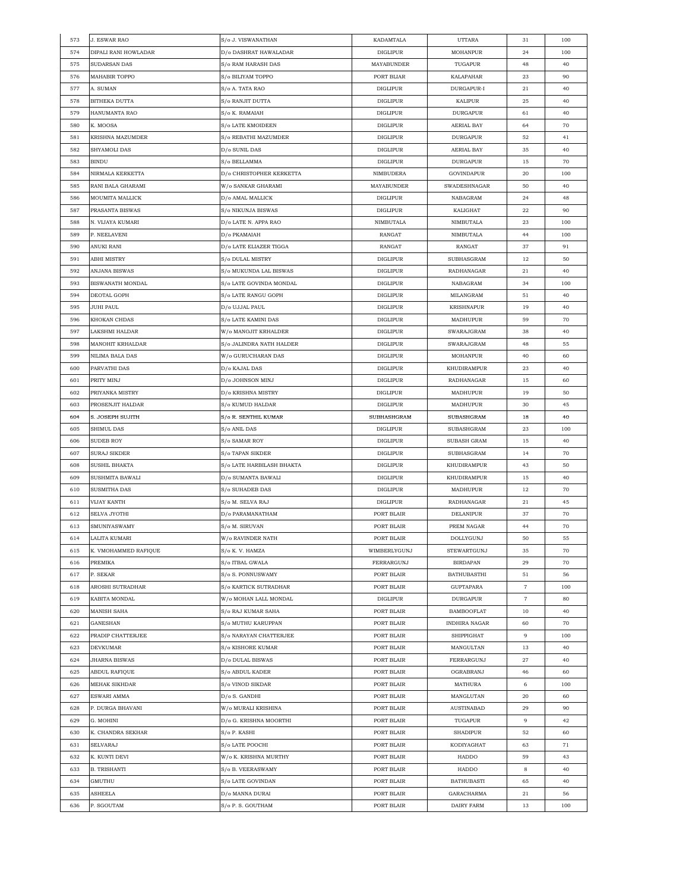| 573 | J. ESWAR RAO | S/o J. VISWANATHAN | KADAMTALA | UTTARA | 31 | 100 |
|---|---|---|---|---|---|---|
| 574 | DIPALI RANI HOWLADAR | D/o DASHRAT HAWALADAR | DIGLIPUR | MOHANPUR | 24 | 100 |
| 575 | SUDARSAN DAS | S/o RAM HARASH DAS | MAYABUNDER | TUGAPUR | 48 | 40 |
| 576 | MAHABIR TOPPO | S/o BILIYAM TOPPO | PORT BLIAR | KALAPAHAR | 23 | 90 |
| 577 | A. SUMAN | S/o A. TATA RAO | DIGLIPUR | DURGAPUR-I | 21 | 40 |
| 578 | BITHEKA DUTTA | S/o RANJIT DUTTA | DIGLIPUR | KALIPUR | 25 | 40 |
| 579 | HANUMANTA RAO | S/o K. RAMAIAH | DIGLIPUR | DURGAPUR | 61 | 40 |
| 580 | K. MOOSA | S/o LATE KMOIDEEN | DIGLIPUR | AERIAL BAY | 64 | 70 |
| 581 | KRISHNA MAZUMDER | S/o REBATHI MAZUMDER | DIGLIPUR | DURGAPUR | 52 | 41 |
| 582 | SHYAMOLI DAS | D/o SUNIL DAS | DIGLIPUR | AERIAL BAY | 35 | 40 |
| 583 | BINDU | S/o BELLAMMA | DIGLIPUR | DURGAPUR | 15 | 70 |
| 584 | NIRMALA KERKETTA | D/o CHRISTOPHER KERKETTA | NIMBUDERA | GOVINDAPUR | 20 | 100 |
| 585 | RANI BALA GHARAMI | W/o SANKAR GHARAMI | MAYABUNDER | SWADESHNAGAR | 50 | 40 |
| 586 | MOUMITA MALLICK | D/o AMAL MALLICK | DIGLIPUR | NABAGRAM | 24 | 48 |
| 587 | PRASANTA BISWAS | S/o NIKUNJA BISWAS | DIGLIPUR | KALIGHAT | 22 | 90 |
| 588 | N. VIJAYA KUMARI | D/o LATE N. APPA RAO | NIMBUTALA | NIMBUTALA | 23 | 100 |
| 589 | P. NEELAVENI | D/o PKAMAIAH | RANGAT | NIMBUTALA | 44 | 100 |
| 590 | ANUKI RANI | D/o LATE ELIAZER TIGGA | RANGAT | RANGAT | 37 | 91 |
| 591 | ABHI MISTRY | S/o DULAL MISTRY | DIGLIPUR | SUBHASGRAM | 12 | 50 |
| 592 | ANJANA BISWAS | S/o MUKUNDA LAL BISWAS | DIGLIPUR | RADHANAGAR | 21 | 40 |
| 593 | BISWANATH MONDAL | S/o LATE GOVINDA MONDAL | DIGLIPUR | NABAGRAM | 34 | 100 |
| 594 | DEOTAL GOPH | S/o LATE RANGU GOPH | DIGLIPUR | MILANGRAM | 51 | 40 |
| 595 | JUHI PAUL | D/o UJJAL PAUL | DIGLIPUR | KRISHNAPUR | 19 | 40 |
| 596 | KHOKAN CHDAS | S/o LATE KAMINI DAS | DIGLIPUR | MADHUPUR | 59 | 70 |
| 597 | LAKSHMI HALDAR | W/o MANOJIT KRHALDER | DIGLIPUR | SWARAJGRAM | 38 | 40 |
| 598 | MANOHIT KRHALDAR | S/o JALINDRA NATH HALDER | DIGLIPUR | SWARAJGRAM | 48 | 55 |
| 599 | NILIMA BALA DAS | W/o GURUCHARAN DAS | DIGLIPUR | MOHANPUR | 40 | 60 |
| 600 | PARVATHI DAS | D/o KAJAL DAS | DIGLIPUR | KHUDIRAMPUR | 23 | 40 |
| 601 | PRITY MINJ | D/o JOHNSON MINJ | DIGLIPUR | RADHANAGAR | 15 | 60 |
| 602 | PRIYANKA MISTRY | D/o KRISHNA MISTRY | DIGLIPUR | MADHUPUR | 19 | 50 |
| 603 | PROSENJIT HALDAR | S/o KUMUD HALDAR | DIGLIPUR | MADHUPUR | 30 | 45 |
| 604 | S. JOSEPH SUJITH | S/o R. SENTHIL KUMAR | SUBHASHGRAM | SUBASHGRAM | 18 | 40 |
| 605 | SHIMUL DAS | S/o ANIL DAS | DIGLIPUR | SUBASHGRAM | 23 | 100 |
| 606 | SUDEB ROY | S/o SAMAR ROY | DIGLIPUR | SUBASH GRAM | 15 | 40 |
| 607 | SURAJ SIKDER | S/o TAPAN SIKDER | DIGLIPUR | SUBHASGRAM | 14 | 70 |
| 608 | SUSHIL BHAKTA | S/o LATE HARBILASH BHAKTA | DIGLIPUR | KHUDIRAMPUR | 43 | 50 |
| 609 | SUSHMITA BAWALI | D/o SUMANTA BAWALI | DIGLIPUR | KHUDIRAMPUR | 15 | 40 |
| 610 | SUSMITHA DAS | S/o SUHADEB DAS | DIGLIPUR | MADHUPUR | 12 | 70 |
| 611 | VIJAY KANTH | S/o M. SELVA RAJ | DIGLIPUR | RADHANAGAR | 21 | 45 |
| 612 | SELVA JYOTHI | D/o PARAMANATHAM | PORT BLAIR | DELANIPUR | 37 | 70 |
| 613 | SMUNIYASWAMY | S/o M. SIRUVAN | PORT BLAIR | PREM NAGAR | 44 | 70 |
| 614 | LALITA KUMARI | W/o RAVINDER NATH | PORT BLAIR | DOLLYGUNJ | 50 | 55 |
| 615 | K. VMOHAMMED RAFIQUE | S/o K. V. HAMZA | WIMBERLYGUNJ | STEWARTGUNJ | 35 | 70 |
| 616 | PREMIKA | S/o ITBAL GWALA | FERRARGUNJ | BIRDAPAN | 29 | 70 |
| 617 | P. SEKAR | S/o S. PONNUSWAMY | PORT BLAIR | BATHUBASTHI | 51 | 56 |
| 618 | AROSHI SUTRADHAR | S/o KARTICK SUTRADHAR | PORT BLAIR | GUPTAPARA | 7 | 100 |
| 619 | KABITA MONDAL | W/o MOHAN LALL MONDAL | DIGLIPUR | DURGAPUR | 7 | 80 |
| 620 | MANISH SAHA | S/o RAJ KUMAR SAHA | PORT BLAIR | BAMBOOFLAT | 10 | 40 |
| 621 | GANESHAN | S/o MUTHU KARUPPAN | PORT BLAIR | INDHIRA NAGAR | 60 | 70 |
| 622 | PRADIP CHATTERJEE | S/o NARAYAN CHATTERJEE | PORT BLAIR | SHIPPIGHAT | 9 | 100 |
| 623 | DEVKUMAR | S/o KISHORE KUMAR | PORT BLAIR | MANGULTAN | 13 | 40 |
| 624 | JHARNA BISWAS | D/o DULAL BISWAS | PORT BLAIR | FERRARGUNJ | 27 | 40 |
| 625 | ABDUL RAFIQUE | S/o ABDUL KADER | PORT BLAIR | OGRABRANJ | 46 | 60 |
| 626 | MEHAK SIKHDAR | S/o VINOD SIKDAR | PORT BLAIR | MATHURA | 6 | 100 |
| 627 | ESWARI AMMA | D/o S. GANDHI | PORT BLAIR | MANGLUTAN | 20 | 60 |
| 628 | P. DURGA BHAVANI | W/o MURALI KRISHINA | PORT BLAIR | AUSTINABAD | 29 | 90 |
| 629 | G. MOHINI | D/o G. KRISHNA MOORTHI | PORT BLAIR | TUGAPUR | 9 | 42 |
| 630 | K. CHANDRA SEKHAR | S/o P. KASHI | PORT BLAIR | SHADIPUR | 52 | 60 |
| 631 | SELVARAJ | S/o LATE POOCHI | PORT BLAIR | KODIYAGHAT | 63 | 71 |
| 632 | K. KUNTI DEVI | W/o K. KRISHNA MURTHY | PORT BLAIR | HADDO | 59 | 43 |
| 633 | B. TRISHANTI | S/o B. VEERASWAMY | PORT BLAIR | HADDO | 8 | 40 |
| 634 | GMUTHU | S/o LATE GOVINDAN | PORT BLAIR | BATHUBASTI | 65 | 40 |
| 635 | ASHEELA | D/o MANNA DURAI | PORT BLAIR | GARACHARMA | 21 | 56 |
| 636 | P. SGOUTAM | S/o P. S. GOUTHAM | PORT BLAIR | DAIRY FARM | 13 | 100 |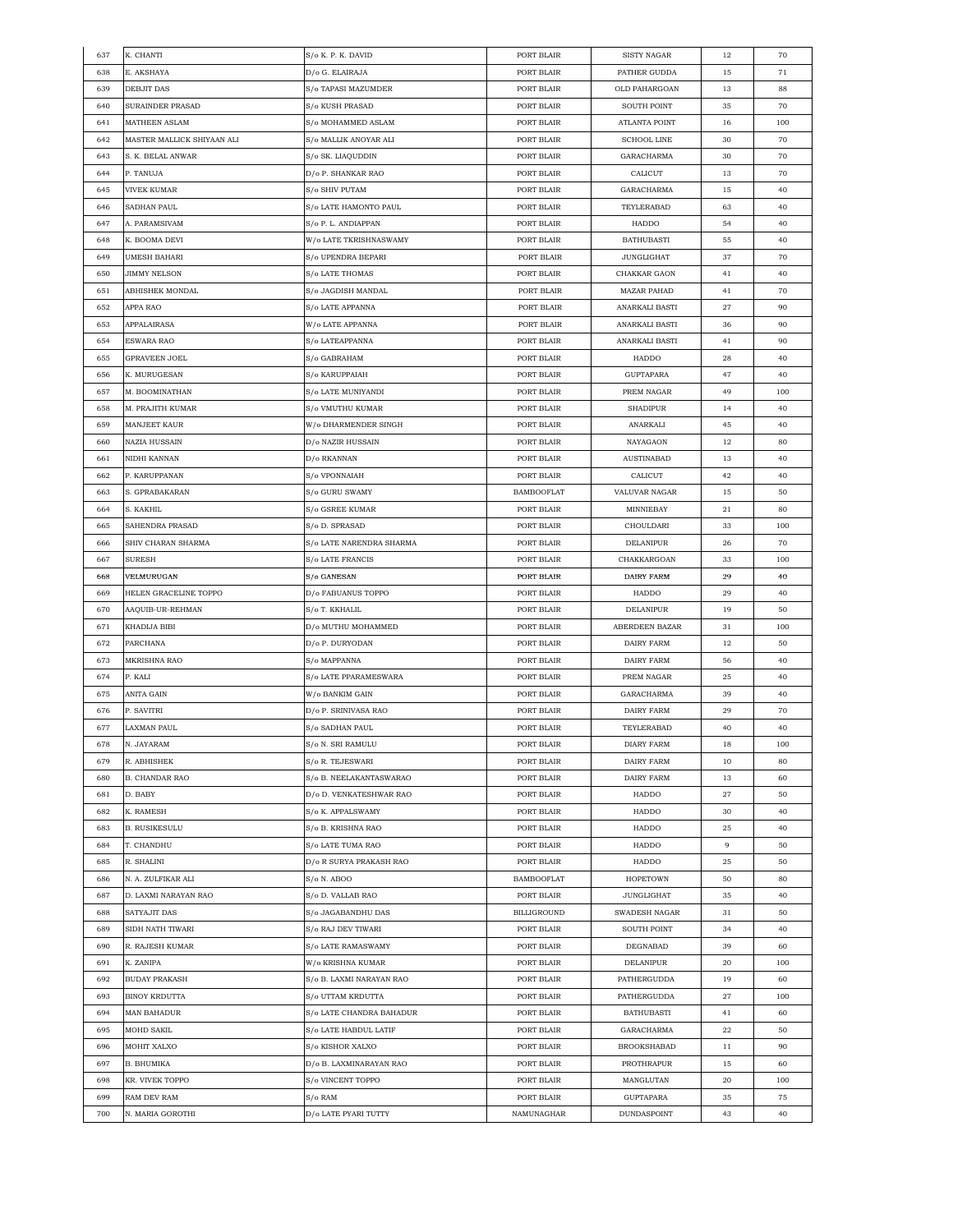| 637 | K. CHANTI | S/o K. P. K. DAVID | PORT BLAIR | SISTY NAGAR | 12 | 70 |
|---|---|---|---|---|---|---|
| 638 | E. AKSHAYA | D/o G. ELAIRAJA | PORT BLAIR | PATHER GUDDA | 15 | 71 |
| 639 | DEBJIT DAS | S/o TAPASI MAZUMDER | PORT BLAIR | OLD PAHARGOAN | 13 | 88 |
| 640 | SURAINDER PRASAD | S/o KUSH PRASAD | PORT BLAIR | SOUTH POINT | 35 | 70 |
| 641 | MATHEEN ASLAM | S/o MOHAMMED ASLAM | PORT BLAIR | ATLANTA POINT | 16 | 100 |
| 642 | MASTER MALLICK SHIYAAN ALI | S/o MALLIK ANOYAR ALI | PORT BLAIR | SCHOOL LINE | 30 | 70 |
| 643 | S. K. BELAL ANWAR | S/o SK. LIAQUDDIN | PORT BLAIR | GARACHARMA | 30 | 70 |
| 644 | P. TANUJA | D/o P. SHANKAR RAO | PORT BLAIR | CALICUT | 13 | 70 |
| 645 | VIVEK KUMAR | S/o SHIV PUTAM | PORT BLAIR | GARACHARMA | 15 | 40 |
| 646 | SADHAN PAUL | S/o LATE HAMONTO PAUL | PORT BLAIR | TEYLERABAD | 63 | 40 |
| 647 | A. PARAMSIVAM | S/o P. L. ANDIAPPAN | PORT BLAIR | HADDO | 54 | 40 |
| 648 | K. BOOMA DEVI | W/o LATE TKRISHNASWAMY | PORT BLAIR | BATHUBASTI | 55 | 40 |
| 649 | UMESH BAHARI | S/o UPENDRA BEPARI | PORT BLAIR | JUNGLIGHAT | 37 | 70 |
| 650 | JIMMY NELSON | S/o LATE THOMAS | PORT BLAIR | CHAKKAR GAON | 41 | 40 |
| 651 | ABHISHEK MONDAL | S/o JAGDISH MANDAL | PORT BLAIR | MAZAR PAHAD | 41 | 70 |
| 652 | APPA RAO | S/o LATE APPANNA | PORT BLAIR | ANARKALI BASTI | 27 | 90 |
| 653 | APPALAIRASA | W/o LATE APPANNA | PORT BLAIR | ANARKALI BASTI | 36 | 90 |
| 654 | ESWARA RAO | S/o LATEAPPANNA | PORT BLAIR | ANARKALI BASTI | 41 | 90 |
| 655 | GPRAVEEN JOEL | S/o GABRAHAM | PORT BLAIR | HADDO | 28 | 40 |
| 656 | K. MURUGESAN | S/o KARUPPAIAH | PORT BLAIR | GUPTAPARA | 47 | 40 |
| 657 | M. BOOMINATHAN | S/o LATE MUNIYANDI | PORT BLAIR | PREM NAGAR | 49 | 100 |
| 658 | M. PRAJITH KUMAR | S/o VMUTHU KUMAR | PORT BLAIR | SHADIPUR | 14 | 40 |
| 659 | MANJEET KAUR | W/o DHARMENDER SINGH | PORT BLAIR | ANARKALI | 45 | 40 |
| 660 | NAZIA HUSSAIN | D/o NAZIR HUSSAIN | PORT BLAIR | NAYAGAON | 12 | 80 |
| 661 | NIDHI KANNAN | D/o RKANNAN | PORT BLAIR | AUSTINABAD | 13 | 40 |
| 662 | P. KARUPPANAN | S/o VPONNAIAH | PORT BLAIR | CALICUT | 42 | 40 |
| 663 | S. GPRABAKARAN | S/o GURU SWAMY | BAMBOOFLAT | VALUVAR NAGAR | 15 | 50 |
| 664 | S. KAKHIL | S/o GSREE KUMAR | PORT BLAIR | MINNIEBAY | 21 | 80 |
| 665 | SAHENDRA PRASAD | S/o D. SPRASAD | PORT BLAIR | CHOULDARI | 33 | 100 |
| 666 | SHIV CHARAN SHARMA | S/o LATE NARENDRA SHARMA | PORT BLAIR | DELANIPUR | 26 | 70 |
| 667 | SURESH | S/o LATE FRANCIS | PORT BLAIR | CHAKKARGOAN | 33 | 100 |
| 668 | VELMURUGAN | S/o GANESAN | PORT BLAIR | DAIRY FARM | 29 | 40 |
| 669 | HELEN GRACELINE TOPPO | D/o FABUANUS TOPPO | PORT BLAIR | HADDO | 29 | 40 |
| 670 | AAQUIB-UR-REHMAN | S/o T. KKHALIL | PORT BLAIR | DELANIPUR | 19 | 50 |
| 671 | KHADIJA BIBI | D/o MUTHU MOHAMMED | PORT BLAIR | ABERDEEN BAZAR | 31 | 100 |
| 672 | PARCHANA | D/o P. DURYODAN | PORT BLAIR | DAIRY FARM | 12 | 50 |
| 673 | MKRISHNA RAO | S/o MAPPANNA | PORT BLAIR | DAIRY FARM | 56 | 40 |
| 674 | P. KALI | S/o LATE PPARAMESWARA | PORT BLAIR | PREM NAGAR | 25 | 40 |
| 675 | ANITA GAIN | W/o BANKIM GAIN | PORT BLAIR | GARACHARMA | 39 | 40 |
| 676 | P. SAVITRI | D/o P. SRINIVASA RAO | PORT BLAIR | DAIRY FARM | 29 | 70 |
| 677 | LAXMAN PAUL | S/o SADHAN PAUL | PORT BLAIR | TEYLERABAD | 40 | 40 |
| 678 | N. JAYARAM | S/o N. SRI RAMULU | PORT BLAIR | DIARY FARM | 18 | 100 |
| 679 | R. ABHISHEK | S/o R. TEJESWARI | PORT BLAIR | DAIRY FARM | 10 | 80 |
| 680 | B. CHANDAR RAO | S/o B. NEELAKANTASWARAO | PORT BLAIR | DAIRY FARM | 13 | 60 |
| 681 | D. BABY | D/o D. VENKATESHWAR RAO | PORT BLAIR | HADDO | 27 | 50 |
| 682 | K. RAMESH | S/o K. APPALSWAMY | PORT BLAIR | HADDO | 30 | 40 |
| 683 | B. RUSIKESULU | S/o B. KRISHNA RAO | PORT BLAIR | HADDO | 25 | 40 |
| 684 | T. CHANDHU | S/o LATE TUMA RAO | PORT BLAIR | HADDO | 9 | 50 |
| 685 | R. SHALINI | D/o R SURYA PRAKASH RAO | PORT BLAIR | HADDO | 25 | 50 |
| 686 | N. A. ZULFIKAR ALI | S/o N. ABOO | BAMBOOFLAT | HOPETOWN | 50 | 80 |
| 687 | D. LAXMI NARAYAN RAO | S/o D. VALLAB RAO | PORT BLAIR | JUNGLIGHAT | 35 | 40 |
| 688 | SATYAJIT DAS | S/o JAGABANDHU DAS | BILLIGROUND | SWADESH NAGAR | 31 | 50 |
| 689 | SIDH NATH TIWARI | S/o RAJ DEV TIWARI | PORT BLAIR | SOUTH POINT | 34 | 40 |
| 690 | R. RAJESH KUMAR | S/o LATE RAMASWAMY | PORT BLAIR | DEGNABAD | 39 | 60 |
| 691 | K. ZANIPA | W/o KRISHNA KUMAR | PORT BLAIR | DELANIPUR | 20 | 100 |
| 692 | BUDAY PRAKASH | S/o B. LAXMI NARAYAN RAO | PORT BLAIR | PATHERGUDDA | 19 | 60 |
| 693 | BINOY KRDUTTA | S/o UTTAM KRDUTTA | PORT BLAIR | PATHERGUDDA | 27 | 100 |
| 694 | MAN BAHADUR | S/o LATE CHANDRA BAHADUR | PORT BLAIR | BATHUBASTI | 41 | 60 |
| 695 | MOHD SAKIL | S/o LATE HABDUL LATIF | PORT BLAIR | GARACHARMA | 22 | 50 |
| 696 | MOHIT XALXO | S/o KISHOR XALXO | PORT BLAIR | BROOKSHABAD | 11 | 90 |
| 697 | B. BHUMIKA | D/o B. LAXMINARAYAN RAO | PORT BLAIR | PROTHRAPUR | 15 | 60 |
| 698 | KR. VIVEK TOPPO | S/o VINCENT TOPPO | PORT BLAIR | MANGLUTAN | 20 | 100 |
| 699 | RAM DEV RAM | S/o RAM | PORT BLAIR | GUPTAPARA | 35 | 75 |
| 700 | N. MARIA GOROTHI | D/o LATE PYARI TUTTY | NAMUNAGHAR | DUNDASPOINT | 43 | 40 |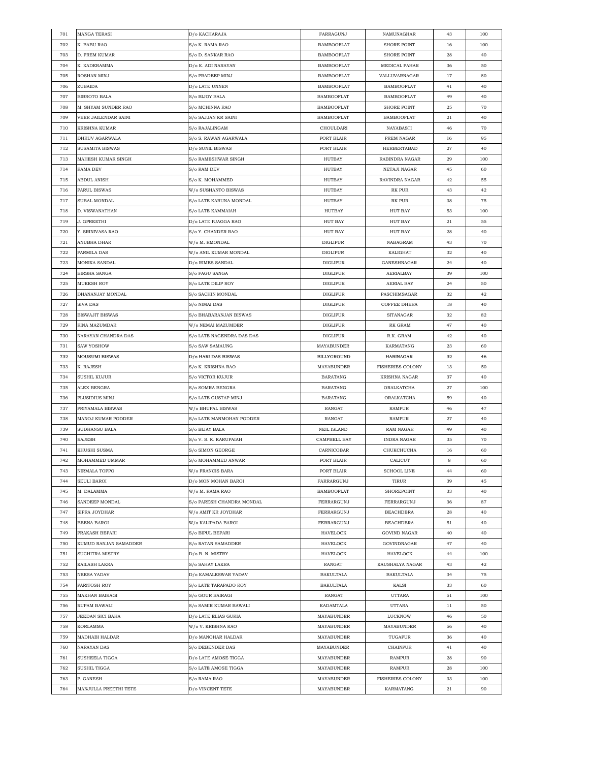| 701 | MANGA TERASI | D/o KACHARAJA | FARRAGUNJ | NAMUNAGHAR | 43 | 100 |
|---|---|---|---|---|---|---|
| 702 | K. BABU RAO | S/o K. RAMA RAO | BAMBOOFLAT | SHORE POINT | 16 | 100 |
| 703 | D. PREM KUMAR | S/o D. SANKAR RAO | BAMBOOFLAT | SHORE POINT | 28 | 40 |
| 704 | K. KADERAMMA | D/o K. ADI NARAYAN | BAMBOOFLAT | MEDICAL PAHAR | 36 | 50 |
| 705 | ROSHAN MINJ | S/o PRADEEP MINJ | BAMBOOFLAT | VALLUVARNAGAR | 17 | 80 |
| 706 | ZUBAIDA | D/o LATE UNNEN | BAMBOOFLAT | BAMBOOFLAT | 41 | 40 |
| 707 | BIBROTO BALA | S/o BIJOY BALA | BAMBOOFLAT | BAMBOOFLAT | 49 | 40 |
| 708 | M. SHYAM SUNDER RAO | S/o MCHINNA RAO | BAMBOOFLAT | SHORE POINT | 25 | 70 |
| 709 | VEER JAILENDAR SAINI | S/o SAJJAN KR SAINI | BAMBOOFLAT | BAMBOOFLAT | 21 | 40 |
| 710 | KRISHNA KUMAR | S/o RAJALINGAM | CHOULDARI | NAYABASTI | 46 | 70 |
| 711 | DHRUV AGARWALA | S/o S. RAWAN AGARWALA | PORT BLAIR | PREM NAGAR | 16 | 95 |
| 712 | SUSAMITA BISWAS | D/o SUNIL BISWAS | PORT BLAIR | HERBERTABAD | 27 | 40 |
| 713 | MAHESH KUMAR SINGH | S/o RAMESHWAR SINGH | HUTBAY | RABINDRA NAGAR | 29 | 100 |
| 714 | RAMA DEV | S/o RAM DEV | HUTBAY | NETAJI NAGAR | 45 | 60 |
| 715 | ABDUL ANISH | S/o K. MOHAMMED | HUTBAY | RAVINDRA NAGAR | 42 | 55 |
| 716 | PARUL BISWAS | W/o SUSHANTO BISWAS | HUTBAY | RK PUR | 43 | 42 |
| 717 | SUBAL MONDAL | S/o LATE KARUNA MONDAL | HUTBAY | RK PUR | 38 | 75 |
| 718 | D. VISWANATHAN | S/o LATE KAMMAIAH | HUTBAY | HUT BAY | 53 | 100 |
| 719 | J. GPREETHI | D/o LATE PJAGGA RAO | HUT BAY | HUT BAY | 21 | 55 |
| 720 | Y. SRINIVASA RAO | S/o Y. CHANDER RAO | HUT BAY | HUT BAY | 28 | 40 |
| 721 | ANUBHA DHAR | W/o M. RMONDAL | DIGLIPUR | NABAGRAM | 43 | 70 |
| 722 | PARMILA DAS | W/o ANIL KUMAR MONDAL | DIGLIPUR | KALIGHAT | 32 | 40 |
| 723 | MONIKA SANDAL | D/o RIMES SANDAL | DIGLIPUR | GANESHNAGAR | 24 | 40 |
| 724 | BIRSHA SANGA | S/o FAGU SANGA | DIGLIPUR | AERIALBAY | 39 | 100 |
| 725 | MUKESH ROY | S/o LATE DILIP ROY | DIGLIPUR | AERIAL BAY | 24 | 50 |
| 726 | DHANANJAY MONDAL | S/o SACHIN MONDAL | DIGLIPUR | PASCHIMSAGAR | 32 | 42 |
| 727 | SIVA DAS | S/o NIMAI DAS | DIGLIPUR | COFFEE DHERA | 18 | 40 |
| 728 | BISWAJIT BISWAS | S/o BHABARANJAN BISWAS | DIGLIPUR | SITANAGAR | 32 | 82 |
| 729 | RINA MAZUMDAR | W/o NEMAI MAZUMDER | DIGLIPUR | RK GRAM | 47 | 40 |
| 730 | NARAYAN CHANDRA DAS | S/o LATE NAGENDRA DAS DAS | DIGLIPUR | R.K. GRAM | 42 | 40 |
| 731 | SAW YOSHOW | S/o SAW SAMAUNG | MAYABUNDER | KARMATANG | 23 | 60 |
| 732 | MOUSUMI BISWAS | D/o HARI DAS BISWAS | BILLYGROUND | HARINAGAR | 32 | 46 |
| 733 | K. RAJESH | S/o K. KRISHNA RAO | MAYABUNDER | FISHERIES COLONY | 13 | 50 |
| 734 | SUSHIL KUJUR | S/o VICTOR KUJUR | BARATANG | KRISHNA NAGAR | 37 | 40 |
| 735 | ALEX BENGRA | S/o SOMRA BENGRA | BARATANG | ORALKATCHA | 27 | 100 |
| 736 | PLUSIDIUS MINJ | S/o LATE GUSTAP MINJ | BARATANG | ORALKATCHA | 59 | 40 |
| 737 | PRIYAMALA BISWAS | W/o BHUPAL BISWAS | RANGAT | RAMPUR | 46 | 47 |
| 738 | MANOJ KUMAR PODDER | S/o LATE MANMOHAN PODDER | RANGAT | RAMPUR | 27 | 40 |
| 739 | SUDHANSU BALA | S/o BIJAY BALA | NEIL ISLAND | RAM NAGAR | 49 | 40 |
| 740 | RAJESH | S/o V. S. K. KARUPAIAH | CAMPBELL BAY | INDRA NAGAR | 35 | 70 |
| 741 | KHUSHI SUSMA | S/o SIMON GEORGE | CARNICOBAR | CHUKCHUCHA | 16 | 60 |
| 742 | MOHAMMED UMMAR | S/o MOHAMMED ANWAR | PORT BLAIR | CALICUT | 8 | 60 |
| 743 | NIRMALA TOPPO | W/o FRANCIS BARA | PORT BLAIR | SCHOOL LINE | 44 | 60 |
| 744 | SEULI BAROI | D/o MON MOHAN BAROI | FARRARGUNJ | TIRUR | 39 | 45 |
| 745 | M. DALAMMA | W/o M. RAMA RAO | BAMBOOFLAT | SHOREPOINT | 33 | 40 |
| 746 | SANDEEP MONDAL | S/o PARESH CHANDRA MONDAL | FERRARGUNJ | FERRARGUNJ | 36 | 87 |
| 747 | SIPRA JOYDHAR | W/o AMIT KR JOYDHAR | FERRARGUNJ | BEACHDERA | 28 | 40 |
| 748 | BEENA BAROI | W/o KALIPADA BAROI | FERRARGUNJ | BEACHDERA | 51 | 40 |
| 749 | PRAKASH BEPARI | S/o BIPUL BEPARI | HAVELOCK | GOVIND NAGAR | 40 | 40 |
| 750 | KUMUD RANJAN SAMADDER | S/o RATAN SAMADDER | HAVELOCK | GOVINDNAGAR | 47 | 40 |
| 751 | SUCHITRA MISTRY | D/o B. N. MISTRY | HAVELOCK | HAVELOCK | 44 | 100 |
| 752 | KAILASH LAKRA | S/o SAHAY LAKRA | RANGAT | KAUSHALYA NAGAR | 43 | 42 |
| 753 | NEESA YADAV | D/o KAMALESWAR YADAV | BAKULTALA | BAKULTALA | 34 | 75 |
| 754 | PARITOSH ROY | S/o LATE TARAPADO ROY | BAKULTALA | KALSI | 33 | 60 |
| 755 | MAKHAN BAIRAGI | S/o GOUR BAIRAGI | RANGAT | UTTARA | 51 | 100 |
| 756 | RUPAM BAWALI | S/o SAMIR KUMAR BAWALI | KADAMTALA | UTTARA | 11 | 50 |
| 757 | JEEDAN SICI BAHA | D/o LATE ELIAS GURIA | MAYABUNDER | LUCKNOW | 46 | 50 |
| 758 | KORLAMMA | W/o V. KRISHNA RAO | MAYABUNDER | MAYABUNDER | 56 | 40 |
| 759 | MADHABI HALDAR | D/o MANOHAR HALDAR | MAYABUNDER | TUGAPUR | 36 | 40 |
| 760 | NARAYAN DAS | S/o DEBENDER DAS | MAYABUNDER | CHAINPUR | 41 | 40 |
| 761 | SUSHEELA TIGGA | D/o LATE AMOSE TIGGA | MAYABUNDER | RAMPUR | 28 | 90 |
| 762 | SUSHIL TIGGA | S/o LATE AMOSE TIGGA | MAYABUNDER | RAMPUR | 28 | 100 |
| 763 | P. GANESH | S/o RAMA RAO | MAYABUNDER | FISHERIES COLONY | 33 | 100 |
| 764 | MANJULLA PREETHI TETE | D/o VINCENT TETE | MAYABUNDER | KARMATANG | 21 | 90 |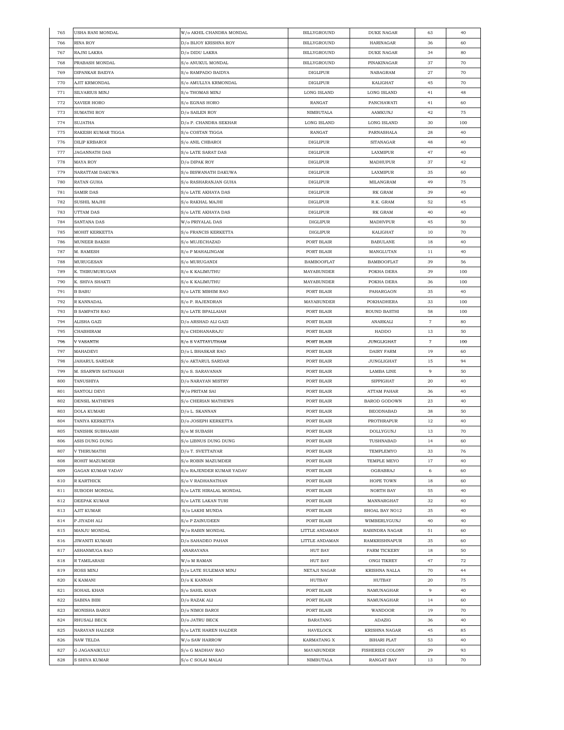| | | | | | | |
|---|---|---|---|---|---|---|
| 765 | USHA RANI MONDAL | W/o AKHIL CHANDRA MONDAL | BILLYGROUND | DUKE NAGAR | 63 | 40 |
| 766 | RINA ROY | D/o BIJOY KRISHNA ROY | BILLYGROUND | HARINAGAR | 36 | 60 |
| 767 | RAJNI LAKRA | D/o DIDU LAKRA | BILLYGROUND | DUKE NAGAR | 34 | 80 |
| 768 | PRABASH MONDAL | S/o ANUKUL MONDAL | BILLYGROUND | PINAKINAGAR | 37 | 70 |
| 769 | DIPANKAR BAIDYA | S/o RAMPADO BAIDYA | DIGLIPUR | NABAGRAM | 27 | 70 |
| 770 | AJIT KRMONDAL | S/o AMULLYA KRMONDAL | DIGLIPUR | KALIGHAT | 45 | 70 |
| 771 | SILVARIUS MINJ | S/o THOMAS MINJ | LONG ISLAND | LONG ISLAND | 41 | 48 |
| 772 | XAVIER HORO | S/o EGNAS HORO | RANGAT | PANCHAWATI | 41 | 60 |
| 773 | SUMATHI ROY | D/o SAILEN ROY | NIMBUTALA | AAMKUNJ | 42 | 75 |
| 774 | SUJATHA | D/o P. CHANDRA SEKHAR | LONG ISLAND | LONG ISLAND | 30 | 100 |
| 775 | RAKESH KUMAR TIGGA | S/o COSTAN TIGGA | RANGAT | PARNASHALA | 28 | 40 |
| 776 | DILIP KRBAROI | S/o ANIL CHBAROI | DIGLIPUR | SITANAGAR | 48 | 40 |
| 777 | JAGANNATH DAS | S/o LATE SARAT DAS | DIGLIPUR | LAXMIPUR | 47 | 40 |
| 778 | MAYA ROY | D/o DIPAK ROY | DIGLIPUR | MADHUPUR | 37 | 42 |
| 779 | NARATTAM DAKUWA | S/o BISWANATH DAKUWA | DIGLIPUR | LAXMIPUR | 35 | 60 |
| 780 | RATAN GUHA | S/o RASHARANJAN GUHA | DIGLIPUR | MILANGRAM | 49 | 75 |
| 781 | SAMIR DAS | S/o LATE AKHAYA DAS | DIGLIPUR | RK GRAM | 39 | 40 |
| 782 | SUSHIL MAJHI | S/o RAKHAL MAJHI | DIGLIPUR | R.K. GRAM | 52 | 45 |
| 783 | UTTAM DAS | S/o LATE AKHAYA DAS | DIGLIPUR | RK GRAM | 40 | 40 |
| 784 | SANTANA DAS | W/o PRIYALAL DAS | DIGLIPUR | MADHVPUR | 45 | 50 |
| 785 | MOHIT KERKETTA | S/o FRANCIS KERKETTA | DIGLIPUR | KALIGHAT | 10 | 70 |
| 786 | MUNEER BAKSH | S/o MUJECHAZAD | PORT BLAIR | BABULANE | 18 | 40 |
| 787 | M. RAMESH | S/o P MAHALINGAM | PORT BLAIR | MANGLUTAN | 11 | 40 |
| 788 | MURUGESAN | S/o MURUGANDI | BAMBOOFLAT | BAMBOOFLAT | 39 | 56 |
| 789 | K. THIRUMURUGAN | S/o K KALIMUTHU | MAYABUNDER | POKHA DERA | 39 | 100 |
| 790 | K. SHIVA SHAKTI | S/o K KALIMUTHU | MAYABUNDER | POKHA DERA | 36 | 100 |
| 791 | B BABU | S/o LATE MBHIM RAO | PORT BLAIR | PAHARGAON | 35 | 40 |
| 792 | R KANNADAL | S/o P. RAJENDRAN | MAYABUNDER | POKHADHERA | 33 | 100 |
| 793 | B SAMPATH RAO | S/o LATE BPALLAIAH | PORT BLAIR | ROUND BASTHI | 58 | 100 |
| 794 | ALISHA GAZI | D/o ARSHAD ALI GAZI | PORT BLAIR | ANARKALI | 7 | 80 |
| 795 | CHABHIRAM | S/o CHDHANARAJU | PORT BLAIR | HADDO | 13 | 50 |
| 796 | V VASANTH | S/o S VATTAYUTHAM | PORT BLAIR | JUNGLIGHAT | 7 | 100 |
| 797 | MAHADEVI | D/o L BHASKAR RAO | PORT BLAIR | DAIRY FARM | 19 | 60 |
| 798 | JAHARUL SARDAR | S/o AKTARUL SARDAR | PORT BLAIR | JUNGLIGHAT | 15 | 94 |
| 799 | M. SSARWIN SATHAIAH | S/o S. SARAVANAN | PORT BLAIR | LAMBA LINE | 9 | 50 |
| 800 | TANUSHIYA | D/o NARAYAN MISTRY | PORT BLAIR | SIPPIGHAT | 20 | 40 |
| 801 | SANTOLI DEVI | W/o PRITAM SAI | PORT BLAIR | ATTAM PAHAR | 36 | 40 |
| 802 | DENSIL MATHEWS | S/o CHERIAN MATHEWS | PORT BLAIR | BAROD GODOWN | 23 | 40 |
| 803 | DOLA KUMARI | D/o L. SKANNAN | PORT BLAIR | BEODNABAD | 38 | 50 |
| 804 | TANIYA KERKETTA | D/o JOSEPH KERKETTA | PORT BLAIR | PROTHRAPUR | 12 | 40 |
| 805 | TANISHK SUBHAASH | S/o M SUBASH | PORT BLAIR | DOLLYGUNJ | 13 | 70 |
| 806 | ASIS DUNG DUNG | S/o LIBNUS DUNG DUNG | PORT BLAIR | TUSHNABAD | 14 | 60 |
| 807 | V THIRUMATHI | D/o T. SVETTAIYAR | PORT BLAIR | TEMPLEMYO | 33 | 76 |
| 808 | ROHIT MAZUMDER | S/o ROBIN MAZUMDER | PORT BLAIR | TEMPLE MEYO | 17 | 40 |
| 809 | GAGAN KUMAR YADAV | S/o RAJENDER KUMAR YADAV | PORT BLAIR | OGRABRAJ | 6 | 60 |
| 810 | R KARTHICK | S/o V RADHANATHAN | PORT BLAIR | HOPE TOWN | 18 | 60 |
| 811 | SUBODH MONDAL | S/o LATE HIRALAL MONDAL | PORT BLAIR | NORTH BAY | 55 | 40 |
| 812 | DEEPAK KUMAR | S/o LATE LAKAN TURI | PORT BLAIR | MANNARGHAT | 32 | 40 |
| 813 | AJIT KUMAR | S/o LAKHI MUNDA | PORT BLAIR | SHOAL BAY NO12 | 35 | 40 |
| 814 | P JIYADH ALI | S/o P ZAINUDEEN | PORT BLAIR | WIMBERLYGUNJ | 40 | 40 |
| 815 | MANJU MONDAL | W/o RABIN MONDAL | LITTLE ANDAMAN | RABINDRA NAGAR | 51 | 60 |
| 816 | JIWANITI KUMARI | D/o SAHADEO PAHAN | LITTLE ANDAMAN | RAMKRISHNAPUR | 35 | 60 |
| 817 | ASHANMUGA RAO | ANARAYANA | HUT BAY | FARM TICKERY | 18 | 50 |
| 818 | R TAMILARASI | W/o M RAMAN | HUT BAY | ONGI TIKREY | 47 | 72 |
| 819 | ROSS MINJ | D/o LATE SULEMAN MINJ | NETAJI NAGAR | KRISHNA NALLA | 70 | 44 |
| 820 | K KAMANI | D/o K KANNAN | HUTBAY | HUTBAY | 20 | 75 |
| 821 | SOHAIL KHAN | S/o SAHIL KHAN | PORT BLAIR | NAMUNAGHAR | 9 | 40 |
| 822 | SABINA BIBI | D/o RAZAK ALI | PORT BLAIR | NAMUNAGHAR | 14 | 60 |
| 823 | MONISHA BAROI | D/o NIMOI BAROI | PORT BLAIR | WANDOOR | 19 | 70 |
| 824 | RHUSALI BECK | D/o JATRU BECK | BARATANG | ADAZIG | 36 | 40 |
| 825 | NARAYAN HALDER | S/o LATE HAREN HALDER | HAVELOCK | KRISHNA NAGAR | 45 | 85 |
| 826 | NAW TELDA | W/o SAW HARROW | KARMATANG X | BIHARI PLAT | 53 | 40 |
| 827 | G JAGANAIKULU | S/o G MADHAV RAO | MAYABUNDER | FISHERIES COLONY | 29 | 93 |
| 828 | S SHIVA KUMAR | S/o C SOLAI MALAI | NIMBUTALA | RANGAT BAY | 13 | 70 |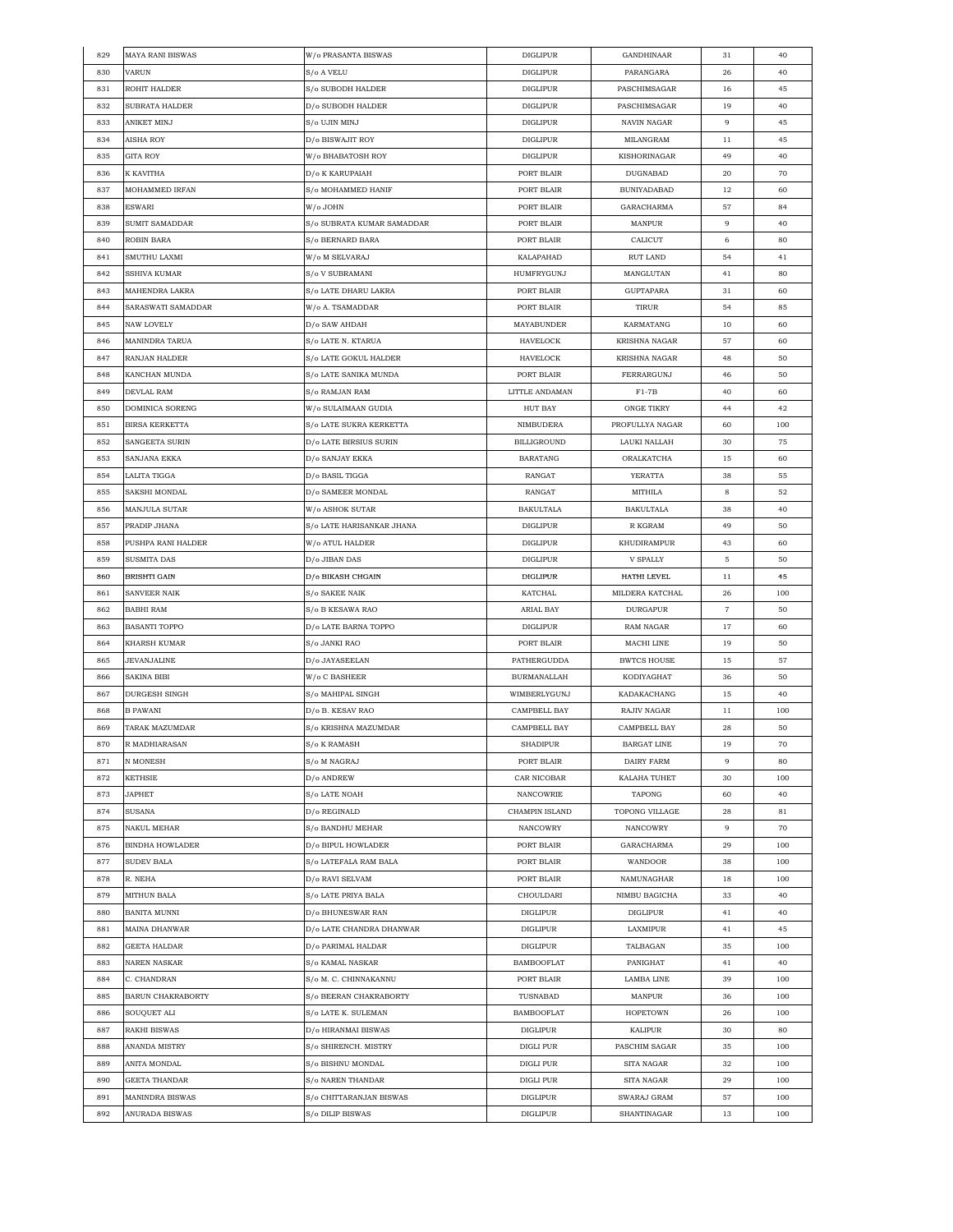| 829 | MAYA RANI BISWAS | W/o PRASANTA BISWAS | DIGLIPUR | GANDHINAAR | 31 | 40 |
|---|---|---|---|---|---|---|
| 830 | VARUN | S/o A VELU | DIGLIPUR | PARANGARA | 26 | 40 |
| 831 | ROHIT HALDER | S/o SUBODH HALDER | DIGLIPUR | PASCHIMSAGAR | 16 | 45 |
| 832 | SUBRATA HALDER | D/o SUBODH HALDER | DIGLIPUR | PASCHIMSAGAR | 19 | 40 |
| 833 | ANIKET MINJ | S/o UJIN MINJ | DIGLIPUR | NAVIN NAGAR | 9 | 45 |
| 834 | AISHA ROY | D/o BISWAJIT ROY | DIGLIPUR | MILANGRAM | 11 | 45 |
| 835 | GITA ROY | W/o BHABATOSH ROY | DIGLIPUR | KISHORINAGAR | 49 | 40 |
| 836 | K KAVITHA | D/o K KARUPAIAH | PORT BLAIR | DUGNABAD | 20 | 70 |
| 837 | MOHAMMED IRFAN | S/o MOHAMMED HANIF | PORT BLAIR | BUNIYADABAD | 12 | 60 |
| 838 | ESWARI | W/o JOHN | PORT BLAIR | GARACHARMA | 57 | 84 |
| 839 | SUMIT SAMADDAR | S/o SUBRATA KUMAR SAMADDAR | PORT BLAIR | MANPUR | 9 | 40 |
| 840 | ROBIN BARA | S/o BERNARD BARA | PORT BLAIR | CALICUT | 6 | 80 |
| 841 | SMUTHU LAXMI | W/o M SELVARAJ | KALAPAHAD | RUT LAND | 54 | 41 |
| 842 | SSHIVA KUMAR | S/o V SUBRAMANI | HUMFRYGUNJ | MANGLUTAN | 41 | 80 |
| 843 | MAHENDRA LAKRA | S/o LATE DHARU LAKRA | PORT BLAIR | GUPTAPARA | 31 | 60 |
| 844 | SARASWATI SAMADDAR | W/o A. TSAMADDAR | PORT BLAIR | TIRUR | 54 | 85 |
| 845 | NAW LOVELY | D/o SAW AHDAH | MAYABUNDER | KARMATANG | 10 | 60 |
| 846 | MANINDRA TARUA | S/o LATE N. KTARUA | HAVELOCK | KRISHNA NAGAR | 57 | 60 |
| 847 | RANJAN HALDER | S/o LATE GOKUL HALDER | HAVELOCK | KRISHNA NAGAR | 48 | 50 |
| 848 | KANCHAN MUNDA | S/o LATE SANIKA MUNDA | PORT BLAIR | FERRARGUNJ | 46 | 50 |
| 849 | DEVLAL RAM | S/o RAMJAN RAM | LITTLE ANDAMAN | F1-7B | 40 | 60 |
| 850 | DOMINICA SORENG | W/o SULAIMAAN GUDIA | HUT BAY | ONGE TIKRY | 44 | 42 |
| 851 | BIRSA KERKETTA | S/o LATE SUKRA KERKETTA | NIMBUDERA | PROFULLYA NAGAR | 60 | 100 |
| 852 | SANGEETA SURIN | D/o LATE BIRSIUS SURIN | BILLIGROUND | LAUKI NALLAH | 30 | 75 |
| 853 | SANJANA EKKA | D/o SANJAY EKKA | BARATANG | ORALKATCHA | 15 | 60 |
| 854 | LALITA TIGGA | D/o BASIL TIGGA | RANGAT | YERATTA | 38 | 55 |
| 855 | SAKSHI MONDAL | D/o SAMEER MONDAL | RANGAT | MITHILA | 8 | 52 |
| 856 | MANJULA SUTAR | W/o ASHOK SUTAR | BAKULTALA | BAKULTALA | 38 | 40 |
| 857 | PRADIP JHANA | S/o LATE HARISANKAR JHANA | DIGLIPUR | R KGRAM | 49 | 50 |
| 858 | PUSHPA RANI HALDER | W/o ATUL HALDER | DIGLIPUR | KHUDIRAMPUR | 43 | 60 |
| 859 | SUSMITA DAS | D/o JIBAN DAS | DIGLIPUR | V SPALLY | 5 | 50 |
| 860 | BRISHTI GAIN | D/o BIKASH CHGAIN | DIGLIPUR | HATHI LEVEL | 11 | 45 |
| 861 | SANVEER NAIK | S/o SAKEE NAIK | KATCHAL | MILDERA KATCHAL | 26 | 100 |
| 862 | BABHI RAM | S/o B KESAWA RAO | ARIAL BAY | DURGAPUR | 7 | 50 |
| 863 | BASANTI TOPPO | D/o LATE BARNA TOPPO | DIGLIPUR | RAM NAGAR | 17 | 60 |
| 864 | KHARSH KUMAR | S/o JANKI RAO | PORT BLAIR | MACHI LINE | 19 | 50 |
| 865 | JEVANJALINE | D/o JAYASEELAN | PATHERGUDDA | BWTCS HOUSE | 15 | 57 |
| 866 | SAKINA BIBI | W/o C BASHEER | BURMANALLAH | KODIYAGHAT | 36 | 50 |
| 867 | DURGESH SINGH | S/o MAHIPAL SINGH | WIMBERLYGUNJ | KADAKACHANG | 15 | 40 |
| 868 | B PAWANI | D/o B. KESAV RAO | CAMPBELL BAY | RAJIV NAGAR | 11 | 100 |
| 869 | TARAK MAZUMDAR | S/o KRISHNA MAZUMDAR | CAMPBELL BAY | CAMPBELL BAY | 28 | 50 |
| 870 | R MADHIARASAN | S/o K RAMASH | SHADIPUR | BARGAT LINE | 19 | 70 |
| 871 | N MONESH | S/o M NAGRAJ | PORT BLAIR | DAIRY FARM | 9 | 80 |
| 872 | KETHSIE | D/o ANDREW | CAR NICOBAR | KALAHA TUHET | 30 | 100 |
| 873 | JAPHET | S/o LATE NOAH | NANCOWRIE | TAPONG | 60 | 40 |
| 874 | SUSANA | D/o REGINALD | CHAMPIN ISLAND | TOPONG VILLAGE | 28 | 81 |
| 875 | NAKUL MEHAR | S/o BANDHU MEHAR | NANCOWRY | NANCOWRY | 9 | 70 |
| 876 | BINDHA HOWLADER | D/o BIPUL HOWLADER | PORT BLAIR | GARACHARMA | 29 | 100 |
| 877 | SUDEV BALA | S/o LATEFALA RAM BALA | PORT BLAIR | WANDOOR | 38 | 100 |
| 878 | R. NEHA | D/o RAVI SELVAM | PORT BLAIR | NAMUNAGHAR | 18 | 100 |
| 879 | MITHUN BALA | S/o LATE PRIYA BALA | CHOULDARI | NIMBU BAGICHA | 33 | 40 |
| 880 | BANITA MUNNI | D/o BHUNESWAR RAN | DIGLIPUR | DIGLIPUR | 41 | 40 |
| 881 | MAINA DHANWAR | D/o LATE CHANDRA DHANWAR | DIGLIPUR | LAXMIPUR | 41 | 45 |
| 882 | GEETA HALDAR | D/o PARIMAL HALDAR | DIGLIPUR | TALBAGAN | 35 | 100 |
| 883 | NAREN NASKAR | S/o KAMAL NASKAR | BAMBOOFLAT | PANIGHAT | 41 | 40 |
| 884 | C. CHANDRAN | S/o M. C. CHINNAKANNU | PORT BLAIR | LAMBA LINE | 39 | 100 |
| 885 | BARUN CHAKRABORTY | S/o BEERAN CHAKRABORTY | TUSNABAD | MANPUR | 36 | 100 |
| 886 | SOUQUET ALI | S/o LATE K. SULEMAN | BAMBOOFLAT | HOPETOWN | 26 | 100 |
| 887 | RAKHI BISWAS | D/o HIRANMAI BISWAS | DIGLIPUR | KALIPUR | 30 | 80 |
| 888 | ANANDA MISTRY | S/o SHIRENCH. MISTRY | DIGLI PUR | PASCHIM SAGAR | 35 | 100 |
| 889 | ANITA MONDAL | S/o BISHNU MONDAL | DIGLI PUR | SITA NAGAR | 32 | 100 |
| 890 | GEETA THANDAR | S/o NAREN THANDAR | DIGLI PUR | SITA NAGAR | 29 | 100 |
| 891 | MANINDRA BISWAS | S/o CHITTARANJAN BISWAS | DIGLIPUR | SWARAJ GRAM | 57 | 100 |
| 892 | ANURADA BISWAS | S/o DILIP BISWAS | DIGLIPUR | SHANTINAGAR | 13 | 100 |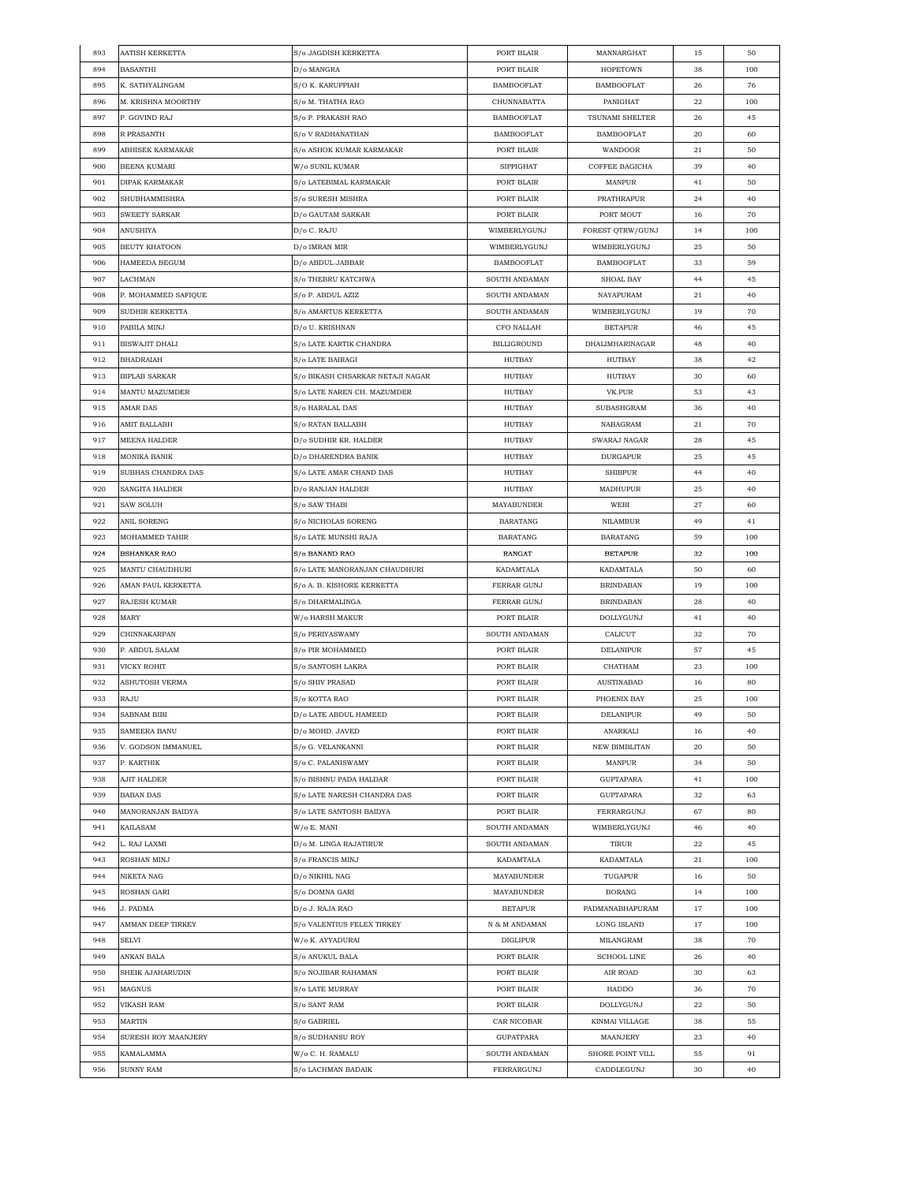| 893 | AATISH KERKETTA | S/o JAGDISH KERKETTA | PORT BLAIR | MANNARGHAT | 15 | 50 |
|---|---|---|---|---|---|---|
| 894 | BASANTHI | D/o MANGRA | PORT BLAIR | HOPETOWN | 38 | 100 |
| 895 | K. SATHYALINGAM | S/O K. KARUPPIAH | BAMBOOFLAT | BAMBOOFLAT | 26 | 76 |
| 896 | M. KRISHNA MOORTHY | S/o M. THATHA RAO | CHUNNABATTA | PANIGHAT | 22 | 100 |
| 897 | P. GOVIND RAJ | S/o P. PRAKASH RAO | BAMBOOFLAT | TSUNAMI SHELTER | 26 | 45 |
| 898 | R PRASANTH | S/o V RADHANATHAN | BAMBOOFLAT | BAMBOOFLAT | 20 | 60 |
| 899 | ABHISEK KARMAKAR | S/o ASHOK KUMAR KARMAKAR | PORT BLAIR | WANDOOR | 21 | 50 |
| 900 | BEENA KUMARI | W/o SUNIL KUMAR | SIPPIGHAT | COFFEE BAGICHA | 39 | 40 |
| 901 | DIPAK KARMAKAR | S/o LATEBIMAL KARMAKAR | PORT BLAIR | MANPUR | 41 | 50 |
| 902 | SHUBHAMMISHRA | S/o SURESH MISHRA | PORT BLAIR | PRATHRAPUR | 24 | 40 |
| 903 | SWEETY SARKAR | D/o GAUTAM SARKAR | PORT BLAIR | PORT MOUT | 16 | 70 |
| 904 | ANUSHIYA | D/o C. RAJU | WIMBERLYGUNJ | FOREST QTRW/GUNJ | 14 | 100 |
| 905 | BEUTY KHATOON | D/o IMRAN MIR | WIMBERLYGUNJ | WIMBERLYGUNJ | 25 | 50 |
| 906 | HAMEEDA BEGUM | D/o ABDUL JABBAR | BAMBOOFLAT | BAMBOOFLAT | 33 | 59 |
| 907 | LACHMAN | S/o THEBRU KATCHWA | SOUTH ANDAMAN | SHOAL BAY | 44 | 45 |
| 908 | P. MOHAMMED SAFIQUE | S/o P. ABDUL AZIZ | SOUTH ANDAMAN | NAYAPURAM | 21 | 40 |
| 909 | SUDHIR KERKETTA | S/o AMARTUS KERKETTA | SOUTH ANDAMAN | WIMBERLYGUNJ | 19 | 70 |
| 910 | PABILA MINJ | D/o U. KRISHNAN | CFO NALLAH | BETAPUR | 46 | 45 |
| 911 | BISWAJIT DHALI | S/o LATE KARTIK CHANDRA | BILLIGROUND | DHALIMHARINAGAR | 48 | 40 |
| 912 | BHADRAIAH | S/o LATE BAIRAGI | HUTBAY | HUTBAY | 38 | 42 |
| 913 | BIPLAB SARKAR | S/o BIKASH CHSARKAR NETAJI NAGAR | HUTBAY | HUTBAY | 30 | 60 |
| 914 | MANTU MAZUMDER | S/o LATE NAREN CH. MAZUMDER | HUTBAY | VK.PUR | 53 | 43 |
| 915 | AMAR DAS | S/o HARALAL DAS | HUTBAY | SUBASHGRAM | 36 | 40 |
| 916 | AMIT BALLABH | S/o RATAN BALLABH | HUTBAY | NABAGRAM | 21 | 70 |
| 917 | MEENA HALDER | D/o SUDHIR KR. HALDER | HUTBAY | SWARAJ NAGAR | 28 | 45 |
| 918 | MONIKA BANIK | D/o DHARENDRA BANIK | HUTBAY | DURGAPUR | 25 | 45 |
| 919 | SUBHAS CHANDRA DAS | S/o LATE AMAR CHAND DAS | HUTBAY | SHIBPUR | 44 | 40 |
| 920 | SANGITA HALDER | D/o RANJAN HALDER | HUTBAY | MADHUPUR | 25 | 40 |
| 921 | SAW SOLUH | S/o SAW THABI | MAYABUNDER | WEBI | 27 | 60 |
| 922 | ANIL SORENG | S/o NICHOLAS SORENG | BARATANG | NILAMBUR | 49 | 41 |
| 923 | MOHAMMED TAHIR | S/o LATE MUNSHI RAJA | BARATANG | BARATANG | 59 | 100 |
| 924 | BSHANKAR RAO | S/o BANAND RAO | RANGAT | BETAPUR | 32 | 100 |
| 925 | MANTU CHAUDHURI | S/o LATE MANORANJAN CHAUDHURI | KADAMTALA | KADAMTALA | 50 | 60 |
| 926 | AMAN PAUL KERKETTA | S/o A. B. KISHORE KERKETTA | FERRAR GUNJ | BRINDABAN | 19 | 100 |
| 927 | RAJESH KUMAR | S/o DHARMALINGA | FERRAR GUNJ | BRINDABAN | 28 | 40 |
| 928 | MARY | W/o HARSH MAKUR | PORT BLAIR | DOLLYGUNJ | 41 | 40 |
| 929 | CHINNAKARPAN | S/o PERIYASWAMY | SOUTH ANDAMAN | CALICUT | 32 | 70 |
| 930 | P. ABDUL SALAM | S/o PIR MOHAMMED | PORT BLAIR | DELANIPUR | 57 | 45 |
| 931 | VICKY ROHIT | S/o SANTOSH LAKRA | PORT BLAIR | CHATHAM | 23 | 100 |
| 932 | ASHUTOSH VERMA | S/o SHIV PRASAD | PORT BLAIR | AUSTINABAD | 16 | 80 |
| 933 | RAJU | S/o KOTTA RAO | PORT BLAIR | PHOENIX BAY | 25 | 100 |
| 934 | SABNAM BIBI | D/o LATE ABDUL HAMEED | PORT BLAIR | DELANIPUR | 49 | 50 |
| 935 | SAMEERA BANU | D/o MOHD. JAVED | PORT BLAIR | ANARKALI | 16 | 40 |
| 936 | V. GODSON IMMANUEL | S/o G. VELANKANNI | PORT BLAIR | NEW BIMBLITAN | 20 | 50 |
| 937 | P. KARTHIK | S/o C. PALANISWAMY | PORT BLAIR | MANPUR | 34 | 50 |
| 938 | AJIT HALDER | S/o BISHNU PADA HALDAR | PORT BLAIR | GUPTAPARA | 41 | 100 |
| 939 | BABAN DAS | S/o LATE NARESH CHANDRA DAS | PORT BLAIR | GUPTAPARA | 32 | 63 |
| 940 | MANORANJAN BAIDYA | S/o LATE SANTOSH BAIDYA | PORT BLAIR | FERRARGUNJ | 67 | 80 |
| 941 | KAILASAM | W/o E. MANI | SOUTH ANDAMAN | WIMBERLYGUNJ | 46 | 40 |
| 942 | L. RAJ LAXMI | D/o M. LINGA RAJATIRUR | SOUTH ANDAMAN | TIRUR | 22 | 45 |
| 943 | ROSHAN MINJ | S/o FRANCIS MINJ | KADAMTALA | KADAMTALA | 21 | 100 |
| 944 | NIKETA NAG | D/o NIKHIL NAG | MAYABUNDER | TUGAPUR | 16 | 50 |
| 945 | ROSHAN GARI | S/o DOMNA GARI | MAYABUNDER | BORANG | 14 | 100 |
| 946 | J. PADMA | D/o J. RAJA RAO | BETAPUR | PADMANABHAPURAM | 17 | 100 |
| 947 | AMMAN DEEP TIRKEY | S/o VALENTIUS FELEX TIRKEY | N & M ANDAMAN | LONG ISLAND | 17 | 100 |
| 948 | SELVI | W/o K. AYYADURAI | DIGLIPUR | MILANGRAM | 38 | 70 |
| 949 | ANKAN BALA | S/o ANUKUL BALA | PORT BLAIR | SCHOOL LINE | 26 | 40 |
| 950 | SHEIK AJAHARUDIN | S/o NOJIBAR RAHAMAN | PORT BLAIR | AIR ROAD | 30 | 63 |
| 951 | MAGNUS | S/o LATE MURRAY | PORT BLAIR | HADDO | 36 | 70 |
| 952 | VIKASH RAM | S/o SANT RAM | PORT BLAIR | DOLLYGUNJ | 22 | 50 |
| 953 | MARTIN | S/o GABRIEL | CAR NICOBAR | KINMAI VILLAGE | 38 | 55 |
| 954 | SURESH ROY MAANJERY | S/o SUDHANSU ROY | GUPATPARA | MAANJERY | 23 | 40 |
| 955 | KAMALAMMA | W/o C. H. RAMALU | SOUTH ANDAMAN | SHORE POINT VILL | 55 | 91 |
| 956 | SUNNY RAM | S/o LACHMAN BADAIK | FERRARGUNJ | CADDLEGUNJ | 30 | 40 |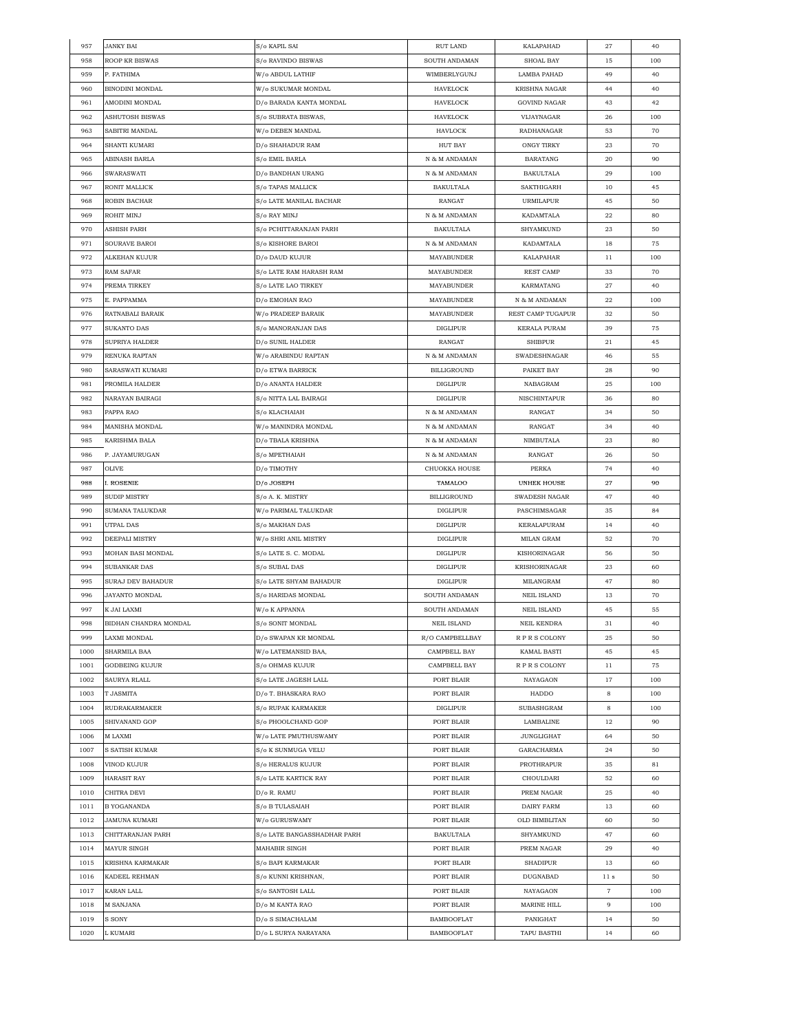| 957 | JANKY BAI | S/o KAPIL SAI | RUT LAND | KALAPAHAD | 27 | 40 |
|---|---|---|---|---|---|---|
| 958 | ROOP KR BISWAS | S/o RAVINDO BISWAS | SOUTH ANDAMAN | SHOAL BAY | 15 | 100 |
| 959 | P. FATHIMA | W/o ABDUL LATHIF | WIMBERLYGUNJ | LAMBA PAHAD | 49 | 40 |
| 960 | BINODINI MONDAL | W/o SUKUMAR MONDAL | HAVELOCK | KRISHNA NAGAR | 44 | 40 |
| 961 | AMODINI MONDAL | D/o BARADA KANTA MONDAL | HAVELOCK | GOVIND NAGAR | 43 | 42 |
| 962 | ASHUTOSH BISWAS | S/o SUBRATA BISWAS, | HAVELOCK | VIJAYNAGAR | 26 | 100 |
| 963 | SABITRI MANDAL | W/o DEBEN MANDAL | HAVLOCK | RADHANAGAR | 53 | 70 |
| 964 | SHANTI KUMARI | D/o SHAHADUR RAM | HUT BAY | ONGY TIRKY | 23 | 70 |
| 965 | ABINASH BARLA | S/o EMIL BARLA | N & M ANDAMAN | BARATANG | 20 | 90 |
| 966 | SWARASWATI | D/o BANDHAN URANG | N & M ANDAMAN | BAKULTALA | 29 | 100 |
| 967 | RONIT MALLICK | S/o TAPAS MALLICK | BAKULTALA | SAKTHIGARH | 10 | 45 |
| 968 | ROBIN BACHAR | S/o LATE MANILAL BACHAR | RANGAT | URMILAPUR | 45 | 50 |
| 969 | ROHIT MINJ | S/o RAY MINJ | N & M ANDAMAN | KADAMTALA | 22 | 80 |
| 970 | ASHISH PARH | S/o PCHITTARANJAN PARH | BAKULTALA | SHYAMKUND | 23 | 50 |
| 971 | SOURAVE BAROI | S/o KISHORE BAROI | N & M ANDAMAN | KADAMTALA | 18 | 75 |
| 972 | ALKEHAN KUJUR | D/o DAUD KUJUR | MAYABUNDER | KALAPAHAR | 11 | 100 |
| 973 | RAM SAFAR | S/o LATE RAM HARASH RAM | MAYABUNDER | REST CAMP | 33 | 70 |
| 974 | PREMA TIRKEY | S/o LATE LAO TIRKEY | MAYABUNDER | KARMATANG | 27 | 40 |
| 975 | E. PAPPAMMA | D/o EMOHAN RAO | MAYABUNDER | N & M ANDAMAN | 22 | 100 |
| 976 | RATNABALI BARAIK | W/o PRADEEP BARAIK | MAYABUNDER | REST CAMP TUGAPUR | 32 | 50 |
| 977 | SUKANTO DAS | S/o MANORANJAN DAS | DIGLIPUR | KERALA PURAM | 39 | 75 |
| 978 | SUPRIYA HALDER | D/o SUNIL HALDER | RANGAT | SHIBPUR | 21 | 45 |
| 979 | RENUKA RAPTAN | W/o ARABINDU RAPTAN | N & M ANDAMAN | SWADESHNAGAR | 46 | 55 |
| 980 | SARASWATI KUMARI | D/o ETWA BARRICK | BILLIGROUND | PAIKET BAY | 28 | 90 |
| 981 | PROMILA HALDER | D/o ANANTA HALDER | DIGLIPUR | NABAGRAM | 25 | 100 |
| 982 | NARAYAN BAIRAGI | S/o NITTA LAL BAIRAGI | DIGLIPUR | NISCHINTAPUR | 36 | 80 |
| 983 | PAPPA RAO | S/o KLACHAIAH | N & M ANDAMAN | RANGAT | 34 | 50 |
| 984 | MANISHA MONDAL | W/o MANINDRA MONDAL | N & M ANDAMAN | RANGAT | 34 | 40 |
| 985 | KARISHMA BALA | D/o TBALA KRISHNA | N & M ANDAMAN | NIMBUTALA | 23 | 80 |
| 986 | P. JAYAMURUGAN | S/o MPETHAIAH | N & M ANDAMAN | RANGAT | 26 | 50 |
| 987 | OLIVE | D/o TIMOTHY | CHUOKKA HOUSE | PERKA | 74 | 40 |
| 988 | I. ROSENIE | D/o JOSEPH | TAMALOO | UNHEK HOUSE | 27 | 90 |
| 989 | SUDIP MISTRY | S/o A. K. MISTRY | BILLIGROUND | SWADESH NAGAR | 47 | 40 |
| 990 | SUMANA TALUKDAR | W/o PARIMAL TALUKDAR | DIGLIPUR | PASCHIMSAGAR | 35 | 84 |
| 991 | UTPAL DAS | S/o MAKHAN DAS | DIGLIPUR | KERALAPURAM | 14 | 40 |
| 992 | DEEPALI MISTRY | W/o SHRI ANIL MISTRY | DIGLIPUR | MILAN GRAM | 52 | 70 |
| 993 | MOHAN BASI MONDAL | S/o LATE S. C. MODAL | DIGLIPUR | KISHORINAGAR | 56 | 50 |
| 994 | SUBANKAR DAS | S/o SUBAL DAS | DIGLIPUR | KRISHORINAGAR | 23 | 60 |
| 995 | SURAJ DEV BAHADUR | S/o LATE SHYAM BAHADUR | DIGLIPUR | MILANGRAM | 47 | 80 |
| 996 | JAYANTO MONDAL | S/o HARIDAS MONDAL | SOUTH ANDAMAN | NEIL ISLAND | 13 | 70 |
| 997 | K JAI LAXMI | W/o K APPANNA | SOUTH ANDAMAN | NEIL ISLAND | 45 | 55 |
| 998 | BIDHAN CHANDRA MONDAL | S/o SONIT MONDAL | NEIL ISLAND | NEIL KENDRA | 31 | 40 |
| 999 | LAXMI MONDAL | D/o SWAPAN KR MONDAL | R/O CAMPBELLBAY | R P R S COLONY | 25 | 50 |
| 1000 | SHARMILA BAA | W/o LATEMANSID BAA, | CAMPBELL BAY | KAMAL BASTI | 45 | 45 |
| 1001 | GODBEING KUJUR | S/o OHMAS KUJUR | CAMPBELL BAY | R P R S COLONY | 11 | 75 |
| 1002 | SAURYA RLALL | S/o LATE JAGESH LALL | PORT BLAIR | NAYAGAON | 17 | 100 |
| 1003 | T JASMITA | D/o T. BHASKARA RAO | PORT BLAIR | HADDO | 8 | 100 |
| 1004 | RUDRAKARMAKER | S/o RUPAK KARMAKER | DIGLIPUR | SUBASHGRAM | 8 | 100 |
| 1005 | SHIVANAND GOP | S/o PHOOLCHAND GOP | PORT BLAIR | LAMBALINE | 12 | 90 |
| 1006 | M LAXMI | W/o LATE PMUTHUSWAMY | PORT BLAIR | JUNGLIGHAT | 64 | 50 |
| 1007 | S SATISH KUMAR | S/o K SUNMUGA VELU | PORT BLAIR | GARACHARMA | 24 | 50 |
| 1008 | VINOD KUJUR | S/o HERALUS KUJUR | PORT BLAIR | PROTHRAPUR | 35 | 81 |
| 1009 | HARASIT RAY | S/o LATE KARTICK RAY | PORT BLAIR | CHOULDARI | 52 | 60 |
| 1010 | CHITRA DEVI | D/o R. RAMU | PORT BLAIR | PREM NAGAR | 25 | 40 |
| 1011 | B YOGANANDA | S/o B TULASAIAH | PORT BLAIR | DAIRY FARM | 13 | 60 |
| 1012 | JAMUNA KUMARI | W/o GURUSWAMY | PORT BLAIR | OLD BIMBLITAN | 60 | 50 |
| 1013 | CHITTARANJAN PARH | S/o LATE BANGASSHADHAR PARH | BAKULTALA | SHYAMKUND | 47 | 60 |
| 1014 | MAYUR SINGH | MAHABIR SINGH | PORT BLAIR | PREM NAGAR | 29 | 40 |
| 1015 | KRISHNA KARMAKAR | S/o BAPI KARMAKAR | PORT BLAIR | SHADIPUR | 13 | 60 |
| 1016 | KADEEL REHMAN | S/o KUNNI KRISHNAN, | PORT BLAIR | DUGNABAD | 11 s | 50 |
| 1017 | KARAN LALL | S/o SANTOSH LALL | PORT BLAIR | NAYAGAON | 7 | 100 |
| 1018 | M SANJANA | D/o M KANTA RAO | PORT BLAIR | MARINE HILL | 9 | 100 |
| 1019 | S SONY | D/o S SIMACHALAM | BAMBOOFLAT | PANIGHAT | 14 | 50 |
| 1020 | L KUMARI | D/o L SURYA NARAYANA | BAMBOOFLAT | TAPU BASTHI | 14 | 60 |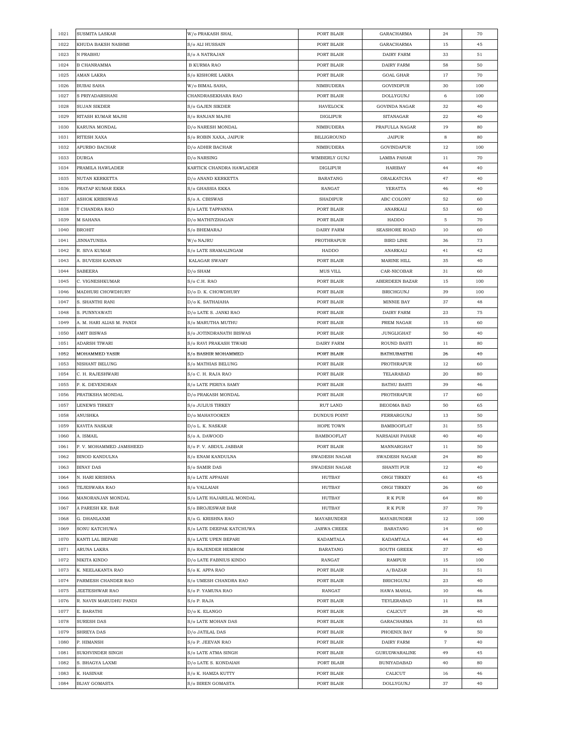| 1021 | SUSMITA LASKAR | W/o PRAKASH SHAI, | PORT BLAIR | GARACHARMA | 24 | 70 |
|---|---|---|---|---|---|---|
| 1022 | KHUDA BAKSH NASHMI | S/o ALI HUSSAIN | PORT BLAIR | GARACHARMA | 15 | 45 |
| 1023 | N PRABHU | S/o A NATRAJAN | PORT BLAIR | DAIRY FARM | 33 | 51 |
| 1024 | B CHANRAMMA | B KURMA RAO | PORT BLAIR | DAIRY FARM | 58 | 50 |
| 1025 | AMAN LAKRA | S/o KISHORE LAKRA | PORT BLAIR | GOAL GHAR | 17 | 70 |
| 1026 | BUBAI SAHA | W/o BIMAL SAHA, | NIMBUDERA | GOVINDPUR | 30 | 100 |
| 1027 | S PRIYADARSHANI | CHANDRASEKHARA RAO | PORT BLAIR | DOLLYGUNJ | 6 | 100 |
| 1028 | SUJAN SIKDER | S/o GAJEN SIKDER | HAVELOCK | GOVINDA NAGAR | 32 | 40 |
| 1029 | RITASH KUMAR MAJHI | S/o RANJAN MAJHI | DIGLIPUR | SITANAGAR | 22 | 40 |
| 1030 | KARUNA MONDAL | D/o NARESH MONDAL | NIMBUDERA | PRAFULLA NAGAR | 19 | 80 |
| 1031 | RITESH XAXA | S/o ROBIN XAXA, JAIPUR | BILLIGROUND | JAIPUR | 8 | 80 |
| 1032 | APURBO BACHAR | D/o ADHIR BACHAR | NIMBUDERA | GOVINDAPUR | 12 | 100 |
| 1033 | DURGA | D/o NARSING | WIMBERLY GUNJ | LAMBA PAHAR | 11 | 70 |
| 1034 | PRAMILA HAWLADER | KARTICK CHANDRA HAWLADER | DIGLIPUR | HARIBAY | 44 | 40 |
| 1035 | NUTAN KERKETTA | D/o ANAND KERKETTA | BARATANG | ORALKATCHA | 47 | 40 |
| 1036 | PRATAP KUMAR EKKA | S/o GHASSIA EKKA | RANGAT | YERATTA | 46 | 40 |
| 1037 | ASHOK KRBISWAS | S/o A. CBISWAS | SHADIPUR | ABC COLONY | 52 | 60 |
| 1038 | T CHANDRA RAO | S/o LATE TAPPANNA | PORT BLAIR | ANARKALI | 53 | 60 |
| 1039 | M SAHANA | D/o MATHIYZHAGAN | PORT BLAIR | HADDO | 5 | 70 |
| 1040 | BROHIT | S/o BHEMARAJ | DAIRY FARM | SEASHORE ROAD | 10 | 60 |
| 1041 | JINNATUNISA | W/o NAJRU | PROTHRAPUR | BIRD LINE | 36 | 73 |
| 1042 | R. SIVA KUMAR | S/o LATE SRAMALINGAM | HADDO | ANARKALI | 41 | 42 |
| 1043 | A. BUVESH KANNAN | KALAGAR SWAMY | PORT BLAIR | MARINE HILL | 35 | 40 |
| 1044 | SABEERA | D/o SHAM | MUS VILL | CAR-NICOBAR | 31 | 60 |
| 1045 | C. VIGNESHKUMAR | S/o C.H. RAO | PORT BLAIR | ABERDEEN BAZAR | 15 | 100 |
| 1046 | MADHURI CHOWDHURY | D/o D. K. CHOWDHURY | PORT BLAIR | BRICHGUNJ | 39 | 100 |
| 1047 | S. SHANTHI RANI | D/o K. SATHAIAHA | PORT BLAIR | MINNIE BAY | 37 | 48 |
| 1048 | S. PUNNYAWATI | D/o LATE S. JANKI RAO | PORT BLAIR | DAIRY FARM | 23 | 75 |
| 1049 | A. M. HARI ALIAS M. PANDI | S/o MARUTHA MUTHU | PORT BLAIR | PREM NAGAR | 15 | 60 |
| 1050 | AMIT BISWAS | S/o JOTINDRANATH BISWAS | PORT BLAIR | JUNGLIGHAT | 50 | 40 |
| 1051 | ADARSH TIWARI | S/o RAVI PRAKASH TIWARI | DAIRY FARM | ROUND BASTI | 11 | 80 |
| 1052 | MOHAMMED YASIR | S/o BASHIR MOHAMMED | PORT BLAIR | BATHUBASTHI | 26 | 40 |
| 1053 | NISHANT BELUNG | S/o MATHIAS BELUNG | PORT BLAIR | PROTHRAPUR | 12 | 60 |
| 1054 | C. H. RAJESHWARI | S/o C. H. RAJA RAO | PORT BLAIR | TELARABAD | 20 | 80 |
| 1055 | P. K. DEVENDRAN | S/o LATE PERIYA SAMY | PORT BLAIR | BATHU BASTI | 39 | 46 |
| 1056 | PRATIKSHA MONDAL | D/o PRAKASH MONDAL | PORT BLAIR | PROTHRAPUR | 17 | 60 |
| 1057 | LENEWS TIRKEY | S/o JULIUS TIRKEY | RUT LAND | BEODMA BAD | 50 | 65 |
| 1058 | ANUSHKA | D/o MAHAYOOKEN | DUNDUS POINT | FERRARGUNJ | 13 | 50 |
| 1059 | KAVITA NASKAR | D/o L. K. NASKAR | HOPE TOWN | BAMBOOFLAT | 31 | 55 |
| 1060 | A. ISMAIL | S/o A. DAWOOD | BAMBOOFLAT | NARSAIAH PAHAR | 40 | 40 |
| 1061 | P. V. MOHAMMED JAMSHEED | S/o P. V. ABDUL JABBAR | PORT BLAIR | MANNARGHAT | 11 | 50 |
| 1062 | BINOD KANDULNA | S/o ENAM KANDULNA | SWADESH NAGAR | SWADESH NAGAR | 24 | 80 |
| 1063 | BINAY DAS | S/o SAMIR DAS | SWADESH NAGAR | SHANTI PUR | 12 | 40 |
| 1064 | N. HARI KRISHNA | S/o LATE APPAIAH | HUTBAY | ONGI TIRKEY | 61 | 45 |
| 1065 | TEJESWARA RAO | S/o VALLAIAH | HUTBAY | ONGI TIRKEY | 26 | 60 |
| 1066 | MANORANJAN MONDAL | S/o LATE HAJARILAL MONDAL | HUTBAY | R K PUR | 64 | 80 |
| 1067 | A PARESH KR. BAR | S/o BROJESWAR BAR | HUTBAY | R K PUR | 37 | 70 |
| 1068 | G. DHANLAXMI | S/o G. KRISHNA RAO | MAYABUNDER | MAYABUNDER | 12 | 100 |
| 1069 | SONU KATCHUWA | S/o LATE DEEPAK KATCHUWA | JARWA CREEK | BARATANG | 14 | 60 |
| 1070 | KANTI LAL BEPARI | S/o LATE UPEN BEPARI | KADAMTALA | KADAMTALA | 44 | 40 |
| 1071 | ARUNA LAKRA | S/o RAJENDER HEMROM | BARATANG | SOUTH GREEK | 37 | 40 |
| 1072 | NIKITA KINDO | D/o LATE FABNIUS KINDO | RANGAT | RAMPUR | 15 | 100 |
| 1073 | K. NEELAKANTA RAO | S/o K. APPA RAO | PORT BLAIR | A/BAZAR | 31 | 51 |
| 1074 | PARMESH CHANDER RAO | S/o UMESH CHANDRA RAO | PORT BLAIR | BRICHGUNJ | 23 | 40 |
| 1075 | JEETESHWAR RAO | S/o P. YAMUNA RAO | RANGAT | HAWA MAHAL | 10 | 46 |
| 1076 | R. NAVIN MARUDHU PANDI | S/o P. RAJA | PORT BLAIR | TEYLERABAD | 11 | 88 |
| 1077 | E. BARATHI | D/o K. ELANGO | PORT BLAIR | CALICUT | 28 | 40 |
| 1078 | SURESH DAS | S/o LATE MOHAN DAS | PORT BLAIR | GARACHARMA | 31 | 65 |
| 1079 | SHREYA DAS | D/o JATILAL DAS | PORT BLAIR | PHOENIX BAY | 9 | 50 |
| 1080 | P. HIMANSH | S/o P. JEEVAN RAO | PORT BLAIR | DAIRY FARM | 7 | 40 |
| 1081 | SUKHVINDER SINGH | S/o LATE ATMA SINGH | PORT BLAIR | GURUDWARALINE | 49 | 45 |
| 1082 | S. BHAGYA LAXMI | D/o LATE S. KONDAIAH | PORT BLAIR | BUNIYADABAD | 40 | 80 |
| 1083 | K. HASINAR | S/o K. HAMZA KUTTY | PORT BLAIR | CALICUT | 16 | 46 |
| 1084 | BIJAY GOMASTA | S/o BIREN GOMASTA | PORT BLAIR | DOLLYGUNJ | 37 | 40 |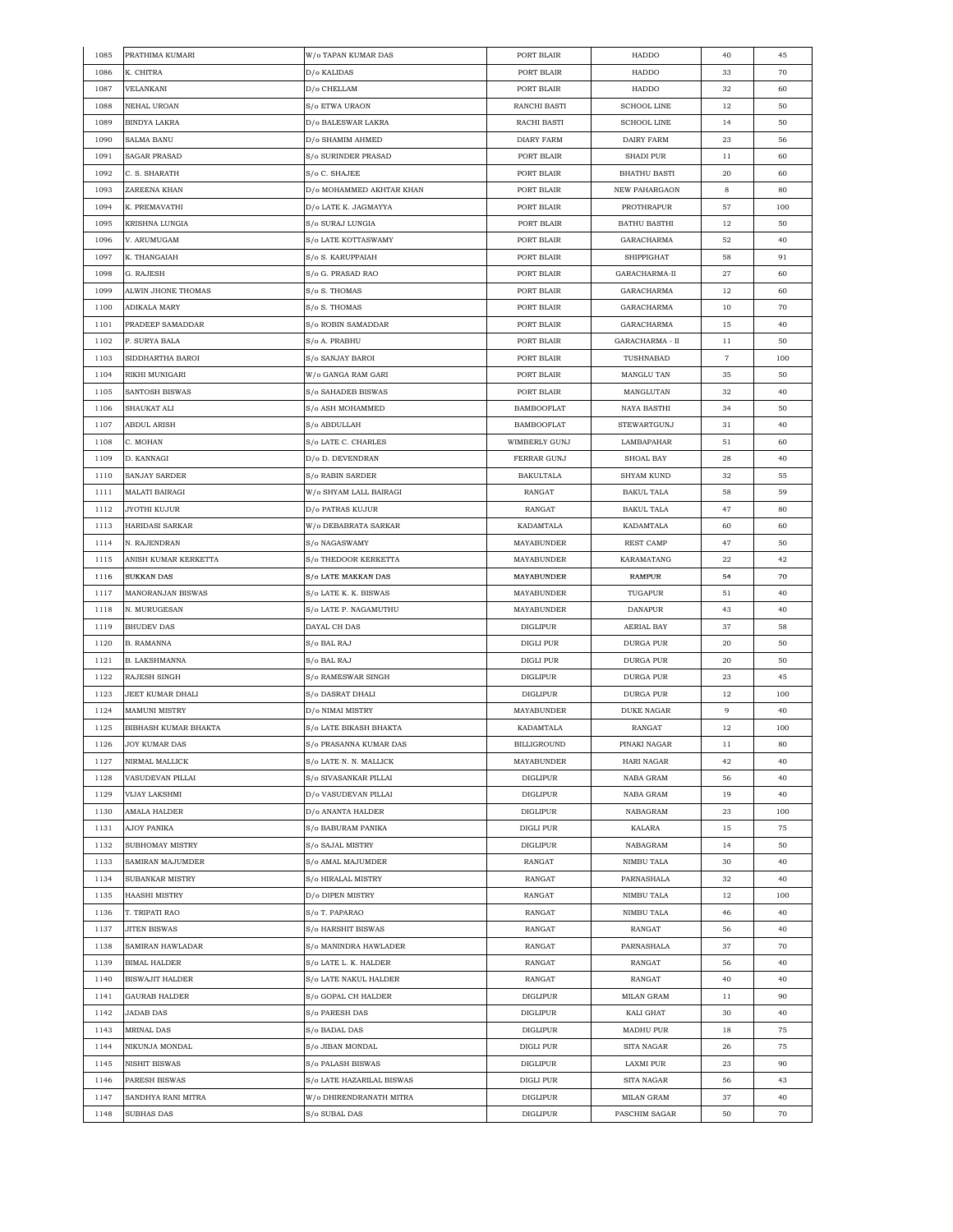| | | | | | | |
|---|---|---|---|---|---|---|
| 1085 | PRATHIMA KUMARI | W/o TAPAN KUMAR DAS | PORT BLAIR | HADDO | 40 | 45 |
| 1086 | K. CHITRA | D/o KALIDAS | PORT BLAIR | HADDO | 33 | 70 |
| 1087 | VELANKANI | D/o CHELLAM | PORT BLAIR | HADDO | 32 | 60 |
| 1088 | NEHAL UROAN | S/o ETWA URAON | RANCHI BASTI | SCHOOL LINE | 12 | 50 |
| 1089 | BINDYA LAKRA | D/o BALESWAR LAKRA | RACHI BASTI | SCHOOL LINE | 14 | 50 |
| 1090 | SALMA BANU | D/o SHAMIM AHMED | DIARY FARM | DAIRY FARM | 23 | 56 |
| 1091 | SAGAR PRASAD | S/o SURINDER PRASAD | PORT BLAIR | SHADI PUR | 11 | 60 |
| 1092 | C. S. SHARATH | S/o C. SHAJEE | PORT BLAIR | BHATHU BASTI | 20 | 60 |
| 1093 | ZAREENA KHAN | D/o MOHAMMED AKHTAR KHAN | PORT BLAIR | NEW PAHARGAON | 8 | 80 |
| 1094 | K. PREMAVATHI | D/o LATE K. JAGMAYYA | PORT BLAIR | PROTHRAPUR | 57 | 100 |
| 1095 | KRISHNA LUNGIA | S/o SURAJ LUNGIA | PORT BLAIR | BATHU BASTHI | 12 | 50 |
| 1096 | V. ARUMUGAM | S/o LATE KOTTASWAMY | PORT BLAIR | GARACHARMA | 52 | 40 |
| 1097 | K. THANGAIAH | S/o S. KARUPPAIAH | PORT BLAIR | SHIPPIGHAT | 58 | 91 |
| 1098 | G. RAJESH | S/o G. PRASAD RAO | PORT BLAIR | GARACHARMA-II | 27 | 60 |
| 1099 | ALWIN JHONE THOMAS | S/o S. THOMAS | PORT BLAIR | GARACHARMA | 12 | 60 |
| 1100 | ADIKALA MARY | S/o S. THOMAS | PORT BLAIR | GARACHARMA | 10 | 70 |
| 1101 | PRADEEP SAMADDAR | S/o ROBIN SAMADDAR | PORT BLAIR | GARACHARMA | 15 | 40 |
| 1102 | P. SURYA BALA | S/o A. PRABHU | PORT BLAIR | GARACHARMA - II | 11 | 50 |
| 1103 | SIDDHARTHA BAROI | S/o SANJAY BAROI | PORT BLAIR | TUSHNABAD | 7 | 100 |
| 1104 | RIKHI MUNIGARI | W/o GANGA RAM GARI | PORT BLAIR | MANGLU TAN | 35 | 50 |
| 1105 | SANTOSH BISWAS | S/o SAHADEB BISWAS | PORT BLAIR | MANGLUTAN | 32 | 40 |
| 1106 | SHAUKAT ALI | S/o ASH MOHAMMED | BAMBOOFLAT | NAYA BASTHI | 34 | 50 |
| 1107 | ABDUL ARISH | S/o ABDULLAH | BAMBOOFLAT | STEWARTGUNJ | 31 | 40 |
| 1108 | C. MOHAN | S/o LATE C. CHARLES | WIMBERLY GUNJ | LAMBAPAHAR | 51 | 60 |
| 1109 | D. KANNAGI | D/o D. DEVENDRAN | FERRAR GUNJ | SHOAL BAY | 28 | 40 |
| 1110 | SANJAY SARDER | S/o RABIN SARDER | BAKULTALA | SHYAM KUND | 32 | 55 |
| 1111 | MALATI BAIRAGI | W/o SHYAM LALL BAIRAGI | RANGAT | BAKUL TALA | 58 | 59 |
| 1112 | JYOTHI KUJUR | D/o PATRAS KUJUR | RANGAT | BAKUL TALA | 47 | 80 |
| 1113 | HARIDASI SARKAR | W/o DEBABRATA SARKAR | KADAMTALA | KADAMTALA | 60 | 60 |
| 1114 | N. RAJENDRAN | S/o NAGASWAMY | MAYABUNDER | REST CAMP | 47 | 50 |
| 1115 | ANISH KUMAR KERKETTA | S/o THEDOOR KERKETTA | MAYABUNDER | KARAMATANG | 22 | 42 |
| 1116 | SUKKAN DAS | S/o LATE MAKKAN DAS | MAYABUNDER | RAMPUR | 54 | 70 |
| 1117 | MANORANJAN BISWAS | S/o LATE K. K. BISWAS | MAYABUNDER | TUGAPUR | 51 | 40 |
| 1118 | N. MURUGESAN | S/o LATE P. NAGAMUTHU | MAYABUNDER | DANAPUR | 43 | 40 |
| 1119 | BHUDEV DAS | DAYAL CH DAS | DIGLIPUR | AERIAL BAY | 37 | 58 |
| 1120 | B. RAMANNA | S/o BAL RAJ | DIGLI PUR | DURGA PUR | 20 | 50 |
| 1121 | B. LAKSHMANNA | S/o BAL RAJ | DIGLI PUR | DURGA PUR | 20 | 50 |
| 1122 | RAJESH SINGH | S/o RAMESWAR SINGH | DIGLIPUR | DURGA PUR | 23 | 45 |
| 1123 | JEET KUMAR DHALI | S/o DASRAT DHALI | DIGLIPUR | DURGA PUR | 12 | 100 |
| 1124 | MAMUNI MISTRY | D/o NIMAI MISTRY | MAYABUNDER | DUKE NAGAR | 9 | 40 |
| 1125 | BIBHASH KUMAR BHAKTA | S/o LATE BIKASH BHAKTA | KADAMTALA | RANGAT | 12 | 100 |
| 1126 | JOY KUMAR DAS | S/o PRASANNA KUMAR DAS | BILLIGROUND | PINAKI NAGAR | 11 | 80 |
| 1127 | NIRMAL MALLICK | S/o LATE N. N. MALLICK | MAYABUNDER | HARI NAGAR | 42 | 40 |
| 1128 | VASUDEVAN PILLAI | S/o SIVASANKAR PILLAI | DIGLIPUR | NABA GRAM | 56 | 40 |
| 1129 | VIJAY LAKSHMI | D/o VASUDEVAN PILLAI | DIGLIPUR | NABA GRAM | 19 | 40 |
| 1130 | AMALA HALDER | D/o ANANTA HALDER | DIGLIPUR | NABAGRAM | 23 | 100 |
| 1131 | AJOY PANIKA | S/o BABURAM PANIKA | DIGLI PUR | KALARA | 15 | 75 |
| 1132 | SUBHOMAY MISTRY | S/o SAJAL MISTRY | DIGLIPUR | NABAGRAM | 14 | 50 |
| 1133 | SAMIRAN MAJUMDER | S/o AMAL MAJUMDER | RANGAT | NIMBU TALA | 30 | 40 |
| 1134 | SUBANKAR MISTRY | S/o HIRALAL MISTRY | RANGAT | PARNASHALA | 32 | 40 |
| 1135 | HAASHI MISTRY | D/o DIPEN MISTRY | RANGAT | NIMBU TALA | 12 | 100 |
| 1136 | T. TRIPATI RAO | S/o T. PAPARAO | RANGAT | NIMBU TALA | 46 | 40 |
| 1137 | JITEN BISWAS | S/o HARSHIT BISWAS | RANGAT | RANGAT | 56 | 40 |
| 1138 | SAMIRAN HAWLADAR | S/o MANINDRA HAWLADER | RANGAT | PARNASHALA | 37 | 70 |
| 1139 | BIMAL HALDER | S/o LATE L. K. HALDER | RANGAT | RANGAT | 56 | 40 |
| 1140 | BISWAJIT HALDER | S/o LATE NAKUL HALDER | RANGAT | RANGAT | 40 | 40 |
| 1141 | GAURAB HALDER | S/o GOPAL CH HALDER | DIGLIPUR | MILAN GRAM | 11 | 90 |
| 1142 | JADAB DAS | S/o PARESH DAS | DIGLIPUR | KALI GHAT | 30 | 40 |
| 1143 | MRINAL DAS | S/o BADAL DAS | DIGLIPUR | MADHU PUR | 18 | 75 |
| 1144 | NIKUNJA MONDAL | S/o JIBAN MONDAL | DIGLI PUR | SITA NAGAR | 26 | 75 |
| 1145 | NISHIT BISWAS | S/o PALASH BISWAS | DIGLIPUR | LAXMI PUR | 23 | 90 |
| 1146 | PARESH BISWAS | S/o LATE HAZARILAL BISWAS | DIGLI PUR | SITA NAGAR | 56 | 43 |
| 1147 | SANDHYA RANI MITRA | W/o DHIRENDRANATH MITRA | DIGLIPUR | MILAN GRAM | 37 | 40 |
| 1148 | SUBHAS DAS | S/o SUBAL DAS | DIGLIPUR | PASCHIM SAGAR | 50 | 70 |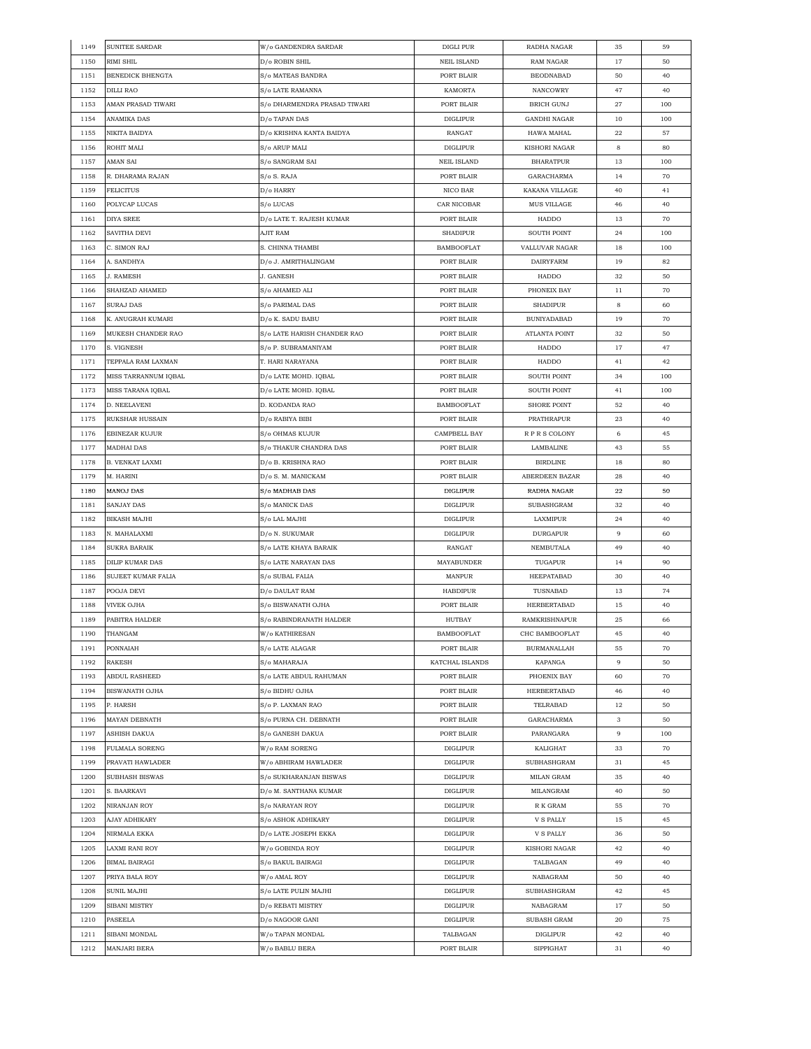| 1149 | SUNITEE SARDAR | W/o GANDENDRA SARDAR | DIGLI PUR | RADHA NAGAR | 35 | 59 |
|---|---|---|---|---|---|---|
| 1150 | RIMI SHIL | D/o ROBIN SHIL | NEIL ISLAND | RAM NAGAR | 17 | 50 |
| 1151 | BENEDICK BHENGTA | S/o MATEAS BANDRA | PORT BLAIR | BEODNABAD | 50 | 40 |
| 1152 | DILLI RAO | S/o LATE RAMANNA | KAMORTA | NANCOWRY | 47 | 40 |
| 1153 | AMAN PRASAD TIWARI | S/o DHARMENDRA PRASAD TIWARI | PORT BLAIR | BRICH GUNJ | 27 | 100 |
| 1154 | ANAMIKA DAS | D/o TAPAN DAS | DIGLIPUR | GANDHI NAGAR | 10 | 100 |
| 1155 | NIKITA BAIDYA | D/o KRISHNA KANTA BAIDYA | RANGAT | HAWA MAHAL | 22 | 57 |
| 1156 | ROHIT MALI | S/o ARUP MALI | DIGLIPUR | KISHORI NAGAR | 8 | 80 |
| 1157 | AMAN SAI | S/o SANGRAM SAI | NEIL ISLAND | BHARATPUR | 13 | 100 |
| 1158 | R. DHARAMA RAJAN | S/o S. RAJA | PORT BLAIR | GARACHARMA | 14 | 70 |
| 1159 | FELICITUS | D/o HARRY | NICO BAR | KAKANA VILLAGE | 40 | 41 |
| 1160 | POLYCAP LUCAS | S/o LUCAS | CAR NICOBAR | MUS VILLAGE | 46 | 40 |
| 1161 | DIYA SREE | D/o LATE T. RAJESH KUMAR | PORT BLAIR | HADDO | 13 | 70 |
| 1162 | SAVITHA DEVI | AJIT RAM | SHADIPUR | SOUTH POINT | 24 | 100 |
| 1163 | C. SIMON RAJ | S. CHINNA THAMBI | BAMBOOFLAT | VALLUVAR NAGAR | 18 | 100 |
| 1164 | A. SANDHYA | D/o J. AMRITHALINGAM | PORT BLAIR | DAIRYFARM | 19 | 82 |
| 1165 | J. RAMESH | J. GANESH | PORT BLAIR | HADDO | 32 | 50 |
| 1166 | SHAHZAD AHAMED | S/o AHAMED ALI | PORT BLAIR | PHONEIX BAY | 11 | 70 |
| 1167 | SURAJ DAS | S/o PARIMAL DAS | PORT BLAIR | SHADIPUR | 8 | 60 |
| 1168 | K. ANUGRAH KUMARI | D/o K. SADU BABU | PORT BLAIR | BUNIYADABAD | 19 | 70 |
| 1169 | MUKESH CHANDER RAO | S/o LATE HARISH CHANDER RAO | PORT BLAIR | ATLANTA POINT | 32 | 50 |
| 1170 | S. VIGNESH | S/o P. SUBRAMANIYAM | PORT BLAIR | HADDO | 17 | 47 |
| 1171 | TEPPALA RAM LAXMAN | T. HARI NARAYANA | PORT BLAIR | HADDO | 41 | 42 |
| 1172 | MISS TARRANNUM IQBAL | D/o LATE MOHD. IQBAL | PORT BLAIR | SOUTH POINT | 34 | 100 |
| 1173 | MISS TARANA IQBAL | D/o LATE MOHD. IQBAL | PORT BLAIR | SOUTH POINT | 41 | 100 |
| 1174 | D. NEELAVENI | D. KODANDA RAO | BAMBOOFLAT | SHORE POINT | 52 | 40 |
| 1175 | RUKSHAR HUSSAIN | D/o RABIYA BIBI | PORT BLAIR | PRATHRAPUR | 23 | 40 |
| 1176 | EBINEZAR KUJUR | S/o OHMAS KUJUR | CAMPBELL BAY | R P R S COLONY | 6 | 45 |
| 1177 | MADHAI DAS | S/o THAKUR CHANDRA DAS | PORT BLAIR | LAMBALINE | 43 | 55 |
| 1178 | B. VENKAT LAXMI | D/o B. KRISHNA RAO | PORT BLAIR | BIRDLINE | 18 | 80 |
| 1179 | M. HARINI | D/o S. M. MANICKAM | PORT BLAIR | ABERDEEN BAZAR | 28 | 40 |
| 1180 | MANOJ DAS | S/o MADHAB DAS | DIGLIPUR | RADHA NAGAR | 22 | 50 |
| 1181 | SANJAY DAS | S/o MANICK DAS | DIGLIPUR | SUBASHGRAM | 32 | 40 |
| 1182 | BIKASH MAJHI | S/o LAL MAJHI | DIGLIPUR | LAXMIPUR | 24 | 40 |
| 1183 | N. MAHALAXMI | D/o N. SUKUMAR | DIGLIPUR | DURGAPUR | 9 | 60 |
| 1184 | SUKRA BARAIK | S/o LATE KHAYA BARAIK | RANGAT | NEMBUTALA | 49 | 40 |
| 1185 | DILIP KUMAR DAS | S/o LATE NARAYAN DAS | MAYABUNDER | TUGAPUR | 14 | 90 |
| 1186 | SUJEET KUMAR FALIA | S/o SUBAL FALIA | MANPUR | HEEPATABAD | 30 | 40 |
| 1187 | POOJA DEVI | D/o DAULAT RAM | HABDIPUR | TUSNABAD | 13 | 74 |
| 1188 | VIVEK OJHA | S/o BISWANATH OJHA | PORT BLAIR | HERBERTABAD | 15 | 40 |
| 1189 | PABITRA HALDER | S/o RABINDRANATH HALDER | HUTBAY | RAMKRISHNAPUR | 25 | 66 |
| 1190 | THANGAM | W/o KATHIRESAN | BAMBOOFLAT | CHC BAMBOOFLAT | 45 | 40 |
| 1191 | PONNAIAH | S/o LATE ALAGAR | PORT BLAIR | BURMANALLAH | 55 | 70 |
| 1192 | RAKESH | S/o MAHARAJA | KATCHAL ISLANDS | KAPANGA | 9 | 50 |
| 1193 | ABDUL RASHEED | S/o LATE ABDUL RAHUMAN | PORT BLAIR | PHOENIX BAY | 60 | 70 |
| 1194 | BISWANATH OJHA | S/o BIDHU OJHA | PORT BLAIR | HERBERTABAD | 46 | 40 |
| 1195 | P. HARSH | S/o P. LAXMAN RAO | PORT BLAIR | TELRABAD | 12 | 50 |
| 1196 | MAYAN DEBNATH | S/o PURNA CH. DEBNATH | PORT BLAIR | GARACHARMA | 3 | 50 |
| 1197 | ASHISH DAKUA | S/o GANESH DAKUA | PORT BLAIR | PARANGARA | 9 | 100 |
| 1198 | FULMALA SORENG | W/o RAM SORENG | DIGLIPUR | KALIGHAT | 33 | 70 |
| 1199 | PRAVATI HAWLADER | W/o ABHIRAM HAWLADER | DIGLIPUR | SUBHASHGRAM | 31 | 45 |
| 1200 | SUBHASH BISWAS | S/o SUKHARANJAN BISWAS | DIGLIPUR | MILAN GRAM | 35 | 40 |
| 1201 | S. BAARKAVI | D/o M. SANTHANA KUMAR | DIGLIPUR | MILANGRAM | 40 | 50 |
| 1202 | NIRANJAN ROY | S/o NARAYAN ROY | DIGLIPUR | R K GRAM | 55 | 70 |
| 1203 | AJAY ADHIKARY | S/o ASHOK ADHIKARY | DIGLIPUR | V S PALLY | 15 | 45 |
| 1204 | NIRMALA EKKA | D/o LATE JOSEPH EKKA | DIGLIPUR | V S PALLY | 36 | 50 |
| 1205 | LAXMI RANI ROY | W/o GOBINDA ROY | DIGLIPUR | KISHORI NAGAR | 42 | 40 |
| 1206 | BIMAL BAIRAGI | S/o BAKUL BAIRAGI | DIGLIPUR | TALBAGAN | 49 | 40 |
| 1207 | PRIYA BALA ROY | W/o AMAL ROY | DIGLIPUR | NABAGRAM | 50 | 40 |
| 1208 | SUNIL MAJHI | S/o LATE PULIN MAJHI | DIGLIPUR | SUBHASHGRAM | 42 | 45 |
| 1209 | SIBANI MISTRY | D/o REBATI MISTRY | DIGLIPUR | NABAGRAM | 17 | 50 |
| 1210 | PASEELA | D/o NAGOOR GANI | DIGLIPUR | SUBASH GRAM | 20 | 75 |
| 1211 | SIBANI MONDAL | W/o TAPAN MONDAL | TALBAGAN | DIGLIPUR | 42 | 40 |
| 1212 | MANJARI BERA | W/o BABLU BERA | PORT BLAIR | SIPPIGHAT | 31 | 40 |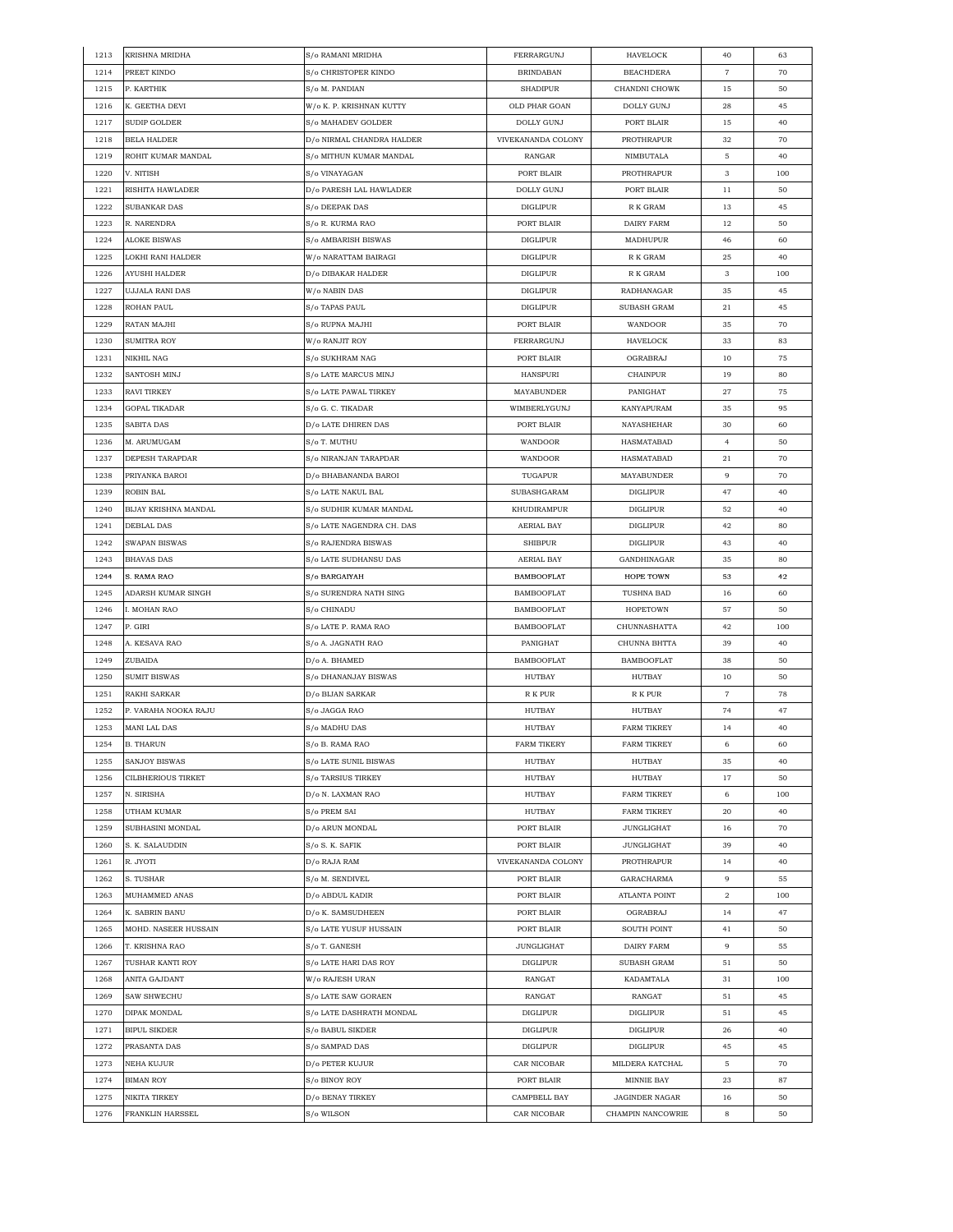| | | | | | | |
|---|---|---|---|---|---|---|
| 1213 | KRISHNA MRIDHA | S/o RAMANI MRIDHA | FERRARGUNJ | HAVELOCK | 40 | 63 |
| 1214 | PREET KINDO | S/o CHRISTOPER KINDO | BRINDABAN | BEACHDERA | 7 | 70 |
| 1215 | P. KARTHIK | S/o M. PANDIAN | SHADIPUR | CHANDNI CHOWK | 15 | 50 |
| 1216 | K. GEETHA DEVI | W/o K. P. KRISHNAN KUTTY | OLD PHAR GOAN | DOLLY GUNJ | 28 | 45 |
| 1217 | SUDIP GOLDER | S/o MAHADEV GOLDER | DOLLY GUNJ | PORT BLAIR | 15 | 40 |
| 1218 | BELA HALDER | D/o NIRMAL CHANDRA HALDER | VIVEKANANDA COLONY | PROTHRAPUR | 32 | 70 |
| 1219 | ROHIT KUMAR MANDAL | S/o MITHUN KUMAR MANDAL | RANGAR | NIMBUTALA | 5 | 40 |
| 1220 | V. NITISH | S/o VINAYAGAN | PORT BLAIR | PROTHRAPUR | 3 | 100 |
| 1221 | RISHITA HAWLADER | D/o PARESH LAL HAWLADER | DOLLY GUNJ | PORT BLAIR | 11 | 50 |
| 1222 | SUBANKAR DAS | S/o DEEPAK DAS | DIGLIPUR | R K GRAM | 13 | 45 |
| 1223 | R. NARENDRA | S/o R. KURMA RAO | PORT BLAIR | DAIRY FARM | 12 | 50 |
| 1224 | ALOKE BISWAS | S/o AMBARISH BISWAS | DIGLIPUR | MADHUPUR | 46 | 60 |
| 1225 | LOKHI RANI HALDER | W/o NARATTAM BAIRAGI | DIGLIPUR | R K GRAM | 25 | 40 |
| 1226 | AYUSHI HALDER | D/o DIBAKAR HALDER | DIGLIPUR | R K GRAM | 3 | 100 |
| 1227 | UJJALA RANI DAS | W/o NABIN DAS | DIGLIPUR | RADHANAGAR | 35 | 45 |
| 1228 | ROHAN PAUL | S/o TAPAS PAUL | DIGLIPUR | SUBASH GRAM | 21 | 45 |
| 1229 | RATAN MAJHI | S/o RUPNA MAJHI | PORT BLAIR | WANDOOR | 35 | 70 |
| 1230 | SUMITRA ROY | W/o RANJIT ROY | FERRARGUNJ | HAVELOCK | 33 | 83 |
| 1231 | NIKHIL NAG | S/o SUKHRAM NAG | PORT BLAIR | OGRABRAJ | 10 | 75 |
| 1232 | SANTOSH MINJ | S/o LATE MARCUS MINJ | HANSPURI | CHAINPUR | 19 | 80 |
| 1233 | RAVI TIRKEY | S/o LATE PAWAL TIRKEY | MAYABUNDER | PANIGHAT | 27 | 75 |
| 1234 | GOPAL TIKADAR | S/o G. C. TIKADAR | WIMBERLYGUNJ | KANYAPURAM | 35 | 95 |
| 1235 | SABITA DAS | D/o LATE DHIREN DAS | PORT BLAIR | NAYASHEHAR | 30 | 60 |
| 1236 | M. ARUMUGAM | S/o T. MUTHU | WANDOOR | HASMATABAD | 4 | 50 |
| 1237 | DEPESH TARAPDAR | S/o NIRANJAN TARAPDAR | WANDOOR | HASMATABAD | 21 | 70 |
| 1238 | PRIYANKA BAROI | D/o BHABANANDA BAROI | TUGAPUR | MAYABUNDER | 9 | 70 |
| 1239 | ROBIN BAL | S/o LATE NAKUL BAL | SUBASHGARAM | DIGLIPUR | 47 | 40 |
| 1240 | BIJAY KRISHNA MANDAL | S/o SUDHIR KUMAR MANDAL | KHUDIRAMPUR | DIGLIPUR | 52 | 40 |
| 1241 | DEBLAL DAS | S/o LATE NAGENDRA CH. DAS | AERIAL BAY | DIGLIPUR | 42 | 80 |
| 1242 | SWAPAN BISWAS | S/o RAJENDRA BISWAS | SHIBPUR | DIGLIPUR | 43 | 40 |
| 1243 | BHAVAS DAS | S/o LATE SUDHANSU DAS | AERIAL BAY | GANDHINAGAR | 35 | 80 |
| 1244 | S. RAMA RAO | S/o BARGAIYAH | BAMBOOFLAT | HOPE TOWN | 53 | 42 |
| 1245 | ADARSH KUMAR SINGH | S/o SURENDRA NATH SING | BAMBOOFLAT | TUSHNA BAD | 16 | 60 |
| 1246 | I. MOHAN RAO | S/o CHINADU | BAMBOOFLAT | HOPETOWN | 57 | 50 |
| 1247 | P. GIRI | S/o LATE P. RAMA RAO | BAMBOOFLAT | CHUNNASHATTA | 42 | 100 |
| 1248 | A. KESAVA RAO | S/o A. JAGNATH RAO | PANIGHAT | CHUNNA BHTTA | 39 | 40 |
| 1249 | ZUBAIDA | D/o A. BHAMED | BAMBOOFLAT | BAMBOOFLAT | 38 | 50 |
| 1250 | SUMIT BISWAS | S/o DHANANJAY BISWAS | HUTBAY | HUTBAY | 10 | 50 |
| 1251 | RAKHI SARKAR | D/o BIJAN SARKAR | R K PUR | R K PUR | 7 | 78 |
| 1252 | P. VARAHA NOOKA RAJU | S/o JAGGA RAO | HUTBAY | HUTBAY | 74 | 47 |
| 1253 | MANI LAL DAS | S/o MADHU DAS | HUTBAY | FARM TIKREY | 14 | 40 |
| 1254 | B. THARUN | S/o B. RAMA RAO | FARM TIKERY | FARM TIKREY | 6 | 60 |
| 1255 | SANJOY BISWAS | S/o LATE SUNIL BISWAS | HUTBAY | HUTBAY | 35 | 40 |
| 1256 | CILBHERIOUS TIRKET | S/o TARSIUS TIRKEY | HUTBAY | HUTBAY | 17 | 50 |
| 1257 | N. SIRISHA | D/o N. LAXMAN RAO | HUTBAY | FARM TIKREY | 6 | 100 |
| 1258 | UTHAM KUMAR | S/o PREM SAI | HUTBAY | FARM TIKREY | 20 | 40 |
| 1259 | SUBHASINI MONDAL | D/o ARUN MONDAL | PORT BLAIR | JUNGLIGHAT | 16 | 70 |
| 1260 | S. K. SALAUDDIN | S/o S. K. SAFIK | PORT BLAIR | JUNGLIGHAT | 39 | 40 |
| 1261 | R. JYOTI | D/o RAJA RAM | VIVEKANANDA COLONY | PROTHRAPUR | 14 | 40 |
| 1262 | S. TUSHAR | S/o M. SENDIVEL | PORT BLAIR | GARACHARMA | 9 | 55 |
| 1263 | MUHAMMED ANAS | D/o ABDUL KADIR | PORT BLAIR | ATLANTA POINT | 2 | 100 |
| 1264 | K. SABRIN BANU | D/o K. SAMSUDHEEN | PORT BLAIR | OGRABRAJ | 14 | 47 |
| 1265 | MOHD. NASEER HUSSAIN | S/o LATE YUSUF HUSSAIN | PORT BLAIR | SOUTH POINT | 41 | 50 |
| 1266 | T. KRISHNA RAO | S/o T. GANESH | JUNGLIGHAT | DAIRY FARM | 9 | 55 |
| 1267 | TUSHAR KANTI ROY | S/o LATE HARI DAS ROY | DIGLIPUR | SUBASH GRAM | 51 | 50 |
| 1268 | ANITA GAJDANT | W/o RAJESH URAN | RANGAT | KADAMTALA | 31 | 100 |
| 1269 | SAW SHWECHU | S/o LATE SAW GORAEN | RANGAT | RANGAT | 51 | 45 |
| 1270 | DIPAK MONDAL | S/o LATE DASHRATH MONDAL | DIGLIPUR | DIGLIPUR | 51 | 45 |
| 1271 | BIPUL SIKDER | S/o BABUL SIKDER | DIGLIPUR | DIGLIPUR | 26 | 40 |
| 1272 | PRASANTA DAS | S/o SAMPAD DAS | DIGLIPUR | DIGLIPUR | 45 | 45 |
| 1273 | NEHA KUJUR | D/o PETER KUJUR | CAR NICOBAR | MILDERA KATCHAL | 5 | 70 |
| 1274 | BIMAN ROY | S/o BINOY ROY | PORT BLAIR | MINNIE BAY | 23 | 87 |
| 1275 | NIKITA TIRKEY | D/o BENAY TIRKEY | CAMPBELL BAY | JAGINDER NAGAR | 16 | 50 |
| 1276 | FRANKLIN HARSSEL | S/o WILSON | CAR NICOBAR | CHAMPIN NANCOWRIE | 8 | 50 |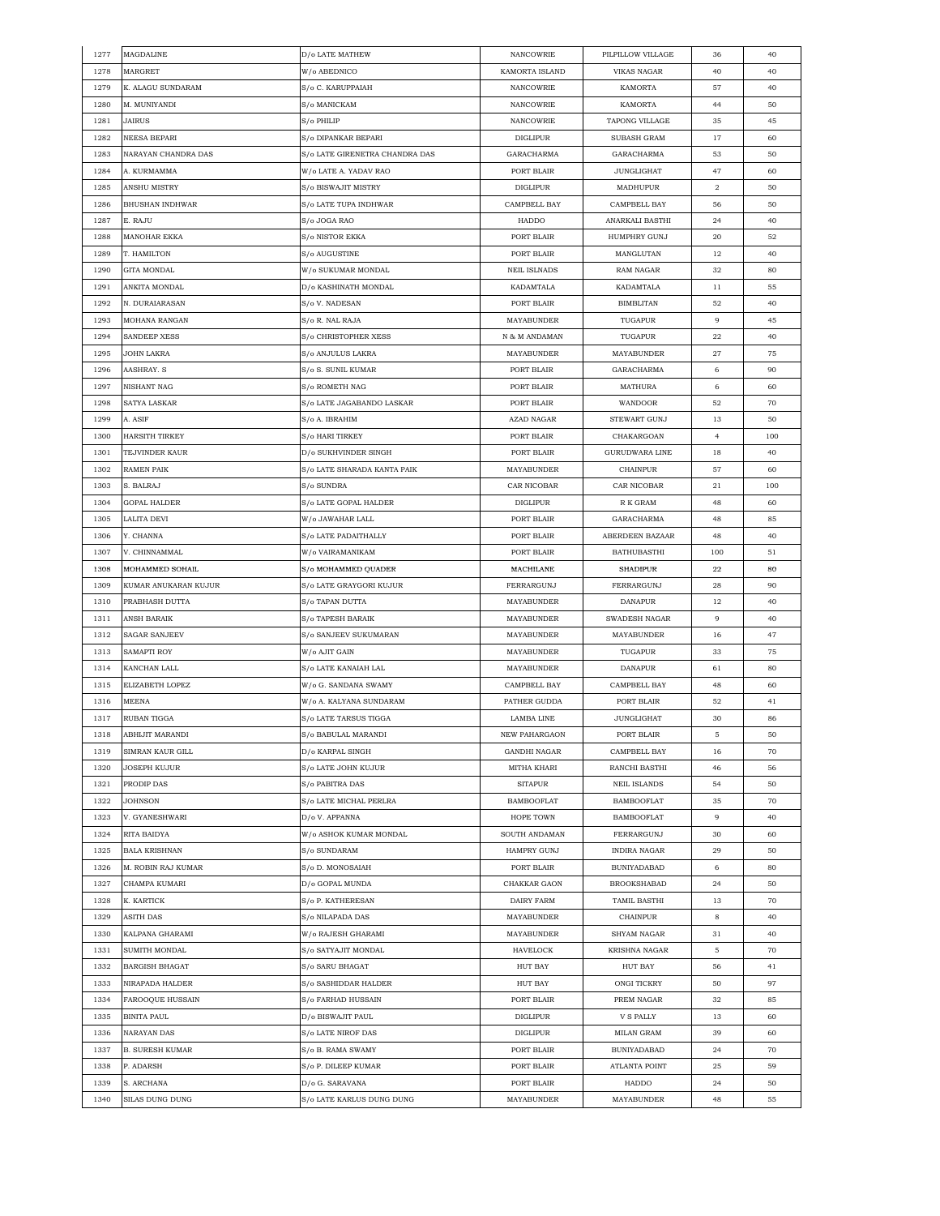| 1277 | MAGDALINE | D/o LATE MATHEW | NANCOWRIE | PILPILLOW VILLAGE | 36 | 40 |
|---|---|---|---|---|---|---|
| 1278 | MARGRET | W/o ABEDNICO | KAMORTA ISLAND | VIKAS NAGAR | 40 | 40 |
| 1279 | K. ALAGU SUNDARAM | S/o C. KARUPPAIAH | NANCOWRIE | KAMORTA | 57 | 40 |
| 1280 | M. MUNIYANDI | S/o MANICKAM | NANCOWRIE | KAMORTA | 44 | 50 |
| 1281 | JAIRUS | S/o PHILIP | NANCOWRIE | TAPONG VILLAGE | 35 | 45 |
| 1282 | NEESA BEPARI | S/o DIPANKAR BEPARI | DIGLIPUR | SUBASH GRAM | 17 | 60 |
| 1283 | NARAYAN CHANDRA DAS | S/o LATE GIRENETRA CHANDRA DAS | GARACHARMA | GARACHARMA | 53 | 50 |
| 1284 | A. KURMAMMA | W/o LATE A. YADAV RAO | PORT BLAIR | JUNGLIGHAT | 47 | 60 |
| 1285 | ANSHU MISTRY | S/o BISWAJIT MISTRY | DIGLIPUR | MADHUPUR | 2 | 50 |
| 1286 | BHUSHAN INDHWAR | S/o LATE TUPA INDHWAR | CAMPBELL BAY | CAMPBELL BAY | 56 | 50 |
| 1287 | E. RAJU | S/o JOGA RAO | HADDO | ANARKALI BASTHI | 24 | 40 |
| 1288 | MANOHAR EKKA | S/o NISTOR EKKA | PORT BLAIR | HUMPHRY GUNJ | 20 | 52 |
| 1289 | T. HAMILTON | S/o AUGUSTINE | PORT BLAIR | MANGLUTAN | 12 | 40 |
| 1290 | GITA MONDAL | W/o SUKUMAR MONDAL | NEIL ISLNADS | RAM NAGAR | 32 | 80 |
| 1291 | ANKITA MONDAL | D/o KASHINATH MONDAL | KADAMTALA | KADAMTALA | 11 | 55 |
| 1292 | N. DURAIARASAN | S/o V. NADESAN | PORT BLAIR | BIMBLITAN | 52 | 40 |
| 1293 | MOHANA RANGAN | S/o R. NAL RAJA | MAYABUNDER | TUGAPUR | 9 | 45 |
| 1294 | SANDEEP XESS | S/o CHRISTOPHER XESS | N & M ANDAMAN | TUGAPUR | 22 | 40 |
| 1295 | JOHN LAKRA | S/o ANJULUS LAKRA | MAYABUNDER | MAYABUNDER | 27 | 75 |
| 1296 | AASHRAY. S | S/o S. SUNIL KUMAR | PORT BLAIR | GARACHARMA | 6 | 90 |
| 1297 | NISHANT NAG | S/o ROMETH NAG | PORT BLAIR | MATHURA | 6 | 60 |
| 1298 | SATYA LASKAR | S/o LATE JAGABANDO LASKAR | PORT BLAIR | WANDOOR | 52 | 70 |
| 1299 | A. ASIF | S/o A. IBRAHIM | AZAD NAGAR | STEWART GUNJ | 13 | 50 |
| 1300 | HARSITH TIRKEY | S/o HARI TIRKEY | PORT BLAIR | CHAKARGOAN | 4 | 100 |
| 1301 | TEJVINDER KAUR | D/o SUKHVINDER SINGH | PORT BLAIR | GURUDWARA LINE | 18 | 40 |
| 1302 | RAMEN PAIK | S/o LATE SHARADA KANTA PAIK | MAYABUNDER | CHAINPUR | 57 | 60 |
| 1303 | S. BALRAJ | S/o SUNDRA | CAR NICOBAR | CAR NICOBAR | 21 | 100 |
| 1304 | GOPAL HALDER | S/o LATE GOPAL HALDER | DIGLIPUR | R K GRAM | 48 | 60 |
| 1305 | LALITA DEVI | W/o JAWAHAR LALL | PORT BLAIR | GARACHARMA | 48 | 85 |
| 1306 | Y. CHANNA | S/o LATE PADAITHALLY | PORT BLAIR | ABERDEEN BAZAAR | 48 | 40 |
| 1307 | V. CHINNAMMAL | W/o VAIRAMANIKAM | PORT BLAIR | BATHUBASTHI | 100 | 51 |
| 1308 | MOHAMMED SOHAIL | S/o MOHAMMED QUADER | MACHILANE | SHADIPUR | 22 | 80 |
| 1309 | KUMAR ANUKARAN KUJUR | S/o LATE GRAYGORI KUJUR | FERRARGUNJ | FERRARGUNJ | 28 | 90 |
| 1310 | PRABHASH DUTTA | S/o TAPAN DUTTA | MAYABUNDER | DANAPUR | 12 | 40 |
| 1311 | ANSH BARAIK | S/o TAPESH BARAIK | MAYABUNDER | SWADESH NAGAR | 9 | 40 |
| 1312 | SAGAR SANJEEV | S/o SANJEEV SUKUMARAN | MAYABUNDER | MAYABUNDER | 16 | 47 |
| 1313 | SAMAPTI ROY | W/o AJIT GAIN | MAYABUNDER | TUGAPUR | 33 | 75 |
| 1314 | KANCHAN LALL | S/o LATE KANAIAH LAL | MAYABUNDER | DANAPUR | 61 | 80 |
| 1315 | ELIZABETH LOPEZ | W/o G. SANDANA SWAMY | CAMPBELL BAY | CAMPBELL BAY | 48 | 60 |
| 1316 | MEENA | W/o A. KALYANA SUNDARAM | PATHER GUDDA | PORT BLAIR | 52 | 41 |
| 1317 | RUBAN TIGGA | S/o LATE TARSUS TIGGA | LAMBA LINE | JUNGLIGHAT | 30 | 86 |
| 1318 | ABHIJIT MARANDI | S/o BABULAL MARANDI | NEW PAHARGAON | PORT BLAIR | 5 | 50 |
| 1319 | SIMRAN KAUR GILL | D/o KARPAL SINGH | GANDHI NAGAR | CAMPBELL BAY | 16 | 70 |
| 1320 | JOSEPH KUJUR | S/o LATE JOHN KUJUR | MITHA KHARI | RANCHI BASTHI | 46 | 56 |
| 1321 | PRODIP DAS | S/o PABITRA DAS | SITAPUR | NEIL ISLANDS | 54 | 50 |
| 1322 | JOHNSON | S/o LATE MICHAL PERLRA | BAMBOOFLAT | BAMBOOFLAT | 35 | 70 |
| 1323 | V. GYANESHWARI | D/o V. APPANNA | HOPE TOWN | BAMBOOFLAT | 9 | 40 |
| 1324 | RITA BAIDYA | W/o ASHOK KUMAR MONDAL | SOUTH ANDAMAN | FERRARGUNJ | 30 | 60 |
| 1325 | BALA KRISHNAN | S/o SUNDARAM | HAMPRY GUNJ | INDIRA NAGAR | 29 | 50 |
| 1326 | M. ROBIN RAJ KUMAR | S/o D. MONOSAIAH | PORT BLAIR | BUNIYADABAD | 6 | 80 |
| 1327 | CHAMPA KUMARI | D/o GOPAL MUNDA | CHAKKAR GAON | BROOKSHABAD | 24 | 50 |
| 1328 | K. KARTICK | S/o P. KATHERESAN | DAIRY FARM | TAMIL BASTHI | 13 | 70 |
| 1329 | ASITH DAS | S/o NILAPADA DAS | MAYABUNDER | CHAINPUR | 8 | 40 |
| 1330 | KALPANA GHARAMI | W/o RAJESH GHARAMI | MAYABUNDER | SHYAM NAGAR | 31 | 40 |
| 1331 | SUMITH MONDAL | S/o SATYAJIT MONDAL | HAVELOCK | KRISHNA NAGAR | 5 | 70 |
| 1332 | BARGISH BHAGAT | S/o SARU BHAGAT | HUT BAY | HUT BAY | 56 | 41 |
| 1333 | NIRAPADA HALDER | S/o SASHIDDAR HALDER | HUT BAY | ONGI TICKRY | 50 | 97 |
| 1334 | FAROOQUE HUSSAIN | S/o FARHAD HUSSAIN | PORT BLAIR | PREM NAGAR | 32 | 85 |
| 1335 | BINITA PAUL | D/o BISWAJIT PAUL | DIGLIPUR | V S PALLY | 13 | 60 |
| 1336 | NARAYAN DAS | S/o LATE NIROF DAS | DIGLIPUR | MILAN GRAM | 39 | 60 |
| 1337 | B. SURESH KUMAR | S/o B. RAMA SWAMY | PORT BLAIR | BUNIYADABAD | 24 | 70 |
| 1338 | P. ADARSH | S/o P. DILEEP KUMAR | PORT BLAIR | ATLANTA POINT | 25 | 59 |
| 1339 | S. ARCHANA | D/o G. SARAVANA | PORT BLAIR | HADDO | 24 | 50 |
| 1340 | SILAS DUNG DUNG | S/o LATE KARLUS DUNG DUNG | MAYABUNDER | MAYABUNDER | 48 | 55 |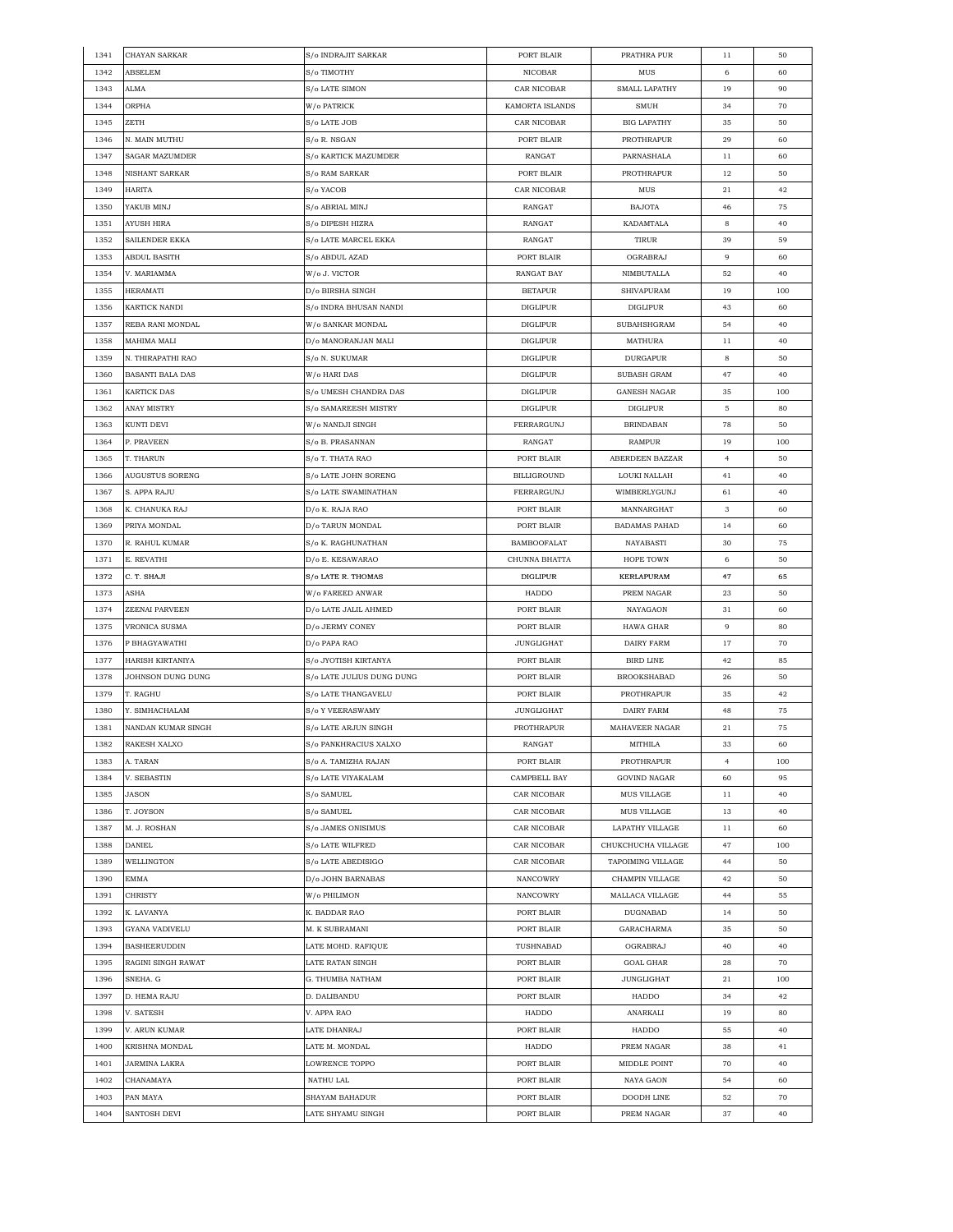| 1341 | CHAYAN SARKAR | S/o INDRAJIT SARKAR | PORT BLAIR | PRATHRA PUR | 11 | 50 |
|---|---|---|---|---|---|---|
| 1342 | ABSELEM | S/o TIMOTHY | NICOBAR | MUS | 6 | 60 |
| 1343 | ALMA | S/o LATE SIMON | CAR NICOBAR | SMALL LAPATHY | 19 | 90 |
| 1344 | ORPHA | W/o PATRICK | KAMORTA ISLANDS | SMUH | 34 | 70 |
| 1345 | ZETH | S/o LATE JOB | CAR NICOBAR | BIG LAPATHY | 35 | 50 |
| 1346 | N. MAIN MUTHU | S/o R. NSGAN | PORT BLAIR | PROTHRAPUR | 29 | 60 |
| 1347 | SAGAR MAZUMDER | S/o KARTICK MAZUMDER | RANGAT | PARNASHALA | 11 | 60 |
| 1348 | NISHANT SARKAR | S/o RAM SARKAR | PORT BLAIR | PROTHRAPUR | 12 | 50 |
| 1349 | HARITA | S/o YACOB | CAR NICOBAR | MUS | 21 | 42 |
| 1350 | YAKUB MINJ | S/o ABRIAL MINJ | RANGAT | BAJOTA | 46 | 75 |
| 1351 | AYUSH HIRA | S/o DIPESH HIZRA | RANGAT | KADAMTALA | 8 | 40 |
| 1352 | SAILENDER EKKA | S/o LATE MARCEL EKKA | RANGAT | TIRUR | 39 | 59 |
| 1353 | ABDUL BASITH | S/o ABDUL AZAD | PORT BLAIR | OGRABRAJ | 9 | 60 |
| 1354 | V. MARIAMMA | W/o J. VICTOR | RANGAT BAY | NIMBUTALLA | 52 | 40 |
| 1355 | HERAMATI | D/o BIRSHA SINGH | BETAPUR | SHIVAPURAM | 19 | 100 |
| 1356 | KARTICK NANDI | S/o INDRA BHUSAN NANDI | DIGLIPUR | DIGLIPUR | 43 | 60 |
| 1357 | REBA RANI MONDAL | W/o SANKAR MONDAL | DIGLIPUR | SUBAHSHGRAM | 54 | 40 |
| 1358 | MAHIMA MALI | D/o MANORANJAN MALI | DIGLIPUR | MATHURA | 11 | 40 |
| 1359 | N. THIRAPATHI RAO | S/o N. SUKUMAR | DIGLIPUR | DURGAPUR | 8 | 50 |
| 1360 | BASANTI BALA DAS | W/o HARI DAS | DIGLIPUR | SUBASH GRAM | 47 | 40 |
| 1361 | KARTICK DAS | S/o UMESH CHANDRA DAS | DIGLIPUR | GANESH NAGAR | 35 | 100 |
| 1362 | ANAY MISTRY | S/o SAMAREESH MISTRY | DIGLIPUR | DIGLIPUR | 5 | 80 |
| 1363 | KUNTI DEVI | W/o NANDJI SINGH | FERRARGUNJ | BRINDABAN | 78 | 50 |
| 1364 | P. PRAVEEN | S/o B. PRASANNAN | RANGAT | RAMPUR | 19 | 100 |
| 1365 | T. THARUN | S/o T. THATA RAO | PORT BLAIR | ABERDEEN BAZZAR | 4 | 50 |
| 1366 | AUGUSTUS SORENG | S/o LATE JOHN SORENG | BILLIGROUND | LOUKI NALLAH | 41 | 40 |
| 1367 | S. APPA RAJU | S/o LATE SWAMINATHAN | FERRARGUNJ | WIMBERLYGUNJ | 61 | 40 |
| 1368 | K. CHANUKA RAJ | D/o K. RAJA RAO | PORT BLAIR | MANNARGHAT | 3 | 60 |
| 1369 | PRIYA MONDAL | D/o TARUN MONDAL | PORT BLAIR | BADAMAS PAHAD | 14 | 60 |
| 1370 | R. RAHUL KUMAR | S/o K. RAGHUNATHAN | BAMBOOFALAT | NAYABASTI | 30 | 75 |
| 1371 | E. REVATHI | D/o E. KESAWARAO | CHUNNA BHATTA | HOPE TOWN | 6 | 50 |
| 1372 | C. T. SHAJI | S/o LATE R. THOMAS | DIGLIPUR | KERLAPURAM | 47 | 65 |
| 1373 | ASHA | W/o FAREED ANWAR | HADDO | PREM NAGAR | 23 | 50 |
| 1374 | ZEENAI PARVEEN | D/o LATE JALIL AHMED | PORT BLAIR | NAYAGAON | 31 | 60 |
| 1375 | VRONICA SUSMA | D/o JERMY CONEY | PORT BLAIR | HAWA GHAR | 9 | 80 |
| 1376 | P BHAGYAWATHI | D/o PAPA RAO | JUNGLIGHAT | DAIRY FARM | 17 | 70 |
| 1377 | HARISH KIRTANIYA | S/o JYOTISH KIRTANYA | PORT BLAIR | BIRD LINE | 42 | 85 |
| 1378 | JOHNSON DUNG DUNG | S/o LATE JULIUS DUNG DUNG | PORT BLAIR | BROOKSHABAD | 26 | 50 |
| 1379 | T. RAGHU | S/o LATE THANGAVELU | PORT BLAIR | PROTHRAPUR | 35 | 42 |
| 1380 | Y. SIMHACHALAM | S/o Y VEERASWAMY | JUNGLIGHAT | DAIRY FARM | 48 | 75 |
| 1381 | NANDAN KUMAR SINGH | S/o LATE ARJUN SINGH | PROTHRAPUR | MAHAVEER NAGAR | 21 | 75 |
| 1382 | RAKESH XALXO | S/o PANKHRACIUS XALXO | RANGAT | MITHILA | 33 | 60 |
| 1383 | A. TARAN | S/o A. TAMIZHA RAJAN | PORT BLAIR | PROTHRAPUR | 4 | 100 |
| 1384 | V. SEBASTIN | S/o LATE VIYAKALAM | CAMPBELL BAY | GOVIND NAGAR | 60 | 95 |
| 1385 | JASON | S/o SAMUEL | CAR NICOBAR | MUS VILLAGE | 11 | 40 |
| 1386 | T. JOYSON | S/o SAMUEL | CAR NICOBAR | MUS VILLAGE | 13 | 40 |
| 1387 | M. J. ROSHAN | S/o JAMES ONISIMUS | CAR NICOBAR | LAPATHY VILLAGE | 11 | 60 |
| 1388 | DANIEL | S/o LATE WILFRED | CAR NICOBAR | CHUKCHUCHA VILLAGE | 47 | 100 |
| 1389 | WELLINGTON | S/o LATE ABEDISIGO | CAR NICOBAR | TAPOIMING VILLAGE | 44 | 50 |
| 1390 | EMMA | D/o JOHN BARNABAS | NANCOWRY | CHAMPIN VILLAGE | 42 | 50 |
| 1391 | CHRISTY | W/o PHILIMON | NANCOWRY | MALLACA VILLAGE | 44 | 55 |
| 1392 | K. LAVANYA | K. BADDAR RAO | PORT BLAIR | DUGNABAD | 14 | 50 |
| 1393 | GYANA VADIVELU | M. K SUBRAMANI | PORT BLAIR | GARACHARMA | 35 | 50 |
| 1394 | BASHEERUDDIN | LATE MOHD. RAFIQUE | TUSHNABAD | OGRABRAJ | 40 | 40 |
| 1395 | RAGINI SINGH RAWAT | LATE RATAN SINGH | PORT BLAIR | GOAL GHAR | 28 | 70 |
| 1396 | SNEHA. G | G. THUMBA NATHAM | PORT BLAIR | JUNGLIGHAT | 21 | 100 |
| 1397 | D. HEMA RAJU | D. DALIBANDU | PORT BLAIR | HADDO | 34 | 42 |
| 1398 | V. SATESH | V. APPA RAO | HADDO | ANARKALI | 19 | 80 |
| 1399 | V. ARUN KUMAR | LATE DHANRAJ | PORT BLAIR | HADDO | 55 | 40 |
| 1400 | KRISHNA MONDAL | LATE M. MONDAL | HADDO | PREM NAGAR | 38 | 41 |
| 1401 | JARMINA LAKRA | LOWRENCE TOPPO | PORT BLAIR | MIDDLE POINT | 70 | 40 |
| 1402 | CHANAMAYA | NATHU LAL | PORT BLAIR | NAYA GAON | 54 | 60 |
| 1403 | PAN MAYA | SHAYAM BAHADUR | PORT BLAIR | DOODH LINE | 52 | 70 |
| 1404 | SANTOSH DEVI | LATE SHYAMU SINGH | PORT BLAIR | PREM NAGAR | 37 | 40 |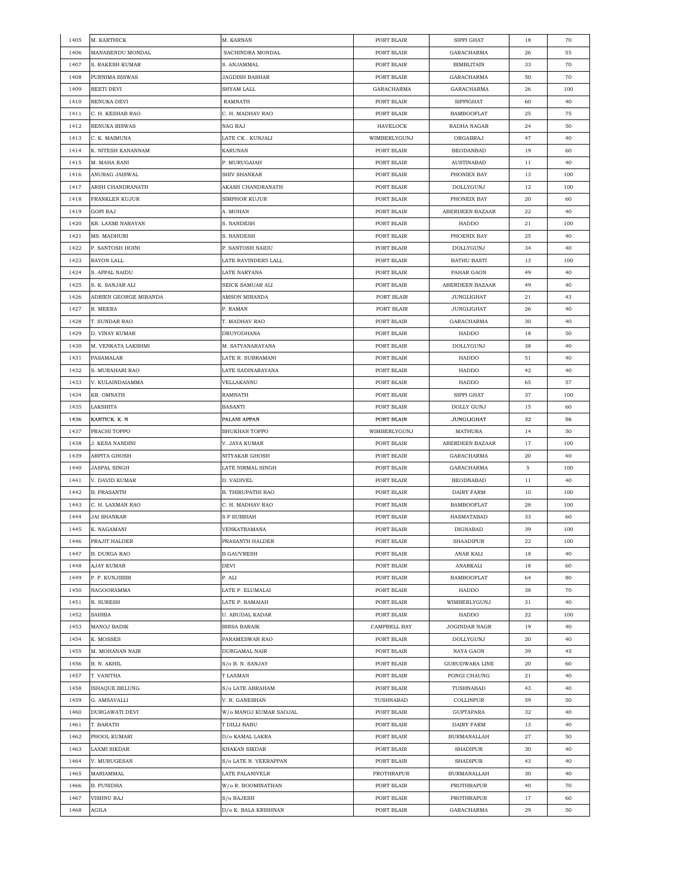| 1405 | M. KARTHICK | M. KARNAN | PORT BLAIR | SIPPI GHAT | 18 | 70 |
|---|---|---|---|---|---|---|
| 1406 | MANABENDU MONDAL | SACHINDRA MONDAL | PORT BLAIR | GARACHARMA | 26 | 55 |
| 1407 | S. RAKESH KUMAR | S. ANJAMMAL | PORT BLAIR | BIMBLITAIN | 33 | 70 |
| 1408 | PURNIMA BISWAS | JAGDISH BASHAR | PORT BLAIR | GARACHARMA | 50 | 70 |
| 1409 | REETI DEVI | SHYAM LALL | GARACHARMA | GARACHARMA | 26 | 100 |
| 1410 | RENUKA DEVI | RAMNATH | PORT BLAIR | SIPPIGHAT | 60 | 40 |
| 1411 | C. H. KESHAB RAO | C. H. MADHAV RAO | PORT BLAIR | BAMBOOFLAT | 25 | 75 |
| 1412 | RENUKA BISWAS | NAG RAJ | HAVELOCK | RADHA NAGAR | 24 | 50 |
| 1413 | C. K. MAIMUNA | LATE CK . KUNJALI | WIMBERLYGUNJ | ORGABRAJ | 47 | 40 |
| 1414 | K. NITESH KANANNAM | KARUNAN | PORT BLAIR | BEODANBAD | 19 | 60 |
| 1415 | M. MAHA RANI | P. MURUGAIAH | PORT BLAIR | AUSTINABAD | 11 | 40 |
| 1416 | ANURAG JAISWAL | SHIV SHANKAR | PORT BLAIR | PHONIEX BAY | 13 | 100 |
| 1417 | ARSH CHANDRANATH | AKASH CHANDRANATH | PORT BLAIR | DOLLYGUNJ | 12 | 100 |
| 1418 | FRANKLEN KUJUR | SIMPHOR KUJUR | PORT BLAIR | PHONEIX BAY | 20 | 60 |
| 1419 | GOPI RAJ | A. MOHAN | PORT BLAIR | ABERDEEN BAZAAR | 22 | 40 |
| 1420 | KR. LAXMI NARAYAN | S. NANDESH | PORT BLAIR | HADDO | 21 | 100 |
| 1421 | MS. MADHURI | S. NANDESH | PORT BLAIR | PHOENIX BAY | 25 | 40 |
| 1422 | P. SANTOSH HOINI | P. SANTOSH NAIDU | PORT BLAIR | DOLLYGUNJ | 34 | 40 |
| 1423 | RAYON LALL | LATE RAVINDERS LALL | PORT BLAIR | BATHU BASTI | 13 | 100 |
| 1424 | S. APPAL NAIDU | LATE NARYANA | PORT BLAIR | PAHAR GAON | 49 | 40 |
| 1425 | S. K. SANJAR ALI | SEICK SAMUAR ALI | PORT BLAIR | ABERDEEN BAZAAR | 49 | 40 |
| 1426 | ADRIEN GEORGE MIRANDA | AMSON MIRANDA | PORT BLAIR | JUNGLIGHAT | 21 | 43 |
| 1427 | R. MEERA | P. RAMAN | PORT BLAIR | JUNGLIGHAT | 26 | 40 |
| 1428 | T. SUNDAR RAO | T. MADHAV RAO | PORT BLAIR | GARACHARMA | 30 | 40 |
| 1429 | D. VINAY KUMAR | DRUYODHANA | PORT BLAIR | HADDO | 18 | 50 |
| 1430 | M. VENKATA LAKSHMI | M. SATYANARAYANA | PORT BLAIR | DOLLYGUNJ | 38 | 40 |
| 1431 | PASAMALAR | LATE R. SUBRAMANI | PORT BLAIR | HADDO | 51 | 40 |
| 1432 | S. MURAHARI RAO | LATE SADINARAYANA | PORT BLAIR | HADDO | 42 | 40 |
| 1433 | V. KULAINDAIAMMA | VELLAKANNU | PORT BLAIR | HADDO | 65 | 57 |
| 1434 | KR. OMNATH | RAMNATH | PORT BLAIR | SIPPI GHAT | 37 | 100 |
| 1435 | LAKSHITA | BASANTI | PORT BLAIR | DOLLY GUNJ | 15 | 60 |
| 1436 | KARTICK. K. N | PALANI APPAN | PORT BLAIR | JUNGLIGHAT | 32 | 56 |
| 1437 | PRACHI TOPPO | BHUKHAN TOPPO | WIMBERLYGUNJ | MATHURA | 14 | 50 |
| 1438 | J. KESA NANDINI | V. JAYA KUMAR | PORT BLAIR | ABERDEEN BAZAAR | 17 | 100 |
| 1439 | ARPITA GHOSH | NITYAKAR GHOSH | PORT BLAIR | GARACHARMA | 20 | 40 |
| 1440 | JASPAL SINGH | LATE NIRMAL SINGH | PORT BLAIR | GARACHARMA | 5 | 100 |
| 1441 | V. DAVID KUMAR | D. VADIVEL | PORT BLAIR | BEODNABAD | 11 | 40 |
| 1442 | B. PRASANTH | B. THIRUPATHI RAO | PORT BLAIR | DAIRY FARM | 10 | 100 |
| 1443 | C. H. LAXMAN RAO | C. H. MADHAV RAO | PORT BLAIR | BAMBOOFLAT | 28 | 100 |
| 1444 | JAI SHANKAR | S P SUBBIAH | PORT BLAIR | HASMATABAD | 33 | 60 |
| 1445 | K. NAGAMANI | VENKATRAMANA | PORT BLAIR | DIGNABAD | 39 | 100 |
| 1446 | PRAJIT HALDER | PRASANTH HALDER | PORT BLAIR | SHAADIPUR | 22 | 100 |
| 1447 | B. DURGA RAO | B GAUVRESH | PORT BLAIR | ANAR KALI | 18 | 40 |
| 1448 | AJAY KUMAR | DEVI | PORT BLAIR | ANARKALI | 18 | 60 |
| 1449 | P. P. KUNJIBIBI | P. ALI | PORT BLAIR | BAMBOOFLAT | 64 | 80 |
| 1450 | NAGOORAMMA | LATE P. ELUMALAI | PORT BLAIR | HADDO | 38 | 70 |
| 1451 | R. SURESH | LATE P. RAMAIAH | PORT BLAIR | WIMBERLYGUNJ | 31 | 40 |
| 1452 | SAHIBA | U. ABUDAL KADAR | PORT BLAIR | HADDO | 22 | 100 |
| 1453 | MANOJ BADIK | BIRSA BARAIK | CAMPBELL BAY | JOGINDAR NAGR | 19 | 40 |
| 1454 | K. MOSSES | PARAMESWAR RAO | PORT BLAIR | DOLLYGUNJ | 20 | 40 |
| 1455 | M. MOHANAN NAIR | DURGAMAL NAIR | PORT BLAIR | NAYA GAON | 39 | 45 |
| 1456 | B. N. AKHIL | S/o B. N. SANJAY | PORT BLAIR | GURUDWARA LINE | 20 | 60 |
| 1457 | T. VANITHA | T LAXMAN | PORT BLAIR | PONGI CHAUNG | 21 | 40 |
| 1458 | ISHAQUE BELUNG | S/o LATE ABRAHAM | PORT BLAIR | TUSHNABAD | 43 | 40 |
| 1459 | G. AMSAVALLI | V. R. GANESHAN | TUSHNABAD | COLLINPUR | 59 | 50 |
| 1460 | DURGAWATI DEVI | W/o MANOJ KUMAR SAOJAL | PORT BLAIR | GUPTAPARA | 32 | 40 |
| 1461 | T. BARATH | T DILLI BABU | PORT BLAIR | DAIRY FARM | 13 | 40 |
| 1462 | PHOOL KUMARI | D/o KAMAL LAKRA | PORT BLAIR | BURMANALLAH | 27 | 50 |
| 1463 | LAXMI SIKDAR | KHAKAN SIKDAR | PORT BLAIR | SHADIPUR | 30 | 40 |
| 1464 | V. MURUGESAN | S/o LATE N. VEERAPPAN | PORT BLAIR | SHADIPUR | 43 | 40 |
| 1465 | MARIAMMAL | LATE PALANIVELR | PROTHRAPUR | BURMANALLAH | 30 | 40 |
| 1466 | B. PUNIDHA | W/o R. BOOMINATHAN | PORT BLAIR | PROTHRAPUR | 40 | 70 |
| 1467 | VISHNU RAJ | S/o RAJESH | PORT BLAIR | PROTHRAPUR | 17 | 60 |
| 1468 | AGILA | D/o K. BALA KRISHNAN | PORT BLAIR | GARACHARMA | 29 | 50 |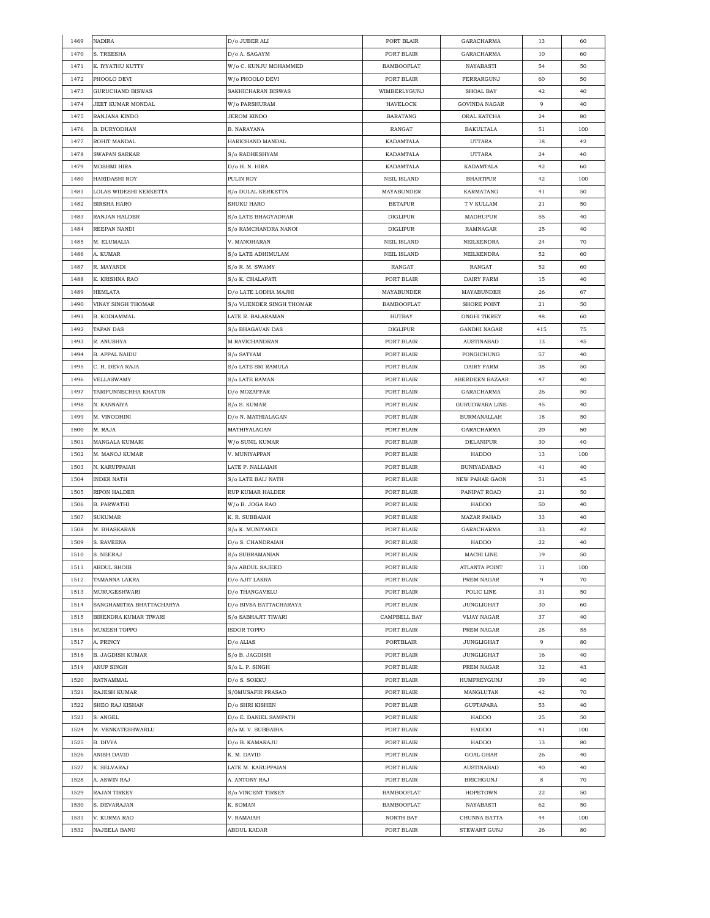| 1469 | NADIRA | D/o JUBER ALI | PORT BLAIR | GARACHARMA | 13 | 60 |
|---|---|---|---|---|---|---|
| 1470 | S. TREESHA | D/o A. SAGAYM | PORT BLAIR | GARACHARMA | 10 | 60 |
| 1471 | K. IYYATHU KUTTY | W/o C. KUNJU MOHAMMED | BAMBOOFLAT | NAYABASTI | 54 | 50 |
| 1472 | PHOOLO DEVI | W/o PHOOLO DEVI | PORT BLAIR | FERRARGUNJ | 60 | 50 |
| 1473 | GURUCHAND BISWAS | SAKHICHARAN BISWAS | WIMBERLYGUNJ | SHOAL BAY | 42 | 40 |
| 1474 | JEET KUMAR MONDAL | W/o PARSHURAM | HAVELOCK | GOVINDA NAGAR | 9 | 40 |
| 1475 | RANJANA KINDO | JEROM KINDO | BARATANG | ORAL KATCHA | 24 | 80 |
| 1476 | B. DURYODHAN | B. NARAYANA | RANGAT | BAKULTALA | 51 | 100 |
| 1477 | ROHIT MANDAL | HARICHAND MANDAL | KADAMTALA | UTTARA | 18 | 42 |
| 1478 | SWAPAN SARKAR | S/o RADHESHYAM | KADAMTALA | UTTARA | 24 | 40 |
| 1479 | MOSHMI HIRA | D/o H. N. HIRA | KADAMTALA | KADAMTALA | 42 | 60 |
| 1480 | HARIDASHI ROY | PULIN ROY | NEIL ISLAND | BHARTPUR | 42 | 100 |
| 1481 | LOLAS WIDESHI KERKETTA | S/o DULAL KERKETTA | MAYABUNDER | KARMATANG | 41 | 50 |
| 1482 | BIRSHA HARO | SHUKU HARO | BETAPUR | T V KULLAM | 21 | 50 |
| 1483 | RANJAN HALDER | S/o LATE BHAGYADHAR | DIGLIPUR | MADHUPUR | 55 | 40 |
| 1484 | REEPAN NANDI | S/o RAMCHANDRA NANOI | DIGLIPUR | RAMNAGAR | 25 | 40 |
| 1485 | M. ELUMALIA | V. MANOHARAN | NEIL ISLAND | NEILKENDRA | 24 | 70 |
| 1486 | A. KUMAR | S/o LATE ADHIMULAM | NEIL ISLAND | NEILKENDRA | 52 | 60 |
| 1487 | R. MAYANDI | S/o R. M. SWAMY | RANGAT | RANGAT | 52 | 60 |
| 1488 | K. KRISHNA RAO | S/o K. CHALAPATI | PORT BLAIR | DAIRY FARM | 15 | 40 |
| 1489 | HEMLATA | D/o LATE LODHA MAJHI | MAYABUNDER | MAYABUNDER | 26 | 67 |
| 1490 | VINAY SINGH THOMAR | S/o VIJENDER SINGH THOMAR | BAMBOOFLAT | SHORE POINT | 21 | 50 |
| 1491 | B. KODIAMMAL | LATE R. BALARAMAN | HUTBAY | ONGHI TIKREY | 48 | 60 |
| 1492 | TAPAN DAS | S/o BHAGAVAN DAS | DIGLIPUR | GANDHI NAGAR | 415 | 75 |
| 1493 | R. ANUSHYA | M RAVICHANDRAN | PORT BLAIR | AUSTINABAD | 13 | 45 |
| 1494 | B. APPAL NAIDU | S/o SATYAM | PORT BLAIR | PONGICHUNG | 57 | 40 |
| 1495 | C. H. DEVA RAJA | S/o LATE SRI RAMULA | PORT BLAIR | DAIRY FARM | 38 | 50 |
| 1496 | VELLASWAMY | S/o LATE RAMAN | PORT BLAIR | ABERDEEN BAZAAR | 47 | 40 |
| 1497 | TARIFUNNECHHA KHATUN | D/o MOZAFFAR | PORT BLAIR | GARACHARMA | 26 | 50 |
| 1498 | N. KANNAIYA | S/o S. KUMAR | PORT BLAIR | GURUDWARA LINE | 45 | 40 |
| 1499 | M. VINODHINI | D/o N. MATHIALAGAN | PORT BLAIR | BURMANALLAH | 18 | 50 |
| 1500 | M. RAJA | MATHIYALAGAN | PORT BLAIR | GARACHARMA | 20 | 50 |
| 1501 | MANGALA KUMARI | W/o SUNIL KUMAR | PORT BLAIR | DELANIPUR | 30 | 40 |
| 1502 | M. MANOJ KUMAR | V. MUNIYAPPAN | PORT BLAIR | HADDO | 13 | 100 |
| 1503 | N. KARUPPAIAH | LATE P. NALLAIAH | PORT BLAIR | BUNIYADABAD | 41 | 40 |
| 1504 | INDER NATH | S/o LATE BAIJ NATH | PORT BLAIR | NEW PAHAR GAON | 51 | 45 |
| 1505 | RIPON HALDER | RUP KUMAR HALDER | PORT BLAIR | PANIPAT ROAD | 21 | 50 |
| 1506 | B. PARWATHI | W/o B. JOGA RAO | PORT BLAIR | HADDO | 50 | 40 |
| 1507 | SUKUMAR | K. R. SUBBAIAH | PORT BLAIR | MAZAR PAHAD | 33 | 40 |
| 1508 | M. BHASKARAN | S/o K. MUNIYANDI | PORT BLAIR | GARACHARMA | 33 | 42 |
| 1509 | S. RAVEENA | D/o S. CHANDRAIAH | PORT BLAIR | HADDO | 22 | 40 |
| 1510 | S. NEERAJ | S/o SUBRAMANIAN | PORT BLAIR | MACHI LINE | 19 | 50 |
| 1511 | ABDUL SHOIB | S/o ABDUL SAJEED | PORT BLAIR | ATLANTA POINT | 11 | 100 |
| 1512 | TAMANNA LAKRA | D/o AJIT LAKRA | PORT BLAIR | PREM NAGAR | 9 | 70 |
| 1513 | MURUGESHWARI | D/o THANGAVELU | PORT BLAIR | POLIC LINE | 31 | 50 |
| 1514 | SANGHAMITRA BHATTACHARYA | D/o BIVSA BATTACHARAYA | PORT BLAIR | JUNGLIGHAT | 30 | 60 |
| 1515 | BIRENDRA KUMAR TIWARI | S/o SABHAJIT TIWARI | CAMPBELL BAY | VIJAY NAGAR | 37 | 40 |
| 1516 | MUKESH TOPPO | ISDOR TOPPO | PORT BLAIR | PREM NAGAR | 28 | 55 |
| 1517 | A. PRINCY | D/o ALIAS | PORTBLAIR | JUNGLIGHAT | 9 | 80 |
| 1518 | B. JAGDISH KUMAR | S/o B. JAGDISH | PORT BLAIR | JUNGLIGHAT | 16 | 40 |
| 1519 | ANUP SINGH | S/o L. P. SINGH | PORT BLAIR | PREM NAGAR | 32 | 43 |
| 1520 | RATNAMMAL | D/o S. SOKKU | PORT BLAIR | HUMPREYGUNJ | 39 | 40 |
| 1521 | RAJESH KUMAR | S/0MUSAFIR PRASAD | PORT BLAIR | MANGLUTAN | 42 | 70 |
| 1522 | SHEO RAJ KISHAN | D/o SHRI KISHEN | PORT BLAIR | GUPTAPARA | 53 | 40 |
| 1523 | S. ANGEL | D/o E. DANIEL SAMPATH | PORT BLAIR | HADDO | 25 | 50 |
| 1524 | M. VENKATESHWARLU | S/o M. V. SUBBAIHA | PORT BLAIR | HADDO | 41 | 100 |
| 1525 | B. DIVYA | D/o B. KAMARAJU | PORT BLAIR | HADDO | 13 | 80 |
| 1526 | ANISH DAVID | K. M. DAVID | PORT BLAIR | GOAL GHAR | 26 | 40 |
| 1527 | K. SELVARAJ | LATE M. KARUPPAIAN | PORT BLAIR | AUSTINABAD | 40 | 40 |
| 1528 | A. ASWIN RAJ | A. ANTONY RAJ | PORT BLAIR | BRICHGUNJ | 8 | 70 |
| 1529 | RAJAN TIRKEY | S/o VINCENT TIRKEY | BAMBOOFLAT | HOPETOWN | 22 | 50 |
| 1530 | S. DEVARAJAN | K. SOMAN | BAMBOOFLAT | NAYABASTI | 62 | 50 |
| 1531 | V. KURMA RAO | V. RAMAIAH | NORTH BAY | CHUNNA BATTA | 44 | 100 |
| 1532 | NAJEELA BANU | ABDUL KADAR | PORT BLAIR | STEWART GUNJ | 26 | 80 |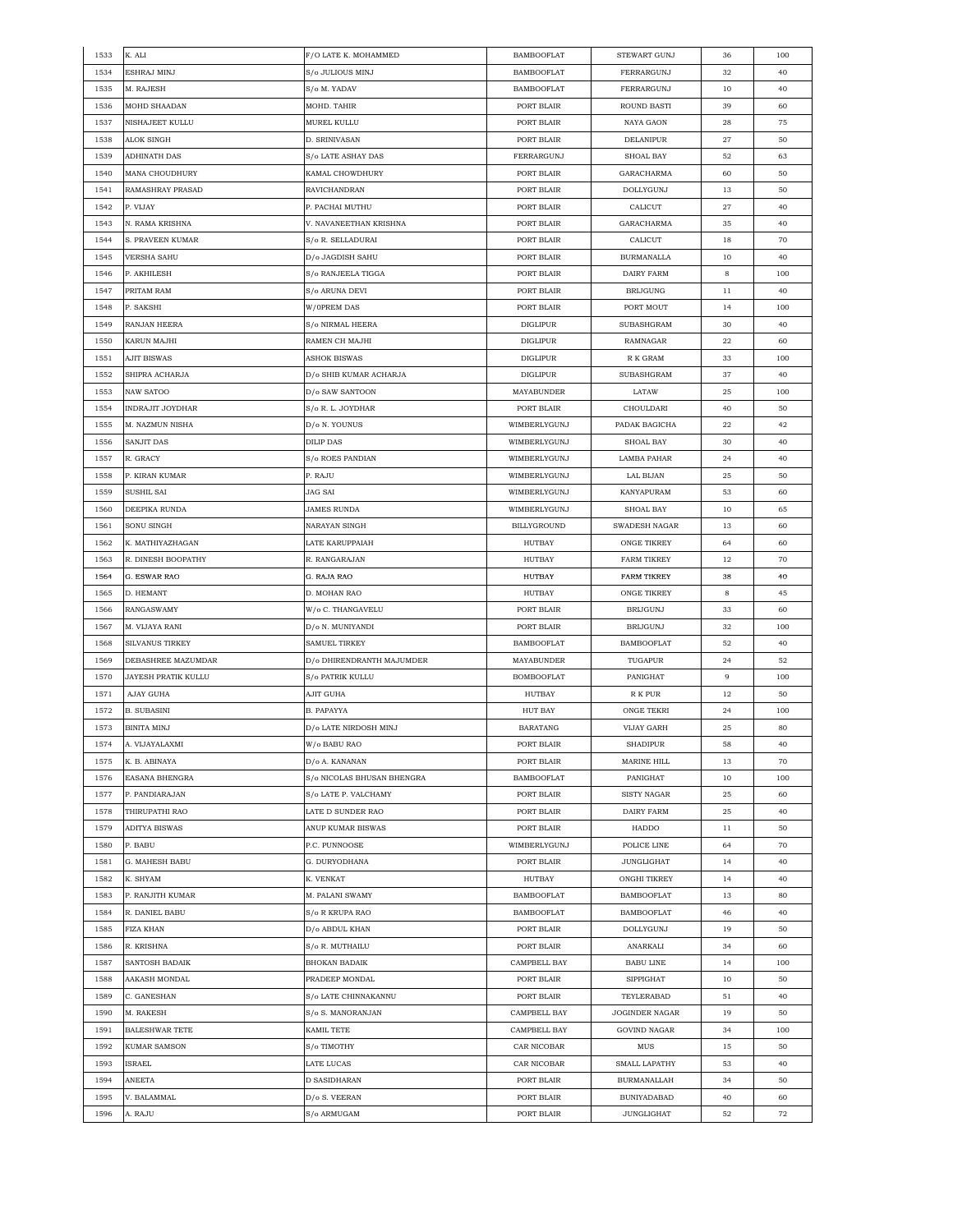| 1533 | K. ALI | F/O LATE K. MOHAMMED | BAMBOOFLAT | STEWART GUNJ | 36 | 100 |
|---|---|---|---|---|---|---|
| 1534 | ESHRAJ MINJ | S/o JULIOUS MINJ | BAMBOOFLAT | FERRARGUNJ | 32 | 40 |
| 1535 | M. RAJESH | S/o M. YADAV | BAMBOOFLAT | FERRARGUNJ | 10 | 40 |
| 1536 | MOHD SHAADAN | MOHD. TAHIR | PORT BLAIR | ROUND BASTI | 39 | 60 |
| 1537 | NISHAJEET KULLU | MUREL KULLU | PORT BLAIR | NAYA GAON | 28 | 75 |
| 1538 | ALOK SINGH | D. SRINIVASAN | PORT BLAIR | DELANIPUR | 27 | 50 |
| 1539 | ADHINATH DAS | S/o LATE ASHAY DAS | FERRARGUNJ | SHOAL BAY | 52 | 63 |
| 1540 | MANA CHOUDHURY | KAMAL CHOWDHURY | PORT BLAIR | GARACHARMA | 60 | 50 |
| 1541 | RAMASHRAY PRASAD | RAVICHANDRAN | PORT BLAIR | DOLLYGUNJ | 13 | 50 |
| 1542 | P. VIJAY | P. PACHAI MUTHU | PORT BLAIR | CALICUT | 27 | 40 |
| 1543 | N. RAMA KRISHNA | V. NAVANEETHAN KRISHNA | PORT BLAIR | GARACHARMA | 35 | 40 |
| 1544 | S. PRAVEEN KUMAR | S/o R. SELLADURAI | PORT BLAIR | CALICUT | 18 | 70 |
| 1545 | VERSHA SAHU | D/o JAGDISH SAHU | PORT BLAIR | BURMANALLA | 10 | 40 |
| 1546 | P. AKHILESH | S/o RANJEELA TIGGA | PORT BLAIR | DAIRY FARM | 8 | 100 |
| 1547 | PRITAM RAM | S/o ARUNA DEVI | PORT BLAIR | BRIJGUNG | 11 | 40 |
| 1548 | P. SAKSHI | W/0PREM DAS | PORT BLAIR | PORT MOUT | 14 | 100 |
| 1549 | RANJAN HEERA | S/o NIRMAL HEERA | DIGLIPUR | SUBASHGRAM | 30 | 40 |
| 1550 | KARUN MAJHI | RAMEN CH MAJHI | DIGLIPUR | RAMNAGAR | 22 | 60 |
| 1551 | AJIT BISWAS | ASHOK BISWAS | DIGLIPUR | R K GRAM | 33 | 100 |
| 1552 | SHIPRA ACHARJA | D/o SHIB KUMAR ACHARJA | DIGLIPUR | SUBASHGRAM | 37 | 40 |
| 1553 | NAW SATOO | D/o SAW SANTOON | MAYABUNDER | LATAW | 25 | 100 |
| 1554 | INDRAJIT JOYDHAR | S/o R. L. JOYDHAR | PORT BLAIR | CHOULDARI | 40 | 50 |
| 1555 | M. NAZMUN NISHA | D/o N. YOUNUS | WIMBERLYGUNJ | PADAK BAGICHA | 22 | 42 |
| 1556 | SANJIT DAS | DILIP DAS | WIMBERLYGUNJ | SHOAL BAY | 30 | 40 |
| 1557 | R. GRACY | S/o ROES PANDIAN | WIMBERLYGUNJ | LAMBA PAHAR | 24 | 40 |
| 1558 | P. KIRAN KUMAR | P. RAJU | WIMBERLYGUNJ | LAL BIJAN | 25 | 50 |
| 1559 | SUSHIL SAI | JAG SAI | WIMBERLYGUNJ | KANYAPURAM | 53 | 60 |
| 1560 | DEEPIKA RUNDA | JAMES RUNDA | WIMBERLYGUNJ | SHOAL BAY | 10 | 65 |
| 1561 | SONU SINGH | NARAYAN SINGH | BILLYGROUND | SWADESH NAGAR | 13 | 60 |
| 1562 | K. MATHIYAZHAGAN | LATE KARUPPAIAH | HUTBAY | ONGE TIKREY | 64 | 60 |
| 1563 | R. DINESH BOOPATHY | R. RANGARAJAN | HUTBAY | FARM TIKREY | 12 | 70 |
| 1564 | G. ESWAR RAO | G. RAJA RAO | HUTBAY | FARM TIKREY | 38 | 40 |
| 1565 | D. HEMANT | D. MOHAN RAO | HUTBAY | ONGE TIKREY | 8 | 45 |
| 1566 | RANGASWAMY | W/o C. THANGAVELU | PORT BLAIR | BRIJGUNJ | 33 | 60 |
| 1567 | M. VIJAYA RANI | D/o N. MUNIYANDI | PORT BLAIR | BRIJGUNJ | 32 | 100 |
| 1568 | SILVANUS TIRKEY | SAMUEL TIRKEY | BAMBOOFLAT | BAMBOOFLAT | 52 | 40 |
| 1569 | DEBASHREE MAZUMDAR | D/o DHIRENDRANTH MAJUMDER | MAYABUNDER | TUGAPUR | 24 | 52 |
| 1570 | JAYESH PRATIK KULLU | S/o PATRIK KULLU | BOMBOOFLAT | PANIGHAT | 9 | 100 |
| 1571 | AJAY GUHA | AJIT GUHA | HUTBAY | R K PUR | 12 | 50 |
| 1572 | B. SUBASINI | B. PAPAYYA | HUT BAY | ONGE TEKRI | 24 | 100 |
| 1573 | BINITA MINJ | D/o LATE NIRDOSH MINJ | BARATANG | VIJAY GARH | 25 | 80 |
| 1574 | A. VIJAYALAXMI | W/o BABU RAO | PORT BLAIR | SHADIPUR | 58 | 40 |
| 1575 | K. B. ABINAYA | D/o A. KANANAN | PORT BLAIR | MARINE HILL | 13 | 70 |
| 1576 | EASANA BHENGRA | S/o NICOLAS BHUSAN BHENGRA | BAMBOOFLAT | PANIGHAT | 10 | 100 |
| 1577 | P. PANDIARAJAN | S/o LATE P. VALCHAMY | PORT BLAIR | SISTY NAGAR | 25 | 60 |
| 1578 | THIRUPATHI RAO | LATE D SUNDER RAO | PORT BLAIR | DAIRY FARM | 25 | 40 |
| 1579 | ADITYA BISWAS | ANUP KUMAR BISWAS | PORT BLAIR | HADDO | 11 | 50 |
| 1580 | P. BABU | P.C. PUNNOOSE | WIMBERLYGUNJ | POLICE LINE | 64 | 70 |
| 1581 | G. MAHESH BABU | G. DURYODHANA | PORT BLAIR | JUNGLIGHAT | 14 | 40 |
| 1582 | K. SHYAM | K. VENKAT | HUTBAY | ONGHI TIKREY | 14 | 40 |
| 1583 | P. RANJITH KUMAR | M. PALANI SWAMY | BAMBOOFLAT | BAMBOOFLAT | 13 | 80 |
| 1584 | R. DANIEL BABU | S/o R KRUPA RAO | BAMBOOFLAT | BAMBOOFLAT | 46 | 40 |
| 1585 | FIZA KHAN | D/o ABDUL KHAN | PORT BLAIR | DOLLYGUNJ | 19 | 50 |
| 1586 | R. KRISHNA | S/o R. MUTHAILU | PORT BLAIR | ANARKALI | 34 | 60 |
| 1587 | SANTOSH BADAIK | BHOKAN BADAIK | CAMPBELL BAY | BABU LINE | 14 | 100 |
| 1588 | AAKASH MONDAL | PRADEEP MONDAL | PORT BLAIR | SIPPIGHAT | 10 | 50 |
| 1589 | C. GANESHAN | S/o LATE CHINNAKANNU | PORT BLAIR | TEYLERABAD | 51 | 40 |
| 1590 | M. RAKESH | S/o S. MANORANJAN | CAMPBELL BAY | JOGINDER NAGAR | 19 | 50 |
| 1591 | BALESHWAR TETE | KAMIL TETE | CAMPBELL BAY | GOVIND NAGAR | 34 | 100 |
| 1592 | KUMAR SAMSON | S/o TIMOTHY | CAR NICOBAR | MUS | 15 | 50 |
| 1593 | ISRAEL | LATE LUCAS | CAR NICOBAR | SMALL LAPATHY | 53 | 40 |
| 1594 | ANEETA | D SASIDHARAN | PORT BLAIR | BURMANALLAH | 34 | 50 |
| 1595 | V. BALAMMAL | D/o S. VEERAN | PORT BLAIR | BUNIYADABAD | 40 | 60 |
| 1596 | A. RAJU | S/o ARMUGAM | PORT BLAIR | JUNGLIGHAT | 52 | 72 |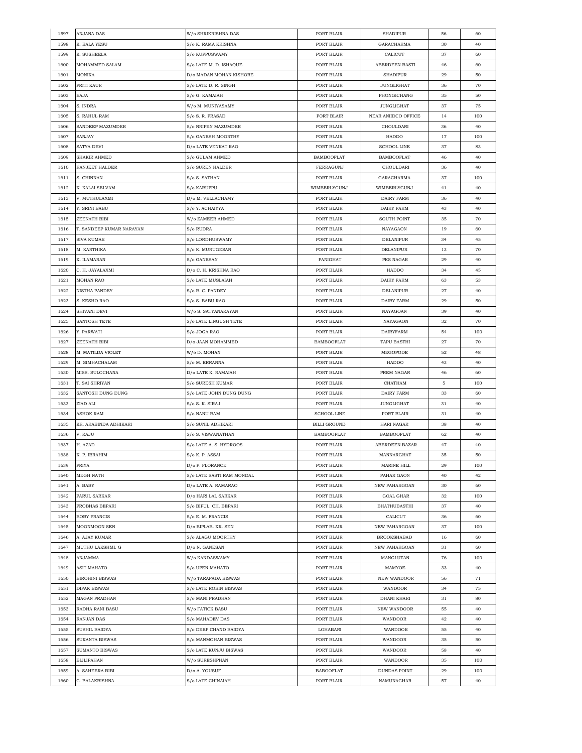| 1597 | ANJANA DAS | W/o SHRIKRISHNA DAS | PORT BLAIR | SHADIPUR | 56 | 60 |
|---|---|---|---|---|---|---|
| 1598 | K. BALA YESU | S/o K. RAMA KRISHNA | PORT BLAIR | GARACHARMA | 30 | 40 |
| 1599 | K. SUSHEELA | S/o KUPPUSWAMY | PORT BLAIR | CALICUT | 37 | 60 |
| 1600 | MOHAMMED SALAM | S/o LATE M. D. ISHAQUE | PORT BLAIR | ABERDEEN BASTI | 46 | 60 |
| 1601 | MONIKA | D/o MADAN MOHAN KISHORE | PORT BLAIR | SHADIPUR | 29 | 50 |
| 1602 | PRITI KAUR | S/o LATE D. R. SINGH | PORT BLAIR | JUNGLIGHAT | 36 | 70 |
| 1603 | RAJA | S/o G. KAMAIAH | PORT BLAIR | PHONGICHANG | 35 | 50 |
| 1604 | S. INDRA | W/o M. MUNIYASAMY | PORT BLAIR | JUNGLIGHAT | 37 | 75 |
| 1605 | S. RAHUL RAM | S/o S. R. PRASAD | PORT BLAIR | NEAR ANIIDCO OFFICE | 14 | 100 |
| 1606 | SANDEEP MAZUMDER | S/o NRIPEN MAZUMDER | PORT BLAIR | CHOULDARI | 36 | 40 |
| 1607 | SANJAY | S/o GANESH MOORTHY | PORT BLAIR | HADDO | 17 | 100 |
| 1608 | SATYA DEVI | D/o LATE VENKAT RAO | PORT BLAIR | SCHOOL LINE | 37 | 83 |
| 1609 | SHAKIR AHMED | S/o GULAM AHMED | BAMBOOFLAT | BAMBOOFLAT | 46 | 40 |
| 1610 | RANJEET HALDER | S/o SUREN HALDER | FERRAGUNJ | CHOULDARI | 36 | 40 |
| 1611 | S. CHINNAN | S/o S. SATHAN | PORT BLAIR | GARACHARMA | 37 | 100 |
| 1612 | K. KALAI SELVAM | S/o KARUPPU | WIMBERLYGUNJ | WIMBERLYGUNJ | 41 | 40 |
| 1613 | V. MUTHULAXMI | D/o M. VELLACHAMY | PORT BLAIR | DAIRY FARM | 36 | 40 |
| 1614 | Y. SRINI BABU | S/o Y. ACHAIYYA | PORT BLAIR | DAIRY FARM | 43 | 40 |
| 1615 | ZEENATH BIBI | W/o ZAMEER AHMED | PORT BLAIR | SOUTH POINT | 35 | 70 |
| 1616 | T. SANDEEP KUMAR NARAYAN | S/o RUDRA | PORT BLAIR | NAYAGAON | 19 | 60 |
| 1617 | SIVA KUMAR | S/o LORDHUSWAMY | PORT BLAIR | DELANIPUR | 34 | 45 |
| 1618 | M. KARTHIKA | S/o K. MURUGESAN | PORT BLAIR | DELANIPUR | 13 | 70 |
| 1619 | K. ILAMARAN | S/o GANESAN | PANIGHAT | PKS NAGAR | 29 | 40 |
| 1620 | C. H. JAYALAXMI | D/o C. H. KRISHNA RAO | PORT BLAIR | HADDO | 34 | 45 |
| 1621 | MOHAN RAO | S/o LATE MUSLAIAH | PORT BLAIR | DAIRY FARM | 63 | 53 |
| 1622 | NISTHA PANDEY | S/o R. C. PANDEY | PORT BLAIR | DELANIPUR | 27 | 40 |
| 1623 | S. KESHO RAO | S/o S. BABU RAO | PORT BLAIR | DAIRY FARM | 29 | 50 |
| 1624 | SHIVANI DEVI | W/o S. SATYANARAYAN | PORT BLAIR | NAYAGOAN | 39 | 40 |
| 1625 | SANTOSH TETE | S/o LATE LINGUSH TETE | PORT BLAIR | NAYAGAON | 32 | 70 |
| 1626 | Y. PARWATI | S/o JOGA RAO | PORT BLAIR | DAIRYFARM | 54 | 100 |
| 1627 | ZEENATH BIBI | D/o JAAN MOHAMMED | BAMBOOFLAT | TAPU BASTHI | 27 | 70 |
| 1628 | M. MATILDA VIOLET | W/o D. MOHAN | PORT BLAIR | MEGOPODE | 52 | 48 |
| 1629 | M. SIMHACHALAM | S/o M. ERRANNA | PORT BLAIR | HADDO | 43 | 40 |
| 1630 | MISS. SULOCHANA | D/o LATE K. RAMAIAH | PORT BLAIR | PREM NAGAR | 46 | 60 |
| 1631 | T. SAI SHRIYAN | S/o SURESH KUMAR | PORT BLAIR | CHATHAM | 5 | 100 |
| 1632 | SANTOSH DUNG DUNG | S/o LATE JOHN DUNG DUNG | PORT BLAIR | DAIRY FARM | 33 | 60 |
| 1633 | ZIAD ALI | S/o S. K. SIRAJ | PORT BLAIR | JUNGLIGHAT | 31 | 40 |
| 1634 | ASHOK RAM | S/o NANU RAM | SCHOOL LINE | PORT BLAIR | 31 | 40 |
| 1635 | KR. ARABINDA ADHIKARI | S/o SUNIL ADHIKARI | BILLI GROUND | HARI NAGAR | 38 | 40 |
| 1636 | V. RAJU | S/o S. VISWANATHAN | BAMBOOFLAT | BAMBOOFLAT | 62 | 40 |
| 1637 | H. AZAD | S/o LATE A. S. HYDROOS | PORT BLAIR | ABERDEEN BAZAR | 47 | 40 |
| 1638 | K. P. IBRAHIM | S/o K. P. ASSAI | PORT BLAIR | MANNARGHAT | 35 | 50 |
| 1639 | PRIYA | D/o P. FLORANCE | PORT BLAIR | MARINE HILL | 29 | 100 |
| 1640 | MEGH NATH | S/o LATE SASTI RAM MONDAL | PORT BLAIR | PAHAR GAON | 40 | 42 |
| 1641 | A. BABY | D/o LATE A. RAMARAO | PORT BLAIR | NEW PAHARGOAN | 30 | 60 |
| 1642 | PARUL SARKAR | D/o HARI LAL SARKAR | PORT BLAIR | GOAL GHAR | 32 | 100 |
| 1643 | PROBHAS BEPARI | S/o BIPUL. CH. BEPARI | PORT BLAIR | BHATHUBASTHI | 37 | 40 |
| 1644 | BOBY FRANCIS | S/o E. M. FRANCIS | PORT BLAIR | CALICUT | 36 | 60 |
| 1645 | MOONMOON SEN | D/o BIPLAB. KR. SEN | PORT BLAIR | NEW PAHARGOAN | 37 | 100 |
| 1646 | A. AJAY KUMAR | S/o ALAGU MOORTHY | PORT BLAIR | BROOKSHABAD | 16 | 60 |
| 1647 | MUTHU LAKSHMI. G | D/o N. GANESAN | PORT BLAIR | NEW PAHARGOAN | 31 | 60 |
| 1648 | ANJAMMA | W/o KANDASWAMY | PORT BLAIR | MANGLUTAN | 76 | 100 |
| 1649 | ASIT MAHATO | S/o UPEN MAHATO | PORT BLAIR | MAMYOE | 33 | 40 |
| 1650 | BIROHINI BISWAS | W/o TARAPADA BISWAS | PORT BLAIR | NEW WANDOOR | 56 | 71 |
| 1651 | DIPAK BISWAS | S/o LATE ROBIN BISWAS | PORT BLAIR | WANDOOR | 34 | 75 |
| 1652 | MAGAN PRADHAN | S/o MANI PRADHAN | PORT BLAIR | DHANI KHARI | 31 | 80 |
| 1653 | RADHA RANI BASU | W/o FATICK BASU | PORT BLAIR | NEW WANDOOR | 55 | 40 |
| 1654 | RANJAN DAS | S/o MAHADEV DAS | PORT BLAIR | WANDOOR | 42 | 40 |
| 1655 | SUSHIL BAIDYA | S/o DEEP CHAND BAIDYA | LOHABARI | WANDOOR | 55 | 40 |
| 1656 | SUKANTA BISWAS | S/o MANMOHAN BISWAS | PORT BLAIR | WANDOOR | 35 | 50 |
| 1657 | SUMANTO BISWAS | S/o LATE KUNJU BISWAS | PORT BLAIR | WANDOOR | 58 | 40 |
| 1658 | BIJLIPAHAN | W/o SURESHPHAN | PORT BLAIR | WANDOOR | 35 | 100 |
| 1659 | A. SAHEERA BIBI | D/o A. YOUSUF | BABOOFLAT | DUNDAS POINT | 29 | 100 |
| 1660 | C. BALAKRISHNA | S/o LATE CHINAIAH | PORT BLAIR | NAMUNAGHAR | 57 | 40 |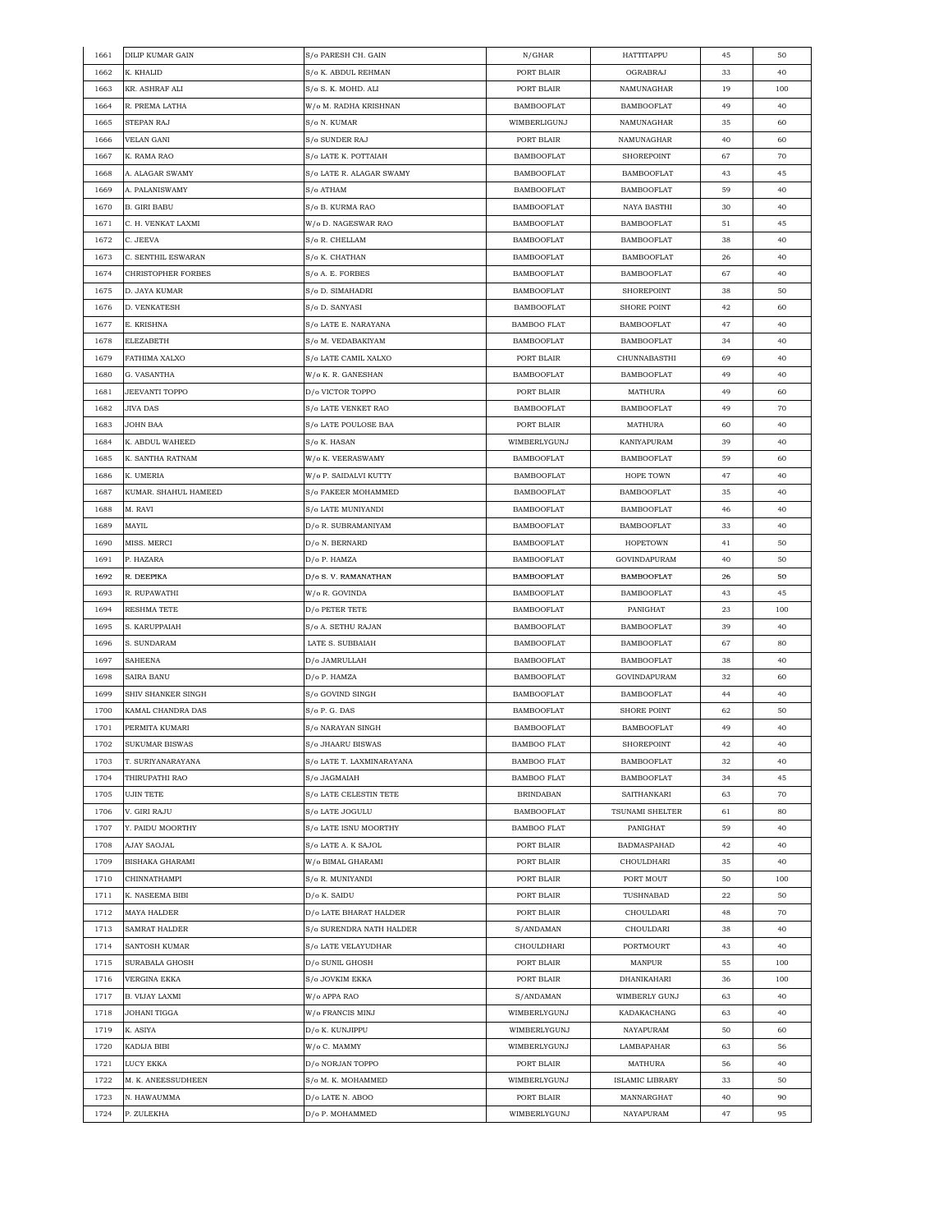| 1661 | DILIP KUMAR GAIN | S/o PARESH CH. GAIN | N/GHAR | HATTITAPPU | 45 | 50 |
|---|---|---|---|---|---|---|
| 1662 | K. KHALID | S/o K. ABDUL REHMAN | PORT BLAIR | OGRABRAJ | 33 | 40 |
| 1663 | KR. ASHRAF ALI | S/o S. K. MOHD. ALI | PORT BLAIR | NAMUNAGHAR | 19 | 100 |
| 1664 | R. PREMA LATHA | W/o M. RADHA KRISHNAN | BAMBOOFLAT | BAMBOOFLAT | 49 | 40 |
| 1665 | STEPAN RAJ | S/o N. KUMAR | WIMBERLIGUNJ | NAMUNAGHAR | 35 | 60 |
| 1666 | VELAN GANI | S/o SUNDER RAJ | PORT BLAIR | NAMUNAGHAR | 40 | 60 |
| 1667 | K. RAMA RAO | S/o LATE K. POTTAIAH | BAMBOOFLAT | SHOREPOINT | 67 | 70 |
| 1668 | A. ALAGAR SWAMY | S/o LATE R. ALAGAR SWAMY | BAMBOOFLAT | BAMBOOFLAT | 43 | 45 |
| 1669 | A. PALANISWAMY | S/o ATHAM | BAMBOOFLAT | BAMBOOFLAT | 59 | 40 |
| 1670 | B. GIRI BABU | S/o B. KURMA RAO | BAMBOOFLAT | NAYA BASTHI | 30 | 40 |
| 1671 | C. H. VENKAT LAXMI | W/o D. NAGESWAR RAO | BAMBOOFLAT | BAMBOOFLAT | 51 | 45 |
| 1672 | C. JEEVA | S/o R. CHELLAM | BAMBOOFLAT | BAMBOOFLAT | 38 | 40 |
| 1673 | C. SENTHIL ESWARAN | S/o K. CHATHAN | BAMBOOFLAT | BAMBOOFLAT | 26 | 40 |
| 1674 | CHRISTOPHER FORBES | S/o A. E. FORBES | BAMBOOFLAT | BAMBOOFLAT | 67 | 40 |
| 1675 | D. JAYA KUMAR | S/o D. SIMAHADRI | BAMBOOFLAT | SHOREPOINT | 38 | 50 |
| 1676 | D. VENKATESH | S/o D. SANYASI | BAMBOOFLAT | SHORE POINT | 42 | 60 |
| 1677 | E. KRISHNA | S/o LATE E. NARAYANA | BAMBOO FLAT | BAMBOOFLAT | 47 | 40 |
| 1678 | ELEZABETH | S/o M. VEDABAKIYAM | BAMBOOFLAT | BAMBOOFLAT | 34 | 40 |
| 1679 | FATHIMA XALXO | S/o LATE CAMIL XALXO | PORT BLAIR | CHUNNABASTHI | 69 | 40 |
| 1680 | G. VASANTHA | W/o K. R. GANESHAN | BAMBOOFLAT | BAMBOOFLAT | 49 | 40 |
| 1681 | JEEVANTI TOPPO | D/o VICTOR TOPPO | PORT BLAIR | MATHURA | 49 | 60 |
| 1682 | JIVA DAS | S/o LATE VENKET RAO | BAMBOOFLAT | BAMBOOFLAT | 49 | 70 |
| 1683 | JOHN BAA | S/o LATE POULOSE BAA | PORT BLAIR | MATHURA | 60 | 40 |
| 1684 | K. ABDUL WAHEED | S/o K. HASAN | WIMBERLYGUNJ | KANIYAPURAM | 39 | 40 |
| 1685 | K. SANTHA RATNAM | W/o K. VEERASWAMY | BAMBOOFLAT | BAMBOOFLAT | 59 | 60 |
| 1686 | K. UMERIA | W/o P. SAIDALVI KUTTY | BAMBOOFLAT | HOPE TOWN | 47 | 40 |
| 1687 | KUMAR. SHAHUL HAMEED | S/o FAKEER MOHAMMED | BAMBOOFLAT | BAMBOOFLAT | 35 | 40 |
| 1688 | M. RAVI | S/o LATE MUNIYANDI | BAMBOOFLAT | BAMBOOFLAT | 46 | 40 |
| 1689 | MAYIL | D/o R. SUBRAMANIYAM | BAMBOOFLAT | BAMBOOFLAT | 33 | 40 |
| 1690 | MISS. MERCI | D/o N. BERNARD | BAMBOOFLAT | HOPETOWN | 41 | 50 |
| 1691 | P. HAZARA | D/o P. HAMZA | BAMBOOFLAT | GOVINDAPURAM | 40 | 50 |
| 1692 | R. DEEPIKA | D/o S. V. RAMANATHAN | BAMBOOFLAT | BAMBOOFLAT | 26 | 50 |
| 1693 | R. RUPAWATHI | W/o R. GOVINDA | BAMBOOFLAT | BAMBOOFLAT | 43 | 45 |
| 1694 | RESHMA TETE | D/o PETER TETE | BAMBOOFLAT | PANIGHAT | 23 | 100 |
| 1695 | S. KARUPPAIAH | S/o A. SETHU RAJAN | BAMBOOFLAT | BAMBOOFLAT | 39 | 40 |
| 1696 | S. SUNDARAM | LATE S. SUBBAIAH | BAMBOOFLAT | BAMBOOFLAT | 67 | 80 |
| 1697 | SAHEENA | D/o JAMRULLAH | BAMBOOFLAT | BAMBOOFLAT | 38 | 40 |
| 1698 | SAIRA BANU | D/o P. HAMZA | BAMBOOFLAT | GOVINDAPURAM | 32 | 60 |
| 1699 | SHIV SHANKER SINGH | S/o GOVIND SINGH | BAMBOOFLAT | BAMBOOFLAT | 44 | 40 |
| 1700 | KAMAL CHANDRA DAS | S/o P. G. DAS | BAMBOOFLAT | SHORE POINT | 62 | 50 |
| 1701 | PERMITA KUMARI | S/o NARAYAN SINGH | BAMBOOFLAT | BAMBOOFLAT | 49 | 40 |
| 1702 | SUKUMAR BISWAS | S/o JHAARU BISWAS | BAMBOO FLAT | SHOREPOINT | 42 | 40 |
| 1703 | T. SURIYANARAYANA | S/o LATE T. LAXMINARAYANA | BAMBOO FLAT | BAMBOOFLAT | 32 | 40 |
| 1704 | THIRUPATHI RAO | S/o JAGMAIAH | BAMBOO FLAT | BAMBOOFLAT | 34 | 45 |
| 1705 | UJIN TETE | S/o LATE CELESTIN TETE | BRINDABAN | SAITHANKARI | 63 | 70 |
| 1706 | V. GIRI RAJU | S/o LATE JOGULU | BAMBOOFLAT | TSUNAMI SHELTER | 61 | 80 |
| 1707 | Y. PAIDU MOORTHY | S/o LATE ISNU MOORTHY | BAMBOO FLAT | PANIGHAT | 59 | 40 |
| 1708 | AJAY SAOJAL | S/o LATE A. K SAJOL | PORT BLAIR | BADMASPAHAD | 42 | 40 |
| 1709 | BISHAKA GHARAMI | W/o BIMAL GHARAMI | PORT BLAIR | CHOULDHARI | 35 | 40 |
| 1710 | CHINNATHAMPI | S/o R. MUNIYANDI | PORT BLAIR | PORT MOUT | 50 | 100 |
| 1711 | K. NASEEMA BIBI | D/o K. SAIDU | PORT BLAIR | TUSHNABAD | 22 | 50 |
| 1712 | MAYA HALDER | D/o LATE BHARAT HALDER | PORT BLAIR | CHOULDARI | 48 | 70 |
| 1713 | SAMRAT HALDER | S/o SURENDRA NATH HALDER | S/ANDAMAN | CHOULDARI | 38 | 40 |
| 1714 | SANTOSH KUMAR | S/o LATE VELAYUDHAR | CHOULDHARI | PORTMOURT | 43 | 40 |
| 1715 | SURABALA GHOSH | D/o SUNIL GHOSH | PORT BLAIR | MANPUR | 55 | 100 |
| 1716 | VERGINA EKKA | S/o JOVKIM EKKA | PORT BLAIR | DHANIKAHARI | 36 | 100 |
| 1717 | B. VIJAY LAXMI | W/o APPA RAO | S/ANDAMAN | WIMBERLY GUNJ | 63 | 40 |
| 1718 | JOHANI TIGGA | W/o FRANCIS MINJ | WIMBERLYGUNJ | KADAKACHANG | 63 | 40 |
| 1719 | K. ASIYA | D/o K. KUNJIPPU | WIMBERLYGUNJ | NAYAPURAM | 50 | 60 |
| 1720 | KADIJA BIBI | W/o C. MAMMY | WIMBERLYGUNJ | LAMBAPAHAR | 63 | 56 |
| 1721 | LUCY EKKA | D/o NORJAN TOPPO | PORT BLAIR | MATHURA | 56 | 40 |
| 1722 | M. K. ANEESSUDHEEN | S/o M. K. MOHAMMED | WIMBERLYGUNJ | ISLAMIC LIBRARY | 33 | 50 |
| 1723 | N. HAWAUMMA | D/o LATE N. ABOO | PORT BLAIR | MANNARGHAT | 40 | 90 |
| 1724 | P. ZULEKHA | D/o P. MOHAMMED | WIMBERLYGUNJ | NAYAPURAM | 47 | 95 |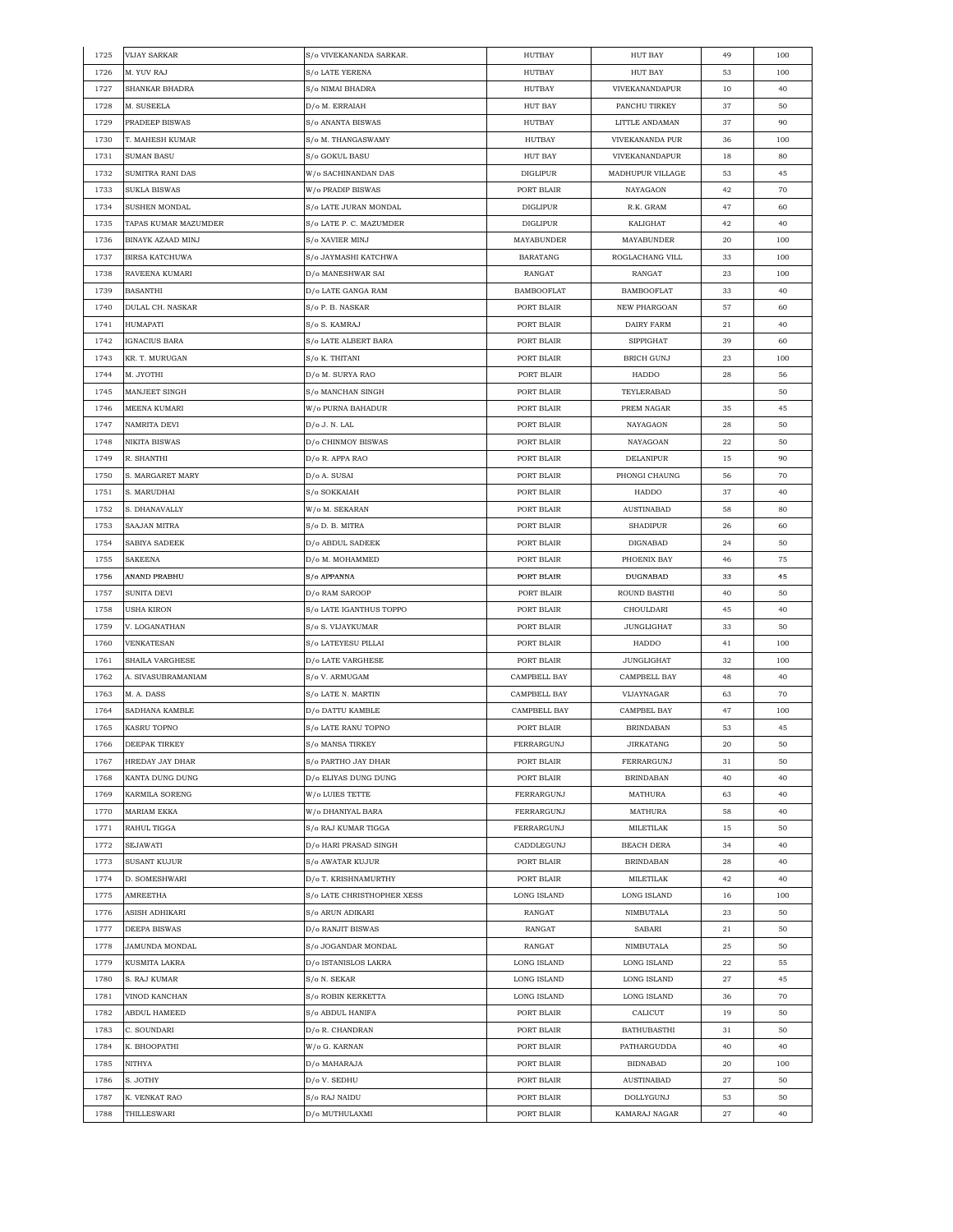| | | | | | | |
|---|---|---|---|---|---|---|
| 1725 | VIJAY SARKAR | S/o VIVEKANANDA SARKAR. | HUTBAY | HUT BAY | 49 | 100 |
| 1726 | M. YUV RAJ | S/o LATE YERENA | HUTBAY | HUT BAY | 53 | 100 |
| 1727 | SHANKAR BHADRA | S/o NIMAI BHADRA | HUTBAY | VIVEKANANDAPUR | 10 | 40 |
| 1728 | M. SUSEELA | D/o M. ERRAIAH | HUT BAY | PANCHU TIRKEY | 37 | 50 |
| 1729 | PRADEEP BISWAS | S/o ANANTA BISWAS | HUTBAY | LITTLE ANDAMAN | 37 | 90 |
| 1730 | T. MAHESH KUMAR | S/o M. THANGASWAMY | HUTBAY | VIVEKANANDA PUR | 36 | 100 |
| 1731 | SUMAN BASU | S/o GOKUL BASU | HUT BAY | VIVEKANANDAPUR | 18 | 80 |
| 1732 | SUMITRA RANI DAS | W/o SACHINANDAN DAS | DIGLIPUR | MADHUPUR VILLAGE | 53 | 45 |
| 1733 | SUKLA BISWAS | W/o PRADIP BISWAS | PORT BLAIR | NAYAGAON | 42 | 70 |
| 1734 | SUSHEN MONDAL | S/o LATE JURAN MONDAL | DIGLIPUR | R.K. GRAM | 47 | 60 |
| 1735 | TAPAS KUMAR MAZUMDER | S/o LATE P. C. MAZUMDER | DIGLIPUR | KALIGHAT | 42 | 40 |
| 1736 | BINAYK AZAAD MINJ | S/o XAVIER MINJ | MAYABUNDER | MAYABUNDER | 20 | 100 |
| 1737 | BIRSA KATCHUWA | S/o JAYMASHI KATCHWA | BARATANG | ROGLACHANG VILL | 33 | 100 |
| 1738 | RAVEENA KUMARI | D/o MANESHWAR SAI | RANGAT | RANGAT | 23 | 100 |
| 1739 | BASANTHI | D/o LATE GANGA RAM | BAMBOOFLAT | BAMBOOFLAT | 33 | 40 |
| 1740 | DULAL CH. NASKAR | S/o P. B. NASKAR | PORT BLAIR | NEW PHARGOAN | 57 | 60 |
| 1741 | HUMAPATI | S/o S. KAMRAJ | PORT BLAIR | DAIRY FARM | 21 | 40 |
| 1742 | IGNACIUS BARA | S/o LATE ALBERT BARA | PORT BLAIR | SIPPIGHAT | 39 | 60 |
| 1743 | KR. T. MURUGAN | S/o K. THITANI | PORT BLAIR | BRICH GUNJ | 23 | 100 |
| 1744 | M. JYOTHI | D/o M. SURYA RAO | PORT BLAIR | HADDO | 28 | 56 |
| 1745 | MANJEET SINGH | S/o MANCHAN SINGH | PORT BLAIR | TEYLERABAD | | 50 |
| 1746 | MEENA KUMARI | W/o PURNA BAHADUR | PORT BLAIR | PREM NAGAR | 35 | 45 |
| 1747 | NAMRITA DEVI | D/o J. N. LAL | PORT BLAIR | NAYAGAON | 28 | 50 |
| 1748 | NIKITA BISWAS | D/o CHINMOY BISWAS | PORT BLAIR | NAYAGOAN | 22 | 50 |
| 1749 | R. SHANTHI | D/o R. APPA RAO | PORT BLAIR | DELANIPUR | 15 | 90 |
| 1750 | S. MARGARET MARY | D/o A. SUSAI | PORT BLAIR | PHONGI CHAUNG | 56 | 70 |
| 1751 | S. MARUDHAI | S/o SOKKAIAH | PORT BLAIR | HADDO | 37 | 40 |
| 1752 | S. DHANAVALLY | W/o M. SEKARAN | PORT BLAIR | AUSTINABAD | 58 | 80 |
| 1753 | SAAJAN MITRA | S/o D. B. MITRA | PORT BLAIR | SHADIPUR | 26 | 60 |
| 1754 | SABIYA SADEEK | D/o ABDUL SADEEK | PORT BLAIR | DIGNABAD | 24 | 50 |
| 1755 | SAKEENA | D/o M. MOHAMMED | PORT BLAIR | PHOENIX BAY | 46 | 75 |
| 1756 | ANAND PRABHU | S/o APPANNA | PORT BLAIR | DUGNABAD | 33 | 45 |
| 1757 | SUNITA DEVI | D/o RAM SAROOP | PORT BLAIR | ROUND BASTHI | 40 | 50 |
| 1758 | USHA KIRON | S/o LATE IGANTHUS TOPPO | PORT BLAIR | CHOULDARI | 45 | 40 |
| 1759 | V. LOGANATHAN | S/o S. VIJAYKUMAR | PORT BLAIR | JUNGLIGHAT | 33 | 50 |
| 1760 | VENKATESAN | S/o LATEYESU PILLAI | PORT BLAIR | HADDO | 41 | 100 |
| 1761 | SHAILA VARGHESE | D/o LATE VARGHESE | PORT BLAIR | JUNGLIGHAT | 32 | 100 |
| 1762 | A. SIVASUBRAMANIAM | S/o V. ARMUGAM | CAMPBELL BAY | CAMPBELL BAY | 48 | 40 |
| 1763 | M. A. DASS | S/o LATE N. MARTIN | CAMPBELL BAY | VIJAYNAGAR | 63 | 70 |
| 1764 | SADHANA KAMBLE | D/o DATTU KAMBLE | CAMPBELL BAY | CAMPBEL BAY | 47 | 100 |
| 1765 | KASRU TOPNO | S/o LATE RANU TOPNO | PORT BLAIR | BRINDABAN | 53 | 45 |
| 1766 | DEEPAK TIRKEY | S/o MANSA TIRKEY | FERRARGUNJ | JIRKATANG | 20 | 50 |
| 1767 | HREDAY JAY DHAR | S/o PARTHO JAY DHAR | PORT BLAIR | FERRARGUNJ | 31 | 50 |
| 1768 | KANTA DUNG DUNG | D/o ELIYAS DUNG DUNG | PORT BLAIR | BRINDABAN | 40 | 40 |
| 1769 | KARMILA SORENG | W/o LUIES TETTE | FERRARGUNJ | MATHURA | 63 | 40 |
| 1770 | MARIAM EKKA | W/o DHANIYAL BARA | FERRARGUNJ | MATHURA | 58 | 40 |
| 1771 | RAHUL TIGGA | S/o RAJ KUMAR TIGGA | FERRARGUNJ | MILETILAK | 15 | 50 |
| 1772 | SEJAWATI | D/o HARI PRASAD SINGH | CADDLEGUNJ | BEACH DERA | 34 | 40 |
| 1773 | SUSANT KUJUR | S/o AWATAR KUJUR | PORT BLAIR | BRINDABAN | 28 | 40 |
| 1774 | D. SOMESHWARI | D/o T. KRISHNAMURTHY | PORT BLAIR | MILETILAK | 42 | 40 |
| 1775 | AMREETHA | S/o LATE CHRISTHOPHER XESS | LONG ISLAND | LONG ISLAND | 16 | 100 |
| 1776 | ASISH ADHIKARI | S/o ARUN ADIKARI | RANGAT | NIMBUTALA | 23 | 50 |
| 1777 | DEEPA BISWAS | D/o RANJIT BISWAS | RANGAT | SABARI | 21 | 50 |
| 1778 | JAMUNDA MONDAL | S/o JOGANDAR MONDAL | RANGAT | NIMBUTALA | 25 | 50 |
| 1779 | KUSMITA LAKRA | D/o ISTANISLOS LAKRA | LONG ISLAND | LONG ISLAND | 22 | 55 |
| 1780 | S. RAJ KUMAR | S/o N. SEKAR | LONG ISLAND | LONG ISLAND | 27 | 45 |
| 1781 | VINOD KANCHAN | S/o ROBIN KERKETTA | LONG ISLAND | LONG ISLAND | 36 | 70 |
| 1782 | ABDUL HAMEED | S/o ABDUL HANIFA | PORT BLAIR | CALICUT | 19 | 50 |
| 1783 | C. SOUNDARI | D/o R. CHANDRAN | PORT BLAIR | BATHUBASTHI | 31 | 50 |
| 1784 | K. BHOOPATHI | W/o G. KARNAN | PORT BLAIR | PATHARGUDDA | 40 | 40 |
| 1785 | NITHYA | D/o MAHARAJA | PORT BLAIR | BIDNABAD | 20 | 100 |
| 1786 | S. JOTHY | D/o V. SEDHU | PORT BLAIR | AUSTINABAD | 27 | 50 |
| 1787 | K. VENKAT RAO | S/o RAJ NAIDU | PORT BLAIR | DOLLYGUNJ | 53 | 50 |
| 1788 | THILLESWARI | D/o MUTHULAXMI | PORT BLAIR | KAMARAJ NAGAR | 27 | 40 |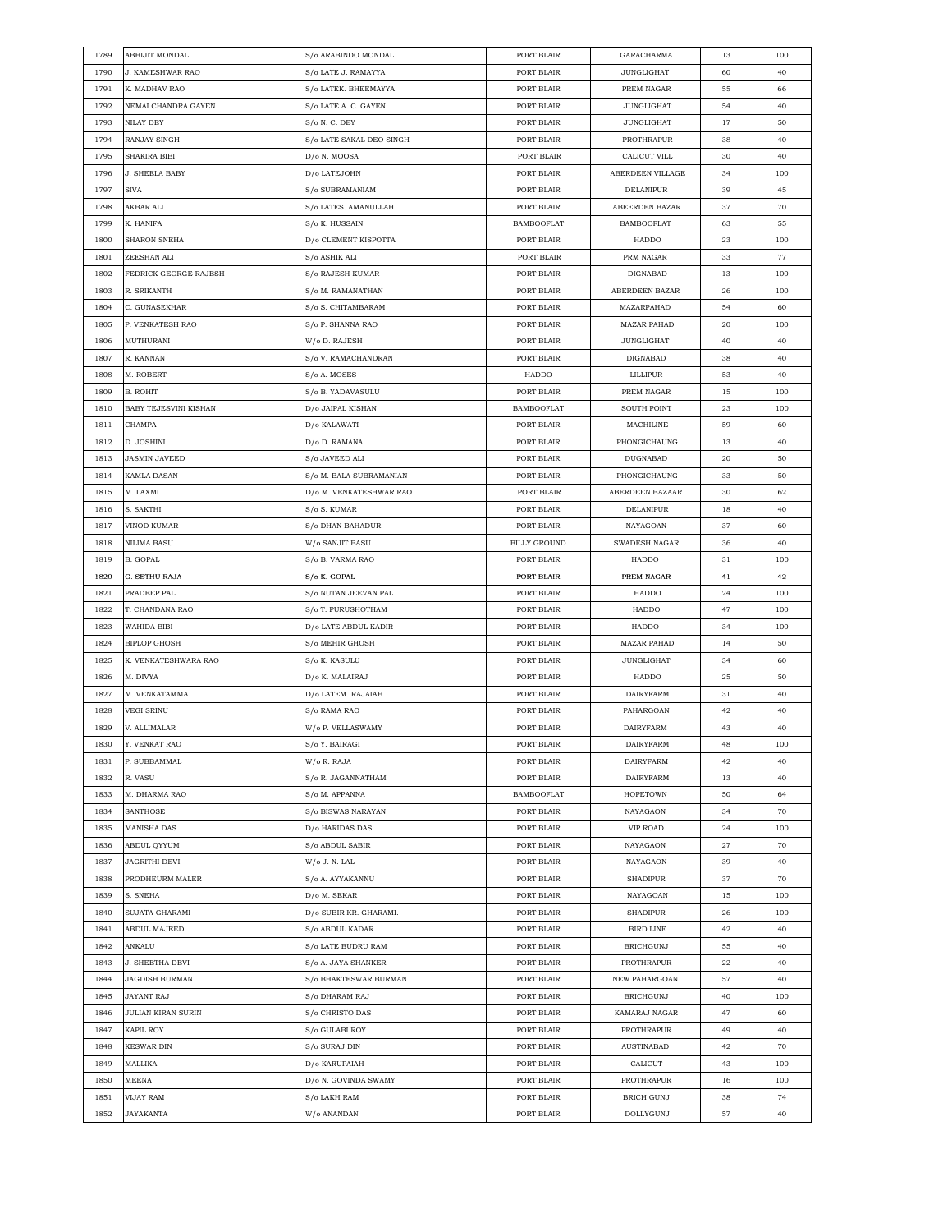| | | | | | | |
|---|---|---|---|---|---|---|
| 1789 | ABHIJIT MONDAL | S/o ARABINDO MONDAL | PORT BLAIR | GARACHARMA | 13 | 100 |
| 1790 | J. KAMESHWAR RAO | S/o LATE J. RAMAYYA | PORT BLAIR | JUNGLIGHAT | 60 | 40 |
| 1791 | K. MADHAV RAO | S/o LATEK. BHEEMAYYA | PORT BLAIR | PREM NAGAR | 55 | 66 |
| 1792 | NEMAI CHANDRA GAYEN | S/o LATE A. C. GAYEN | PORT BLAIR | JUNGLIGHAT | 54 | 40 |
| 1793 | NILAY DEY | S/o N. C. DEY | PORT BLAIR | JUNGLIGHAT | 17 | 50 |
| 1794 | RANJAY SINGH | S/o LATE SAKAL DEO SINGH | PORT BLAIR | PROTHRAPUR | 38 | 40 |
| 1795 | SHAKIRA BIBI | D/o N. MOOSA | PORT BLAIR | CALICUT VILL | 30 | 40 |
| 1796 | J. SHEELA BABY | D/o LATEJOHN | PORT BLAIR | ABERDEEN VILLAGE | 34 | 100 |
| 1797 | SIVA | S/o SUBRAMANIAM | PORT BLAIR | DELANIPUR | 39 | 45 |
| 1798 | AKBAR ALI | S/o LATES. AMANULLAH | PORT BLAIR | ABEERDEN BAZAR | 37 | 70 |
| 1799 | K. HANIFA | S/o K. HUSSAIN | BAMBOOFLAT | BAMBOOFLAT | 63 | 55 |
| 1800 | SHARON SNEHA | D/o CLEMENT KISPOTTA | PORT BLAIR | HADDO | 23 | 100 |
| 1801 | ZEESHAN ALI | S/o ASHIK ALI | PORT BLAIR | PRM NAGAR | 33 | 77 |
| 1802 | FEDRICK GEORGE RAJESH | S/o RAJESH KUMAR | PORT BLAIR | DIGNABAD | 13 | 100 |
| 1803 | R. SRIKANTH | S/o M. RAMANATHAN | PORT BLAIR | ABERDEEN BAZAR | 26 | 100 |
| 1804 | C. GUNASEKHAR | S/o S. CHITAMBARAM | PORT BLAIR | MAZARPAHAD | 54 | 60 |
| 1805 | P. VENKATESH RAO | S/o P. SHANNA RAO | PORT BLAIR | MAZAR PAHAD | 20 | 100 |
| 1806 | MUTHURANI | W/o D. RAJESH | PORT BLAIR | JUNGLIGHAT | 40 | 40 |
| 1807 | R. KANNAN | S/o V. RAMACHANDRAN | PORT BLAIR | DIGNABAD | 38 | 40 |
| 1808 | M. ROBERT | S/o A. MOSES | HADDO | LILLIPUR | 53 | 40 |
| 1809 | B. ROHIT | S/o B. YADAVASULU | PORT BLAIR | PREM NAGAR | 15 | 100 |
| 1810 | BABY TEJESVINI KISHAN | D/o JAIPAL KISHAN | BAMBOOFLAT | SOUTH POINT | 23 | 100 |
| 1811 | CHAMPA | D/o KALAWATI | PORT BLAIR | MACHILINE | 59 | 60 |
| 1812 | D. JOSHINI | D/o D. RAMANA | PORT BLAIR | PHONGICHAUNG | 13 | 40 |
| 1813 | JASMIN JAVEED | S/o JAVEED ALI | PORT BLAIR | DUGNABAD | 20 | 50 |
| 1814 | KAMLA DASAN | S/o M. BALA SUBRAMANIAN | PORT BLAIR | PHONGICHAUNG | 33 | 50 |
| 1815 | M. LAXMI | D/o M. VENKATESHWAR RAO | PORT BLAIR | ABERDEEN BAZAAR | 30 | 62 |
| 1816 | S. SAKTHI | S/o S. KUMAR | PORT BLAIR | DELANIPUR | 18 | 40 |
| 1817 | VINOD KUMAR | S/o DHAN BAHADUR | PORT BLAIR | NAYAGOAN | 37 | 60 |
| 1818 | NILIMA BASU | W/o SANJIT BASU | BILLY GROUND | SWADESH NAGAR | 36 | 40 |
| 1819 | B. GOPAL | S/o B. VARMA RAO | PORT BLAIR | HADDO | 31 | 100 |
| 1820 | G. SETHU RAJA | S/o K. GOPAL | PORT BLAIR | PREM NAGAR | 41 | 42 |
| 1821 | PRADEEP PAL | S/o NUTAN JEEVAN PAL | PORT BLAIR | HADDO | 24 | 100 |
| 1822 | T. CHANDANA RAO | S/o T. PURUSHOTHAM | PORT BLAIR | HADDO | 47 | 100 |
| 1823 | WAHIDA BIBI | D/o LATE ABDUL KADIR | PORT BLAIR | HADDO | 34 | 100 |
| 1824 | BIPLOP GHOSH | S/o MEHIR GHOSH | PORT BLAIR | MAZAR PAHAD | 14 | 50 |
| 1825 | K. VENKATESHWARA RAO | S/o K. KASULU | PORT BLAIR | JUNGLIGHAT | 34 | 60 |
| 1826 | M. DIVYA | D/o K. MALAIRAJ | PORT BLAIR | HADDO | 25 | 50 |
| 1827 | M. VENKATAMMA | D/o LATEM. RAJAIAH | PORT BLAIR | DAIRYFARM | 31 | 40 |
| 1828 | VEGI SRINU | S/o RAMA RAO | PORT BLAIR | PAHARGOAN | 42 | 40 |
| 1829 | V. ALLIMALAR | W/o P. VELLASWAMY | PORT BLAIR | DAIRYFARM | 43 | 40 |
| 1830 | Y. VENKAT RAO | S/o Y. BAIRAGI | PORT BLAIR | DAIRYFARM | 48 | 100 |
| 1831 | P. SUBBAMMAL | W/o R. RAJA | PORT BLAIR | DAIRYFARM | 42 | 40 |
| 1832 | R. VASU | S/o R. JAGANNATHAM | PORT BLAIR | DAIRYFARM | 13 | 40 |
| 1833 | M. DHARMA RAO | S/o M. APPANNA | BAMBOOFLAT | HOPETOWN | 50 | 64 |
| 1834 | SANTHOSE | S/o BISWAS NARAYAN | PORT BLAIR | NAYAGAON | 34 | 70 |
| 1835 | MANISHA DAS | D/o HARIDAS DAS | PORT BLAIR | VIP ROAD | 24 | 100 |
| 1836 | ABDUL QYYUM | S/o ABDUL SABIR | PORT BLAIR | NAYAGAON | 27 | 70 |
| 1837 | JAGRITHI DEVI | W/o J. N. LAL | PORT BLAIR | NAYAGAON | 39 | 40 |
| 1838 | PRODHEURM MALER | S/o A. AYYAKANNU | PORT BLAIR | SHADIPUR | 37 | 70 |
| 1839 | S. SNEHA | D/o M. SEKAR | PORT BLAIR | NAYAGOAN | 15 | 100 |
| 1840 | SUJATA GHARAMI | D/o SUBIR KR. GHARAMI. | PORT BLAIR | SHADIPUR | 26 | 100 |
| 1841 | ABDUL MAJEED | S/o ABDUL KADAR | PORT BLAIR | BIRD LINE | 42 | 40 |
| 1842 | ANKALU | S/o LATE BUDRU RAM | PORT BLAIR | BRICHGUNJ | 55 | 40 |
| 1843 | J. SHEETHA DEVI | S/o A. JAYA SHANKER | PORT BLAIR | PROTHRAPUR | 22 | 40 |
| 1844 | JAGDISH BURMAN | S/o BHAKTESWAR BURMAN | PORT BLAIR | NEW PAHARGOAN | 57 | 40 |
| 1845 | JAYANT RAJ | S/o DHARAM RAJ | PORT BLAIR | BRICHGUNJ | 40 | 100 |
| 1846 | JULIAN KIRAN SURIN | S/o CHRISTO DAS | PORT BLAIR | KAMARAJ NAGAR | 47 | 60 |
| 1847 | KAPIL ROY | S/o GULABI ROY | PORT BLAIR | PROTHRAPUR | 49 | 40 |
| 1848 | KESWAR DIN | S/o SURAJ DIN | PORT BLAIR | AUSTINABAD | 42 | 70 |
| 1849 | MALLIKA | D/o KARUPAIAH | PORT BLAIR | CALICUT | 43 | 100 |
| 1850 | MEENA | D/o N. GOVINDA SWAMY | PORT BLAIR | PROTHRAPUR | 16 | 100 |
| 1851 | VIJAY RAM | S/o LAKH RAM | PORT BLAIR | BRICH GUNJ | 38 | 74 |
| 1852 | JAYAKANTA | W/o ANANDAN | PORT BLAIR | DOLLYGUNJ | 57 | 40 |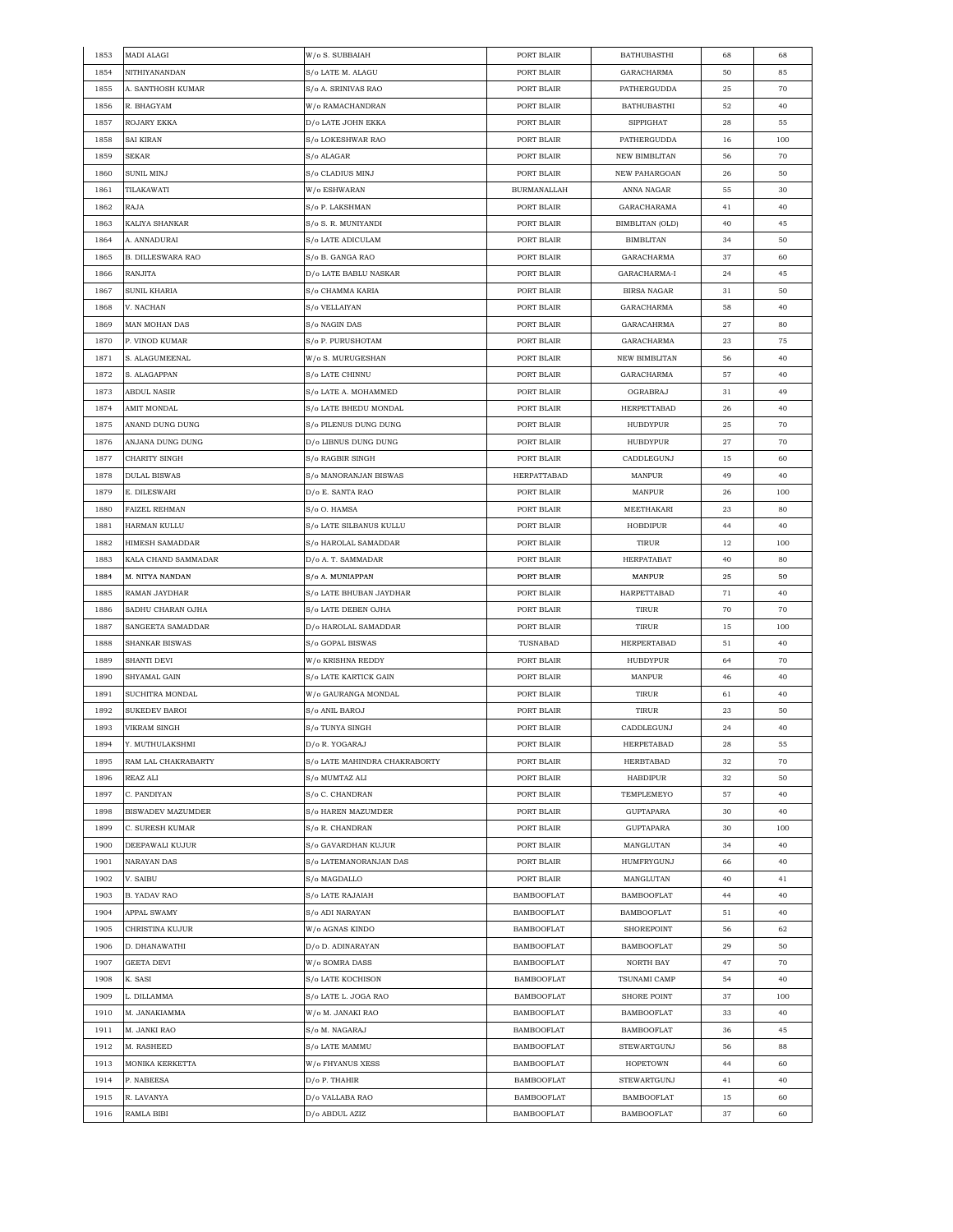| | | | | | | |
|---|---|---|---|---|---|---|
| 1853 | MADI ALAGI | W/o S. SUBBAIAH | PORT BLAIR | BATHUBASTHI | 68 | 68 |
| 1854 | NITHIYANANDAN | S/o LATE M. ALAGU | PORT BLAIR | GARACHARMA | 50 | 85 |
| 1855 | A. SANTHOSH KUMAR | S/o A. SRINIVAS RAO | PORT BLAIR | PATHERGUDDA | 25 | 70 |
| 1856 | R. BHAGYAM | W/o RAMACHANDRAN | PORT BLAIR | BATHUBASTHI | 52 | 40 |
| 1857 | ROJARY EKKA | D/o LATE JOHN EKKA | PORT BLAIR | SIPPIGHAT | 28 | 55 |
| 1858 | SAI KIRAN | S/o LOKESHWAR RAO | PORT BLAIR | PATHERGUDDA | 16 | 100 |
| 1859 | SEKAR | S/o ALAGAR | PORT BLAIR | NEW BIMBLITAN | 56 | 70 |
| 1860 | SUNIL MINJ | S/o CLADIUS MINJ | PORT BLAIR | NEW PAHARGOAN | 26 | 50 |
| 1861 | TILAKAWATI | W/o ESHWARAN | BURMANALLAH | ANNA NAGAR | 55 | 30 |
| 1862 | RAJA | S/o P. LAKSHMAN | PORT BLAIR | GARACHARAMA | 41 | 40 |
| 1863 | KALIYA SHANKAR | S/o S. R. MUNIYANDI | PORT BLAIR | BIMBLITAN (OLD) | 40 | 45 |
| 1864 | A. ANNADURAI | S/o LATE ADICULAM | PORT BLAIR | BIMBLITAN | 34 | 50 |
| 1865 | B. DILLESWARA RAO | S/o B. GANGA RAO | PORT BLAIR | GARACHARMA | 37 | 60 |
| 1866 | RANJITA | D/o LATE BABLU NASKAR | PORT BLAIR | GARACHARMA-I | 24 | 45 |
| 1867 | SUNIL KHARIA | S/o CHAMMA KARIA | PORT BLAIR | BIRSA NAGAR | 31 | 50 |
| 1868 | V. NACHAN | S/o VELLAIYAN | PORT BLAIR | GARACHARMA | 58 | 40 |
| 1869 | MAN MOHAN DAS | S/o NAGIN DAS | PORT BLAIR | GARACAHRMA | 27 | 80 |
| 1870 | P. VINOD KUMAR | S/o P. PURUSHOTAM | PORT BLAIR | GARACHARMA | 23 | 75 |
| 1871 | S. ALAGUMEENAL | W/o S. MURUGESHAN | PORT BLAIR | NEW BIMBLITAN | 56 | 40 |
| 1872 | S. ALAGAPPAN | S/o LATE CHINNU | PORT BLAIR | GARACHARMA | 57 | 40 |
| 1873 | ABDUL NASIR | S/o LATE A. MOHAMMED | PORT BLAIR | OGRABRAJ | 31 | 49 |
| 1874 | AMIT MONDAL | S/o LATE BHEDU MONDAL | PORT BLAIR | HERPETTABAD | 26 | 40 |
| 1875 | ANAND DUNG DUNG | S/o PILENUS DUNG DUNG | PORT BLAIR | HUBDYPUR | 25 | 70 |
| 1876 | ANJANA DUNG DUNG | D/o LIBNUS DUNG DUNG | PORT BLAIR | HUBDYPUR | 27 | 70 |
| 1877 | CHARITY SINGH | S/o RAGBIR SINGH | PORT BLAIR | CADDLEGUNJ | 15 | 60 |
| 1878 | DULAL BISWAS | S/o MANORANJAN BISWAS | HERPATTABAD | MANPUR | 49 | 40 |
| 1879 | E. DILESWARI | D/o E. SANTA RAO | PORT BLAIR | MANPUR | 26 | 100 |
| 1880 | FAIZEL REHMAN | S/o O. HAMSA | PORT BLAIR | MEETHAKARI | 23 | 80 |
| 1881 | HARMAN KULLU | S/o LATE SILBANUS KULLU | PORT BLAIR | HOBDIPUR | 44 | 40 |
| 1882 | HIMESH SAMADDAR | S/o HAROLAL SAMADDAR | PORT BLAIR | TIRUR | 12 | 100 |
| 1883 | KALA CHAND SAMMADAR | D/o A. T. SAMMADAR | PORT BLAIR | HERPATABAT | 40 | 80 |
| 1884 | M. NITYA NANDAN | S/o A. MUNIAPPAN | PORT BLAIR | MANPUR | 25 | 50 |
| 1885 | RAMAN JAYDHAR | S/o LATE BHUBAN JAYDHAR | PORT BLAIR | HARPETTABAD | 71 | 40 |
| 1886 | SADHU CHARAN OJHA | S/o LATE DEBEN OJHA | PORT BLAIR | TIRUR | 70 | 70 |
| 1887 | SANGEETA SAMADDAR | D/o HAROLAL SAMADDAR | PORT BLAIR | TIRUR | 15 | 100 |
| 1888 | SHANKAR BISWAS | S/o GOPAL BISWAS | TUSNABAD | HERPERTABAD | 51 | 40 |
| 1889 | SHANTI DEVI | W/o KRISHNA REDDY | PORT BLAIR | HUBDYPUR | 64 | 70 |
| 1890 | SHYAMAL GAIN | S/o LATE KARTICK GAIN | PORT BLAIR | MANPUR | 46 | 40 |
| 1891 | SUCHITRA MONDAL | W/o GAURANGA MONDAL | PORT BLAIR | TIRUR | 61 | 40 |
| 1892 | SUKEDEV BAROI | S/o ANIL BAROJ | PORT BLAIR | TIRUR | 23 | 50 |
| 1893 | VIKRAM SINGH | S/o TUNYA SINGH | PORT BLAIR | CADDLEGUNJ | 24 | 40 |
| 1894 | Y. MUTHULAKSHMI | D/o R. YOGARAJ | PORT BLAIR | HERPETABAD | 28 | 55 |
| 1895 | RAM LAL CHAKRABARTY | S/o LATE MAHINDRA CHAKRABORTY | PORT BLAIR | HERBTABAD | 32 | 70 |
| 1896 | REAZ ALI | S/o MUMTAZ ALI | PORT BLAIR | HABDIPUR | 32 | 50 |
| 1897 | C. PANDIYAN | S/o C. CHANDRAN | PORT BLAIR | TEMPLEMEYO | 57 | 40 |
| 1898 | BISWADEV MAZUMDER | S/o HAREN MAZUMDER | PORT BLAIR | GUPTAPARA | 30 | 40 |
| 1899 | C. SURESH KUMAR | S/o R. CHANDRAN | PORT BLAIR | GUPTAPARA | 30 | 100 |
| 1900 | DEEPAWALI KUJUR | S/o GAVARDHAN KUJUR | PORT BLAIR | MANGLUTAN | 34 | 40 |
| 1901 | NARAYAN DAS | S/o LATEMANORANJAN DAS | PORT BLAIR | HUMFRYGUNJ | 66 | 40 |
| 1902 | V. SAIBU | S/o MAGDALLO | PORT BLAIR | MANGLUTAN | 40 | 41 |
| 1903 | B. YADAV RAO | S/o LATE RAJAIAH | BAMBOOFLAT | BAMBOOFLAT | 44 | 40 |
| 1904 | APPAL SWAMY | S/o ADI NARAYAN | BAMBOOFLAT | BAMBOOFLAT | 51 | 40 |
| 1905 | CHRISTINA KUJUR | W/o AGNAS KINDO | BAMBOOFLAT | SHOREPOINT | 56 | 62 |
| 1906 | D. DHANAWATHI | D/o D. ADINARAYAN | BAMBOOFLAT | BAMBOOFLAT | 29 | 50 |
| 1907 | GEETA DEVI | W/o SOMRA DASS | BAMBOOFLAT | NORTH BAY | 47 | 70 |
| 1908 | K. SASI | S/o LATE KOCHISON | BAMBOOFLAT | TSUNAMI CAMP | 54 | 40 |
| 1909 | L. DILLAMMA | S/o LATE L. JOGA RAO | BAMBOOFLAT | SHORE POINT | 37 | 100 |
| 1910 | M. JANAKIAMMA | W/o M. JANAKI RAO | BAMBOOFLAT | BAMBOOFLAT | 33 | 40 |
| 1911 | M. JANKI RAO | S/o M. NAGARAJ | BAMBOOFLAT | BAMBOOFLAT | 36 | 45 |
| 1912 | M. RASHEED | S/o LATE MAMMU | BAMBOOFLAT | STEWARTGUNJ | 56 | 88 |
| 1913 | MONIKA KERKETTA | W/o FHYANUS XESS | BAMBOOFLAT | HOPETOWN | 44 | 60 |
| 1914 | P. NABEESA | D/o P. THAHIR | BAMBOOFLAT | STEWARTGUNJ | 41 | 40 |
| 1915 | R. LAVANYA | D/o VALLABA RAO | BAMBOOFLAT | BAMBOOFLAT | 15 | 60 |
| 1916 | RAMLA BIBI | D/o ABDUL AZIZ | BAMBOOFLAT | BAMBOOFLAT | 37 | 60 |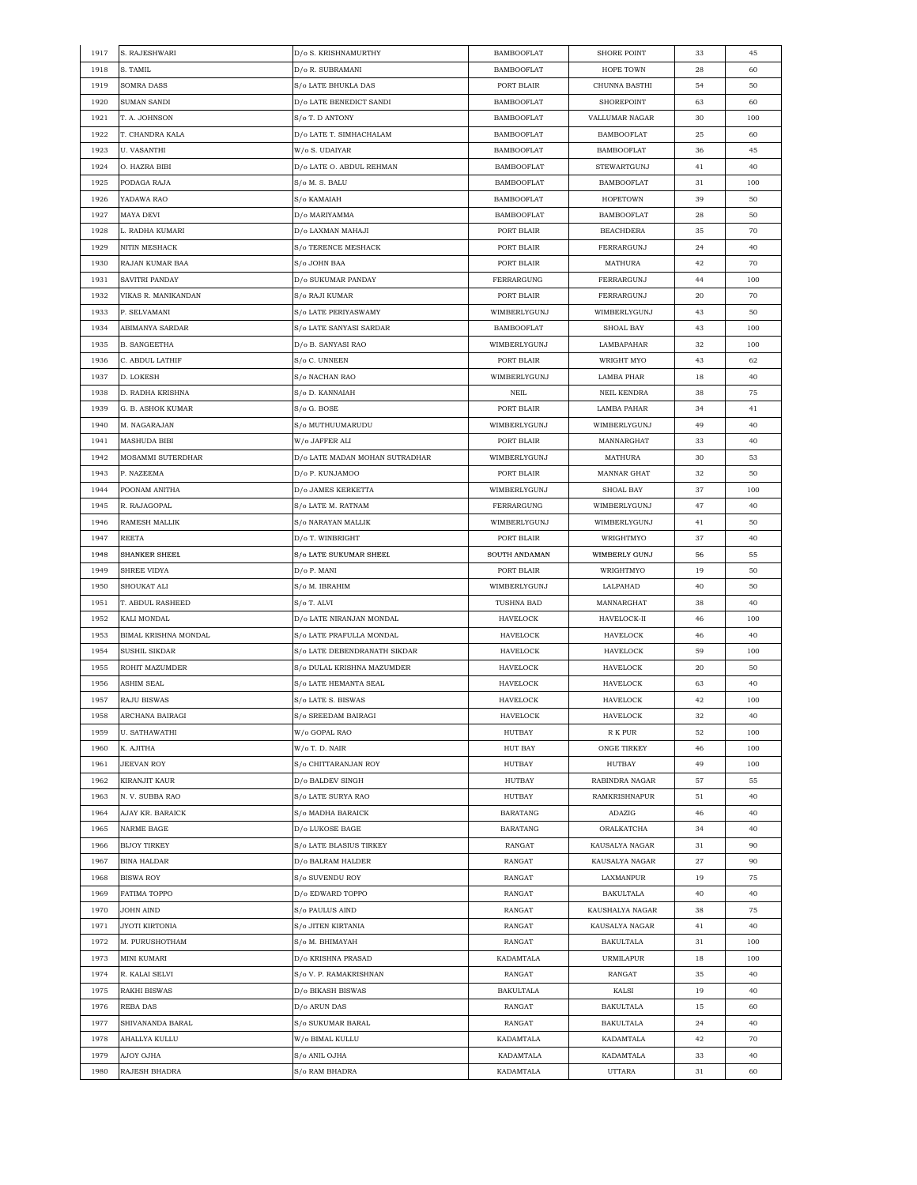| 1917 | S. RAJESHWARI | D/o S. KRISHNAMURTHY | BAMBOOFLAT | SHORE POINT | 33 | 45 |
|---|---|---|---|---|---|---|
| 1918 | S. TAMIL | D/o R. SUBRAMANI | BAMBOOFLAT | HOPE TOWN | 28 | 60 |
| 1919 | SOMRA DASS | S/o LATE BHUKLA DAS | PORT BLAIR | CHUNNA BASTHI | 54 | 50 |
| 1920 | SUMAN SANDI | D/o LATE BENEDICT SANDI | BAMBOOFLAT | SHOREPOINT | 63 | 60 |
| 1921 | T. A. JOHNSON | S/o T. D ANTONY | BAMBOOFLAT | VALLUMAR NAGAR | 30 | 100 |
| 1922 | T. CHANDRA KALA | D/o LATE T. SIMHACHALAM | BAMBOOFLAT | BAMBOOFLAT | 25 | 60 |
| 1923 | U. VASANTHI | W/o S. UDAIYAR | BAMBOOFLAT | BAMBOOFLAT | 36 | 45 |
| 1924 | O. HAZRA BIBI | D/o LATE O. ABDUL REHMAN | BAMBOOFLAT | STEWARTGUNJ | 41 | 40 |
| 1925 | PODAGA RAJA | S/o M. S. BALU | BAMBOOFLAT | BAMBOOFLAT | 31 | 100 |
| 1926 | YADAWA RAO | S/o KAMAIAH | BAMBOOFLAT | HOPETOWN | 39 | 50 |
| 1927 | MAYA DEVI | D/o MARIYAMMA | BAMBOOFLAT | BAMBOOFLAT | 28 | 50 |
| 1928 | L. RADHA KUMARI | D/o LAXMAN MAHAJI | PORT BLAIR | BEACHDERA | 35 | 70 |
| 1929 | NITIN MESHACK | S/o TERENCE MESHACK | PORT BLAIR | FERRARGUNJ | 24 | 40 |
| 1930 | RAJAN KUMAR BAA | S/o JOHN BAA | PORT BLAIR | MATHURA | 42 | 70 |
| 1931 | SAVITRI PANDAY | D/o SUKUMAR PANDAY | FERRARGUNG | FERRARGUNJ | 44 | 100 |
| 1932 | VIKAS R. MANIKANDAN | S/o RAJI KUMAR | PORT BLAIR | FERRARGUNJ | 20 | 70 |
| 1933 | P. SELVAMANI | S/o LATE PERIYASWAMY | WIMBERLYGUNJ | WIMBERLYGUNJ | 43 | 50 |
| 1934 | ABIMANYA SARDAR | S/o LATE SANYASI SARDAR | BAMBOOFLAT | SHOAL BAY | 43 | 100 |
| 1935 | B. SANGEETHA | D/o B. SANYASI RAO | WIMBERLYGUNJ | LAMBAPAHAR | 32 | 100 |
| 1936 | C. ABDUL LATHIF | S/o C. UNNEEN | PORT BLAIR | WRIGHT MYO | 43 | 62 |
| 1937 | D. LOKESH | S/o NACHAN RAO | WIMBERLYGUNJ | LAMBA PHAR | 18 | 40 |
| 1938 | D. RADHA KRISHNA | S/o D. KANNAIAH | NEIL | NEIL KENDRA | 38 | 75 |
| 1939 | G. B. ASHOK KUMAR | S/o G. BOSE | PORT BLAIR | LAMBA PAHAR | 34 | 41 |
| 1940 | M. NAGARAJAN | S/o MUTHUUMARUDU | WIMBERLYGUNJ | WIMBERLYGUNJ | 49 | 40 |
| 1941 | MASHUDA BIBI | W/o JAFFER ALI | PORT BLAIR | MANNARGHAT | 33 | 40 |
| 1942 | MOSAMMI SUTERDHAR | D/o LATE MADAN MOHAN SUTRADHAR | WIMBERLYGUNJ | MATHURA | 30 | 53 |
| 1943 | P. NAZEEMA | D/o P. KUNJAMOO | PORT BLAIR | MANNAR GHAT | 32 | 50 |
| 1944 | POONAM ANITHA | D/o JAMES KERKETTA | WIMBERLYGUNJ | SHOAL BAY | 37 | 100 |
| 1945 | R. RAJAGOPAL | S/o LATE M. RATNAM | FERRARGUNG | WIMBERLYGUNJ | 47 | 40 |
| 1946 | RAMESH MALLIK | S/o NARAYAN MALLIK | WIMBERLYGUNJ | WIMBERLYGUNJ | 41 | 50 |
| 1947 | REETA | D/o T. WINBRIGHT | PORT BLAIR | WRIGHTMYO | 37 | 40 |
| 1948 | SHANKER SHEEL | S/o LATE SUKUMAR SHEEL | SOUTH ANDAMAN | WIMBERLY GUNJ | 56 | 55 |
| 1949 | SHREE VIDYA | D/o P. MANI | PORT BLAIR | WRIGHTMYO | 19 | 50 |
| 1950 | SHOUKAT ALI | S/o M. IBRAHIM | WIMBERLYGUNJ | LALPAHAD | 40 | 50 |
| 1951 | T. ABDUL RASHEED | S/o T. ALVI | TUSHNA BAD | MANNARGHAT | 38 | 40 |
| 1952 | KALI MONDAL | D/o LATE NIRANJAN MONDAL | HAVELOCK | HAVELOCK-II | 46 | 100 |
| 1953 | BIMAL KRISHNA MONDAL | S/o LATE PRAFULLA MONDAL | HAVELOCK | HAVELOCK | 46 | 40 |
| 1954 | SUSHIL SIKDAR | S/o LATE DEBENDRANATH SIKDAR | HAVELOCK | HAVELOCK | 59 | 100 |
| 1955 | ROHIT MAZUMDER | S/o DULAL KRISHNA MAZUMDER | HAVELOCK | HAVELOCK | 20 | 50 |
| 1956 | ASHIM SEAL | S/o LATE HEMANTA SEAL | HAVELOCK | HAVELOCK | 63 | 40 |
| 1957 | RAJU BISWAS | S/o LATE S. BISWAS | HAVELOCK | HAVELOCK | 42 | 100 |
| 1958 | ARCHANA BAIRAGI | S/o SREEDAM BAIRAGI | HAVELOCK | HAVELOCK | 32 | 40 |
| 1959 | U. SATHAWATHI | W/o GOPAL RAO | HUTBAY | R K PUR | 52 | 100 |
| 1960 | K. AJITHA | W/o T. D. NAIR | HUT BAY | ONGE TIRKEY | 46 | 100 |
| 1961 | JEEVAN ROY | S/o CHITTARANJAN ROY | HUTBAY | HUTBAY | 49 | 100 |
| 1962 | KIRANJIT KAUR | D/o BALDEV SINGH | HUTBAY | RABINDRA NAGAR | 57 | 55 |
| 1963 | N. V. SUBBA RAO | S/o LATE SURYA RAO | HUTBAY | RAMKRISHNAPUR | 51 | 40 |
| 1964 | AJAY KR. BARAICK | S/o MADHA BARAICK | BARATANG | ADAZIG | 46 | 40 |
| 1965 | NARME BAGE | D/o LUKOSE BAGE | BARATANG | ORALKATCHA | 34 | 40 |
| 1966 | BIJOY TIRKEY | S/o LATE BLASIUS TIRKEY | RANGAT | KAUSALYA NAGAR | 31 | 90 |
| 1967 | BINA HALDAR | D/o BALRAM HALDER | RANGAT | KAUSALYA NAGAR | 27 | 90 |
| 1968 | BISWA ROY | S/o SUVENDU ROY | RANGAT | LAXMANPUR | 19 | 75 |
| 1969 | FATIMA TOPPO | D/o EDWARD TOPPO | RANGAT | BAKULTALA | 40 | 40 |
| 1970 | JOHN AIND | S/o PAULUS AIND | RANGAT | KAUSHALYA NAGAR | 38 | 75 |
| 1971 | JYOTI KIRTONIA | S/o JITEN KIRTANIA | RANGAT | KAUSALYA NAGAR | 41 | 40 |
| 1972 | M. PURUSHOTHAM | S/o M. BHIMAYAH | RANGAT | BAKULTALA | 31 | 100 |
| 1973 | MINI KUMARI | D/o KRISHNA PRASAD | KADAMTALA | URMILAPUR | 18 | 100 |
| 1974 | R. KALAI SELVI | S/o V. P. RAMAKRISHNAN | RANGAT | RANGAT | 35 | 40 |
| 1975 | RAKHI BISWAS | D/o BIKASH BISWAS | BAKULTALA | KALSI | 19 | 40 |
| 1976 | REBA DAS | D/o ARUN DAS | RANGAT | BAKULTALA | 15 | 60 |
| 1977 | SHIVANANDA BARAL | S/o SUKUMAR BARAL | RANGAT | BAKULTALA | 24 | 40 |
| 1978 | AHALLYA KULLU | W/o BIMAL KULLU | KADAMTALA | KADAMTALA | 42 | 70 |
| 1979 | AJOY OJHA | S/o ANIL OJHA | KADAMTALA | KADAMTALA | 33 | 40 |
| 1980 | RAJESH BHADRA | S/o RAM BHADRA | KADAMTALA | UTTARA | 31 | 60 |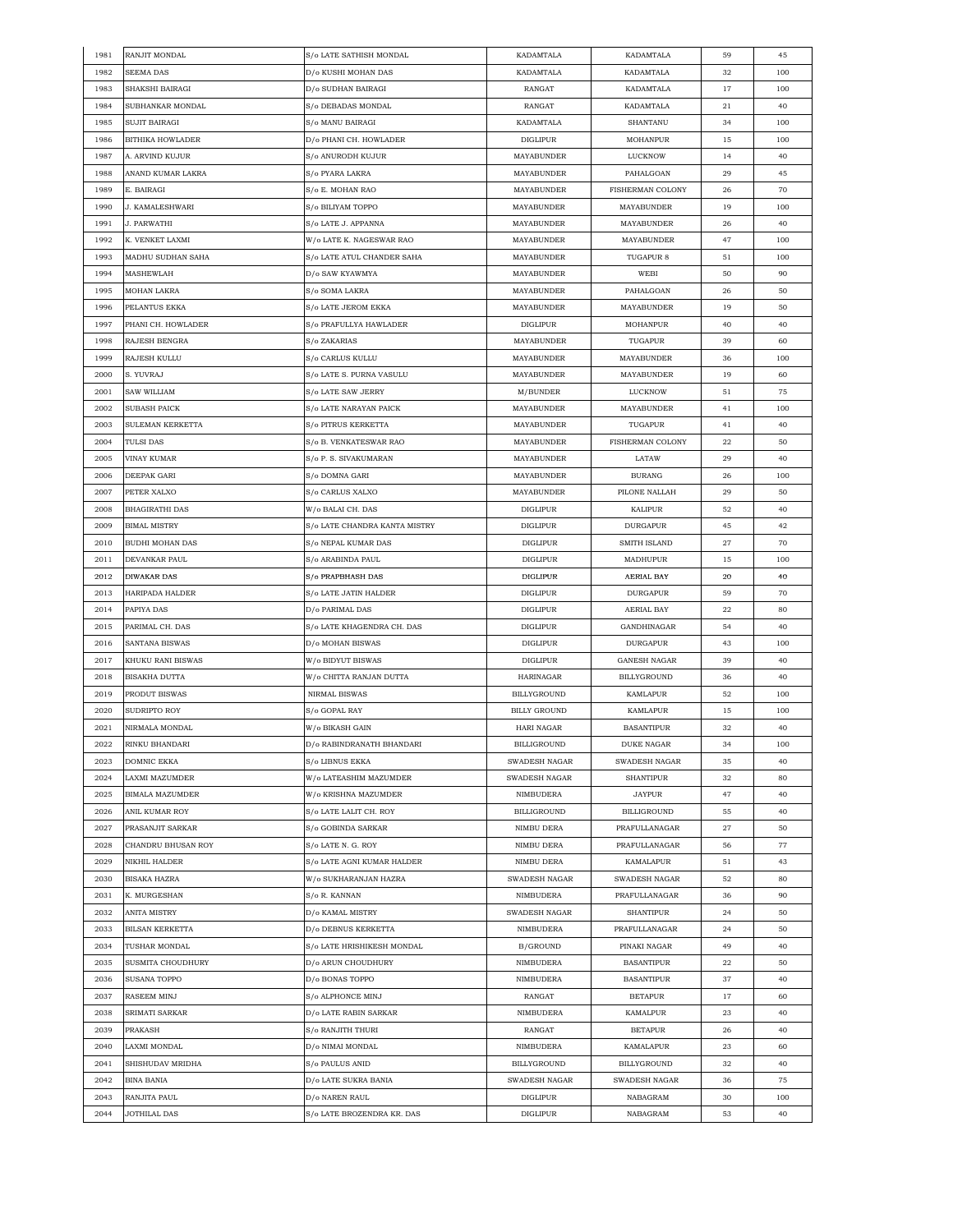| | | | | | | |
|---|---|---|---|---|---|---|
| 1981 | RANJIT MONDAL | S/o LATE SATHISH MONDAL | KADAMTALA | KADAMTALA | 59 | 45 |
| 1982 | SEEMA DAS | D/o KUSHI MOHAN DAS | KADAMTALA | KADAMTALA | 32 | 100 |
| 1983 | SHAKSHI BAIRAGI | D/o SUDHAN BAIRAGI | RANGAT | KADAMTALA | 17 | 100 |
| 1984 | SUBHANKAR MONDAL | S/o DEBADAS MONDAL | RANGAT | KADAMTALA | 21 | 40 |
| 1985 | SUJIT BAIRAGI | S/o MANU BAIRAGI | KADAMTALA | SHANTANU | 34 | 100 |
| 1986 | BITHIKA HOWLADER | D/o PHANI CH. HOWLADER | DIGLIPUR | MOHANPUR | 15 | 100 |
| 1987 | A. ARVIND KUJUR | S/o ANURODH KUJUR | MAYABUNDER | LUCKNOW | 14 | 40 |
| 1988 | ANAND KUMAR LAKRA | S/o PYARA LAKRA | MAYABUNDER | PAHALGOAN | 29 | 45 |
| 1989 | E. BAIRAGI | S/o E. MOHAN RAO | MAYABUNDER | FISHERMAN COLONY | 26 | 70 |
| 1990 | J. KAMALESHWARI | S/o BILIYAM TOPPO | MAYABUNDER | MAYABUNDER | 19 | 100 |
| 1991 | J. PARWATHI | S/o LATE J. APPANNA | MAYABUNDER | MAYABUNDER | 26 | 40 |
| 1992 | K. VENKET LAXMI | W/o LATE K. NAGESWAR RAO | MAYABUNDER | MAYABUNDER | 47 | 100 |
| 1993 | MADHU SUDHAN SAHA | S/o LATE ATUL CHANDER SAHA | MAYABUNDER | TUGAPUR 8 | 51 | 100 |
| 1994 | MASHEWLAH | D/o SAW KYAWMYA | MAYABUNDER | WEBI | 50 | 90 |
| 1995 | MOHAN LAKRA | S/o SOMA LAKRA | MAYABUNDER | PAHALGOAN | 26 | 50 |
| 1996 | PELANTUS EKKA | S/o LATE JEROM EKKA | MAYABUNDER | MAYABUNDER | 19 | 50 |
| 1997 | PHANI CH. HOWLADER | S/o PRAFULLYA HAWLADER | DIGLIPUR | MOHANPUR | 40 | 40 |
| 1998 | RAJESH BENGRA | S/o ZAKARIAS | MAYABUNDER | TUGAPUR | 39 | 60 |
| 1999 | RAJESH KULLU | S/o CARLUS KULLU | MAYABUNDER | MAYABUNDER | 36 | 100 |
| 2000 | S. YUVRAJ | S/o LATE S. PURNA VASULU | MAYABUNDER | MAYABUNDER | 19 | 60 |
| 2001 | SAW WILLIAM | S/o LATE SAW JERRY | M/BUNDER | LUCKNOW | 51 | 75 |
| 2002 | SUBASH PAICK | S/o LATE NARAYAN PAICK | MAYABUNDER | MAYABUNDER | 41 | 100 |
| 2003 | SULEMAN KERKETTA | S/o PITRUS KERKETTA | MAYABUNDER | TUGAPUR | 41 | 40 |
| 2004 | TULSI DAS | S/o B. VENKATESWAR RAO | MAYABUNDER | FISHERMAN COLONY | 22 | 50 |
| 2005 | VINAY KUMAR | S/o P. S. SIVAKUMARAN | MAYABUNDER | LATAW | 29 | 40 |
| 2006 | DEEPAK GARI | S/o DOMNA GARI | MAYABUNDER | BURANG | 26 | 100 |
| 2007 | PETER XALXO | S/o CARLUS XALXO | MAYABUNDER | PILONE NALLAH | 29 | 50 |
| 2008 | BHAGIRATHI DAS | W/o BALAI CH. DAS | DIGLIPUR | KALIPUR | 52 | 40 |
| 2009 | BIMAL MISTRY | S/o LATE CHANDRA KANTA MISTRY | DIGLIPUR | DURGAPUR | 45 | 42 |
| 2010 | BUDHI MOHAN DAS | S/o NEPAL KUMAR DAS | DIGLIPUR | SMITH ISLAND | 27 | 70 |
| 2011 | DEVANKAR PAUL | S/o ARABINDA PAUL | DIGLIPUR | MADHUPUR | 15 | 100 |
| 2012 | DIWAKAR DAS | S/o PRAPBHASH DAS | DIGLIPUR | AERIAL BAY | 20 | 40 |
| 2013 | HARIPADA HALDER | S/o LATE JATIN HALDER | DIGLIPUR | DURGAPUR | 59 | 70 |
| 2014 | PAPIYA DAS | D/o PARIMAL DAS | DIGLIPUR | AERIAL BAY | 22 | 80 |
| 2015 | PARIMAL CH. DAS | S/o LATE KHAGENDRA CH. DAS | DIGLIPUR | GANDHINAGAR | 54 | 40 |
| 2016 | SANTANA BISWAS | D/o MOHAN BISWAS | DIGLIPUR | DURGAPUR | 43 | 100 |
| 2017 | KHUKU RANI BISWAS | W/o BIDYUT BISWAS | DIGLIPUR | GANESH NAGAR | 39 | 40 |
| 2018 | BISAKHA DUTTA | W/o CHITTA RANJAN DUTTA | HARINAGAR | BILLYGROUND | 36 | 40 |
| 2019 | PRODUT BISWAS | NIRMAL BISWAS | BILLYGROUND | KAMLAPUR | 52 | 100 |
| 2020 | SUDRIPTO ROY | S/o GOPAL RAY | BILLY GROUND | KAMLAPUR | 15 | 100 |
| 2021 | NIRMALA MONDAL | W/o BIKASH GAIN | HARI NAGAR | BASANTIPUR | 32 | 40 |
| 2022 | RINKU BHANDARI | D/o RABINDRANATH BHANDARI | BILLIGROUND | DUKE NAGAR | 34 | 100 |
| 2023 | DOMNIC EKKA | S/o LIBNUS EKKA | SWADESH NAGAR | SWADESH NAGAR | 35 | 40 |
| 2024 | LAXMI MAZUMDER | W/o LATEASHIM MAZUMDER | SWADESH NAGAR | SHANTIPUR | 32 | 80 |
| 2025 | BIMALA MAZUMDER | W/o KRISHNA MAZUMDER | NIMBUDERA | JAYPUR | 47 | 40 |
| 2026 | ANIL KUMAR ROY | S/o LATE LALIT CH. ROY | BILLIGROUND | BILLIGROUND | 55 | 40 |
| 2027 | PRASANJIT SARKAR | S/o GOBINDA SARKAR | NIMBU DERA | PRAFULLANAGAR | 27 | 50 |
| 2028 | CHANDRU BHUSAN ROY | S/o LATE N. G. ROY | NIMBU DERA | PRAFULLANAGAR | 56 | 77 |
| 2029 | NIKHIL HALDER | S/o LATE AGNI KUMAR HALDER | NIMBU DERA | KAMALAPUR | 51 | 43 |
| 2030 | BISAKA HAZRA | W/o SUKHARANJAN HAZRA | SWADESH NAGAR | SWADESH NAGAR | 52 | 80 |
| 2031 | K. MURGESHAN | S/o R. KANNAN | NIMBUDERA | PRAFULLANAGAR | 36 | 90 |
| 2032 | ANITA MISTRY | D/o KAMAL MISTRY | SWADESH NAGAR | SHANTIPUR | 24 | 50 |
| 2033 | BILSAN KERKETTA | D/o DEBNUS KERKETTA | NIMBUDERA | PRAFULLANAGAR | 24 | 50 |
| 2034 | TUSHAR MONDAL | S/o LATE HRISHIKESH MONDAL | B/GROUND | PINAKI NAGAR | 49 | 40 |
| 2035 | SUSMITA CHOUDHURY | D/o ARUN CHOUDHURY | NIMBUDERA | BASANTIPUR | 22 | 50 |
| 2036 | SUSANA TOPPO | D/o BONAS TOPPO | NIMBUDERA | BASANTIPUR | 37 | 40 |
| 2037 | RASEEM MINJ | S/o ALPHONCE MINJ | RANGAT | BETAPUR | 17 | 60 |
| 2038 | SRIMATI SARKAR | D/o LATE RABIN SARKAR | NIMBUDERA | KAMALPUR | 23 | 40 |
| 2039 | PRAKASH | S/o RANJITH THURI | RANGAT | BETAPUR | 26 | 40 |
| 2040 | LAXMI MONDAL | D/o NIMAI MONDAL | NIMBUDERA | KAMALAPUR | 23 | 60 |
| 2041 | SHISHUDAV MRIDHA | S/o PAULUS ANID | BILLYGROUND | BILLYGROUND | 32 | 40 |
| 2042 | BINA BANIA | D/o LATE SUKRA BANIA | SWADESH NAGAR | SWADESH NAGAR | 36 | 75 |
| 2043 | RANJITA PAUL | D/o NAREN RAUL | DIGLIPUR | NABAGRAM | 30 | 100 |
| 2044 | JOTHILAL DAS | S/o LATE BROZENDRA KR. DAS | DIGLIPUR | NABAGRAM | 53 | 40 |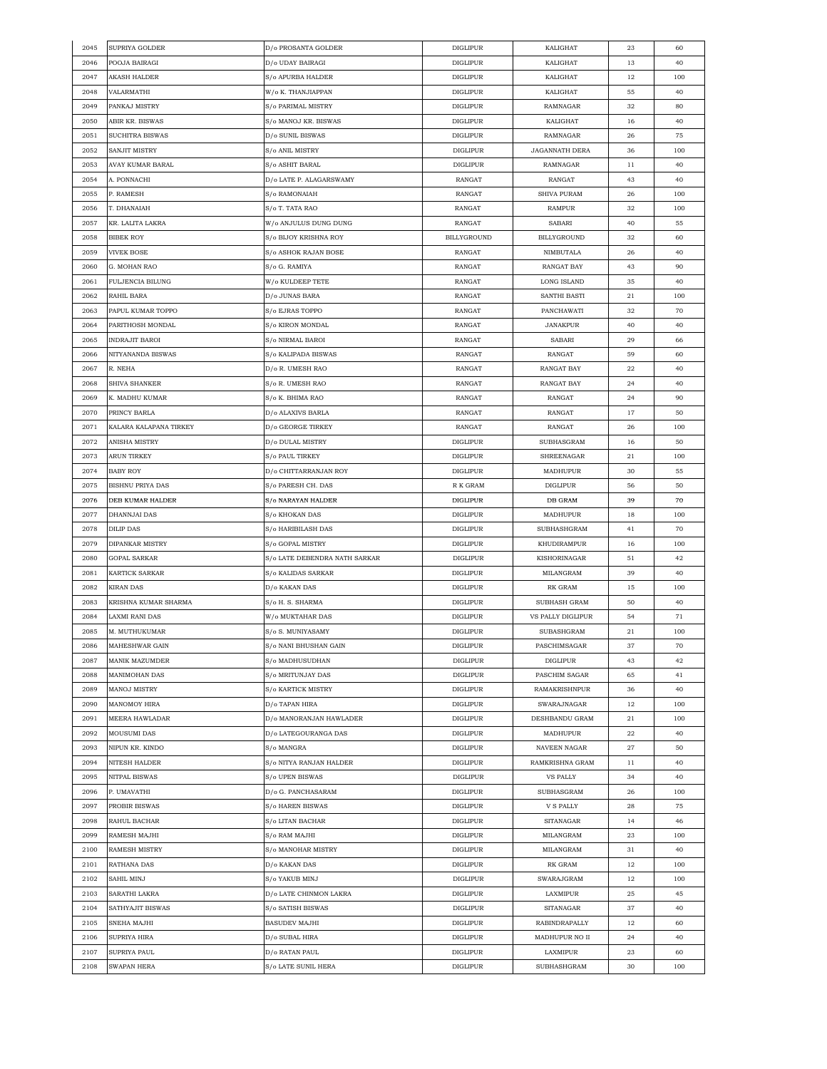| 2045 | SUPRIYA GOLDER | D/o PROSANTA GOLDER | DIGLIPUR | KALIGHAT | 23 | 60 |
|---|---|---|---|---|---|---|
| 2046 | POOJA BAIRAGI | D/o UDAY BAIRAGI | DIGLIPUR | KALIGHAT | 13 | 40 |
| 2047 | AKASH HALDER | S/o APURBA HALDER | DIGLIPUR | KALIGHAT | 12 | 100 |
| 2048 | VALARMATHI | W/o K. THANJIAPPAN | DIGLIPUR | KALIGHAT | 55 | 40 |
| 2049 | PANKAJ MISTRY | S/o PARIMAL MISTRY | DIGLIPUR | RAMNAGAR | 32 | 80 |
| 2050 | ABIR KR. BISWAS | S/o MANOJ KR. BISWAS | DIGLIPUR | KALIGHAT | 16 | 40 |
| 2051 | SUCHITRA BISWAS | D/o SUNIL BISWAS | DIGLIPUR | RAMNAGAR | 26 | 75 |
| 2052 | SANJIT MISTRY | S/o ANIL MISTRY | DIGLIPUR | JAGANNATH DERA | 36 | 100 |
| 2053 | AVAY KUMAR BARAL | S/o ASHIT BARAL | DIGLIPUR | RAMNAGAR | 11 | 40 |
| 2054 | A. PONNACHI | D/o LATE P. ALAGARSWAMY | RANGAT | RANGAT | 43 | 40 |
| 2055 | P. RAMESH | S/o RAMONAIAH | RANGAT | SHIVA PURAM | 26 | 100 |
| 2056 | T. DHANAIAH | S/o T. TATA RAO | RANGAT | RAMPUR | 32 | 100 |
| 2057 | KR. LALITA LAKRA | W/o ANJULUS DUNG DUNG | RANGAT | SABARI | 40 | 55 |
| 2058 | BIBEK ROY | S/o BIJOY KRISHNA ROY | BILLYGROUND | BILLYGROUND | 32 | 60 |
| 2059 | VIVEK BOSE | S/o ASHOK RAJAN BOSE | RANGAT | NIMBUTALA | 26 | 40 |
| 2060 | G. MOHAN RAO | S/o G. RAMIYA | RANGAT | RANGAT BAY | 43 | 90 |
| 2061 | FULJENCIA BILUNG | W/o KULDEEP TETE | RANGAT | LONG ISLAND | 35 | 40 |
| 2062 | RAHIL BARA | D/o JUNAS BARA | RANGAT | SANTHI BASTI | 21 | 100 |
| 2063 | PAPUL KUMAR TOPPO | S/o EJRAS TOPPO | RANGAT | PANCHAWATI | 32 | 70 |
| 2064 | PARITHOSH MONDAL | S/o KIRON MONDAL | RANGAT | JANAKPUR | 40 | 40 |
| 2065 | INDRAJIT BAROI | S/o NIRMAL BAROI | RANGAT | SABARI | 29 | 66 |
| 2066 | NITYANANDA BISWAS | S/o KALIPADA BISWAS | RANGAT | RANGAT | 59 | 60 |
| 2067 | R. NEHA | D/o R. UMESH RAO | RANGAT | RANGAT BAY | 22 | 40 |
| 2068 | SHIVA SHANKER | S/o R. UMESH RAO | RANGAT | RANGAT BAY | 24 | 40 |
| 2069 | K. MADHU KUMAR | S/o K. BHIMA RAO | RANGAT | RANGAT | 24 | 90 |
| 2070 | PRINCY BARLA | D/o ALAXIVS BARLA | RANGAT | RANGAT | 17 | 50 |
| 2071 | KALARA KALAPANA TIRKEY | D/o GEORGE TIRKEY | RANGAT | RANGAT | 26 | 100 |
| 2072 | ANISHA MISTRY | D/o DULAL MISTRY | DIGLIPUR | SUBHASGRAM | 16 | 50 |
| 2073 | ARUN TIRKEY | S/o PAUL TIRKEY | DIGLIPUR | SHREENAGAR | 21 | 100 |
| 2074 | BABY ROY | D/o CHITTARRANJAN ROY | DIGLIPUR | MADHUPUR | 30 | 55 |
| 2075 | BISHNU PRIYA DAS | S/o PARESH CH. DAS | R K GRAM | DIGLIPUR | 56 | 50 |
| 2076 | DEB KUMAR HALDER | S/o NARAYAN HALDER | DIGLIPUR | DB GRAM | 39 | 70 |
| 2077 | DHANNJAI DAS | S/o KHOKAN DAS | DIGLIPUR | MADHUPUR | 18 | 100 |
| 2078 | DILIP DAS | S/o HARIBILASH DAS | DIGLIPUR | SUBHASHGRAM | 41 | 70 |
| 2079 | DIPANKAR MISTRY | S/o GOPAL MISTRY | DIGLIPUR | KHUDIRAMPUR | 16 | 100 |
| 2080 | GOPAL SARKAR | S/o LATE DEBENDRA NATH SARKAR | DIGLIPUR | KISHORINAGAR | 51 | 42 |
| 2081 | KARTICK SARKAR | S/o KALIDAS SARKAR | DIGLIPUR | MILANGRAM | 39 | 40 |
| 2082 | KIRAN DAS | D/o KAKAN DAS | DIGLIPUR | RK GRAM | 15 | 100 |
| 2083 | KRISHNA KUMAR SHARMA | S/o H. S. SHARMA | DIGLIPUR | SUBHASH GRAM | 50 | 40 |
| 2084 | LAXMI RANI DAS | W/o MUKTAHAR DAS | DIGLIPUR | VS PALLY DIGLIPUR | 54 | 71 |
| 2085 | M. MUTHUKUMAR | S/o S. MUNIYASAMY | DIGLIPUR | SUBASHGRAM | 21 | 100 |
| 2086 | MAHESHWAR GAIN | S/o NANI BHUSHAN GAIN | DIGLIPUR | PASCHIMSAGAR | 37 | 70 |
| 2087 | MANIK MAZUMDER | S/o MADHUSUDHAN | DIGLIPUR | DIGLIPUR | 43 | 42 |
| 2088 | MANIMOHAN DAS | S/o MRITUNJAY DAS | DIGLIPUR | PASCHIM SAGAR | 65 | 41 |
| 2089 | MANOJ MISTRY | S/o KARTICK MISTRY | DIGLIPUR | RAMAKRISHNPUR | 36 | 40 |
| 2090 | MANOMOY HIRA | D/o TAPAN HIRA | DIGLIPUR | SWARAJNAGAR | 12 | 100 |
| 2091 | MEERA HAWLADAR | D/o MANORANJAN HAWLADER | DIGLIPUR | DESHBANDU GRAM | 21 | 100 |
| 2092 | MOUSUMI DAS | D/o LATEGOURANGA DAS | DIGLIPUR | MADHUPUR | 22 | 40 |
| 2093 | NIPUN KR. KINDO | S/o MANGRA | DIGLIPUR | NAVEEN NAGAR | 27 | 50 |
| 2094 | NITESH HALDER | S/o NITYA RANJAN HALDER | DIGLIPUR | RAMKRISHNA GRAM | 11 | 40 |
| 2095 | NITPAL BISWAS | S/o UPEN BISWAS | DIGLIPUR | VS PALLY | 34 | 40 |
| 2096 | P. UMAVATHI | D/o G. PANCHASARAM | DIGLIPUR | SUBHASGRAM | 26 | 100 |
| 2097 | PROBIR BISWAS | S/o HAREN BISWAS | DIGLIPUR | V S PALLY | 28 | 75 |
| 2098 | RAHUL BACHAR | S/o LITAN BACHAR | DIGLIPUR | SITANAGAR | 14 | 46 |
| 2099 | RAMESH MAJHI | S/o RAM MAJHI | DIGLIPUR | MILANGRAM | 23 | 100 |
| 2100 | RAMESH MISTRY | S/o MANOHAR MISTRY | DIGLIPUR | MILANGRAM | 31 | 40 |
| 2101 | RATHANA DAS | D/o KAKAN DAS | DIGLIPUR | RK GRAM | 12 | 100 |
| 2102 | SAHIL MINJ | S/o YAKUB MINJ | DIGLIPUR | SWARAJGRAM | 12 | 100 |
| 2103 | SARATHI LAKRA | D/o LATE CHINMON LAKRA | DIGLIPUR | LAXMIPUR | 25 | 45 |
| 2104 | SATHYAJIT BISWAS | S/o SATISH BISWAS | DIGLIPUR | SITANAGAR | 37 | 40 |
| 2105 | SNEHA MAJHI | BASUDEV MAJHI | DIGLIPUR | RABINDRAPALLY | 12 | 60 |
| 2106 | SUPRIYA HIRA | D/o SUBAL HIRA | DIGLIPUR | MADHUPUR NO II | 24 | 40 |
| 2107 | SUPRIYA PAUL | D/o RATAN PAUL | DIGLIPUR | LAXMIPUR | 23 | 60 |
| 2108 | SWAPAN HERA | S/o LATE SUNIL HERA | DIGLIPUR | SUBHASHGRAM | 30 | 100 |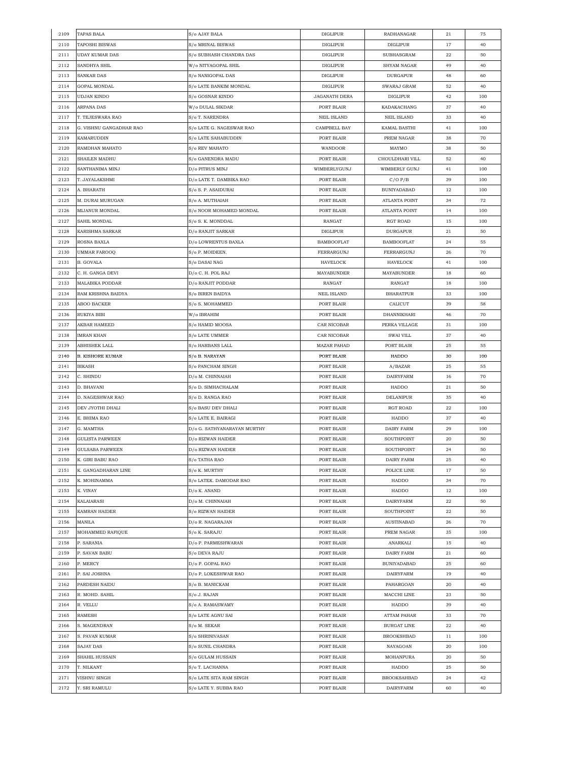| 2109 | TAPAS BALA | S/o AJAY BALA | DIGLIPUR | RADHANAGAR | 21 | 75 |
|---|---|---|---|---|---|---|
| 2110 | TAPOSHI BISWAS | S/o MRINAL BISWAS | DIGLIPUR | DIGLIPUR | 17 | 40 |
| 2111 | UDAY KUMAR DAS | S/o SUBHASH CHANDRA DAS | DIGLIPUR | SUBHASGRAM | 22 | 50 |
| 2112 | SANDHYA SHIL | W/o NITYAGOPAL SHIL | DIGLIPUR | SHYAM NAGAR | 49 | 40 |
| 2113 | SANKAR DAS | S/o NANIGOPAL DAS | DIGLIPUR | DURGAPUR | 48 | 60 |
| 2114 | GOPAL MONDAL | S/o LATE BANKIM MONDAL | DIGLIPUR | SWARAJ GRAM | 52 | 40 |
| 2115 | UDJAN KINDO | S/o GOSNAR KINDO | JAGANATH DERA | DIGLIPUR | 42 | 100 |
| 2116 | ARPANA DAS | W/o DULAL SIKDAR | PORT BLAIR | KADAKACHANG | 37 | 40 |
| 2117 | T. TEJESWARA RAO | S/o T. NARENDRA | NEIL ISLAND | NEIL ISLAND | 33 | 40 |
| 2118 | G. VISHNU GANGADHAR RAO | S/o LATE G. NAGESWAR RAO | CAMPBELL BAY | KAMAL BASTHI | 41 | 100 |
| 2119 | KAMARUDDIN | S/o LATE SAHABUDDIN | PORT BLAIR | PREM NAGAR | 38 | 70 |
| 2120 | RAMDHAN MAHATO | S/o REV MAHATO | WANDOOR | MAYMO | 38 | 50 |
| 2121 | SHAILEN MADHU | S/o GANENDRA MADU | PORT BLAIR | CHOULDHARI VILL | 52 | 40 |
| 2122 | SANTHANIMA MINJ | D/o PITRUS MINJ | WIMBERLYGUNJ | WIMBERLY GUNJ | 41 | 100 |
| 2123 | T. JAYALAKSHMI | D/o LATE T. DAMBIKA RAO | PORT BLAIR | C/O P/B | 39 | 100 |
| 2124 | A. BHARATH | S/o S. P. ASAIDURAI | PORT BLAIR | BUNIYADABAD | 12 | 100 |
| 2125 | M. DURAI MURUGAN | S/o A. MUTHAIAH | PORT BLAIR | ATLANTA POINT | 34 | 72 |
| 2126 | MIJANUR MONDAL | S/o NOOR MOHAMED MONDAL | PORT BLAIR | ATLANTA POINT | 14 | 100 |
| 2127 | SAHIL MONDAL | S/o S. K. MONDDAL | RANGAT | RGT ROAD | 15 | 100 |
| 2128 | KARISHMA SARKAR | D/o RANJIT SARKAR | DIGLIPUR | DURGAPUR | 21 | 50 |
| 2129 | ROSNA BAXLA | D/o LOWRENTUS BAXLA | BAMBOOFLAT | BAMBOOFLAT | 24 | 55 |
| 2130 | UMMAR FAROOQ | S/o P. MOIDEEN. | FERRARGUNJ | FERRARGUNJ | 26 | 70 |
| 2131 | B. GOVALA | S/o DASAI NAG | HAVELOCK | HAVELOCK | 41 | 100 |
| 2132 | C. H. GANGA DEVI | D/o C. H. POL RAJ | MAYABUNDER | MAYABUNDER | 18 | 60 |
| 2133 | MALABIKA PODDAR | D/o RANJIT PODDAR | RANGAT | RANGAT | 18 | 100 |
| 2134 | RAM KRISHNA BAIDYA | S/o BIREN BAIDYA | NEIL ISLAND | BHARATPUR | 33 | 100 |
| 2135 | ABOO BACKER | S/o S. MOHAMMED | PORT BLAIR | CALICUT | 39 | 58 |
| 2136 | RUKIYA BIBI | W/o IBRAHIM | PORT BLAIR | DHANNIKHARI | 46 | 70 |
| 2137 | AKBAR HAMEED | S/o HAMID MOOSA | CAR NICOBAR | PERKA VILLAGE | 31 | 100 |
| 2138 | IMRAN KHAN | S/o LATE UMMER | CAR NICOBAR | SWAI VILL | 37 | 40 |
| 2139 | ABHISHEK LALL | S/o HARBANS LALL | MAZAR PAHAD | PORT BLAIR | 25 | 55 |
| 2140 | B. KISHORE KUMAR | S/o B. NARAYAN | PORT BLAIR | HADDO | 30 | 100 |
| 2141 | BIKASH | S/o PANCHAM SINGH | PORT BLAIR | A/BAZAR | 25 | 55 |
| 2142 | C. SHINDU | D/o M. CHINNAIAH | PORT BLAIR | DAIRYFARM | 16 | 70 |
| 2143 | D. BHAVANI | S/o D. SIMHACHALAM | PORT BLAIR | HADDO | 21 | 50 |
| 2144 | D. NAGESHWAR RAO | S/o D. RANGA RAO | PORT BLAIR | DELANIPUR | 35 | 40 |
| 2145 | DEV JYOTHI DHALI | S/o BASU DEV DHALI | PORT BLAIR | RGT ROAD | 22 | 100 |
| 2146 | E. BHIMA RAO | S/o LATE E. BAIRAGI | PORT BLAIR | HADDO | 37 | 40 |
| 2147 | G. MAMTHA | D/o G. SATHYANARAYAN MURTHY | PORT BLAIR | DAIRY FARM | 29 | 100 |
| 2148 | GULISTA PARWEEN | D/o RIZWAN HAIDER | PORT BLAIR | SOUTHPOINT | 20 | 50 |
| 2149 | GULSABA PARWEEN | D/o RIZWAN HAIDER | PORT BLAIR | SOUTHPOINT | 24 | 50 |
| 2150 | K. GIRI BABU RAO | S/o TATHA RAO | PORT BLAIR | DAIRY FARM | 25 | 40 |
| 2151 | K. GANGADHARAN LINE | S/o K. MURTHY | PORT BLAIR | POLICE LINE | 17 | 50 |
| 2152 | K. MOHINAMMA | S/o LATEK. DAMODAR RAO | PORT BLAIR | HADDO | 34 | 70 |
| 2153 | K. VINAY | D/o K. ANAND | PORT BLAIR | HADDO | 12 | 100 |
| 2154 | KALAIARASI | D/o M. CHINNAIAH | PORT BLAIR | DAIRYFARM | 22 | 50 |
| 2155 | KAMRAN HAIDER | S/o RIZWAN HAIDER | PORT BLAIR | SOUTHPOINT | 22 | 50 |
| 2156 | MANILA | D/o R. NAGARAJAN | PORT BLAIR | AUSTINABAD | 26 | 70 |
| 2157 | MOHAMMED RAFIQUE | S/o K. SARAJU | PORT BLAIR | PREM NAGAR | 35 | 100 |
| 2158 | P. SARANIA | D/o P. PARMESHWARAN | PORT BLAIR | ANARKALI | 15 | 40 |
| 2159 | P. SAVAN BABU | S/o DEVA RAJU | PORT BLAIR | DAIRY FARM | 21 | 60 |
| 2160 | P. MERCY | D/o P. GOPAL RAO | PORT BLAIR | BUNIYADABAD | 25 | 60 |
| 2161 | P. SAI JOSHNA | D/o P. LOKESHWAR RAO | PORT BLAIR | DAIRYFARM | 19 | 40 |
| 2162 | PARDESH NAIDU | S/o B. MANICKAM | PORT BLAIR | PAHARGOAN | 20 | 40 |
| 2163 | R. MOHD. SAHIL | S/o J. RAJAN | PORT BLAIR | MACCHI LINE | 23 | 50 |
| 2164 | R. VELLU | S/o A. RAMASWAMY | PORT BLAIR | HADDO | 39 | 40 |
| 2165 | RAMESH | S/o LATE AGNU SAI | PORT BLAIR | ATTAM PAHAR | 33 | 70 |
| 2166 | S. MAGENDRAN | S/o M. SEKAR | PORT BLAIR | BURGAT LINE | 22 | 40 |
| 2167 | S. PAVAN KUMAR | S/o SHRINIVASAN | PORT BLAIR | BROOKSHBAD | 11 | 100 |
| 2168 | SAJAY DAS | S/o SUNIL CHANDRA | PORT BLAIR | NAYAGOAN | 20 | 100 |
| 2169 | SHAHIL HUSSAIN | S/o GULAM HUSSAIN | PORT BLAIR | MOHANPURA | 20 | 50 |
| 2170 | T. NILKANT | S/o T. LACHANNA | PORT BLAIR | HADDO | 25 | 50 |
| 2171 | VISHNU SINGH | S/o LATE SITA RAM SINGH | PORT BLAIR | BROOKSAHBAD | 24 | 42 |
| 2172 | Y. SRI RAMULU | S/o LATE Y. SUBBA RAO | PORT BLAIR | DAIRYFARM | 60 | 40 |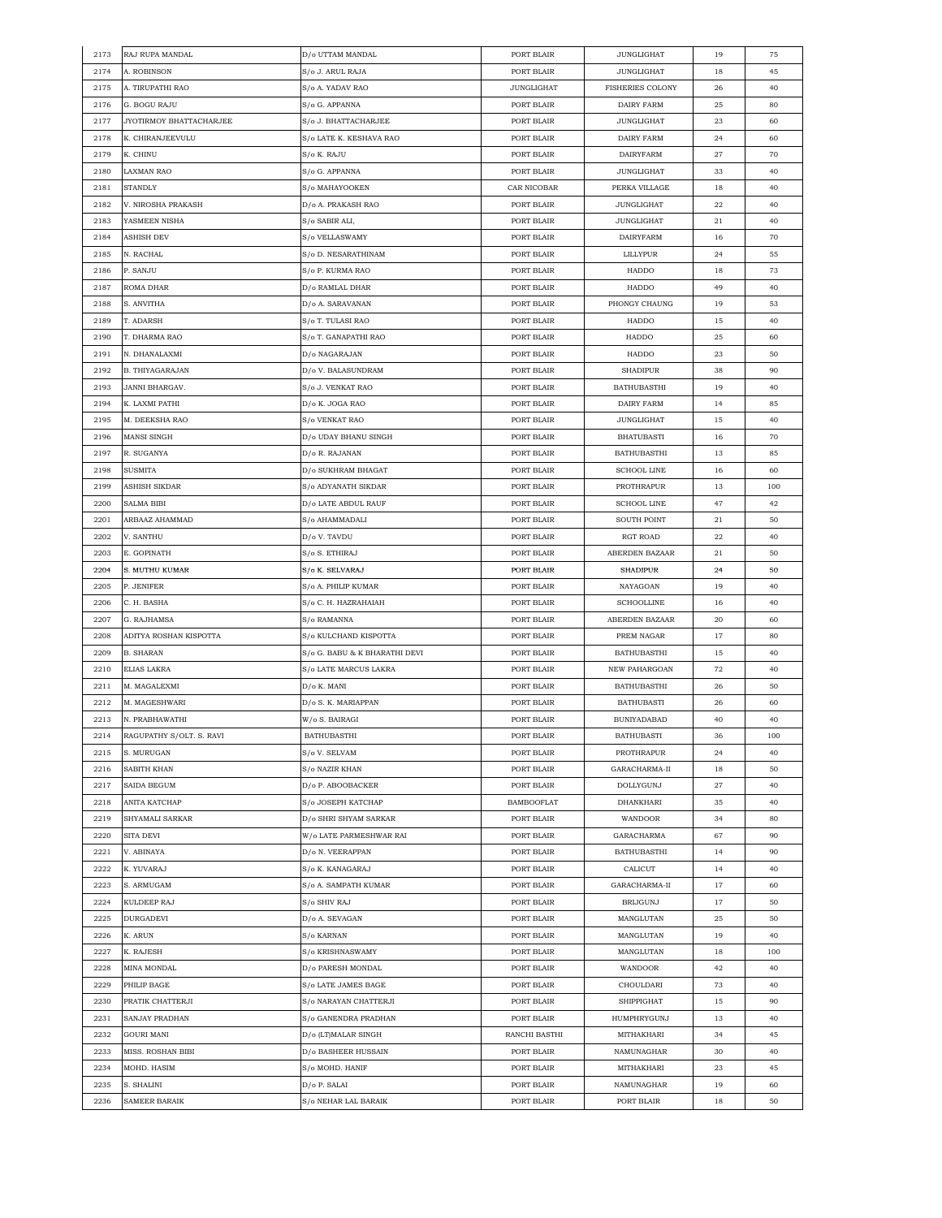| 2173 | RAJ RUPA MANDAL | D/o UTTAM MANDAL | PORT BLAIR | JUNGLIGHAT | 19 | 75 |
|---|---|---|---|---|---|---|
| 2174 | A. ROBINSON | S/o J. ARUL RAJA | PORT BLAIR | JUNGLIGHAT | 18 | 45 |
| 2175 | A. TIRUPATHI RAO | S/o A. YADAV RAO | JUNGLIGHAT | FISHERIES COLONY | 26 | 40 |
| 2176 | G. BOGU RAJU | S/o G. APPANNA | PORT BLAIR | DAIRY FARM | 25 | 80 |
| 2177 | JYOTIRMOY BHATTACHARJEE | S/o J. BHATTACHARJEE | PORT BLAIR | JUNGLIGHAT | 23 | 60 |
| 2178 | K. CHIRANJEEVULU | S/o LATE K. KESHAVA RAO | PORT BLAIR | DAIRY FARM | 24 | 60 |
| 2179 | K. CHINU | S/o K. RAJU | PORT BLAIR | DAIRYFARM | 27 | 70 |
| 2180 | LAXMAN RAO | S/o G. APPANNA | PORT BLAIR | JUNGLIGHAT | 33 | 40 |
| 2181 | STANDLY | S/o MAHAYOOKEN | CAR NICOBAR | PERKA VILLAGE | 18 | 40 |
| 2182 | V. NIROSHA PRAKASH | D/o A. PRAKASH RAO | PORT BLAIR | JUNGLIGHAT | 22 | 40 |
| 2183 | YASMEEN NISHA | S/o SABIR ALI, | PORT BLAIR | JUNGLIGHAT | 21 | 40 |
| 2184 | ASHISH DEV | S/o VELLASWAMY | PORT BLAIR | DAIRYFARM | 16 | 70 |
| 2185 | N. RACHAL | S/o D. NESARATHINAM | PORT BLAIR | LILLYPUR | 24 | 55 |
| 2186 | P. SANJU | S/o P. KURMA RAO | PORT BLAIR | HADDO | 18 | 73 |
| 2187 | ROMA DHAR | D/o RAMLAL DHAR | PORT BLAIR | HADDO | 49 | 40 |
| 2188 | S. ANVITHA | D/o A. SARAVANAN | PORT BLAIR | PHONGY CHAUNG | 19 | 53 |
| 2189 | T. ADARSH | S/o T. TULASI RAO | PORT BLAIR | HADDO | 15 | 40 |
| 2190 | T. DHARMA RAO | S/o T. GANAPATHI RAO | PORT BLAIR | HADDO | 25 | 60 |
| 2191 | N. DHANALAXMI | D/o NAGARAJAN | PORT BLAIR | HADDO | 23 | 50 |
| 2192 | B. THIYAGARAJAN | D/o V. BALASUNDRAM | PORT BLAIR | SHADIPUR | 38 | 90 |
| 2193 | JANNI BHARGAV. | S/o J. VENKAT RAO | PORT BLAIR | BATHUBASTHI | 19 | 40 |
| 2194 | K. LAXMI PATHI | D/o K. JOGA RAO | PORT BLAIR | DAIRY FARM | 14 | 85 |
| 2195 | M. DEEKSHA RAO | S/o VENKAT RAO | PORT BLAIR | JUNGLIGHAT | 15 | 40 |
| 2196 | MANSI SINGH | D/o UDAY BHANU SINGH | PORT BLAIR | BHATUBASTI | 16 | 70 |
| 2197 | R. SUGANYA | D/o R. RAJANAN | PORT BLAIR | BATHUBASTHI | 13 | 85 |
| 2198 | SUSMITA | D/o SUKHRAM BHAGAT | PORT BLAIR | SCHOOL LINE | 16 | 60 |
| 2199 | ASHISH SIKDAR | S/o ADYANATH SIKDAR | PORT BLAIR | PROTHRAPUR | 13 | 100 |
| 2200 | SALMA BIBI | D/o LATE ABDUL RAUF | PORT BLAIR | SCHOOL LINE | 47 | 42 |
| 2201 | ARBAAZ AHAMMAD | S/o AHAMMADALI | PORT BLAIR | SOUTH POINT | 21 | 50 |
| 2202 | V. SANTHU | D/o V. TAVDU | PORT BLAIR | RGT ROAD | 22 | 40 |
| 2203 | E. GOPINATH | S/o S. ETHIRAJ | PORT BLAIR | ABERDEN BAZAAR | 21 | 50 |
| 2204 | S. MUTHU KUMAR | S/o K. SELVARAJ | PORT BLAIR | SHADIPUR | 24 | 50 |
| 2205 | P. JENIFER | S/o A. PHILIP KUMAR | PORT BLAIR | NAYAGOAN | 19 | 40 |
| 2206 | C. H. BASHA | S/o C. H. HAZRAHAIAH | PORT BLAIR | SCHOOLLINE | 16 | 40 |
| 2207 | G. RAJHAMSA | S/o RAMANNA | PORT BLAIR | ABERDEN BAZAAR | 20 | 60 |
| 2208 | ADITYA ROSHAN KISPOTTA | S/o KULCHAND KISPOTTA | PORT BLAIR | PREM NAGAR | 17 | 80 |
| 2209 | B. SHARAN | S/o G. BABU & K BHARATHI DEVI | PORT BLAIR | BATHUBASTHI | 15 | 40 |
| 2210 | ELIAS LAKRA | S/o LATE MARCUS LAKRA | PORT BLAIR | NEW PAHARGOAN | 72 | 40 |
| 2211 | M. MAGALEXMI | D/o K. MANI | PORT BLAIR | BATHUBASTHI | 26 | 50 |
| 2212 | M. MAGESHWARI | D/o S. K. MARIAPPAN | PORT BLAIR | BATHUBASTI | 26 | 60 |
| 2213 | N. PRABHAWATHI | W/o S. BAIRAGI | PORT BLAIR | BUNIYADABAD | 40 | 40 |
| 2214 | RAGUPATHY S/OLT. S. RAVI | BATHUBASTHI | PORT BLAIR | BATHUBASTI | 36 | 100 |
| 2215 | S. MURUGAN | S/o V. SELVAM | PORT BLAIR | PROTHRAPUR | 24 | 40 |
| 2216 | SABITH KHAN | S/o NAZIR KHAN | PORT BLAIR | GARACHARMA-II | 18 | 50 |
| 2217 | SAIDA BEGUM | D/o P. ABOOBACKER | PORT BLAIR | DOLLYGUNJ | 27 | 40 |
| 2218 | ANITA KATCHAP | S/o JOSEPH KATCHAP | BAMBOOFLAT | DHANKHARI | 35 | 40 |
| 2219 | SHYAMALI SARKAR | D/o SHRI SHYAM SARKAR | PORT BLAIR | WANDOOR | 34 | 80 |
| 2220 | SITA DEVI | W/o LATE PARMESHWAR RAI | PORT BLAIR | GARACHARMA | 67 | 90 |
| 2221 | V. ABINAYA | D/o N. VEERAPPAN | PORT BLAIR | BATHUBASTHI | 14 | 90 |
| 2222 | K. YUVARAJ | S/o K. KANAGARAJ | PORT BLAIR | CALICUT | 14 | 40 |
| 2223 | S. ARMUGAM | S/o A. SAMPATH KUMAR | PORT BLAIR | GARACHARMA-II | 17 | 60 |
| 2224 | KULDEEP RAJ | S/o SHIV RAJ | PORT BLAIR | BRIJGUNJ | 17 | 50 |
| 2225 | DURGADEVI | D/o A. SEVAGAN | PORT BLAIR | MANGLUTAN | 25 | 50 |
| 2226 | K. ARUN | S/o KARNAN | PORT BLAIR | MANGLUTAN | 19 | 40 |
| 2227 | K. RAJESH | S/o KRISHNASWAMY | PORT BLAIR | MANGLUTAN | 18 | 100 |
| 2228 | MINA MONDAL | D/o PARESH MONDAL | PORT BLAIR | WANDOOR | 42 | 40 |
| 2229 | PHILIP BAGE | S/o LATE JAMES BAGE | PORT BLAIR | CHOULDARI | 73 | 40 |
| 2230 | PRATIK CHATTERJI | S/o NARAYAN CHATTERJI | PORT BLAIR | SHIPPIGHAT | 15 | 90 |
| 2231 | SANJAY PRADHAN | S/o GANENDRA PRADHAN | PORT BLAIR | HUMPHRYGUNJ | 13 | 40 |
| 2232 | GOURI MANI | D/o (LT)MALAR SINGH | RANCHI BASTHI | MITHAKHARI | 34 | 45 |
| 2233 | MISS. ROSHAN BIBI | D/o BASHEER HUSSAIN | PORT BLAIR | NAMUNAGHAR | 30 | 40 |
| 2234 | MOHD. HASIM | S/o MOHD. HANIF | PORT BLAIR | MITHAKHARI | 23 | 45 |
| 2235 | S. SHALINI | D/o P. SALAI | PORT BLAIR | NAMUNAGHAR | 19 | 60 |
| 2236 | SAMEER BARAIK | S/o NEHAR LAL BARAIK | PORT BLAIR | PORT BLAIR | 18 | 50 |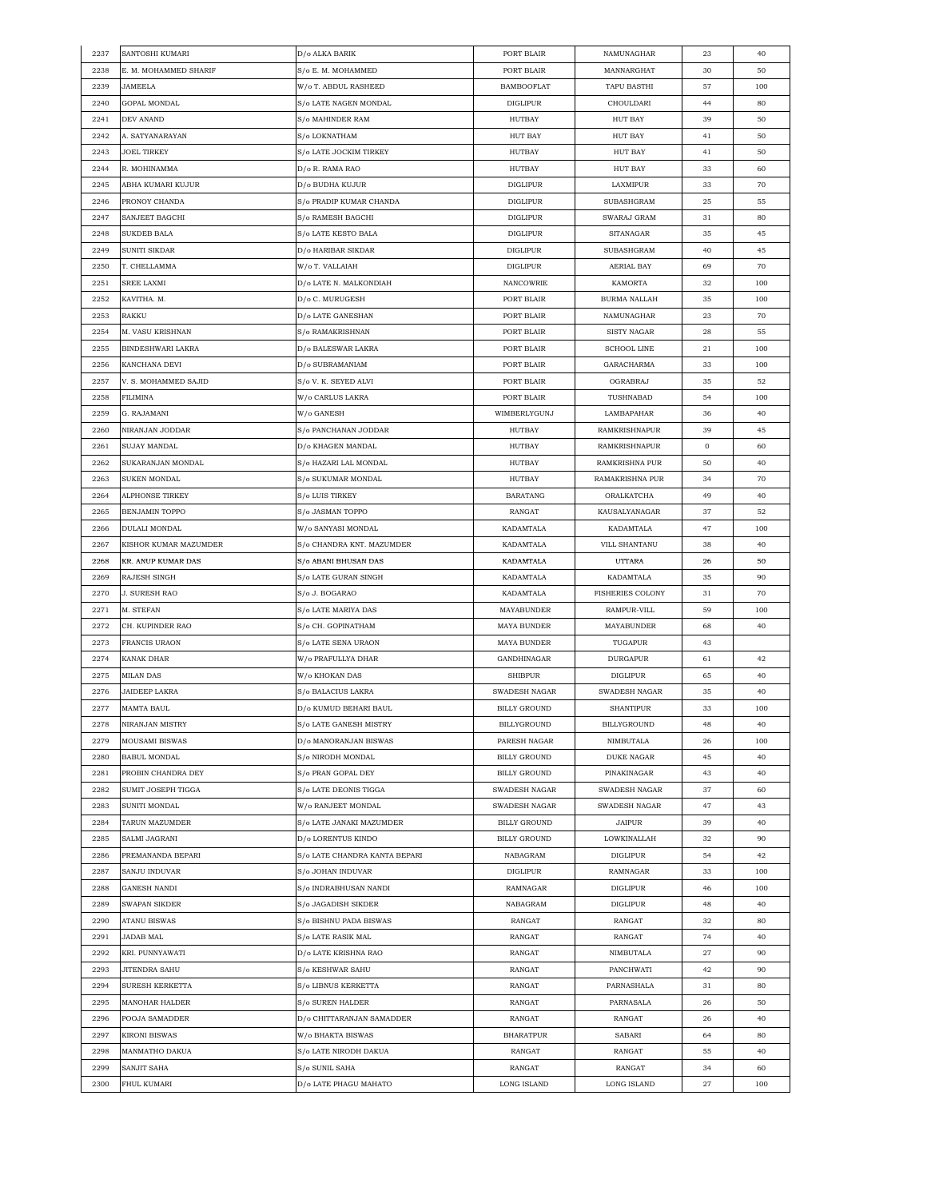| | | | | | | |
|---|---|---|---|---|---|---|
| 2237 | SANTOSHI KUMARI | D/o ALKA BARIK | PORT BLAIR | NAMUNAGHAR | 23 | 40 |
| 2238 | E. M. MOHAMMED SHARIF | S/o E. M. MOHAMMED | PORT BLAIR | MANNARGHAT | 30 | 50 |
| 2239 | JAMEELA | W/o T. ABDUL RASHEED | BAMBOOFLAT | TAPU BASTHI | 57 | 100 |
| 2240 | GOPAL MONDAL | S/o LATE NAGEN MONDAL | DIGLIPUR | CHOULDARI | 44 | 80 |
| 2241 | DEV ANAND | S/o MAHINDER RAM | HUTBAY | HUT BAY | 39 | 50 |
| 2242 | A. SATYANARAYAN | S/o LOKNATHAM | HUT BAY | HUT BAY | 41 | 50 |
| 2243 | JOEL TIRKEY | S/o LATE JOCKIM TIRKEY | HUTBAY | HUT BAY | 41 | 50 |
| 2244 | R. MOHINAMMA | D/o R. RAMA RAO | HUTBAY | HUT BAY | 33 | 60 |
| 2245 | ABHA KUMARI KUJUR | D/o BUDHA KUJUR | DIGLIPUR | LAXMIPUR | 33 | 70 |
| 2246 | PRONOY CHANDA | S/o PRADIP KUMAR CHANDA | DIGLIPUR | SUBASHGRAM | 25 | 55 |
| 2247 | SANJEET BAGCHI | S/o RAMESH BAGCHI | DIGLIPUR | SWARAJ GRAM | 31 | 80 |
| 2248 | SUKDEB BALA | S/o LATE KESTO BALA | DIGLIPUR | SITANAGAR | 35 | 45 |
| 2249 | SUNITI SIKDAR | D/o HARIBAR SIKDAR | DIGLIPUR | SUBASHGRAM | 40 | 45 |
| 2250 | T. CHELLAMMA | W/o T. VALLAIAH | DIGLIPUR | AERIAL BAY | 69 | 70 |
| 2251 | SREE LAXMI | D/o LATE N. MALKONDIAH | NANCOWRIE | KAMORTA | 32 | 100 |
| 2252 | KAVITHA. M. | D/o C. MURUGESH | PORT BLAIR | BURMA NALLAH | 35 | 100 |
| 2253 | RAKKU | D/o LATE GANESHAN | PORT BLAIR | NAMUNAGHAR | 23 | 70 |
| 2254 | M. VASU KRISHNAN | S/o RAMAKRISHNAN | PORT BLAIR | SISTY NAGAR | 28 | 55 |
| 2255 | BINDESHWARI LAKRA | D/o BALESWAR LAKRA | PORT BLAIR | SCHOOL LINE | 21 | 100 |
| 2256 | KANCHANA DEVI | D/o SUBRAMANIAM | PORT BLAIR | GARACHARMA | 33 | 100 |
| 2257 | V. S. MOHAMMED SAJID | S/o V. K. SEYED ALVI | PORT BLAIR | OGRABRAJ | 35 | 52 |
| 2258 | FILIMINA | W/o CARLUS LAKRA | PORT BLAIR | TUSHNABAD | 54 | 100 |
| 2259 | G. RAJAMANI | W/o GANESH | WIMBERLYGUNJ | LAMBAPAHAR | 36 | 40 |
| 2260 | NIRANJAN JODDAR | S/o PANCHANAN JODDAR | HUTBAY | RAMKRISHNAPUR | 39 | 45 |
| 2261 | SUJAY MANDAL | D/o KHAGEN MANDAL | HUTBAY | RAMKRISHNAPUR | 0 | 60 |
| 2262 | SUKARANJAN MONDAL | S/o HAZARI LAL MONDAL | HUTBAY | RAMKRISHNA PUR | 50 | 40 |
| 2263 | SUKEN MONDAL | S/o SUKUMAR MONDAL | HUTBAY | RAMAKRISHNA PUR | 34 | 70 |
| 2264 | ALPHONSE TIRKEY | S/o LUIS TIRKEY | BARATANG | ORALKATCHA | 49 | 40 |
| 2265 | BENJAMIN TOPPO | S/o JASMAN TOPPO | RANGAT | KAUSALYANAGAR | 37 | 52 |
| 2266 | DULALI MONDAL | W/o SANYASI MONDAL | KADAMTALA | KADAMTALA | 47 | 100 |
| 2267 | KISHOR KUMAR MAZUMDER | S/o CHANDRA KNT. MAZUMDER | KADAMTALA | VILL SHANTANU | 38 | 40 |
| 2268 | KR. ANUP KUMAR DAS | S/o ABANI BHUSAN DAS | KADAMTALA | UTTARA | 26 | 50 |
| 2269 | RAJESH SINGH | S/o LATE GURAN SINGH | KADAMTALA | KADAMTALA | 35 | 90 |
| 2270 | J. SURESH RAO | S/o J. BOGARAO | KADAMTALA | FISHERIES COLONY | 31 | 70 |
| 2271 | M. STEFAN | S/o LATE MARIYA DAS | MAYABUNDER | RAMPUR-VILL | 59 | 100 |
| 2272 | CH. KUPINDER RAO | S/o CH. GOPINATHAM | MAYA BUNDER | MAYABUNDER | 68 | 40 |
| 2273 | FRANCIS URAON | S/o LATE SENA URAON | MAYA BUNDER | TUGAPUR | 43 | |
| 2274 | KANAK DHAR | W/o PRAFULLYA DHAR | GANDHINAGAR | DURGAPUR | 61 | 42 |
| 2275 | MILAN DAS | W/o KHOKAN DAS | SHIBPUR | DIGLIPUR | 65 | 40 |
| 2276 | JAIDEEP LAKRA | S/o BALACIUS LAKRA | SWADESH NAGAR | SWADESH NAGAR | 35 | 40 |
| 2277 | MAMTA BAUL | D/o KUMUD BEHARI BAUL | BILLY GROUND | SHANTIPUR | 33 | 100 |
| 2278 | NIRANJAN MISTRY | S/o LATE GANESH MISTRY | BILLYGROUND | BILLYGROUND | 48 | 40 |
| 2279 | MOUSAMI BISWAS | D/o MANORANJAN BISWAS | PARESH NAGAR | NIMBUTALA | 26 | 100 |
| 2280 | BABUL MONDAL | S/o NIRODH MONDAL | BILLY GROUND | DUKE NAGAR | 45 | 40 |
| 2281 | PROBIN CHANDRA DEY | S/o PRAN GOPAL DEY | BILLY GROUND | PINAKINAGAR | 43 | 40 |
| 2282 | SUMIT JOSEPH TIGGA | S/o LATE DEONIS TIGGA | SWADESH NAGAR | SWADESH NAGAR | 37 | 60 |
| 2283 | SUNITI MONDAL | W/o RANJEET MONDAL | SWADESH NAGAR | SWADESH NAGAR | 47 | 43 |
| 2284 | TARUN MAZUMDER | S/o LATE JANAKI MAZUMDER | BILLY GROUND | JAIPUR | 39 | 40 |
| 2285 | SALMI JAGRANI | D/o LORENTUS KINDO | BILLY GROUND | LOWKINALLAH | 32 | 90 |
| 2286 | PREMANANDA BEPARI | S/o LATE CHANDRA KANTA BEPARI | NABAGRAM | DIGLIPUR | 54 | 42 |
| 2287 | SANJU INDUVAR | S/o JOHAN INDUVAR | DIGLIPUR | RAMNAGAR | 33 | 100 |
| 2288 | GANESH NANDI | S/o INDRABHUSAN NANDI | RAMNAGAR | DIGLIPUR | 46 | 100 |
| 2289 | SWAPAN SIKDER | S/o JAGADISH SIKDER | NABAGRAM | DIGLIPUR | 48 | 40 |
| 2290 | ATANU BISWAS | S/o BISHNU PADA BISWAS | RANGAT | RANGAT | 32 | 80 |
| 2291 | JADAB MAL | S/o LATE RASIK MAL | RANGAT | RANGAT | 74 | 40 |
| 2292 | KRI. PUNNYAWATI | D/o LATE KRISHNA RAO | RANGAT | NIMBUTALA | 27 | 90 |
| 2293 | JITENDRA SAHU | S/o KESHWAR SAHU | RANGAT | PANCHWATI | 42 | 90 |
| 2294 | SURESH KERKETTA | S/o LIBNUS KERKETTA | RANGAT | PARNASHALA | 31 | 80 |
| 2295 | MANOHAR HALDER | S/o SUREN HALDER | RANGAT | PARNASALA | 26 | 50 |
| 2296 | POOJA SAMADDER | D/o CHITTARANJAN SAMADDER | RANGAT | RANGAT | 26 | 40 |
| 2297 | KIRONI BISWAS | W/o BHAKTA BISWAS | BHARATPUR | SABARI | 64 | 80 |
| 2298 | MANMATHO DAKUA | S/o LATE NIRODH DAKUA | RANGAT | RANGAT | 55 | 40 |
| 2299 | SANJIT SAHA | S/o SUNIL SAHA | RANGAT | RANGAT | 34 | 60 |
| 2300 | FHUL KUMARI | D/o LATE PHAGU MAHATO | LONG ISLAND | LONG ISLAND | 27 | 100 |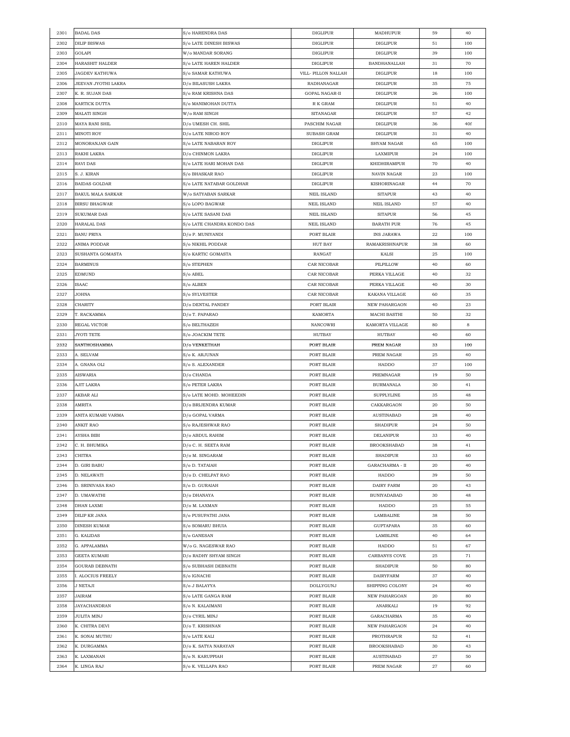| 2301 | BADAL DAS | S/o HARENDRA DAS | DIGLIPUR | MADHUPUR | 59 | 40 |
|---|---|---|---|---|---|---|
| 2302 | DILIP BISWAS | S/o LATE DINESH BISWAS | DIGLIPUR | DIGLIPUR | 51 | 100 |
| 2303 | GOLAPI | W/o MANDAR SORANG | DIGLIPUR | DIGLIPUR | 39 | 100 |
| 2304 | HARASHIT HALDER | S/o LATE HAREN HALDER | DIGLIPUR | BANDHANALLAH | 31 | 70 |
| 2305 | JAGDEV KATHUWA | S/o SAMAR KATHUWA | VILL- PILLON NALLAH | DIGLIPUR | 18 | 100 |
| 2306 | JEEVAN JYOTHI LAKRA | D/o BILASUSH LAKRA | RADHANAGAR | DIGLIPUR | 35 | 75 |
| 2307 | K. R. SUJAN DAS | S/o RAM KRISHNA DAS | GOPAL NAGAR-II | DIGLIPUR | 26 | 100 |
| 2308 | KARTICK DUTTA | S/o MANIMOHAN DUTTA | R K GRAM | DIGLIPUR | 51 | 40 |
| 2309 | MALATI SINGH | W/o RAM SINGH | SITANAGAR | DIGLIPUR | 57 | 42 |
| 2310 | MAYA RANI SHIL | D/o UMESH CH. SHIL | PASCHIM NAGAR | DIGLIPUR | 36 | 40f |
| 2311 | MINOTI ROY | D/o LATE NIROD ROY | SUBASH GRAM | DIGLIPUR | 31 | 40 |
| 2312 | MONORANJAN GAIN | S/o LATE NABARAN ROY | DIGLIPUR | SHYAM NAGAR | 65 | 100 |
| 2313 | RAKHI LAKRA | D/o CHINMON LAKRA | DIGLIPUR | LAXMIPUR | 24 | 100 |
| 2314 | RAVI DAS | S/o LATE HARI MOHAN DAS | DIGLIPUR | KHIDHIRAMPUR | 70 | 40 |
| 2315 | S. J. KIRAN | S/o BHASKAR RAO | DIGLIPUR | NAVIN NAGAR | 23 | 100 |
| 2316 | BAIDAS GOLDAR | S/o LATE NATABAR GOLDHAR | DIGLIPUR | KISHORINAGAR | 44 | 70 |
| 2317 | BAKUL MALA SARKAR | W/o SATYABAN SARKAR | NEIL ISLAND | SITAPUR | 43 | 40 |
| 2318 | BIRSU BHAGWAR | S/o LOPO BAGWAR | NEIL ISLAND | NEIL ISLAND | 57 | 40 |
| 2319 | SUKUMAR DAS | S/o LATE SASANI DAS | NEIL ISLAND | SITAPUR | 56 | 45 |
| 2320 | HARALAL DAS | S/o LATE CHANDRA KONDO DAS | NEIL ISLAND | BARATH PUR | 76 | 45 |
| 2321 | BANU PRIYA | D/o P. MUNIYANDI | PORT BLAIR | INS JARAWA | 22 | 100 |
| 2322 | ANIMA PODDAR | S/o NIKHIL PODDAR | HUT BAY | RAMAKRISHNAPUR | 38 | 60 |
| 2323 | SUSHANTA GOMASTA | S/o KARTIC GOMASTA | RANGAT | KALSI | 25 | 100 |
| 2324 | BARMINUS | S/o STEPHEN | CAR NICOBAR | PILPILLOW | 40 | 60 |
| 2325 | EDMUND | S/o ABEL | CAR NICOBAR | PERKA VILLAGE | 40 | 32 |
| 2326 | ISAAC | S/o ALBEN | CAR NICOBAR | PERKA VILLAGE | 40 | 30 |
| 2327 | JOHNA | S/o SYLVESTER | CAR NICOBAR | KAKANA VILLAGE | 60 | 35 |
| 2328 | CHARITY | D/o DENTAL PANDEY | PORT BLAIR | NEW PAHARGAON | 40 | 23 |
| 2329 | T. RACKAMMA | D/o T. PAPARAO | KAMORTA | MACHI BASTHI | 50 | 32 |
| 2330 | REGAL VICTOR | S/o BELTHAZEH | NANCOWRI | KAMORTA VILLAGE | 80 | 8 |
| 2331 | JYOTI TETE | S/o JOACKIM TETE | HUTBAY | HUTBAY | 40 | 60 |
| 2332 | SANTHOSHAMMA | D/o VENKETHAH | PORT BLAIR | PREM NAGAR | 33 | 100 |
| 2333 | A. SELVAM | S/o K. ARJUNAN | PORT BLAIR | PREM NAGAR | 25 | 40 |
| 2334 | A. GNANA OLI | S/o S. ALEXANDER | PORT BLAIR | HADDO | 37 | 100 |
| 2335 | AISWARIA | D/o CHANDA | PORT BLAIR | PREMNAGAR | 19 | 50 |
| 2336 | AJIT LAKRA | S/o PETER LAKRA | PORT BLAIR | BURMANALA | 30 | 41 |
| 2337 | AKBAR ALI | S/o LATE MOHD. MOHEEDIN | PORT BLAIR | SUPPLYLINE | 35 | 48 |
| 2338 | AMRITA | D/o BRIJENDRA KUMAR | PORT BLAIR | CAKKARGAON | 20 | 50 |
| 2339 | ANITA KUMARI VARMA | D/o GOPAL VARMA | PORT BLAIR | AUSTINABAD | 28 | 40 |
| 2340 | ANKIT RAO | S/o RAJESHWAR RAO | PORT BLAIR | SHADIPUR | 24 | 50 |
| 2341 | AYSHA BIBI | D/o ABDUL RAHIM | PORT BLAIR | DELANIPUR | 33 | 40 |
| 2342 | C. H. BHUMIKA | D/o C. H. SEETA RAM | PORT BLAIR | BROOKSHABAD | 38 | 41 |
| 2343 | CHITRA | D/o M. SINGARAM | PORT BLAIR | SHADIPUR | 33 | 60 |
| 2344 | D. GIRI BABU | S/o D. TATAIAH | PORT BLAIR | GARACHARMA - II | 20 | 40 |
| 2345 | D. NELAWATI | D/o D. CHELPAT RAO | PORT BLAIR | HADDO | 39 | 50 |
| 2346 | D. SRINIVASA RAO | S/o D. GURAIAH | PORT BLAIR | DAIRY FARM | 20 | 43 |
| 2347 | D. UMAWATHI | D/o DHANAYA | PORT BLAIR | BUNIYADABAD | 30 | 48 |
| 2348 | DHAN LAXMI | D/o M. LAXMAN | PORT BLAIR | HADDO | 25 | 55 |
| 2349 | DILIP KR JANA | S/o PUSUPATHI JANA | PORT BLAIR | LAMBALINE | 38 | 50 |
| 2350 | DINESH KUMAR | S/o SOMARU BHUIA | PORT BLAIR | GUPTAPARA | 35 | 60 |
| 2351 | G. KALIDAS | S/o GANESAN | PORT BLAIR | LAMBLINE | 40 | 64 |
| 2352 | G. APPALAMMA | W/o G. NAGESWAR RAO | PORT BLAIR | HADDO | 51 | 67 |
| 2353 | GEETA KUMARI | D/o RADHY SHYAM SINGH | PORT BLAIR | CARBANYS COVE | 25 | 71 |
| 2354 | GOURAB DEBNATH | S/o SUBHASH DEBNATH | PORT BLAIR | SHADIPUR | 50 | 80 |
| 2355 | I. ALOCIUS FREELY | S/o IGNACHI | PORT BLAIR | DAIRYFARM | 37 | 40 |
| 2356 | J NETAJI | S/o J BALAYYA | DOLLYGUNJ | SHIPPING COLONY | 24 | 40 |
| 2357 | JAIRAM | S/o LATE GANGA RAM | PORT BLAIR | NEW PAHARGOAN | 20 | 80 |
| 2358 | JAYACHANDRAN | S/o N. KALAIMANI | PORT BLAIR | ANARKALI | 19 | 92 |
| 2359 | JULITA MINJ | D/o CYRIL MINJ | PORT BLAIR | GARACHARMA | 35 | 40 |
| 2360 | K. CHITRA DEVI | D/o T. KRISHNAN | PORT BLAIR | NEW PAHARGAON | 24 | 40 |
| 2361 | K. SONAI MUTHU | S/o LATE KALI | PORT BLAIR | PROTHRAPUR | 52 | 41 |
| 2362 | K. DURGAMMA | D/o K. SATYA NARAYAN | PORT BLAIR | BROOKSHABAD | 30 | 43 |
| 2363 | K. LAXMANAN | S/o N. KARUPPIAH | PORT BLAIR | AUSTINABAD | 27 | 50 |
| 2364 | K. LINGA RAJ | S/o K. VELLAPA RAO | PORT BLAIR | PREM NAGAR | 27 | 60 |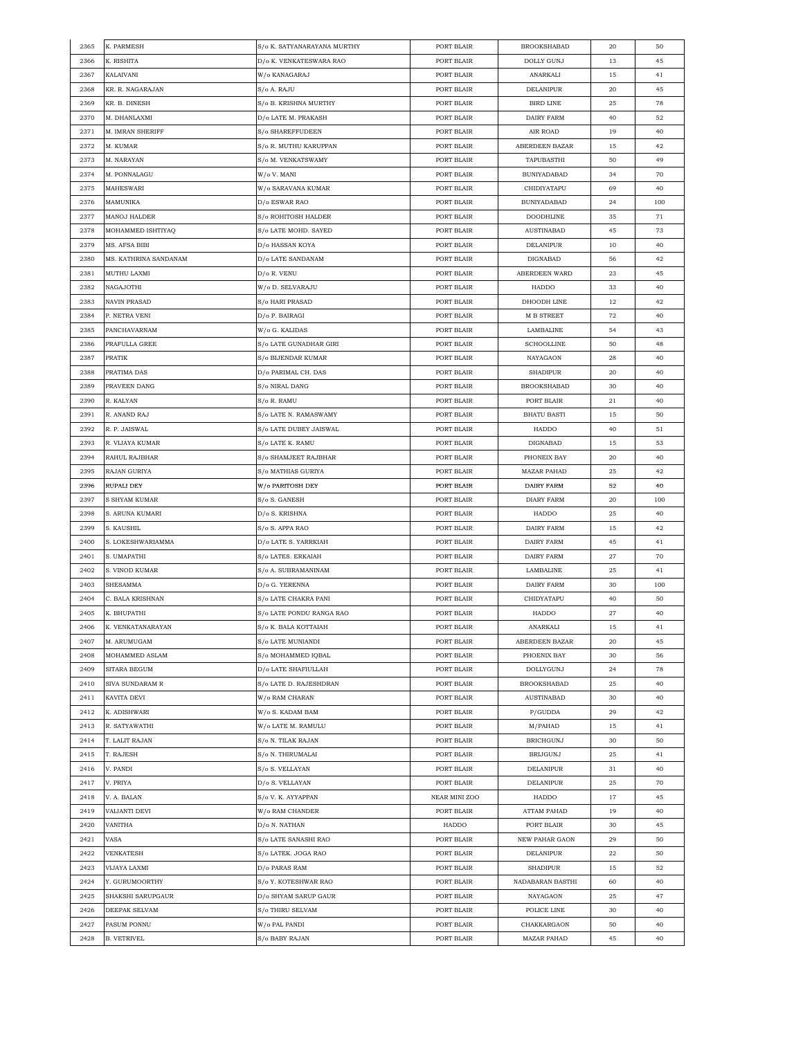| 2365 | K. PARMESH | S/o K. SATYANARAYANA MURTHY | PORT BLAIR | BROOKSHABAD | 20 | 50 |
|---|---|---|---|---|---|---|
| 2366 | K. RISHITA | D/o K. VENKATESWARA RAO | PORT BLAIR | DOLLY GUNJ | 13 | 45 |
| 2367 | KALAIVANI | W/o KANAGARAJ | PORT BLAIR | ANARKALI | 15 | 41 |
| 2368 | KR. R. NAGARAJAN | S/o A. RAJU | PORT BLAIR | DELANIPUR | 20 | 45 |
| 2369 | KR. B. DINESH | S/o B. KRISHNA MURTHY | PORT BLAIR | BIRD LINE | 25 | 78 |
| 2370 | M. DHANLAXMI | D/o LATE M. PRAKASH | PORT BLAIR | DAIRY FARM | 40 | 52 |
| 2371 | M. IMRAN SHERIFF | S/o SHAREFFUDEEN | PORT BLAIR | AIR ROAD | 19 | 40 |
| 2372 | M. KUMAR | S/o R. MUTHU KARUPPAN | PORT BLAIR | ABERDEEN BAZAR | 15 | 42 |
| 2373 | M. NARAYAN | S/o M. VENKATSWAMY | PORT BLAIR | TAPUBASTHI | 50 | 49 |
| 2374 | M. PONNALAGU | W/o V. MANI | PORT BLAIR | BUNIYADABAD | 34 | 70 |
| 2375 | MAHESWARI | W/o SARAVANA KUMAR | PORT BLAIR | CHIDIYATAPU | 69 | 40 |
| 2376 | MAMUNIKA | D/o ESWAR RAO | PORT BLAIR | BUNIYADABAD | 24 | 100 |
| 2377 | MANOJ HALDER | S/o ROHITOSH HALDER | PORT BLAIR | DOODHLINE | 35 | 71 |
| 2378 | MOHAMMED ISHTIYAQ | S/o LATE MOHD. SAYED | PORT BLAIR | AUSTINABAD | 45 | 73 |
| 2379 | MS. AFSA BIBI | D/o HASSAN KOYA | PORT BLAIR | DELANIPUR | 10 | 40 |
| 2380 | MS. KATHRINA SANDANAM | D/o LATE SANDANAM | PORT BLAIR | DIGNABAD | 56 | 42 |
| 2381 | MUTHU LAXMI | D/o R. VENU | PORT BLAIR | ABERDEEN WARD | 23 | 45 |
| 2382 | NAGAJOTHI | W/o D. SELVARAJU | PORT BLAIR | HADDO | 33 | 40 |
| 2383 | NAVIN PRASAD | S/o HARI PRASAD | PORT BLAIR | DHOODH LINE | 12 | 42 |
| 2384 | P. NETRA VENI | D/o P. BAIRAGI | PORT BLAIR | M B STREET | 72 | 40 |
| 2385 | PANCHAVARNAM | W/o G. KALIDAS | PORT BLAIR | LAMBALINE | 54 | 43 |
| 2386 | PRAFULLA GREE | S/o LATE GUNADHAR GIRI | PORT BLAIR | SCHOOLLINE | 50 | 48 |
| 2387 | PRATIK | S/o BIJENDAR KUMAR | PORT BLAIR | NAYAGAON | 28 | 40 |
| 2388 | PRATIMA DAS | D/o PARIMAL CH. DAS | PORT BLAIR | SHADIPUR | 20 | 40 |
| 2389 | PRAVEEN DANG | S/o NIRAL DANG | PORT BLAIR | BROOKSHABAD | 30 | 40 |
| 2390 | R. KALYAN | S/o R. RAMU | PORT BLAIR | PORT BLAIR | 21 | 40 |
| 2391 | R. ANAND RAJ | S/o LATE N. RAMASWAMY | PORT BLAIR | BHATU BASTI | 15 | 50 |
| 2392 | R. P. JAISWAL | S/o LATE DUBEY JAISWAL | PORT BLAIR | HADDO | 40 | 51 |
| 2393 | R. VIJAYA KUMAR | S/o LATE K. RAMU | PORT BLAIR | DIGNABAD | 15 | 53 |
| 2394 | RAHUL RAJBHAR | S/o SHAMJEET RAJBHAR | PORT BLAIR | PHONEIX BAY | 20 | 40 |
| 2395 | RAJAN GURIYA | S/o MATHIAS GURIYA | PORT BLAIR | MAZAR PAHAD | 25 | 42 |
| 2396 | RUPALI DEY | W/o PARITOSH DEY | PORT BLAIR | DAIRY FARM | 52 | 40 |
| 2397 | S SHYAM KUMAR | S/o S. GANESH | PORT BLAIR | DIARY FARM | 20 | 100 |
| 2398 | S. ARUNA KUMARI | D/o S. KRISHNA | PORT BLAIR | HADDO | 25 | 40 |
| 2399 | S. KAUSHIL | S/o S. APPA RAO | PORT BLAIR | DAIRY FARM | 15 | 42 |
| 2400 | S. LOKESHWARIAMMA | D/o LATE S. YARRKIAH | PORT BLAIR | DAIRY FARM | 45 | 41 |
| 2401 | S. UMAPATHI | S/o LATES. ERKAIAH | PORT BLAIR | DAIRY FARM | 27 | 70 |
| 2402 | S. VINOD KUMAR | S/o A. SUBRAMANINAM | PORT BLAIR | LAMBALINE | 25 | 41 |
| 2403 | SHESAMMA | D/o G. YERENNA | PORT BLAIR | DAIRY FARM | 30 | 100 |
| 2404 | C. BALA KRISHNAN | S/o LATE CHAKRA PANI | PORT BLAIR | CHIDYATAPU | 40 | 50 |
| 2405 | K. BHUPATHI | S/o LATE PONDU RANGA RAO | PORT BLAIR | HADDO | 27 | 40 |
| 2406 | K. VENKATANARAYAN | S/o K. BALA KOTTAIAH | PORT BLAIR | ANARKALI | 15 | 41 |
| 2407 | M. ARUMUGAM | S/o LATE MUNIANDI | PORT BLAIR | ABERDEEN BAZAR | 20 | 45 |
| 2408 | MOHAMMED ASLAM | S/o MOHAMMED IQBAL | PORT BLAIR | PHOENIX BAY | 30 | 56 |
| 2409 | SITARA BEGUM | D/o LATE SHAFIULLAH | PORT BLAIR | DOLLYGUNJ | 24 | 78 |
| 2410 | SIVA SUNDARAM R | S/o LATE D. RAJESHDRAN | PORT BLAIR | BROOKSHABAD | 25 | 40 |
| 2411 | KAVITA DEVI | W/o RAM CHARAN | PORT BLAIR | AUSTINABAD | 30 | 40 |
| 2412 | K. ADISHWARI | W/o S. KADAM BAM | PORT BLAIR | P/GUDDA | 29 | 42 |
| 2413 | R. SATYAWATHI | W/o LATE M. RAMULU | PORT BLAIR | M/PAHAD | 15 | 41 |
| 2414 | T. LALIT RAJAN | S/o N. TILAK RAJAN | PORT BLAIR | BRICHGUNJ | 30 | 50 |
| 2415 | T. RAJESH | S/o N. THIRUMALAI | PORT BLAIR | BRIJGUNJ | 25 | 41 |
| 2416 | V. PANDI | S/o S. VELLAYAN | PORT BLAIR | DELANIPUR | 31 | 40 |
| 2417 | V. PRIYA | D/o S. VELLAYAN | PORT BLAIR | DELANIPUR | 25 | 70 |
| 2418 | V. A. BALAN | S/o V. K. AYYAPPAN | NEAR MINI ZOO | HADDO | 17 | 45 |
| 2419 | VAIJANTI DEVI | W/o RAM CHANDER | PORT BLAIR | ATTAM PAHAD | 19 | 40 |
| 2420 | VANITHA | D/o N. NATHAN | HADDO | PORT BLAIR | 30 | 45 |
| 2421 | VASA | S/o LATE SANASHI RAO | PORT BLAIR | NEW PAHAR GAON | 29 | 50 |
| 2422 | VENKATESH | S/o LATEK. JOGA RAO | PORT BLAIR | DELANIPUR | 22 | 50 |
| 2423 | VIJAYA LAXMI | D/o PARAS RAM | PORT BLAIR | SHADIPUR | 15 | 52 |
| 2424 | Y. GURUMOORTHY | S/o Y. KOTESHWAR RAO | PORT BLAIR | NADABARAN BASTHI | 60 | 40 |
| 2425 | SHAKSHI SARUPGAUR | D/o SHYAM SARUP GAUR | PORT BLAIR | NAYAGAON | 25 | 47 |
| 2426 | DEEPAK SELVAM | S/o THIRU SELVAM | PORT BLAIR | POLICE LINE | 30 | 40 |
| 2427 | PASUM PONNU | W/o PAL PANDI | PORT BLAIR | CHAKKARGAON | 50 | 40 |
| 2428 | B. VETRIVEL | S/o BABY RAJAN | PORT BLAIR | MAZAR PAHAD | 45 | 40 |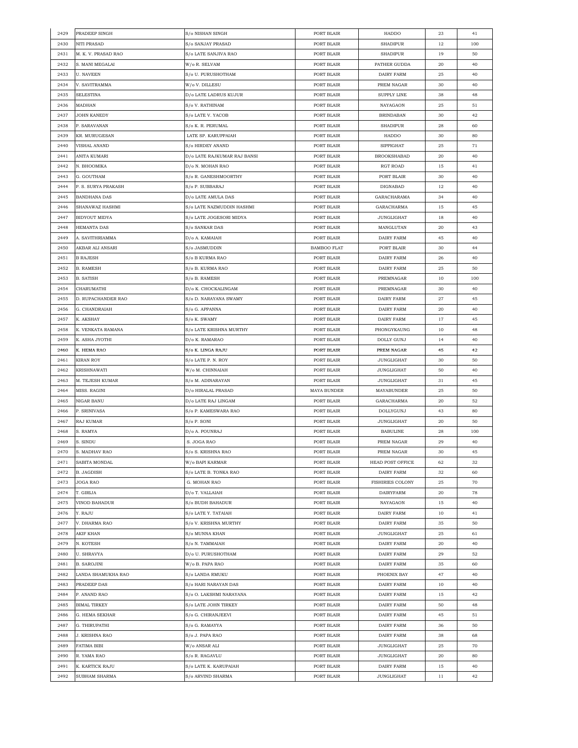| 2429 | PRADEEP SINGH | S/o NISHAN SINGH | PORT BLAIR | HADDO | 23 | 41 |
|---|---|---|---|---|---|---|
| 2430 | NITI PRASAD | S/o SANJAY PRASAD | PORT BLAIR | SHADIPUR | 12 | 100 |
| 2431 | M. K. V. PRASAD RAO | S/o LATE SANJIVA RAO | PORT BLAIR | SHADIPUR | 19 | 50 |
| 2432 | S. MANI MEGALAI | W/o R. SELVAM | PORT BLAIR | PATHER GUDDA | 20 | 40 |
| 2433 | U. NAVEEN | S/o U. PURUSHOTHAM | PORT BLAIR | DAIRY FARM | 25 | 40 |
| 2434 | V. SAVITRAMMA | W/o V. DILLESU | PORT BLAIR | PREM NAGAR | 30 | 40 |
| 2435 | SELESTINA | D/o LATE LADRUS KUJUR | PORT BLAIR | SUPPLY LINE | 38 | 48 |
| 2436 | MADHAN | S/o V. RATHINAM | PORT BLAIR | NAYAGAON | 25 | 51 |
| 2437 | JOHN KANEDY | S/o LATE V. YACOB | PORT BLAIR | BRINDABAN | 30 | 42 |
| 2438 | P. SARAVANAN | S/o K. R. PERUMAL | PORT BLAIR | SHADIPUR | 28 | 60 |
| 2439 | KR. MURUGESAN | LATE SP. KARUPPAIAH | PORT BLAIR | HADDO | 30 | 80 |
| 2440 | VISHAL ANAND | S/o HIRDEY ANAND | PORT BLAIR | SIPPIGHAT | 25 | 71 |
| 2441 | ANITA KUMARI | D/o LATE RAJKUMAR RAJ BANSI | PORT BLAIR | BROOKSHABAD | 20 | 40 |
| 2442 | N. BHOOMIKA | D/o N. MOHAN RAO | PORT BLAIR | RGT ROAD | 15 | 41 |
| 2443 | G. GOUTHAM | S/o R. GANESHMOORTHY | PORT BLAIR | PORT BLAIR | 30 | 40 |
| 2444 | P. S. SURYA PRAKASH | S/o P. SUBBARAJ | PORT BLAIR | DIGNABAD | 12 | 40 |
| 2445 | BANDHANA DAS | D/o LATE AMULA DAS | PORT BLAIR | GARACHARAMA | 34 | 40 |
| 2446 | SHANAWAZ HASHMI | S/o LATE NAZMUDDIN HASHMI | PORT BLAIR | GARACHARMA | 15 | 45 |
| 2447 | BIDYOUT MIDYA | S/o LATE JOGESORI MIDYA | PORT BLAIR | JUNGLIGHAT | 18 | 40 |
| 2448 | HEMANTA DAS | S/o SANKAR DAS | PORT BLAIR | MANGLUTAN | 20 | 43 |
| 2449 | A. SAVITHRIAMMA | D/o A. KAMAIAH | PORT BLAIR | DAIRY FARM | 45 | 40 |
| 2450 | AKBAR ALI ANSARI | S/o JASMUDDIN | BAMBOO FLAT | PORT BLAIR | 30 | 44 |
| 2451 | B RAJESH | S/o B KURMA RAO | PORT BLAIR | DAIRY FARM | 26 | 40 |
| 2452 | B. RAMESH | S/o B. KURMA RAO | PORT BLAIR | DAIRY FARM | 25 | 50 |
| 2453 | B. SATISH | S/o B. RAMESH | PORT BLAIR | PREMNAGAR | 10 | 100 |
| 2454 | CHARUMATHI | D/o K. CHOCKALINGAM | PORT BLAIR | PREMNAGAR | 30 | 40 |
| 2455 | D. RUPACHANDER RAO | S/o D. NARAYANA SWAMY | PORT BLAIR | DAIRY FARM | 27 | 45 |
| 2456 | G. CHANDRAIAH | S/o G. APPANNA | PORT BLAIR | DAIRY FARM | 20 | 40 |
| 2457 | K. AKSHAY | S/o K. SWAMY | PORT BLAIR | DAIRY FARM | 17 | 45 |
| 2458 | K. VENKATA RAMANA | S/o LATE KRISHNA MURTHY | PORT BLAIR | PHONGYKAUNG | 10 | 48 |
| 2459 | K. ASHA JYOTHI | D/o K. RAMARAO | PORT BLAIR | DOLLY GUNJ | 14 | 40 |
| 2460 | K. HEMA RAO | S/o K. LINGA RAJU | PORT BLAIR | PREM NAGAR | 45 | 42 |
| 2461 | KIRAN ROY | S/o LATE P. N. ROY | PORT BLAIR | JUNGLIGHAT | 30 | 50 |
| 2462 | KRISHNAWATI | W/o M. CHINNAIAH | PORT BLAIR | JUNGLIGHAT | 50 | 40 |
| 2463 | M. TEJESH KUMAR | S/o M. ADINARAYAN | PORT BLAIR | JUNGLIGHAT | 31 | 45 |
| 2464 | MISS. RAGINI | D/o HIRALAL PRASAD | MAYA BUNDER | MAYABUNDER | 25 | 50 |
| 2465 | NIGAR BANU | D/o LATE RAJ LINGAM | PORT BLAIR | GARACHARMA | 20 | 52 |
| 2466 | P. SRINIVASA | S/o P. KAMESWARA RAO | PORT BLAIR | DOLLYGUNJ | 43 | 80 |
| 2467 | RAJ KUMAR | S/o P. SONI | PORT BLAIR | JUNGLIGHAT | 20 | 50 |
| 2468 | S. RAMYA | D/o A. POUNRAJ | PORT BLAIR | BABULINE | 28 | 100 |
| 2469 | S. SINDU | S. JOGA RAO | PORT BLAIR | PREM NAGAR | 29 | 40 |
| 2470 | S. MADHAV RAO | S/o S. KRISHNA RAO | PORT BLAIR | PREM NAGAR | 30 | 45 |
| 2471 | SABITA MONDAL | W/o BAPI KARMAR | PORT BLAIR | HEAD POST OFFICE | 62 | 32 |
| 2472 | B. JAGDISH | S/o LATE B. TONKA RAO | PORT BLAIR | DAIRY FARM | 32 | 60 |
| 2473 | JOGA RAO | G. MOHAN RAO | PORT BLAIR | FISHIRIES COLONY | 25 | 70 |
| 2474 | T. GIRIJA | D/o T. VALLAIAH | PORT BLAIR | DAIRYFARM | 20 | 78 |
| 2475 | VINOD BAHADUR | S/o BUDH BAHADUR | PORT BLAIR | NAYAGAON | 15 | 40 |
| 2476 | Y. RAJU | S/o LATE Y. TATAIAH | PORT BLAIR | DAIRY FARM | 10 | 41 |
| 2477 | V. DHARMA RAO | S/o V. KRISHNA MURTHY | PORT BLAIR | DAIRY FARM | 35 | 50 |
| 2478 | AKIF KHAN | S/o MUNNA KHAN | PORT BLAIR | JUNGLIGHAT | 25 | 61 |
| 2479 | N. KOTESH | S/o N. TAMMAIAH | PORT BLAIR | DAIRY FARM | 20 | 40 |
| 2480 | U. SHRAVYA | D/o U. PURUSHOTHAM | PORT BLAIR | DAIRY FARM | 29 | 52 |
| 2481 | B. SAROJINI | W/o B. PAPA RAO | PORT BLAIR | DAIRY FARM | 35 | 60 |
| 2482 | LANDA SHAMUKHA RAO | S/o LANDA RMUKU | PORT BLAIR | PHOENIX BAY | 47 | 40 |
| 2483 | PRADEEP DAS | S/o HARI NARAYAN DAS | PORT BLAIR | DAIRY FARM | 10 | 40 |
| 2484 | P. ANAND RAO | S/o O. LAKSHMI NARAYANA | PORT BLAIR | DAIRY FARM | 15 | 42 |
| 2485 | BIMAL TIRKEY | S/o LATE JOHN TIRKEY | PORT BLAIR | DAIRY FARM | 50 | 48 |
| 2486 | G. HEMA SEKHAR | S/o G. CHIRANJEEVI | PORT BLAIR | DAIRY FARM | 45 | 51 |
| 2487 | G. THIRUPATHI | S/o G. RAMAYYA | PORT BLAIR | DAIRY FARM | 36 | 50 |
| 2488 | J. KRISHNA RAO | S/o J. PAPA RAO | PORT BLAIR | DAIRY FARM | 38 | 68 |
| 2489 | FATIMA BIBI | W/o ANSAR ALI | PORT BLAIR | JUNGLIGHAT | 25 | 70 |
| 2490 | R. YAMA RAO | S/o R. RAGAVLU | PORT BLAIR | JUNGLIGHAT | 20 | 80 |
| 2491 | K. KARTICK RAJU | S/o LATE K. KARUPAIAH | PORT BLAIR | DAIRY FARM | 15 | 40 |
| 2492 | SUBHAM SHARMA | S/o ARVIND SHARMA | PORT BLAIR | JUNGLIGHAT | 11 | 42 |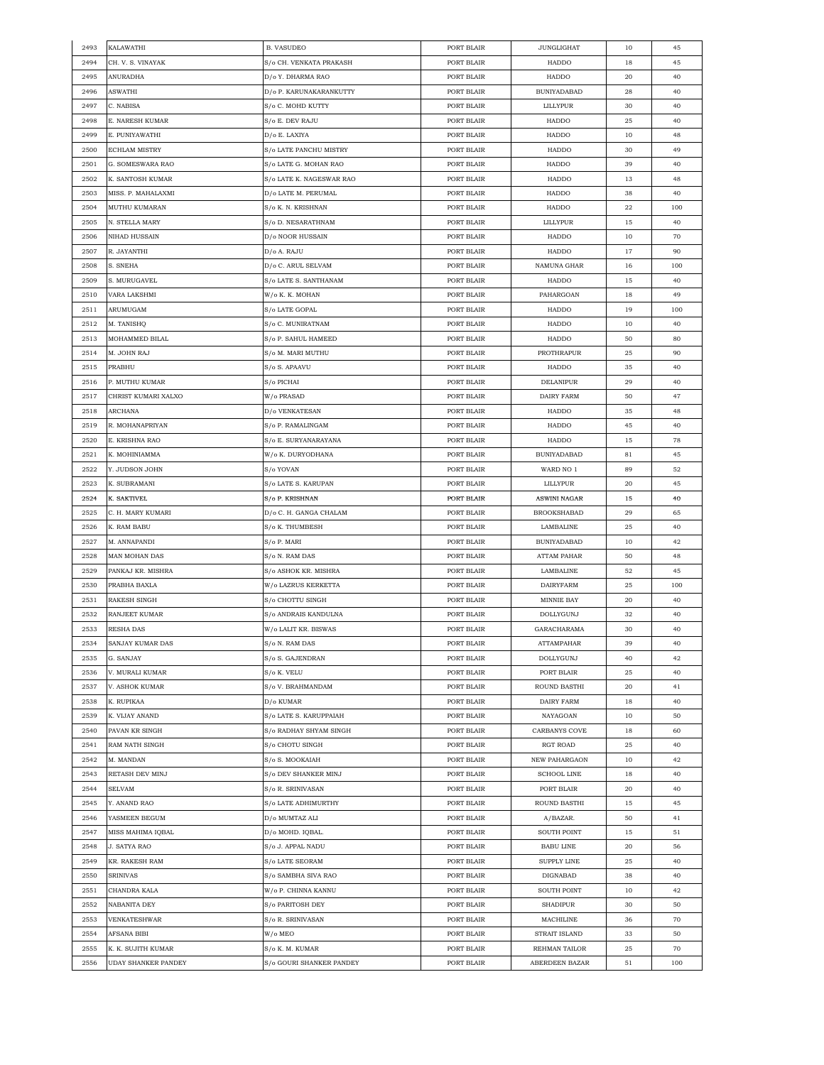| 2493 | KALAWATHI | B. VASUDEO | PORT BLAIR | JUNGLIGHAT | 10 | 45 |
|---|---|---|---|---|---|---|
| 2494 | CH. V. S. VINAYAK | S/o CH. VENKATA PRAKASH | PORT BLAIR | HADDO | 18 | 45 |
| 2495 | ANURADHA | D/o Y. DHARMA RAO | PORT BLAIR | HADDO | 20 | 40 |
| 2496 | ASWATHI | D/o P. KARUNAKARANKUTTY | PORT BLAIR | BUNIYADABAD | 28 | 40 |
| 2497 | C. NABISA | S/o C. MOHD KUTTY | PORT BLAIR | LILLYPUR | 30 | 40 |
| 2498 | E. NARESH KUMAR | S/o E. DEV RAJU | PORT BLAIR | HADDO | 25 | 40 |
| 2499 | E. PUNIYAWATHI | D/o E. LAXIYA | PORT BLAIR | HADDO | 10 | 48 |
| 2500 | ECHLAM MISTRY | S/o LATE PANCHU MISTRY | PORT BLAIR | HADDO | 30 | 49 |
| 2501 | G. SOMESWARA RAO | S/o LATE G. MOHAN RAO | PORT BLAIR | HADDO | 39 | 40 |
| 2502 | K. SANTOSH KUMAR | S/o LATE K. NAGESWAR RAO | PORT BLAIR | HADDO | 13 | 48 |
| 2503 | MISS. P. MAHALAXMI | D/o LATE M. PERUMAL | PORT BLAIR | HADDO | 38 | 40 |
| 2504 | MUTHU KUMARAN | S/o K. N. KRISHNAN | PORT BLAIR | HADDO | 22 | 100 |
| 2505 | N. STELLA MARY | S/o D. NESARATHNAM | PORT BLAIR | LILLYPUR | 15 | 40 |
| 2506 | NIHAD HUSSAIN | D/o NOOR HUSSAIN | PORT BLAIR | HADDO | 10 | 70 |
| 2507 | R. JAYANTHI | D/o A. RAJU | PORT BLAIR | HADDO | 17 | 90 |
| 2508 | S. SNEHA | D/o C. ARUL SELVAM | PORT BLAIR | NAMUNA GHAR | 16 | 100 |
| 2509 | S. MURUGAVEL | S/o LATE S. SANTHANAM | PORT BLAIR | HADDO | 15 | 40 |
| 2510 | VARA LAKSHMI | W/o K. K. MOHAN | PORT BLAIR | PAHARGOAN | 18 | 49 |
| 2511 | ARUMUGAM | S/o LATE GOPAL | PORT BLAIR | HADDO | 19 | 100 |
| 2512 | M. TANISHQ | S/o C. MUNIRATNAM | PORT BLAIR | HADDO | 10 | 40 |
| 2513 | MOHAMMED BILAL | S/o P. SAHUL HAMEED | PORT BLAIR | HADDO | 50 | 80 |
| 2514 | M. JOHN RAJ | S/o M. MARI MUTHU | PORT BLAIR | PROTHRAPUR | 25 | 90 |
| 2515 | PRABHU | S/o S. APAAVU | PORT BLAIR | HADDO | 35 | 40 |
| 2516 | P. MUTHU KUMAR | S/o PICHAI | PORT BLAIR | DELANIPUR | 29 | 40 |
| 2517 | CHRIST KUMARI XALXO | W/o PRASAD | PORT BLAIR | DAIRY FARM | 50 | 47 |
| 2518 | ARCHANA | D/o VENKATESAN | PORT BLAIR | HADDO | 35 | 48 |
| 2519 | R. MOHANAPRIYAN | S/o P. RAMALINGAM | PORT BLAIR | HADDO | 45 | 40 |
| 2520 | E. KRISHNA RAO | S/o E. SURYANARAYANA | PORT BLAIR | HADDO | 15 | 78 |
| 2521 | K. MOHINIAMMA | W/o K. DURYODHANA | PORT BLAIR | BUNIYADABAD | 81 | 45 |
| 2522 | Y. JUDSON JOHN | S/o YOVAN | PORT BLAIR | WARD NO 1 | 89 | 52 |
| 2523 | K. SUBRAMANI | S/o LATE S. KARUPAN | PORT BLAIR | LILLYPUR | 20 | 45 |
| 2524 | K. SAKTIVEL | S/o P. KRISHNAN | PORT BLAIR | ASWINI NAGAR | 15 | 40 |
| 2525 | C. H. MARY KUMARI | D/o C. H. GANGA CHALAM | PORT BLAIR | BROOKSHABAD | 29 | 65 |
| 2526 | K. RAM BABU | S/o K. THUMBESH | PORT BLAIR | LAMBALINE | 25 | 40 |
| 2527 | M. ANNAPANDI | S/o P. MARI | PORT BLAIR | BUNIYADABAD | 10 | 42 |
| 2528 | MAN MOHAN DAS | S/o N. RAM DAS | PORT BLAIR | ATTAM PAHAR | 50 | 48 |
| 2529 | PANKAJ KR. MISHRA | S/o ASHOK KR. MISHRA | PORT BLAIR | LAMBALINE | 52 | 45 |
| 2530 | PRABHA BAXLA | W/o LAZRUS KERKETTA | PORT BLAIR | DAIRYFARM | 25 | 100 |
| 2531 | RAKESH SINGH | S/o CHOTTU SINGH | PORT BLAIR | MINNIE BAY | 20 | 40 |
| 2532 | RANJEET KUMAR | S/o ANDRAIS KANDULNA | PORT BLAIR | DOLLYGUNJ | 32 | 40 |
| 2533 | RESHA DAS | W/o LALIT KR. BISWAS | PORT BLAIR | GARACHARAMA | 30 | 40 |
| 2534 | SANJAY KUMAR DAS | S/o N. RAM DAS | PORT BLAIR | ATTAMPAHAR | 39 | 40 |
| 2535 | G. SANJAY | S/o S. GAJENDRAN | PORT BLAIR | DOLLYGUNJ | 40 | 42 |
| 2536 | V. MURALI KUMAR | S/o K. VELU | PORT BLAIR | PORT BLAIR | 25 | 40 |
| 2537 | V. ASHOK KUMAR | S/o V. BRAHMANDAM | PORT BLAIR | ROUND BASTHI | 20 | 41 |
| 2538 | K. RUPIKAA | D/o KUMAR | PORT BLAIR | DAIRY FARM | 18 | 40 |
| 2539 | K. VIJAY ANAND | S/o LATE S. KARUPPAIAH | PORT BLAIR | NAYAGOAN | 10 | 50 |
| 2540 | PAVAN KR SINGH | S/o RADHAY SHYAM SINGH | PORT BLAIR | CARBANYS COVE | 18 | 60 |
| 2541 | RAM NATH SINGH | S/o CHOTU SINGH | PORT BLAIR | RGT ROAD | 25 | 40 |
| 2542 | M. MANDAN | S/o S. MOOKAIAH | PORT BLAIR | NEW PAHARGAON | 10 | 42 |
| 2543 | RETASH DEV MINJ | S/o DEV SHANKER MINJ | PORT BLAIR | SCHOOL LINE | 18 | 40 |
| 2544 | SELVAM | S/o R. SRINIVASAN | PORT BLAIR | PORT BLAIR | 20 | 40 |
| 2545 | Y. ANAND RAO | S/o LATE ADHIMURTHY | PORT BLAIR | ROUND BASTHI | 15 | 45 |
| 2546 | YASMEEN BEGUM | D/o MUMTAZ ALI | PORT BLAIR | A/BAZAR. | 50 | 41 |
| 2547 | MISS MAHIMA IQBAL | D/o MOHD. IQBAL. | PORT BLAIR | SOUTH POINT | 15 | 51 |
| 2548 | J. SATYA RAO | S/o J. APPAL NADU | PORT BLAIR | BABU LINE | 20 | 56 |
| 2549 | KR. RAKESH RAM | S/o LATE SEORAM | PORT BLAIR | SUPPLY LINE | 25 | 40 |
| 2550 | SRINIVAS | S/o SAMBHA SIVA RAO | PORT BLAIR | DIGNABAD | 38 | 40 |
| 2551 | CHANDRA KALA | W/o P. CHINNA KANNU | PORT BLAIR | SOUTH POINT | 10 | 42 |
| 2552 | NABANITA DEY | S/o PARITOSH DEY | PORT BLAIR | SHADIPUR | 30 | 50 |
| 2553 | VENKATESHWAR | S/o R. SRINIVASAN | PORT BLAIR | MACHILINE | 36 | 70 |
| 2554 | AFSANA BIBI | W/o MEO | PORT BLAIR | STRAIT ISLAND | 33 | 50 |
| 2555 | K. K. SUJITH KUMAR | S/o K. M. KUMAR | PORT BLAIR | REHMAN TAILOR | 25 | 70 |
| 2556 | UDAY SHANKER PANDEY | S/o GOURI SHANKER PANDEY | PORT BLAIR | ABERDEEN BAZAR | 51 | 100 |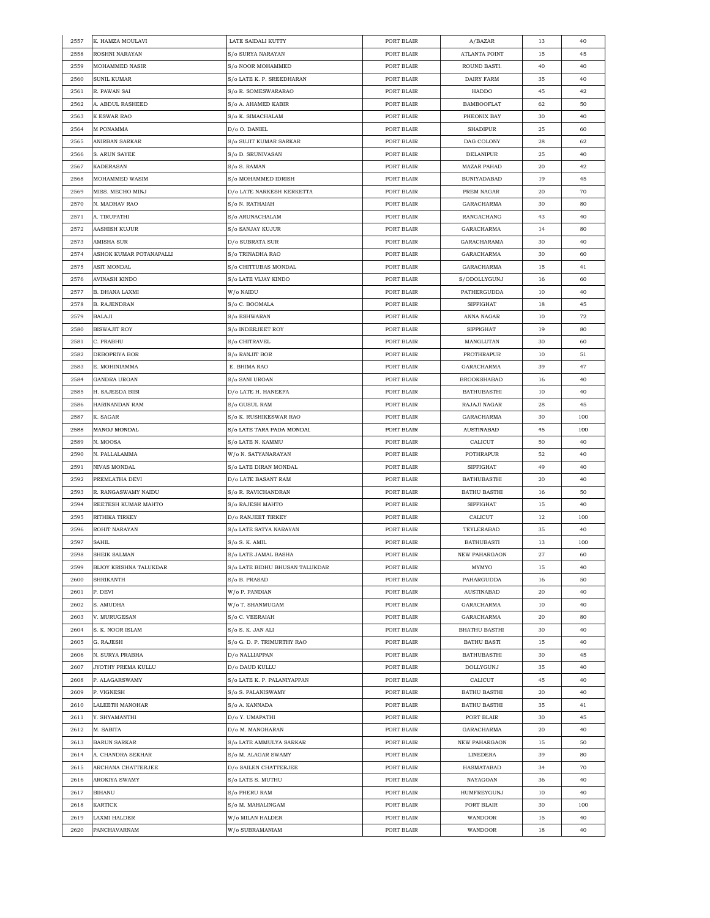| 2557 | K. HAMZA MOULAVI | LATE SAIDALI KUTTY | PORT BLAIR | A/BAZAR | 13 | 40 |
|---|---|---|---|---|---|---|
| 2558 | ROSHNI NARAYAN | S/o SURYA NARAYAN | PORT BLAIR | ATLANTA POINT | 15 | 45 |
| 2559 | MOHAMMED NASIR | S/o NOOR MOHAMMED | PORT BLAIR | ROUND BASTI. | 40 | 40 |
| 2560 | SUNIL KUMAR | S/o LATE K. P. SREEDHARAN | PORT BLAIR | DAIRY FARM | 35 | 40 |
| 2561 | R. PAWAN SAI | S/o R. SOMESWARARAO | PORT BLAIR | HADDO | 45 | 42 |
| 2562 | A. ABDUL RASHEED | S/o A. AHAMED KABIR | PORT BLAIR | BAMBOOFLAT | 62 | 50 |
| 2563 | K ESWAR RAO | S/o K. SIMACHALAM | PORT BLAIR | PHEONIX BAY | 30 | 40 |
| 2564 | M PONAMMA | D/o O. DANIEL | PORT BLAIR | SHADIPUR | 25 | 60 |
| 2565 | ANIRBAN SARKAR | S/o SUJIT KUMAR SARKAR | PORT BLAIR | DAG COLONY | 28 | 62 |
| 2566 | S. ARUN SAYEE | S/o D. SRUNIVASAN | PORT BLAIR | DELANIPUR | 25 | 40 |
| 2567 | KADERASAN | S/o S. RAMAN | PORT BLAIR | MAZAR PAHAD | 20 | 42 |
| 2568 | MOHAMMED WASIM | S/o MOHAMMED IDRISH | PORT BLAIR | BUNIYADABAD | 19 | 45 |
| 2569 | MISS. MECHO MINJ | D/o LATE NARKESH KERKETTA | PORT BLAIR | PREM NAGAR | 20 | 70 |
| 2570 | N. MADHAV RAO | S/o N. RATHAIAH | PORT BLAIR | GARACHARMA | 30 | 80 |
| 2571 | A. TIRUPATHI | S/o ARUNACHALAM | PORT BLAIR | RANGACHANG | 43 | 40 |
| 2572 | AASHISH KUJUR | S/o SANJAY KUJUR | PORT BLAIR | GARACHARMA | 14 | 80 |
| 2573 | AMISHA SUR | D/o SUBRATA SUR | PORT BLAIR | GARACHARAMA | 30 | 40 |
| 2574 | ASHOK KUMAR POTANAPALLI | S/o TRINADHA RAO | PORT BLAIR | GARACHARMA | 30 | 60 |
| 2575 | ASIT MONDAL | S/o CHITTUBAS MONDAL | PORT BLAIR | GARACHARMA | 15 | 41 |
| 2576 | AVINASH KINDO | S/o LATE VIJAY KINDO | PORT BLAIR | S/ODOLLYGUNJ | 16 | 60 |
| 2577 | B. DHANA LAXMI | W/o NAIDU | PORT BLAIR | PATHERGUDDA | 10 | 40 |
| 2578 | B. RAJENDRAN | S/o C. BOOMALA | PORT BLAIR | SIPPIGHAT | 18 | 45 |
| 2579 | BALAJI | S/o ESHWARAN | PORT BLAIR | ANNA NAGAR | 10 | 72 |
| 2580 | BISWAJIT ROY | S/o INDERJEET ROY | PORT BLAIR | SIPPIGHAT | 19 | 80 |
| 2581 | C. PRABHU | S/o CHITRAVEL | PORT BLAIR | MANGLUTAN | 30 | 60 |
| 2582 | DEBOPRIYA BOR | S/o RANJIT BOR | PORT BLAIR | PROTHRAPUR | 10 | 51 |
| 2583 | E. MOHINIAMMA | E. BHIMA RAO | PORT BLAIR | GARACHARMA | 39 | 47 |
| 2584 | GANDRA UROAN | S/o SANI UROAN | PORT BLAIR | BROOKSHABAD | 16 | 40 |
| 2585 | H. SAJEEDA BIBI | D/o LATE H. HANEEFA | PORT BLAIR | BATHUBASTHI | 10 | 40 |
| 2586 | HARINANDAN RAM | S/o GUSUL RAM | PORT BLAIR | RAJAJI NAGAR | 28 | 45 |
| 2587 | K. SAGAR | S/o K. RUSHIKESWAR RAO | PORT BLAIR | GARACHARMA | 30 | 100 |
| 2588 | MANOJ MONDAL | S/o LATE TARA PADA MONDAL | PORT BLAIR | AUSTINABAD | 45 | 100 |
| 2589 | N. MOOSA | S/o LATE N. KAMMU | PORT BLAIR | CALICUT | 50 | 40 |
| 2590 | N. PALLALAMMA | W/o N. SATYANARAYAN | PORT BLAIR | POTHRAPUR | 52 | 40 |
| 2591 | NIVAS MONDAL | S/o LATE DIRAN MONDAL | PORT BLAIR | SIPPIGHAT | 49 | 40 |
| 2592 | PREMLATHA DEVI | D/o LATE BASANT RAM | PORT BLAIR | BATHUBASTHI | 20 | 40 |
| 2593 | R. RANGASWAMY NAIDU | S/o R. RAVICHANDRAN | PORT BLAIR | BATHU BASTHI | 16 | 50 |
| 2594 | REETESH KUMAR MAHTO | S/o RAJESH MAHTO | PORT BLAIR | SIPPIGHAT | 15 | 40 |
| 2595 | RITHIKA TIRKEY | D/o RANJEET TIRKEY | PORT BLAIR | CALICUT | 12 | 100 |
| 2596 | ROHIT NARAYAN | S/o LATE SATYA NARAYAN | PORT BLAIR | TEYLERABAD | 35 | 40 |
| 2597 | SAHIL | S/o S. K. AMIL | PORT BLAIR | BATHUBASTI | 13 | 100 |
| 2598 | SHEIK SALMAN | S/o LATE JAMAL BASHA | PORT BLAIR | NEW PAHARGAON | 27 | 60 |
| 2599 | BIJOY KRISHNA TALUKDAR | S/o LATE BIDHU BHUSAN TALUKDAR | PORT BLAIR | MYMYO | 15 | 40 |
| 2600 | SHRIKANTH | S/o B. PRASAD | PORT BLAIR | PAHARGUDDA | 16 | 50 |
| 2601 | P. DEVI | W/o P. PANDIAN | PORT BLAIR | AUSTINABAD | 20 | 40 |
| 2602 | S. AMUDHA | W/o T. SHANMUGAM | PORT BLAIR | GARACHARMA | 10 | 40 |
| 2603 | V. MURUGESAN | S/o C. VEERAIAH | PORT BLAIR | GARACHARMA | 20 | 80 |
| 2604 | S. K. NOOR ISLAM | S/o S. K. JAN ALI | PORT BLAIR | BHATHU BASTHI | 30 | 40 |
| 2605 | G. RAJESH | S/o G. D. P. TRIMURTHY RAO | PORT BLAIR | BATHU BASTI | 15 | 40 |
| 2606 | N. SURYA PRABHA | D/o NALLIAPPAN | PORT BLAIR | BATHUBASTHI | 30 | 45 |
| 2607 | JYOTHY PREMA KULLU | D/o DAUD KULLU | PORT BLAIR | DOLLYGUNJ | 35 | 40 |
| 2608 | P. ALAGARSWAMY | S/o LATE K. P. PALANIYAPPAN | PORT BLAIR | CALICUT | 45 | 40 |
| 2609 | P. VIGNESH | S/o S. PALANISWAMY | PORT BLAIR | BATHU BASTHI | 20 | 40 |
| 2610 | LALEETH MANOHAR | S/o A. KANNADA | PORT BLAIR | BATHU BASTHI | 35 | 41 |
| 2611 | Y. SHYAMANTHI | D/o Y. UMAPATHI | PORT BLAIR | PORT BLAIR | 30 | 45 |
| 2612 | M. SABITA | D/o M. MANOHARAN | PORT BLAIR | GARACHARMA | 20 | 40 |
| 2613 | BARUN SARKAR | S/o LATE AMMULYA SARKAR | PORT BLAIR | NEW PAHARGAON | 15 | 50 |
| 2614 | A. CHANDRA SEKHAR | S/o M. ALAGAR SWAMY | PORT BLAIR | LINEDERA | 39 | 80 |
| 2615 | ARCHANA CHATTERJEE | D/o SAILEN CHATTERJEE | PORT BLAIR | HASMATABAD | 34 | 70 |
| 2616 | AROKIYA SWAMY | S/o LATE S. MUTHU | PORT BLAIR | NAYAGOAN | 36 | 40 |
| 2617 | BIHANU | S/o PHERU RAM | PORT BLAIR | HUMFREYGUNJ | 10 | 40 |
| 2618 | KARTICK | S/o M. MAHALINGAM | PORT BLAIR | PORT BLAIR | 30 | 100 |
| 2619 | LAXMI HALDER | W/o MILAN HALDER | PORT BLAIR | WANDOOR | 15 | 40 |
| 2620 | PANCHAVARNAM | W/o SUBRAMANIAM | PORT BLAIR | WANDOOR | 18 | 40 |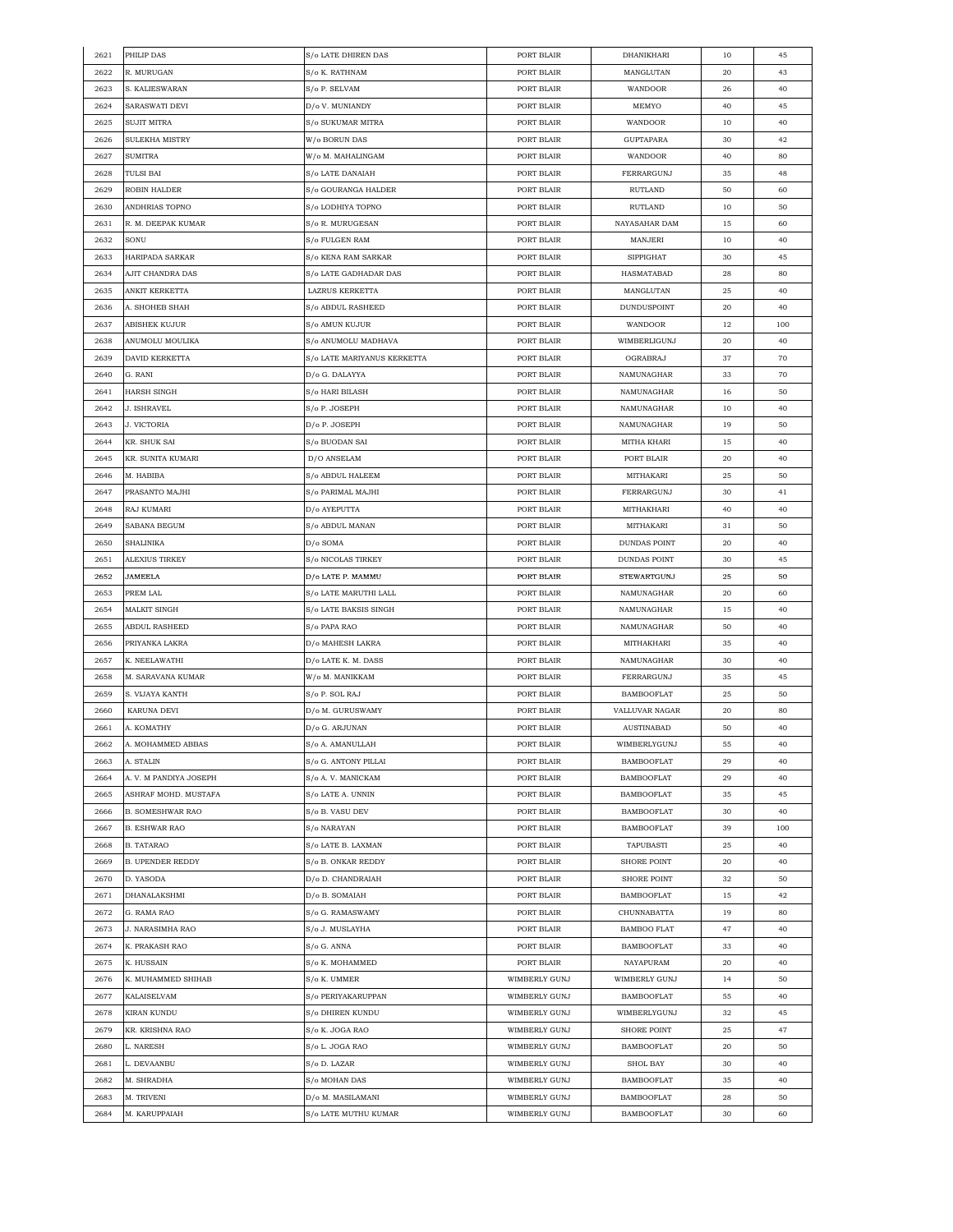| 2621 | PHILIP DAS | S/o LATE DHIREN DAS | PORT BLAIR | DHANIKHARI | 10 | 45 |
|---|---|---|---|---|---|---|
| 2622 | R. MURUGAN | S/o K. RATHNAM | PORT BLAIR | MANGLUTAN | 20 | 43 |
| 2623 | S. KALIESWARAN | S/o P. SELVAM | PORT BLAIR | WANDOOR | 26 | 40 |
| 2624 | SARASWATI DEVI | D/o V. MUNIANDY | PORT BLAIR | MEMYO | 40 | 45 |
| 2625 | SUJIT MITRA | S/o SUKUMAR MITRA | PORT BLAIR | WANDOOR | 10 | 40 |
| 2626 | SULEKHA MISTRY | W/o BORUN DAS | PORT BLAIR | GUPTAPARA | 30 | 42 |
| 2627 | SUMITRA | W/o M. MAHALINGAM | PORT BLAIR | WANDOOR | 40 | 80 |
| 2628 | TULSI BAI | S/o LATE DANAIAH | PORT BLAIR | FERRARGUNJ | 35 | 48 |
| 2629 | ROBIN HALDER | S/o GOURANGA HALDER | PORT BLAIR | RUTLAND | 50 | 60 |
| 2630 | ANDHRIAS TOPNO | S/o LODHIYA TOPNO | PORT BLAIR | RUTLAND | 10 | 50 |
| 2631 | R. M. DEEPAK KUMAR | S/o R. MURUGESAN | PORT BLAIR | NAYASAHAR DAM | 15 | 60 |
| 2632 | SONU | S/o FULGEN RAM | PORT BLAIR | MANJERI | 10 | 40 |
| 2633 | HARIPADA SARKAR | S/o KENA RAM SARKAR | PORT BLAIR | SIPPIGHAT | 30 | 45 |
| 2634 | AJIT CHANDRA DAS | S/o LATE GADHADAR DAS | PORT BLAIR | HASMATABAD | 28 | 80 |
| 2635 | ANKIT KERKETTA | LAZRUS KERKETTA | PORT BLAIR | MANGLUTAN | 25 | 40 |
| 2636 | A. SHOHEB SHAH | S/o ABDUL RASHEED | PORT BLAIR | DUNDUSPOINT | 20 | 40 |
| 2637 | ABISHEK KUJUR | S/o AMUN KUJUR | PORT BLAIR | WANDOOR | 12 | 100 |
| 2638 | ANUMOLU MOULIKA | S/o ANUMOLU MADHAVA | PORT BLAIR | WIMBERLIGUNJ | 20 | 40 |
| 2639 | DAVID KERKETTA | S/o LATE MARIYANUS KERKETTA | PORT BLAIR | OGRABRAJ | 37 | 70 |
| 2640 | G. RANI | D/o G. DALAYYA | PORT BLAIR | NAMUNAGHAR | 33 | 70 |
| 2641 | HARSH SINGH | S/o HARI BILASH | PORT BLAIR | NAMUNAGHAR | 16 | 50 |
| 2642 | J. ISHRAVEL | S/o P. JOSEPH | PORT BLAIR | NAMUNAGHAR | 10 | 40 |
| 2643 | J. VICTORIA | D/o P. JOSEPH | PORT BLAIR | NAMUNAGHAR | 19 | 50 |
| 2644 | KR. SHUK SAI | S/o BUODAN SAI | PORT BLAIR | MITHA KHARI | 15 | 40 |
| 2645 | KR. SUNITA KUMARI | D/O ANSELAM | PORT BLAIR | PORT BLAIR | 20 | 40 |
| 2646 | M. HABIBA | S/o ABDUL HALEEM | PORT BLAIR | MITHAKARI | 25 | 50 |
| 2647 | PRASANTO MAJHI | S/o PARIMAL MAJHI | PORT BLAIR | FERRARGUNJ | 30 | 41 |
| 2648 | RAJ KUMARI | D/o AYEPUTTA | PORT BLAIR | MITHAKHARI | 40 | 40 |
| 2649 | SABANA BEGUM | S/o ABDUL MANAN | PORT BLAIR | MITHAKARI | 31 | 50 |
| 2650 | SHALINIKA | D/o SOMA | PORT BLAIR | DUNDAS POINT | 20 | 40 |
| 2651 | ALEXIUS TIRKEY | S/o NICOLAS TIRKEY | PORT BLAIR | DUNDAS POINT | 30 | 45 |
| 2652 | JAMEELA | D/o LATE P. MAMMU | PORT BLAIR | STEWARTGUNJ | 25 | 50 |
| 2653 | PREM LAL | S/o LATE MARUTHI LALL | PORT BLAIR | NAMUNAGHAR | 20 | 60 |
| 2654 | MALKIT SINGH | S/o LATE BAKSIS SINGH | PORT BLAIR | NAMUNAGHAR | 15 | 40 |
| 2655 | ABDUL RASHEED | S/o PAPA RAO | PORT BLAIR | NAMUNAGHAR | 50 | 40 |
| 2656 | PRIYANKA LAKRA | D/o MAHESH LAKRA | PORT BLAIR | MITHAKHARI | 35 | 40 |
| 2657 | K. NEELAWATHI | D/o LATE K. M. DASS | PORT BLAIR | NAMUNAGHAR | 30 | 40 |
| 2658 | M. SARAVANA KUMAR | W/o M. MANIKKAM | PORT BLAIR | FERRARGUNJ | 35 | 45 |
| 2659 | S. VIJAYA KANTH | S/o P. SOL RAJ | PORT BLAIR | BAMBOOFLAT | 25 | 50 |
| 2660 | KARUNA DEVI | D/o M. GURUSWAMY | PORT BLAIR | VALLUVAR NAGAR | 20 | 80 |
| 2661 | A. KOMATHY | D/o G. ARJUNAN | PORT BLAIR | AUSTINABAD | 50 | 40 |
| 2662 | A. MOHAMMED ABBAS | S/o A. AMANULLAH | PORT BLAIR | WIMBERLYGUNJ | 55 | 40 |
| 2663 | A. STALIN | S/o G. ANTONY PILLAI | PORT BLAIR | BAMBOOFLAT | 29 | 40 |
| 2664 | A. V. M PANDIYA JOSEPH | S/o A. V. MANICKAM | PORT BLAIR | BAMBOOFLAT | 29 | 40 |
| 2665 | ASHRAF MOHD. MUSTAFA | S/o LATE A. UNNIN | PORT BLAIR | BAMBOOFLAT | 35 | 45 |
| 2666 | B. SOMESHWAR RAO | S/o B. VASU DEV | PORT BLAIR | BAMBOOFLAT | 30 | 40 |
| 2667 | B. ESHWAR RAO | S/o NARAYAN | PORT BLAIR | BAMBOOFLAT | 39 | 100 |
| 2668 | B. TATARAO | S/o LATE B. LAXMAN | PORT BLAIR | TAPUBASTI | 25 | 40 |
| 2669 | B. UPENDER REDDY | S/o B. ONKAR REDDY | PORT BLAIR | SHORE POINT | 20 | 40 |
| 2670 | D. YASODA | D/o D. CHANDRAIAH | PORT BLAIR | SHORE POINT | 32 | 50 |
| 2671 | DHANALAKSHMI | D/o B. SOMAIAH | PORT BLAIR | BAMBOOFLAT | 15 | 42 |
| 2672 | G. RAMA RAO | S/o G. RAMASWAMY | PORT BLAIR | CHUNNABATTA | 19 | 80 |
| 2673 | J. NARASIMHA RAO | S/o J. MUSLAYHA | PORT BLAIR | BAMBOO FLAT | 47 | 40 |
| 2674 | K. PRAKASH RAO | S/o G. ANNA | PORT BLAIR | BAMBOOFLAT | 33 | 40 |
| 2675 | K. HUSSAIN | S/o K. MOHAMMED | PORT BLAIR | NAYAPURAM | 20 | 40 |
| 2676 | K. MUHAMMED SHIHAB | S/o K. UMMER | WIMBERLY GUNJ | WIMBERLY GUNJ | 14 | 50 |
| 2677 | KALAISELVAM | S/o PERIYAKARUPPAN | WIMBERLY GUNJ | BAMBOOFLAT | 55 | 40 |
| 2678 | KIRAN KUNDU | S/o DHIREN KUNDU | WIMBERLY GUNJ | WIMBERLYGUNJ | 32 | 45 |
| 2679 | KR. KRISHNA RAO | S/o K. JOGA RAO | WIMBERLY GUNJ | SHORE POINT | 25 | 47 |
| 2680 | L. NARESH | S/o L. JOGA RAO | WIMBERLY GUNJ | BAMBOOFLAT | 20 | 50 |
| 2681 | L. DEVAANBU | S/o D. LAZAR | WIMBERLY GUNJ | SHOL BAY | 30 | 40 |
| 2682 | M. SHRADHA | S/o MOHAN DAS | WIMBERLY GUNJ | BAMBOOFLAT | 35 | 40 |
| 2683 | M. TRIVENI | D/o M. MASILAMANI | WIMBERLY GUNJ | BAMBOOFLAT | 28 | 50 |
| 2684 | M. KARUPPAIAH | S/o LATE MUTHU KUMAR | WIMBERLY GUNJ | BAMBOOFLAT | 30 | 60 |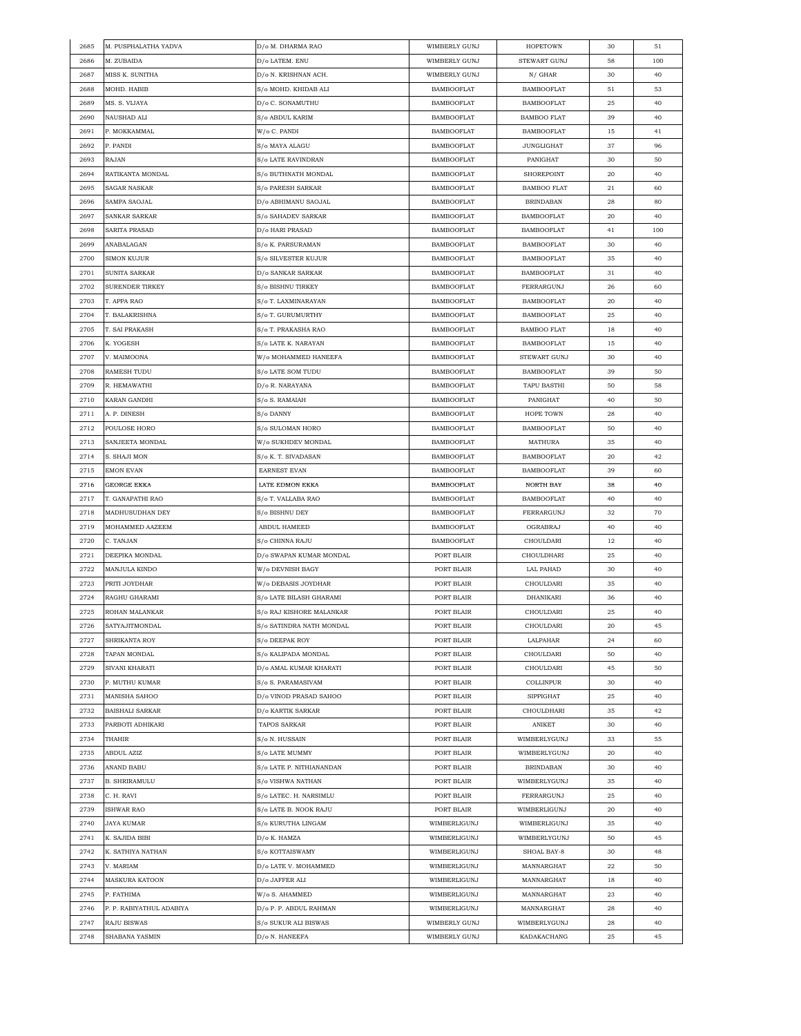| 2685 | M. PUSPHALATHA YADVA | D/o M. DHARMA RAO | WIMBERLY GUNJ | HOPETOWN | 30 | 51 |
|---|---|---|---|---|---|---|
| 2686 | M. ZUBAIDA | D/o LATEM. ENU | WIMBERLY GUNJ | STEWART GUNJ | 58 | 100 |
| 2687 | MISS K. SUNITHA | D/o N. KRISHNAN ACH. | WIMBERLY GUNJ | N/ GHAR | 30 | 40 |
| 2688 | MOHD. HABIB | S/o MOHD. KHIDAB ALI | BAMBOOFLAT | BAMBOOFLAT | 51 | 53 |
| 2689 | MS. S. VIJAYA | D/o C. SONAMUTHU | BAMBOOFLAT | BAMBOOFLAT | 25 | 40 |
| 2690 | NAUSHAD ALI | S/o ABDUL KARIM | BAMBOOFLAT | BAMBOO FLAT | 39 | 40 |
| 2691 | P. MOKKAMMAL | W/o C. PANDI | BAMBOOFLAT | BAMBOOFLAT | 15 | 41 |
| 2692 | P. PANDI | S/o MAYA ALAGU | BAMBOOFLAT | JUNGLIGHAT | 37 | 96 |
| 2693 | RAJAN | S/o LATE RAVINDRAN | BAMBOOFLAT | PANIGHAT | 30 | 50 |
| 2694 | RATIKANTA MONDAL | S/o BUTHNATH MONDAL | BAMBOOFLAT | SHOREPOINT | 20 | 40 |
| 2695 | SAGAR NASKAR | S/o PARESH SARKAR | BAMBOOFLAT | BAMBOO FLAT | 21 | 60 |
| 2696 | SAMPA SAOJAL | D/o ABHIMANU SAOJAL | BAMBOOFLAT | BRINDABAN | 28 | 80 |
| 2697 | SANKAR SARKAR | S/o SAHADEV SARKAR | BAMBOOFLAT | BAMBOOFLAT | 20 | 40 |
| 2698 | SARITA PRASAD | D/o HARI PRASAD | BAMBOOFLAT | BAMBOOFLAT | 41 | 100 |
| 2699 | ANABALAGAN | S/o K. PARSURAMAN | BAMBOOFLAT | BAMBOOFLAT | 30 | 40 |
| 2700 | SIMON KUJUR | S/o SILVESTER KUJUR | BAMBOOFLAT | BAMBOOFLAT | 35 | 40 |
| 2701 | SUNITA SARKAR | D/o SANKAR SARKAR | BAMBOOFLAT | BAMBOOFLAT | 31 | 40 |
| 2702 | SURENDER TIRKEY | S/o BISHNU TIRKEY | BAMBOOFLAT | FERRARGUNJ | 26 | 60 |
| 2703 | T. APPA RAO | S/o T. LAXMINARAYAN | BAMBOOFLAT | BAMBOOFLAT | 20 | 40 |
| 2704 | T. BALAKRISHNA | S/o T. GURUMURTHY | BAMBOOFLAT | BAMBOOFLAT | 25 | 40 |
| 2705 | T. SAI PRAKASH | S/o T. PRAKASHA RAO | BAMBOOFLAT | BAMBOO FLAT | 18 | 40 |
| 2706 | K. YOGESH | S/o LATE K. NARAYAN | BAMBOOFLAT | BAMBOOFLAT | 15 | 40 |
| 2707 | V. MAIMOONA | W/o MOHAMMED HANEEFA | BAMBOOFLAT | STEWART GUNJ | 30 | 40 |
| 2708 | RAMESH TUDU | S/o LATE SOM TUDU | BAMBOOFLAT | BAMBOOFLAT | 39 | 50 |
| 2709 | R. HEMAWATHI | D/o R. NARAYANA | BAMBOOFLAT | TAPU BASTHI | 50 | 58 |
| 2710 | KARAN GANDHI | S/o S. RAMAIAH | BAMBOOFLAT | PANIGHAT | 40 | 50 |
| 2711 | A. P. DINESH | S/o DANNY | BAMBOOFLAT | HOPE TOWN | 28 | 40 |
| 2712 | POULOSE HORO | S/o SULOMAN HORO | BAMBOOFLAT | BAMBOOFLAT | 50 | 40 |
| 2713 | SANJEETA MONDAL | W/o SUKHDEV MONDAL | BAMBOOFLAT | MATHURA | 35 | 40 |
| 2714 | S. SHAJI MON | S/o K. T. SIVADASAN | BAMBOOFLAT | BAMBOOFLAT | 20 | 42 |
| 2715 | EMON EVAN | EARNEST EVAN | BAMBOOFLAT | BAMBOOFLAT | 39 | 60 |
| 2716 | GEORGE EKKA | LATE EDMON EKKA | BAMBOOFLAT | NORTH BAY | 38 | 40 |
| 2717 | T. GANAPATHI RAO | S/o T. VALLABA RAO | BAMBOOFLAT | BAMBOOFLAT | 40 | 40 |
| 2718 | MADHUSUDHAN DEY | S/o BISHNU DEY | BAMBOOFLAT | FERRARGUNJ | 32 | 70 |
| 2719 | MOHAMMED AAZEEM | ABDUL HAMEED | BAMBOOFLAT | OGRABRAJ | 40 | 40 |
| 2720 | C. TANJAN | S/o CHINNA RAJU | BAMBOOFLAT | CHOULDARI | 12 | 40 |
| 2721 | DEEPIKA MONDAL | D/o SWAPAN KUMAR MONDAL | PORT BLAIR | CHOULDHARI | 25 | 40 |
| 2722 | MANJULA KINDO | W/o DEVNISH BAGY | PORT BLAIR | LAL PAHAD | 30 | 40 |
| 2723 | PRITI JOYDHAR | W/o DEBASIS JOYDHAR | PORT BLAIR | CHOULDARI | 35 | 40 |
| 2724 | RAGHU GHARAMI | S/o LATE BILASH GHARAMI | PORT BLAIR | DHANIKARI | 36 | 40 |
| 2725 | ROHAN MALANKAR | S/o RAJ KISHORE MALANKAR | PORT BLAIR | CHOULDARI | 25 | 40 |
| 2726 | SATYAJITMONDAL | S/o SATINDRA NATH MONDAL | PORT BLAIR | CHOULDARI | 20 | 45 |
| 2727 | SHRIKANTA ROY | S/o DEEPAK ROY | PORT BLAIR | LALPAHAR | 24 | 60 |
| 2728 | TAPAN MONDAL | S/o KALIPADA MONDAL | PORT BLAIR | CHOULDARI | 50 | 40 |
| 2729 | SIVANI KHARATI | D/o AMAL KUMAR KHARATI | PORT BLAIR | CHOULDARI | 45 | 50 |
| 2730 | P. MUTHU KUMAR | S/o S. PARAMASIVAM | PORT BLAIR | COLLINPUR | 30 | 40 |
| 2731 | MANISHA SAHOO | D/o VINOD PRASAD SAHOO | PORT BLAIR | SIPPIGHAT | 25 | 40 |
| 2732 | BAISHALI SARKAR | D/o KARTIK SARKAR | PORT BLAIR | CHOULDHARI | 35 | 42 |
| 2733 | PARBOTI ADHIKARI | TAPOS SARKAR | PORT BLAIR | ANIKET | 30 | 40 |
| 2734 | THAHIR | S/o N. HUSSAIN | PORT BLAIR | WIMBERLYGUNJ | 33 | 55 |
| 2735 | ABDUL AZIZ | S/o LATE MUMMY | PORT BLAIR | WIMBERLYGUNJ | 20 | 40 |
| 2736 | ANAND BABU | S/o LATE P. NITHIANANDAN | PORT BLAIR | BRINDABAN | 30 | 40 |
| 2737 | B. SHRIRAMULU | S/o VISHWA NATHAN | PORT BLAIR | WIMBERLYGUNJ | 35 | 40 |
| 2738 | C. H. RAVI | S/o LATEC. H. NARSIMLU | PORT BLAIR | FERRARGUNJ | 25 | 40 |
| 2739 | ISHWAR RAO | S/o LATE B. NOOK RAJU | PORT BLAIR | WIMBERLIGUNJ | 20 | 40 |
| 2740 | JAYA KUMAR | S/o KURUTHA LINGAM | WIMBERLIGUNJ | WIMBERLIGUNJ | 35 | 40 |
| 2741 | K. SAJIDA BIBI | D/o K. HAMZA | WIMBERLIGUNJ | WIMBERLYGUNJ | 50 | 45 |
| 2742 | K. SATHIYA NATHAN | S/o KOTTAISWAMY | WIMBERLIGUNJ | SHOAL BAY-8 | 30 | 48 |
| 2743 | V. MARIAM | D/o LATE V. MOHAMMED | WIMBERLIGUNJ | MANNARGHAT | 22 | 50 |
| 2744 | MASKURA KATOON | D/o JAFFER ALI | WIMBERLIGUNJ | MANNARGHAT | 18 | 40 |
| 2745 | P. FATHIMA | W/o S. AHAMMED | WIMBERLIGUNJ | MANNARGHAT | 23 | 40 |
| 2746 | P. P. RABIYATHUL ADABIYA | D/o P. P. ABDUL RAHMAN | WIMBERLIGUNJ | MANNARGHAT | 28 | 40 |
| 2747 | RAJU BISWAS | S/o SUKUR ALI BISWAS | WIMBERLY GUNJ | WIMBERLYGUNJ | 28 | 40 |
| 2748 | SHABANA YASMIN | D/o N. HANEEFA | WIMBERLY GUNJ | KADAKACHANG | 25 | 45 |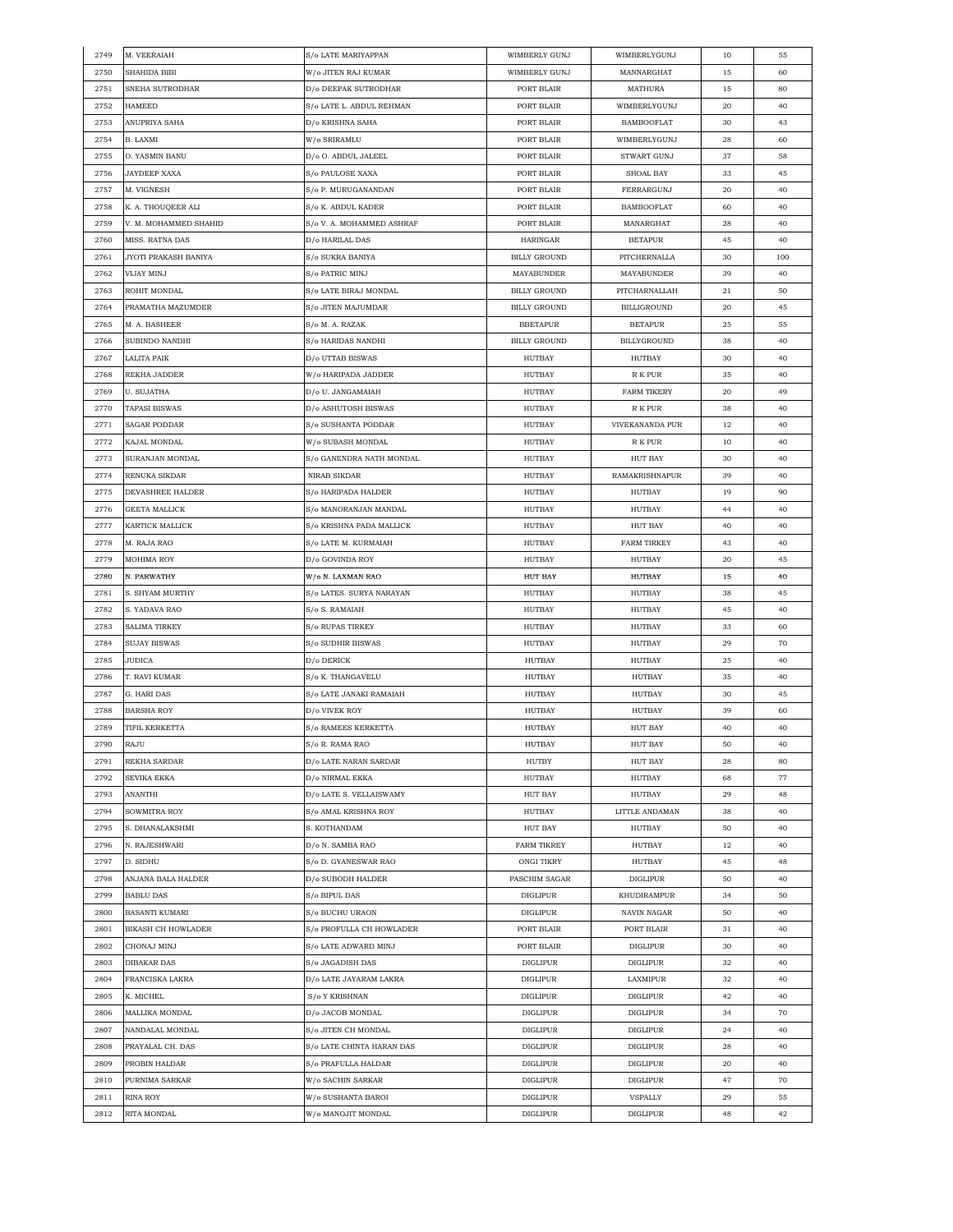| 2749 | M. VEERAIAH | S/o LATE MARIYAPPAN | WIMBERLY GUNJ | WIMBERLYGUNJ | 10 | 55 |
|---|---|---|---|---|---|---|
| 2750 | SHAHIDA BIBI | W/o JITEN RAJ KUMAR | WIMBERLY GUNJ | MANNARGHAT | 15 | 60 |
| 2751 | SNEHA SUTRODHAR | D/o DEEPAK SUTRODHAR | PORT BLAIR | MATHURA | 15 | 80 |
| 2752 | HAMEED | S/o LATE L. ABDUL REHMAN | PORT BLAIR | WIMBERLYGUNJ | 20 | 40 |
| 2753 | ANUPRIYA SAHA | D/o KRISHNA SAHA | PORT BLAIR | BAMBOOFLAT | 30 | 43 |
| 2754 | B. LAXMI | W/o SRIRAMLU | PORT BLAIR | WIMBERLYGUNJ | 28 | 60 |
| 2755 | O. YASMIN BANU | D/o O. ABDUL JALEEL | PORT BLAIR | STWART GUNJ | 37 | 58 |
| 2756 | JAYDEEP XAXA | S/o PAULOSE XAXA | PORT BLAIR | SHOAL BAY | 33 | 45 |
| 2757 | M. VIGNESH | S/o P. MURUGANANDAN | PORT BLAIR | FERRARGUNJ | 20 | 40 |
| 2758 | K. A. THOUQEER ALI | S/o K. ABDUL KADER | PORT BLAIR | BAMBOOFLAT | 60 | 40 |
| 2759 | V. M. MOHAMMED SHAHID | S/o V. A. MOHAMMED ASHRAF | PORT BLAIR | MANARGHAT | 28 | 40 |
| 2760 | MISS. RATNA DAS | D/o HARILAL DAS | HARINGAR | BETAPUR | 45 | 40 |
| 2761 | JYOTI PRAKASH BANIYA | S/o SUKRA BANIYA | BILLY GROUND | PITCHERNALLA | 30 | 100 |
| 2762 | VIJAY MINJ | S/o PATRIC MINJ | MAYABUNDER | MAYABUNDER | 39 | 40 |
| 2763 | ROHIT MONDAL | S/o LATE BIRAJ MONDAL | BILLY GROUND | PITCHARNALLAH | 21 | 50 |
| 2764 | PRAMATHA MAZUMDER | S/o JITEN MAJUMDAR | BILLY GROUND | BILLIGROUND | 20 | 45 |
| 2765 | M. A. BASHEER | S/o M. A. RAZAK | BBETAPUR | BETAPUR | 25 | 55 |
| 2766 | SUBINDO NANDHI | S/o HARIDAS NANDHI | BILLY GROUND | BILLYGROUND | 38 | 40 |
| 2767 | LALITA PAIK | D/o UTTAB BISWAS | HUTBAY | HUTBAY | 30 | 40 |
| 2768 | REKHA JADDER | W/o HARIPADA JADDER | HUTBAY | R K PUR | 35 | 40 |
| 2769 | U. SUJATHA | D/o U. JANGAMAIAH | HUTBAY | FARM TIKERY | 20 | 49 |
| 2770 | TAPASI BISWAS | D/o ASHUTOSH BISWAS | HUTBAY | R K PUR | 38 | 40 |
| 2771 | SAGAR PODDAR | S/o SUSHANTA PODDAR | HUTBAY | VIVEKANANDA PUR | 12 | 40 |
| 2772 | KAJAL MONDAL | W/o SUBASH MONDAL | HUTBAY | R K PUR | 10 | 40 |
| 2773 | SURANJAN MONDAL | S/o GANENDRA NATH MONDAL | HUTBAY | HUT BAY | 30 | 40 |
| 2774 | RENUKA SIKDAR | NIRAB SIKDAR | HUTBAY | RAMAKRISHNAPUR | 39 | 40 |
| 2775 | DEVASHREE HALDER | S/o HARIPADA HALDER | HUTBAY | HUTBAY | 19 | 90 |
| 2776 | GEETA MALLICK | S/o MANORANJAN MANDAL | HUTBAY | HUTBAY | 44 | 40 |
| 2777 | KARTICK MALLICK | S/o KRISHNA PADA MALLICK | HUTBAY | HUT BAY | 40 | 40 |
| 2778 | M. RAJA RAO | S/o LATE M. KURMAIAH | HUTBAY | FARM TIRKEY | 43 | 40 |
| 2779 | MOHIMA ROY | D/o GOVINDA ROY | HUTBAY | HUTBAY | 20 | 45 |
| 2780 | N. PARWATHY | W/o N. LAXMAN RAO | HUT BAY | HUTBAY | 15 | 40 |
| 2781 | S. SHYAM MURTHY | S/o LATES. SURYA NARAYAN | HUTBAY | HUTBAY | 38 | 45 |
| 2782 | S. YADAVA RAO | S/o S. RAMAIAH | HUTBAY | HUTBAY | 45 | 40 |
| 2783 | SALIMA TIRKEY | S/o RUPAS TIRKEY | HUTBAY | HUTBAY | 33 | 60 |
| 2784 | SUJAY BISWAS | S/o SUDHIR BISWAS | HUTBAY | HUTBAY | 29 | 70 |
| 2785 | JUDICA | D/o DERICK | HUTBAY | HUTBAY | 25 | 40 |
| 2786 | T. RAVI KUMAR | S/o K. THANGAVELU | HUTBAY | HUTBAY | 35 | 40 |
| 2787 | G. HARI DAS | S/o LATE JANAKI RAMAIAH | HUTBAY | HUTBAY | 30 | 45 |
| 2788 | BARSHA ROY | D/o VIVEK ROY | HUTBAY | HUTBAY | 39 | 60 |
| 2789 | TIFIL KERKETTA | S/o RAMEES KERKETTA | HUTBAY | HUT BAY | 40 | 40 |
| 2790 | RAJU | S/o R. RAMA RAO | HUTBAY | HUT BAY | 50 | 40 |
| 2791 | REKHA SARDAR | D/o LATE NARAN SARDAR | HUTBY | HUT BAY | 28 | 80 |
| 2792 | SEVIKA EKKA | D/o NIRMAL EKKA | HUTBAY | HUTBAY | 68 | 77 |
| 2793 | ANANTHI | D/o LATE S. VELLAISWAMY | HUT BAY | HUTBAY | 29 | 48 |
| 2794 | SOWMITRA ROY | S/o AMAL KRISHNA ROY | HUTBAY | LITTLE ANDAMAN | 38 | 40 |
| 2795 | S. DHANALAKSHMI | S. KOTHANDAM | HUT BAY | HUTBAY | 50 | 40 |
| 2796 | N. RAJESHWARI | D/o N. SAMBA RAO | FARM TIKREY | HUTBAY | 12 | 40 |
| 2797 | D. SIDHU | S/o D. GYANESWAR RAO | ONGI TIKRY | HUTBAY | 45 | 48 |
| 2798 | ANJANA BALA HALDER | D/o SUBODH HALDER | PASCHIM SAGAR | DIGLIPUR | 50 | 40 |
| 2799 | BABLU DAS | S/o BIPUL DAS | DIGLIPUR | KHUDIRAMPUR | 34 | 50 |
| 2800 | BASANTI KUMARI | S/o BUCHU URAON | DIGLIPUR | NAVIN NAGAR | 50 | 40 |
| 2801 | BIKASH CH HOWLADER | S/o PROFULLA CH HOWLADER | PORT BLAIR | PORT BLAIR | 31 | 40 |
| 2802 | CHONAJ MINJ | S/o LATE ADWARD MINJ | PORT BLAIR | DIGLIPUR | 30 | 40 |
| 2803 | DIBAKAR DAS | S/o JAGADISH DAS | DIGLIPUR | DIGLIPUR | 32 | 40 |
| 2804 | FRANCISKA LAKRA | D/o LATE JAYARAM LAKRA | DIGLIPUR | LAXMIPUR | 32 | 40 |
| 2805 | K. MICHEL | S/o Y KRISHNAN | DIGLIPUR | DIGLIPUR | 42 | 40 |
| 2806 | MALLIKA MONDAL | D/o JACOB MONDAL | DIGLIPUR | DIGLIPUR | 34 | 70 |
| 2807 | NANDALAL MONDAL | S/o JITEN CH MONDAL | DIGLIPUR | DIGLIPUR | 24 | 40 |
| 2808 | PRAYALAL CH. DAS | S/o LATE CHINTA HARAN DAS | DIGLIPUR | DIGLIPUR | 28 | 40 |
| 2809 | PROBIN HALDAR | S/o PRAFULLA HALDAR | DIGLIPUR | DIGLIPUR | 20 | 40 |
| 2810 | PURNIMA SARKAR | W/o SACHIN SARKAR | DIGLIPUR | DIGLIPUR | 47 | 70 |
| 2811 | RINA ROY | W/o SUSHANTA BAROI | DIGLIPUR | VSPALLY | 29 | 55 |
| 2812 | RITA MONDAL | W/o MANOJIT MONDAL | DIGLIPUR | DIGLIPUR | 48 | 42 |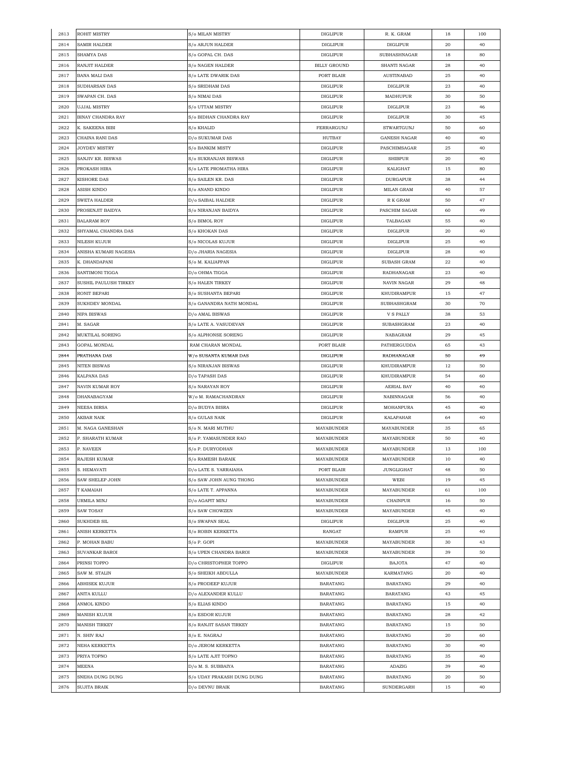| | | | | | | |
|---|---|---|---|---|---|---|
| 2813 | ROHIT MISTRY | S/o MILAN MISTRY | DIGLIPUR | R. K. GRAM | 18 | 100 |
| 2814 | SAMIR HALDER | S/o ARJUN HALDER | DIGLIPUR | DIGLIPUR | 20 | 40 |
| 2815 | SHAMYA DAS | S/o GOPAL CH. DAS | DIGLIPUR | SUBHASHNAGAR | 18 | 80 |
| 2816 | RANJIT HALDER | S/o NAGEN HALDER | BILLY GROUND | SHANTI NAGAR | 28 | 40 |
| 2817 | BANA MALI DAS | S/o LATE DWARIK DAS | PORT BLAIR | AUSTINABAD | 25 | 40 |
| 2818 | SUDHARSAN DAS | S/o SRIDHAM DAS | DIGLIPUR | DIGLIPUR | 23 | 40 |
| 2819 | SWAPAN CH. DAS | S/o NIMAI DAS | DIGLIPUR | MADHUPUR | 30 | 50 |
| 2820 | UJJAL MISTRY | S/o UTTAM MISTRY | DIGLIPUR | DIGLIPUR | 23 | 46 |
| 2821 | BINAY CHANDRA RAY | S/o BIDHAN CHANDRA RAY | DIGLIPUR | DIGLIPUR | 30 | 45 |
| 2822 | K. SAKEENA BIBI | S/o KHALID | FERRARGUNJ | STWARTGUNJ | 50 | 60 |
| 2823 | CHAINA RANI DAS | D/o SUKUMAR DAS | HUTBAY | GANESH NAGAR | 40 | 40 |
| 2824 | JOYDEV MISTRY | S/o BANKIM MISTY | DIGLIPUR | PASCHIMSAGAR | 25 | 40 |
| 2825 | SANJIV KR. BISWAS | S/o SUKRANJAN BISWAS | DIGLIPUR | SHIBPUR | 20 | 40 |
| 2826 | PROKASH HIRA | S/o LATE PROMATHA HIRA | DIGLIPUR | KALIGHAT | 15 | 80 |
| 2827 | KISHORE DAS | S/o SAILEN KR. DAS | DIGLIPUR | DURGAPUR | 38 | 44 |
| 2828 | ASISH KINDO | S/o ANAND KINDO | DIGLIPUR | MILAN GRAM | 40 | 57 |
| 2829 | SWETA HALDER | D/o SAIBAL HALDER | DIGLIPUR | R K GRAM | 50 | 47 |
| 2830 | PROSENJIT BAIDYA | S/o NIRANJAN BAIDYA | DIGLIPUR | PASCHIM SAGAR | 60 | 49 |
| 2831 | BALARAM ROY | S/o BIMOL ROY | DIGLIPUR | TALBAGAN | 55 | 40 |
| 2832 | SHYAMAL CHANDRA DAS | S/o KHOKAN DAS | DIGLIPUR | DIGLIPUR | 20 | 40 |
| 2833 | NILESH KUJUR | S/o NICOLAS KUJUR | DIGLIPUR | DIGLIPUR | 25 | 40 |
| 2834 | ANISHA KUMARI NAGESIA | D/o JHARIA NAGESIA | DIGLIPUR | DIGLIPUR | 28 | 40 |
| 2835 | K. DHANDAPANI | S/o M. KALIAPPAN | DIGLIPUR | SUBASH GRAM | 22 | 40 |
| 2836 | SANTIMONI TIGGA | D/o OHMA TIGGA | DIGLIPUR | RADHANAGAR | 23 | 40 |
| 2837 | SUSHIL PAULUSH TIRKEY | S/o HALEN TIRKEY | DIGLIPUR | NAVIN NAGAR | 29 | 48 |
| 2838 | RONIT BEPARI | S/o SUSHANTA BEPARI | DIGLIPUR | KHUDIRAMPUR | 15 | 47 |
| 2839 | SUKHDEV MONDAL | S/o GANANDRA NATH MONDAL | DIGLIPUR | SUBHASHGRAM | 30 | 70 |
| 2840 | NIPA BISWAS | D/o AMAL BISWAS | DIGLIPUR | V S PALLY | 38 | 53 |
| 2841 | M. SAGAR | S/o LATE A. VASUDEVAN | DIGLIPUR | SUBASHGRAM | 23 | 40 |
| 2842 | MUKTILAL SORENG | S/o ALPHONSE SORENG | DIGLIPUR | NABAGRAM | 29 | 45 |
| 2843 | GOPAL MONDAL | RAM CHARAN MONDAL | PORT BLAIR | PATHERGUDDA | 65 | 43 |
| 2844 | PRATHANA DAS | W/o SUSANTA KUMAR DAS | DIGLIPUR | RADHANAGAR | 50 | 49 |
| 2845 | NITEN BISWAS | S/o NIRANJAN BISWAS | DIGLIPUR | KHUDIRAMPUR | 12 | 50 |
| 2846 | KALPANA DAS | D/o TAPASH DAS | DIGLIPUR | KHUDIRAMPUR | 54 | 60 |
| 2847 | NAVIN KUMAR ROY | S/o NARAYAN ROY | DIGLIPUR | AERIAL BAY | 40 | 40 |
| 2848 | DHANABAGYAM | W/o M. RAMACHANDRAN | DIGLIPUR | NABINNAGAR | 56 | 40 |
| 2849 | NEESA BIRSA | D/o BUDYA BISRA | DIGLIPUR | MOHANPURA | 45 | 40 |
| 2850 | AKBAR NAIK | S/o GULAS NAIK | DIGLIPUR | KALAPAHAR | 64 | 40 |
| 2851 | M. NAGA GANESHAN | S/o N. MARI MUTHU | MAYABUNDER | MAYABUNDER | 35 | 65 |
| 2852 | P. SHARATH KUMAR | S/o P. YAMASUNDER RAO | MAYABUNDER | MAYABUNDER | 50 | 40 |
| 2853 | P. NAVEEN | S/o P. DURYODHAN | MAYABUNDER | MAYABUNDER | 13 | 100 |
| 2854 | RAJESH KUMAR | S/o RAMESH BARAIK | MAYABUNDER | MAYABUNDER | 10 | 40 |
| 2855 | S. HEMAVATI | D/o LATE S. YARRAIAHA | PORT BLAIR | JUNGLIGHAT | 48 | 50 |
| 2856 | SAW SHELEP JOHN | S/o SAW JOHN AUNG THONG | MAYABUNDER | WEBI | 19 | 45 |
| 2857 | T KAMAIAH | S/o LATE T. APPANNA | MAYABUNDER | MAYABUNDER | 61 | 100 |
| 2858 | URMILA MINJ | D/o AGAPIT MINJ | MAYABUNDER | CHAINPUR | 16 | 50 |
| 2859 | SAW TOSAY | S/o SAW CHOWZEN | MAYABUNDER | MAYABUNDER | 45 | 40 |
| 2860 | SUKHDEB SIL | S/o SWAPAN SEAL | DIGLIPUR | DIGLIPUR | 25 | 40 |
| 2861 | ANISH KERKETTA | S/o ROBIN KERKETTA | RANGAT | RAMPUR | 25 | 40 |
| 2862 | P. MOHAN BABU | S/o P. GOPI | MAYABUNDER | MAYABUNDER | 30 | 43 |
| 2863 | SUVANKAR BAROI | S/o UPEN CHANDRA BAROI | MAYABUNDER | MAYABUNDER | 39 | 50 |
| 2864 | PRINSI TOPPO | D/o CHRISTOPHER TOPPO | DIGLIPUR | BAJOTA | 47 | 40 |
| 2865 | SAW M. STALIN | S/o SHEIKH ABDULLA | MAYABUNDER | KARMATANG | 20 | 40 |
| 2866 | ABHISEK KUJUR | S/o PRODEEP KUJUR | BARATANG | BARATANG | 29 | 40 |
| 2867 | ANITA KULLU | D/o ALEXANDER KULLU | BARATANG | BARATANG | 43 | 45 |
| 2868 | ANMOL KINDO | S/o ELIAS KINDO | BARATANG | BARATANG | 15 | 40 |
| 2869 | MANISH KUJUR | S/o ESDOR KUJUR | BARATANG | BARATANG | 28 | 42 |
| 2870 | MANISH TIRKEY | S/o RANJIT SASAN TIRKEY | BARATANG | BARATANG | 15 | 50 |
| 2871 | N. SHIV RAJ | S/o E. NAGRAJ | BARATANG | BARATANG | 20 | 60 |
| 2872 | NEHA KERKETTA | D/o JEROM KERKETTA | BARATANG | BARATANG | 30 | 40 |
| 2873 | PRIYA TOPNO | S/o LATE AJIT TOPNO | BARATANG | BARATANG | 35 | 40 |
| 2874 | MEENA | D/o M. S. SUBBAIYA | BARATANG | ADAZIG | 39 | 40 |
| 2875 | SNEHA DUNG DUNG | S/o UDAY PRAKASH DUNG DUNG | BARATANG | BARATANG | 20 | 50 |
| 2876 | SUJITA BRAIK | D/o DEVNU BRAIK | BARATANG | SUNDERGARH | 15 | 40 |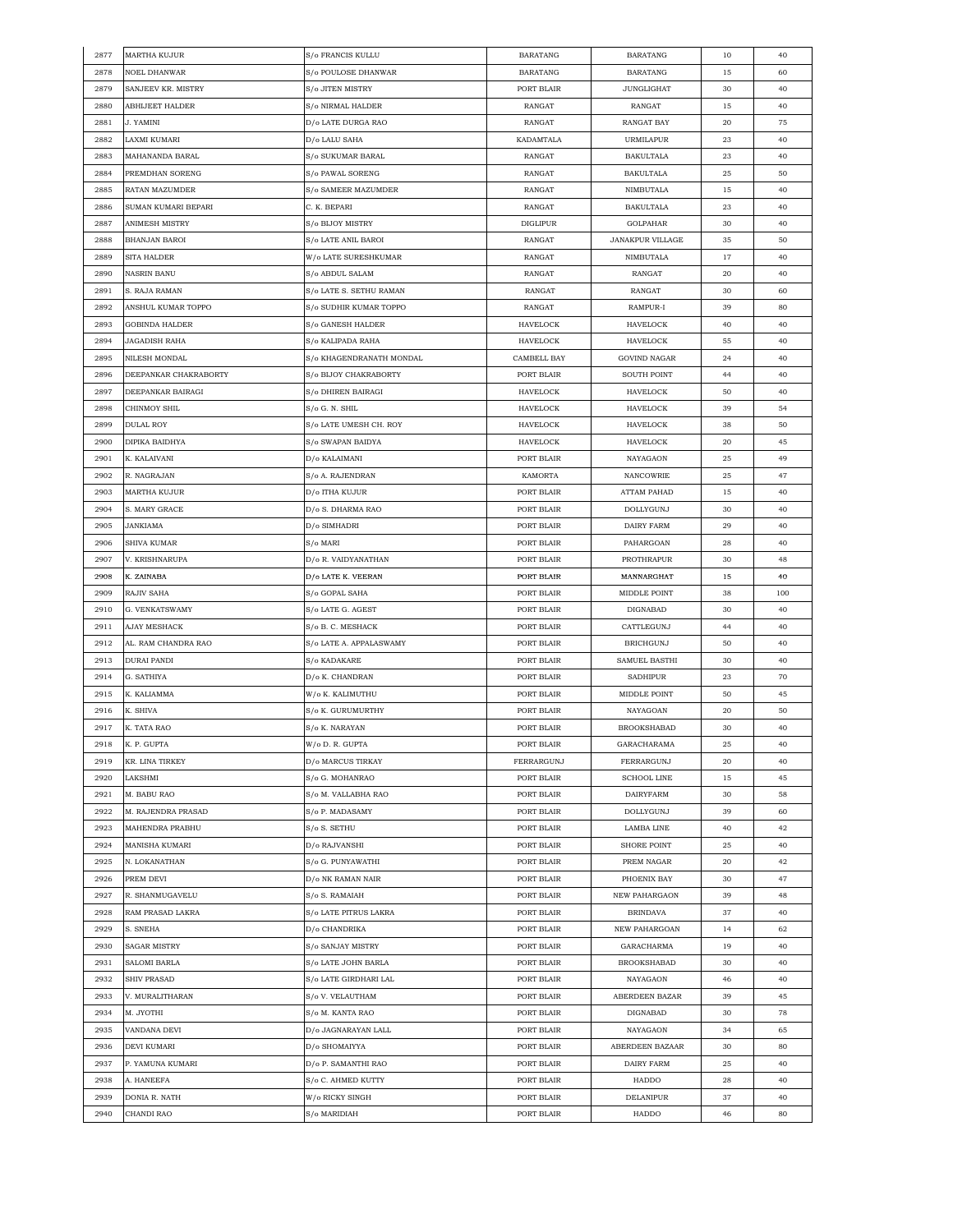| | | | | | | |
|---|---|---|---|---|---|---|
| 2877 | MARTHA KUJUR | S/o FRANCIS KULLU | BARATANG | BARATANG | 10 | 40 |
| 2878 | NOEL DHANWAR | S/o POULOSE DHANWAR | BARATANG | BARATANG | 15 | 60 |
| 2879 | SANJEEV KR. MISTRY | S/o JITEN MISTRY | PORT BLAIR | JUNGLIGHAT | 30 | 40 |
| 2880 | ABHIJEET HALDER | S/o NIRMAL HALDER | RANGAT | RANGAT | 15 | 40 |
| 2881 | J. YAMINI | D/o LATE DURGA RAO | RANGAT | RANGAT BAY | 20 | 75 |
| 2882 | LAXMI KUMARI | D/o LALU SAHA | KADAMTALA | URMILAPUR | 23 | 40 |
| 2883 | MAHANANDA BARAL | S/o SUKUMAR BARAL | RANGAT | BAKULTALA | 23 | 40 |
| 2884 | PREMDHAN SORENG | S/o PAWAL SORENG | RANGAT | BAKULTALA | 25 | 50 |
| 2885 | RATAN MAZUMDER | S/o SAMEER MAZUMDER | RANGAT | NIMBUTALA | 15 | 40 |
| 2886 | SUMAN KUMARI BEPARI | C. K. BEPARI | RANGAT | BAKULTALA | 23 | 40 |
| 2887 | ANIMESH MISTRY | S/o BIJOY MISTRY | DIGLIPUR | GOLPAHAR | 30 | 40 |
| 2888 | BHANJAN BAROI | S/o LATE ANIL BAROI | RANGAT | JANAKPUR VILLAGE | 35 | 50 |
| 2889 | SITA HALDER | W/o LATE SURESHKUMAR | RANGAT | NIMBUTALA | 17 | 40 |
| 2890 | NASRIN BANU | S/o ABDUL SALAM | RANGAT | RANGAT | 20 | 40 |
| 2891 | S. RAJA RAMAN | S/o LATE S. SETHU RAMAN | RANGAT | RANGAT | 30 | 60 |
| 2892 | ANSHUL KUMAR TOPPO | S/o SUDHIR KUMAR TOPPO | RANGAT | RAMPUR-I | 39 | 80 |
| 2893 | GOBINDA HALDER | S/o GANESH HALDER | HAVELOCK | HAVELOCK | 40 | 40 |
| 2894 | JAGADISH RAHA | S/o KALIPADA RAHA | HAVELOCK | HAVELOCK | 55 | 40 |
| 2895 | NILESH MONDAL | S/o KHAGENDRANATH MONDAL | CAMBELL BAY | GOVIND NAGAR | 24 | 40 |
| 2896 | DEEPANKAR CHAKRABORTY | S/o BIJOY CHAKRABORTY | PORT BLAIR | SOUTH POINT | 44 | 40 |
| 2897 | DEEPANKAR BAIRAGI | S/o DHIREN BAIRAGI | HAVELOCK | HAVELOCK | 50 | 40 |
| 2898 | CHINMOY SHIL | S/o G. N. SHIL | HAVELOCK | HAVELOCK | 39 | 54 |
| 2899 | DULAL ROY | S/o LATE UMESH CH. ROY | HAVELOCK | HAVELOCK | 38 | 50 |
| 2900 | DIPIKA BAIDHYA | S/o SWAPAN BAIDYA | HAVELOCK | HAVELOCK | 20 | 45 |
| 2901 | K. KALAIVANI | D/o KALAIMANI | PORT BLAIR | NAYAGAON | 25 | 49 |
| 2902 | R. NAGRAJAN | S/o A. RAJENDRAN | KAMORTA | NANCOWRIE | 25 | 47 |
| 2903 | MARTHA KUJUR | D/o ITHA KUJUR | PORT BLAIR | ATTAM PAHAD | 15 | 40 |
| 2904 | S. MARY GRACE | D/o S. DHARMA RAO | PORT BLAIR | DOLLYGUNJ | 30 | 40 |
| 2905 | JANKIAMA | D/o SIMHADRI | PORT BLAIR | DAIRY FARM | 29 | 40 |
| 2906 | SHIVA KUMAR | S/o MARI | PORT BLAIR | PAHARGOAN | 28 | 40 |
| 2907 | V. KRISHNARUPA | D/o R. VAIDYANATHAN | PORT BLAIR | PROTHRAPUR | 30 | 48 |
| 2908 | K. ZAINABA | D/o LATE K. VEERAN | PORT BLAIR | MANNARGHAT | 15 | 40 |
| 2909 | RAJIV SAHA | S/o GOPAL SAHA | PORT BLAIR | MIDDLE POINT | 38 | 100 |
| 2910 | G. VENKATSWAMY | S/o LATE G. AGEST | PORT BLAIR | DIGNABAD | 30 | 40 |
| 2911 | AJAY MESHACK | S/o B. C. MESHACK | PORT BLAIR | CATTLEGUNJ | 44 | 40 |
| 2912 | AL. RAM CHANDRA RAO | S/o LATE A. APPALASWAMY | PORT BLAIR | BRICHGUNJ | 50 | 40 |
| 2913 | DURAI PANDI | S/o KADAKARE | PORT BLAIR | SAMUEL BASTHI | 30 | 40 |
| 2914 | G. SATHIYA | D/o K. CHANDRAN | PORT BLAIR | SADHIPUR | 23 | 70 |
| 2915 | K. KALIAMMA | W/o K. KALIMUTHU | PORT BLAIR | MIDDLE POINT | 50 | 45 |
| 2916 | K. SHIVA | S/o K. GURUMURTHY | PORT BLAIR | NAYAGOAN | 20 | 50 |
| 2917 | K. TATA RAO | S/o K. NARAYAN | PORT BLAIR | BROOKSHABAD | 30 | 40 |
| 2918 | K. P. GUPTA | W/o D. R. GUPTA | PORT BLAIR | GARACHARAMA | 25 | 40 |
| 2919 | KR. LINA TIRKEY | D/o MARCUS TIRKAY | FERRARGUNJ | FERRARGUNJ | 20 | 40 |
| 2920 | LAKSHMI | S/o G. MOHANRAO | PORT BLAIR | SCHOOL LINE | 15 | 45 |
| 2921 | M. BABU RAO | S/o M. VALLABHA RAO | PORT BLAIR | DAIRYFARM | 30 | 58 |
| 2922 | M. RAJENDRA PRASAD | S/o P. MADASAMY | PORT BLAIR | DOLLYGUNJ | 39 | 60 |
| 2923 | MAHENDRA PRABHU | S/o S. SETHU | PORT BLAIR | LAMBA LINE | 40 | 42 |
| 2924 | MANISHA KUMARI | D/o RAJVANSHI | PORT BLAIR | SHORE POINT | 25 | 40 |
| 2925 | N. LOKANATHAN | S/o G. PUNYAWATHI | PORT BLAIR | PREM NAGAR | 20 | 42 |
| 2926 | PREM DEVI | D/o NK RAMAN NAIR | PORT BLAIR | PHOENIX BAY | 30 | 47 |
| 2927 | R. SHANMUGAVELU | S/o S. RAMAIAH | PORT BLAIR | NEW PAHARGAON | 39 | 48 |
| 2928 | RAM PRASAD LAKRA | S/o LATE PITRUS LAKRA | PORT BLAIR | BRINDAVA | 37 | 40 |
| 2929 | S. SNEHA | D/o CHANDRIKA | PORT BLAIR | NEW PAHARGOAN | 14 | 62 |
| 2930 | SAGAR MISTRY | S/o SANJAY MISTRY | PORT BLAIR | GARACHARMA | 19 | 40 |
| 2931 | SALOMI BARLA | S/o LATE JOHN BARLA | PORT BLAIR | BROOKSHABAD | 30 | 40 |
| 2932 | SHIV PRASAD | S/o LATE GIRDHARI LAL | PORT BLAIR | NAYAGAON | 46 | 40 |
| 2933 | V. MURALITHARAN | S/o V. VELAUTHAM | PORT BLAIR | ABERDEEN BAZAR | 39 | 45 |
| 2934 | M. JYOTHI | S/o M. KANTA RAO | PORT BLAIR | DIGNABAD | 30 | 78 |
| 2935 | VANDANA DEVI | D/o JAGNARAYAN LALL | PORT BLAIR | NAYAGAON | 34 | 65 |
| 2936 | DEVI KUMARI | D/o SHOMAIYYA | PORT BLAIR | ABERDEEN BAZAAR | 30 | 80 |
| 2937 | P. YAMUNA KUMARI | D/o P. SAMANTHI RAO | PORT BLAIR | DAIRY FARM | 25 | 40 |
| 2938 | A. HANEEFA | S/o C. AHMED KUTTY | PORT BLAIR | HADDO | 28 | 40 |
| 2939 | DONIA R. NATH | W/o RICKY SINGH | PORT BLAIR | DELANIPUR | 37 | 40 |
| 2940 | CHANDI RAO | S/o MARIDIAH | PORT BLAIR | HADDO | 46 | 80 |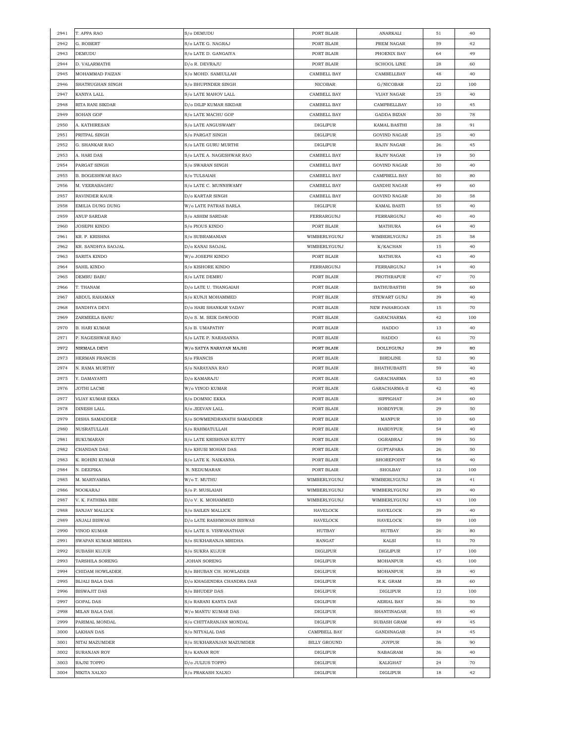| 2941 | T. APPA RAO | S/o DEMUDU | PORT BLAIR | ANARKALI | 51 | 40 |
|---|---|---|---|---|---|---|
| 2942 | G. ROBERT | S/o LATE G. NAGRAJ | PORT BLAIR | PREM NAGAR | 59 | 42 |
| 2943 | DEMUDU | S/o LATE D. GANGAIYA | PORT BLAIR | PHOENIX BAY | 64 | 49 |
| 2944 | D. VALARMATHI | D/o R. DEVRAJU | PORT BLAIR | SCHOOL LINE | 28 | 60 |
| 2945 | MOHAMMAD FAIZAN | S/o MOHD. SAMIULLAH | CAMBELL BAY | CAMBELLBAY | 48 | 40 |
| 2946 | SHATRUGHAN SINGH | S/o BHUPINDER SINGH | NICOBAR | G/NICOBAR | 22 | 100 |
| 2947 | KANIYA LALL | S/o LATE MAHOV LALL | CAMBELL BAY | VIJAY NAGAR | 25 | 40 |
| 2948 | RITA RANI SIKDAR | D/o DILIP KUMAR SIKDAR | CAMBELL BAY | CAMPBELLBAY | 10 | 45 |
| 2949 | SOHAN GOP | S/o LATE MACHU GOP | CAMBELL BAY | GADDA BIZAN | 30 | 78 |
| 2950 | A. KATHIRESAN | S/o LATE ANGUSWAMY | DIGLIPUR | KAMAL BASTHI | 38 | 91 |
| 2951 | PRITPAL SINGH | S/o PARGAT SINGH | DIGLIPUR | GOVIND NAGAR | 25 | 40 |
| 2952 | G. SHANKAR RAO | S/o LATE GURU MURTHI | DIGLIPUR | RAJIV NAGAR | 26 | 45 |
| 2953 | A. HARI DAS | S/o LATE A. NAGESHWAR RAO | CAMBELL BAY | RAJIV NAGAR | 19 | 50 |
| 2954 | PARGAT SINGH | S/o SWARAN SINGH | CAMBELL BAY | GOVIND NAGAR | 30 | 40 |
| 2955 | B. BOGESHWAR RAO | S/o TULSAIAH | CAMBELL BAY | CAMPBELL BAY | 50 | 80 |
| 2956 | M. VEERABAGHU | S/o LATE C. MUNNSWAMY | CAMBELL BAY | GANDHI NAGAR | 49 | 60 |
| 2957 | RAVINDER KAUR | D/o KARTAR SINGH | CAMBELL BAY | GOVIND NAGAR | 30 | 58 |
| 2958 | EMILIA DUNG DUNG | W/o LATE PATRAS BARLA | DIGLIPUR | KAMAL BASTI | 55 | 40 |
| 2959 | ANUP SARDAR | S/o ASHIM SARDAR | FERRARGUNJ | FERRARGUNJ | 40 | 40 |
| 2960 | JOSEPH KINDO | S/o PIOUS KINDO | PORT BLAIR | MATHURA | 64 | 40 |
| 2961 | KR. P. KRISHNA | S/o SUBRAMANIAN | WIMBERLYGUNJ | WIMBERLYGUNJ | 25 | 58 |
| 2962 | KR. SANDHYA SAOJAL | D/o KANAI SAOJAL | WIMBERLYGUNJ | K/KACHAN | 15 | 40 |
| 2963 | SARITA KINDO | W/o JOSEPH KINDO | PORT BLAIR | MATHURA | 43 | 40 |
| 2964 | SAHIL KINDO | S/o KISHORE KINDO | FERRARGUNJ | FERRARGUNJ | 14 | 40 |
| 2965 | DEMRU BABU | S/o LATE DEMRU | PORT BLAIR | PROTHRAPUR | 47 | 70 |
| 2966 | T. THANAM | D/o LATE U. THANGAIAH | PORT BLAIR | BATHUBASTHI | 59 | 60 |
| 2967 | ABDUL RAHAMAN | S/o KUNJI MOHAMMED | PORT BLAIR | STEWART GUNJ | 39 | 40 |
| 2968 | SANDHYA DEVI | D/o HARI SHANKAR YADAV | PORT BLAIR | NEW PAHARGOAN | 15 | 70 |
| 2969 | ZARMEELA BANU | D/o S. M. SEIK DAWOOD | PORT BLAIR | GARACHARMA | 42 | 100 |
| 2970 | B. HARI KUMAR | S/o B. UMAPATHY | PORT BLAIR | HADDO | 13 | 40 |
| 2971 | P. NAGESHWAR RAO | S/o LATE P. NARASANNA | PORT BLAIR | HADDO | 61 | 70 |
| 2972 | NIRMALA DEVI | W/o SATYA NARAYAN MAJHI | PORT BLAIR | DOLLYGUNJ | 39 | 80 |
| 2973 | HERMAN FRANCIS | S/o FRANCIS | PORT BLAIR | BIRDLINE | 52 | 90 |
| 2974 | N. RAMA MURTHY | S/o NARAYANA RAO | PORT BLAIR | BHATHUBASTI | 59 | 40 |
| 2975 | Y. DAMAYANTI | D/o KAMARAJU | PORT BLAIR | GARACHARMA | 53 | 40 |
| 2976 | JOTHI LACMI | W/o VINOD KUMAR | PORT BLAIR | GARACHARMA-II | 42 | 40 |
| 2977 | VIJAY KUMAR EKKA | S/o DOMNIC EKKA | PORT BLAIR | SIPPIGHAT | 34 | 60 |
| 2978 | DINESH LALL | S/o JEEVAN LALL | PORT BLAIR | HOBDYPUR | 29 | 50 |
| 2979 | DISHA SAMADDER | S/o SOWMENDRANATH SAMADDER | PORT BLAIR | MANPUR | 10 | 60 |
| 2980 | NUSRATULLAH | S/o RAHMATULLAH | PORT BLAIR | HABDYPUR | 54 | 40 |
| 2981 | SUKUMARAN | S/o LATE KRISHNAN KUTTY | PORT BLAIR | OGRABRAJ | 59 | 50 |
| 2982 | CHANDAN DAS | S/o KHUSI MOHAN DAS | PORT BLAIR | GUPTAPARA | 26 | 50 |
| 2983 | K. ROHINI KUMAR | S/o LATE K. NAIKANNA | PORT BLAIR | SHOREPOINT | 58 | 40 |
| 2984 | N. DEEPIKA | N. NEDUMARAN | PORT BLAIR | SHOLBAY | 12 | 100 |
| 2985 | M. MARIYAMMA | W/o T. MUTHU | WIMBERLYGUNJ | WIMBERLYGUNJ | 38 | 41 |
| 2986 | NOOKARAJ | S/o P. MUSLAIAH | WIMBERLYGUNJ | WIMBERLYGUNJ | 39 | 40 |
| 2987 | V. K. FATHIMA BIBI | D/o V. K. MOHAMMED | WIMBERLYGUNJ | WIMBERLYGUNJ | 43 | 100 |
| 2988 | SANJAY MALLICK | S/o SAILEN MALLICK | HAVELOCK | HAVELOCK | 39 | 40 |
| 2989 | ANJALI BISWAS | D/o LATE RASHMOHAN BISWAS | HAVELOCK | HAVELOCK | 59 | 100 |
| 2990 | VINOD KUMAR | S/o LATE S. VISWANATHAN | HUTBAY | HUTBAY | 26 | 80 |
| 2991 | SWAPAN KUMAR MRIDHA | S/o SUKHARANJA MRIDHA | RANGAT | KALSI | 51 | 70 |
| 2992 | SUBASH KUJUR | S/o SUKRA KUJUR | DIGLIPUR | DIGLIPUR | 17 | 100 |
| 2993 | TARSHILA SORENG | JOHAN SORENG | DIGLIPUR | MOHANPUR | 45 | 100 |
| 2994 | CHIDAM HOWLADER | S/o BHUBAN CH. HOWLADER | DIGLIPUR | MOHANPUR | 38 | 40 |
| 2995 | BIJALI BALA DAS | D/o KHAGENDRA CHANDRA DAS | DIGLIPUR | R.K. GRAM | 38 | 60 |
| 2996 | BISWAJIT DAS | S/o BHUDEP DAS | DIGLIPUR | DIGLIPUR | 12 | 100 |
| 2997 | GOPAL DAS | S/o RARANI KANTA DAS | DIGLIPUR | AERIAL BAY | 36 | 50 |
| 2998 | MILAN BALA DAS | W/o MANTU KUMAR DAS | DIGLIPUR | SHANTINAGAR | 55 | 40 |
| 2999 | PARIMAL MONDAL | S/o CHITTARANJAN MONDAL | DIGLIPUR | SUBASH GRAM | 49 | 45 |
| 3000 | LAKHAN DAS | S/o NITYALAL DAS | CAMPBELL BAY | GANDINAGAR | 34 | 45 |
| 3001 | NITAI MAZUMDER | S/o SUKHARANJAN MAZUMDER | BILLY GROUND | JOYPUR | 36 | 90 |
| 3002 | SURANJAN ROY | S/o KANAN ROY | DIGLIPUR | NABAGRAM | 36 | 40 |
| 3003 | RAJNI TOPPO | D/o JULIUS TOPPO | DIGLIPUR | KALIGHAT | 24 | 70 |
| 3004 | NIKITA XALXO | S/o PRAKASH XALXO | DIGLIPUR | DIGLIPUR | 18 | 42 |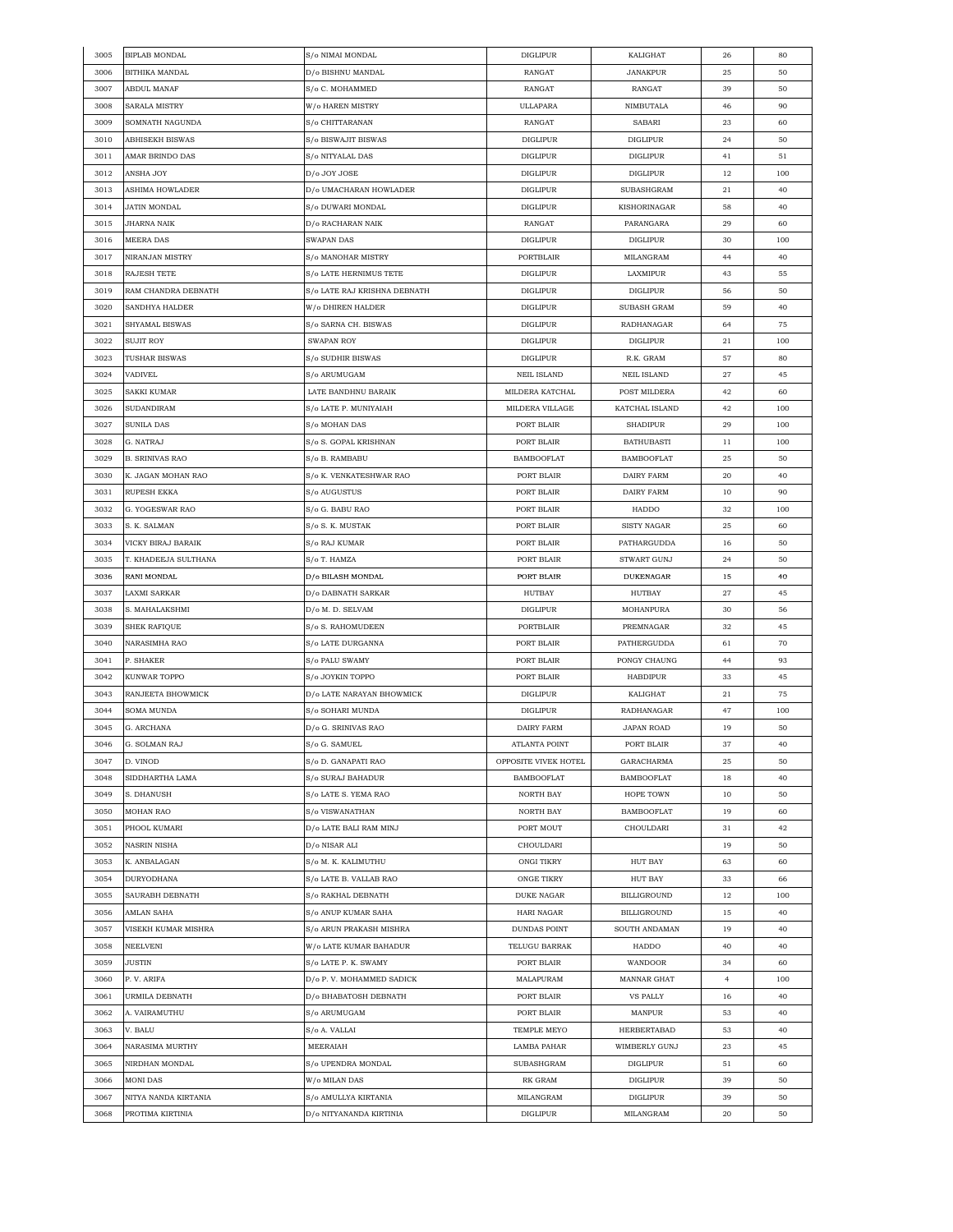| 3005 | BIPLAB MONDAL | S/o NIMAI MONDAL | DIGLIPUR | KALIGHAT | 26 | 80 |
|---|---|---|---|---|---|---|
| 3006 | BITHIKA MANDAL | D/o BISHNU MANDAL | RANGAT | JANAKPUR | 25 | 50 |
| 3007 | ABDUL MANAF | S/o C. MOHAMMED | RANGAT | RANGAT | 39 | 50 |
| 3008 | SARALA MISTRY | W/o HAREN MISTRY | ULLAPARA | NIMBUTALA | 46 | 90 |
| 3009 | SOMNATH NAGUNDA | S/o CHITTARANAN | RANGAT | SABARI | 23 | 60 |
| 3010 | ABHISEKH BISWAS | S/o BISWAJIT BISWAS | DIGLIPUR | DIGLIPUR | 24 | 50 |
| 3011 | AMAR BRINDO DAS | S/o NITYALAL DAS | DIGLIPUR | DIGLIPUR | 41 | 51 |
| 3012 | ANSHA JOY | D/o JOY JOSE | DIGLIPUR | DIGLIPUR | 12 | 100 |
| 3013 | ASHIMA HOWLADER | D/o UMACHARAN HOWLADER | DIGLIPUR | SUBASHGRAM | 21 | 40 |
| 3014 | JATIN MONDAL | S/o DUWARI MONDAL | DIGLIPUR | KISHORINAGAR | 58 | 40 |
| 3015 | JHARNA NAIK | D/o RACHARAN NAIK | RANGAT | PARANGARA | 29 | 60 |
| 3016 | MEERA DAS | SWAPAN DAS | DIGLIPUR | DIGLIPUR | 30 | 100 |
| 3017 | NIRANJAN MISTRY | S/o MANOHAR MISTRY | PORTBLAIR | MILANGRAM | 44 | 40 |
| 3018 | RAJESH TETE | S/o LATE HERNIMUS TETE | DIGLIPUR | LAXMIPUR | 43 | 55 |
| 3019 | RAM CHANDRA DEBNATH | S/o LATE RAJ KRISHNA DEBNATH | DIGLIPUR | DIGLIPUR | 56 | 50 |
| 3020 | SANDHYA HALDER | W/o DHIREN HALDER | DIGLIPUR | SUBASH GRAM | 59 | 40 |
| 3021 | SHYAMAL BISWAS | S/o SARNA CH. BISWAS | DIGLIPUR | RADHANAGAR | 64 | 75 |
| 3022 | SUJIT ROY | SWAPAN ROY | DIGLIPUR | DIGLIPUR | 21 | 100 |
| 3023 | TUSHAR BISWAS | S/o SUDHIR BISWAS | DIGLIPUR | R.K. GRAM | 57 | 80 |
| 3024 | VADIVEL | S/o ARUMUGAM | NEIL ISLAND | NEIL ISLAND | 27 | 45 |
| 3025 | SAKKI KUMAR | LATE BANDHNU BARAIK | MILDERA KATCHAL | POST MILDERA | 42 | 60 |
| 3026 | SUDANDIRAM | S/o LATE P. MUNIYAIAH | MILDERA VILLAGE | KATCHAL ISLAND | 42 | 100 |
| 3027 | SUNILA DAS | S/o MOHAN DAS | PORT BLAIR | SHADIPUR | 29 | 100 |
| 3028 | G. NATRAJ | S/o S. GOPAL KRISHNAN | PORT BLAIR | BATHUBASTI | 11 | 100 |
| 3029 | B. SRINIVAS RAO | S/o B. RAMBABU | BAMBOOFLAT | BAMBOOFLAT | 25 | 50 |
| 3030 | K. JAGAN MOHAN RAO | S/o K. VENKATESHWAR RAO | PORT BLAIR | DAIRY FARM | 20 | 40 |
| 3031 | RUPESH EKKA | S/o AUGUSTUS | PORT BLAIR | DAIRY FARM | 10 | 90 |
| 3032 | G. YOGESWAR RAO | S/o G. BABU RAO | PORT BLAIR | HADDO | 32 | 100 |
| 3033 | S. K. SALMAN | S/o S. K. MUSTAK | PORT BLAIR | SISTY NAGAR | 25 | 60 |
| 3034 | VICKY BIRAJ BARAIK | S/o RAJ KUMAR | PORT BLAIR | PATHARGUDDA | 16 | 50 |
| 3035 | T. KHADEEJA SULTHANA | S/o T. HAMZA | PORT BLAIR | STWART GUNJ | 24 | 50 |
| 3036 | RANI MONDAL | D/o BILASH MONDAL | PORT BLAIR | DUKENAGAR | 15 | 40 |
| 3037 | LAXMI SARKAR | D/o DABNATH SARKAR | HUTBAY | HUTBAY | 27 | 45 |
| 3038 | S. MAHALAKSHMI | D/o M. D. SELVAM | DIGLIPUR | MOHANPURA | 30 | 56 |
| 3039 | SHEK RAFIQUE | S/o S. RAHOMUDEEN | PORTBLAIR | PREMNAGAR | 32 | 45 |
| 3040 | NARASIMHA RAO | S/o LATE DURGANNA | PORT BLAIR | PATHERGUDDA | 61 | 70 |
| 3041 | P. SHAKER | S/o PALU SWAMY | PORT BLAIR | PONGY CHAUNG | 44 | 93 |
| 3042 | KUNWAR TOPPO | S/o JOYKIN TOPPO | PORT BLAIR | HABDIPUR | 33 | 45 |
| 3043 | RANJEETA BHOWMICK | D/o LATE NARAYAN BHOWMICK | DIGLIPUR | KALIGHAT | 21 | 75 |
| 3044 | SOMA MUNDA | S/o SOHARI MUNDA | DIGLIPUR | RADHANAGAR | 47 | 100 |
| 3045 | G. ARCHANA | D/o G. SRINIVAS RAO | DAIRY FARM | JAPAN ROAD | 19 | 50 |
| 3046 | G. SOLMAN RAJ | S/o G. SAMUEL | ATLANTA POINT | PORT BLAIR | 37 | 40 |
| 3047 | D. VINOD | S/o D. GANAPATI RAO | OPPOSITE VIVEK HOTEL | GARACHARMA | 25 | 50 |
| 3048 | SIDDHARTHA LAMA | S/o SURAJ BAHADUR | BAMBOOFLAT | BAMBOOFLAT | 18 | 40 |
| 3049 | S. DHANUSH | S/o LATE S. YEMA RAO | NORTH BAY | HOPE TOWN | 10 | 50 |
| 3050 | MOHAN RAO | S/o VISWANATHAN | NORTH BAY | BAMBOOFLAT | 19 | 60 |
| 3051 | PHOOL KUMARI | D/o LATE BALI RAM MINJ | PORT MOUT | CHOULDARI | 31 | 42 |
| 3052 | NASRIN NISHA | D/o NISAR ALI | CHOULDARI | | 19 | 50 |
| 3053 | K. ANBALAGAN | S/o M. K. KALIMUTHU | ONGI TIKRY | HUT BAY | 63 | 60 |
| 3054 | DURYODHANA | S/o LATE B. VALLAB RAO | ONGE TIKRY | HUT BAY | 33 | 66 |
| 3055 | SAURABH DEBNATH | S/o RAKHAL DEBNATH | DUKE NAGAR | BILLIGROUND | 12 | 100 |
| 3056 | AMLAN SAHA | S/o ANUP KUMAR SAHA | HARI NAGAR | BILLIGROUND | 15 | 40 |
| 3057 | VISEKH KUMAR MISHRA | S/o ARUN PRAKASH MISHRA | DUNDAS POINT | SOUTH ANDAMAN | 19 | 40 |
| 3058 | NEELVENI | W/o LATE KUMAR BAHADUR | TELUGU BARRAK | HADDO | 40 | 40 |
| 3059 | JUSTIN | S/o LATE P. K. SWAMY | PORT BLAIR | WANDOOR | 34 | 60 |
| 3060 | P. V. ARIFA | D/o P. V. MOHAMMED SADICK | MALAPURAM | MANNAR GHAT | 4 | 100 |
| 3061 | URMILA DEBNATH | D/o BHABATOSH DEBNATH | PORT BLAIR | VS PALLY | 16 | 40 |
| 3062 | A. VAIRAMUTHU | S/o ARUMUGAM | PORT BLAIR | MANPUR | 53 | 40 |
| 3063 | V. BALU | S/o A. VALLAI | TEMPLE MEYO | HERBERTABAD | 53 | 40 |
| 3064 | NARASIMA MURTHY | MEERAIAH | LAMBA PAHAR | WIMBERLY GUNJ | 23 | 45 |
| 3065 | NIRDHAN MONDAL | S/o UPENDRA MONDAL | SUBASHGRAM | DIGLIPUR | 51 | 60 |
| 3066 | MONI DAS | W/o MILAN DAS | RK GRAM | DIGLIPUR | 39 | 50 |
| 3067 | NITYA NANDA KIRTANIA | S/o AMULLYA KIRTANIA | MILANGRAM | DIGLIPUR | 39 | 50 |
| 3068 | PROTIMA KIRTINIA | D/o NITYANANDA KIRTINIA | DIGLIPUR | MILANGRAM | 20 | 50 |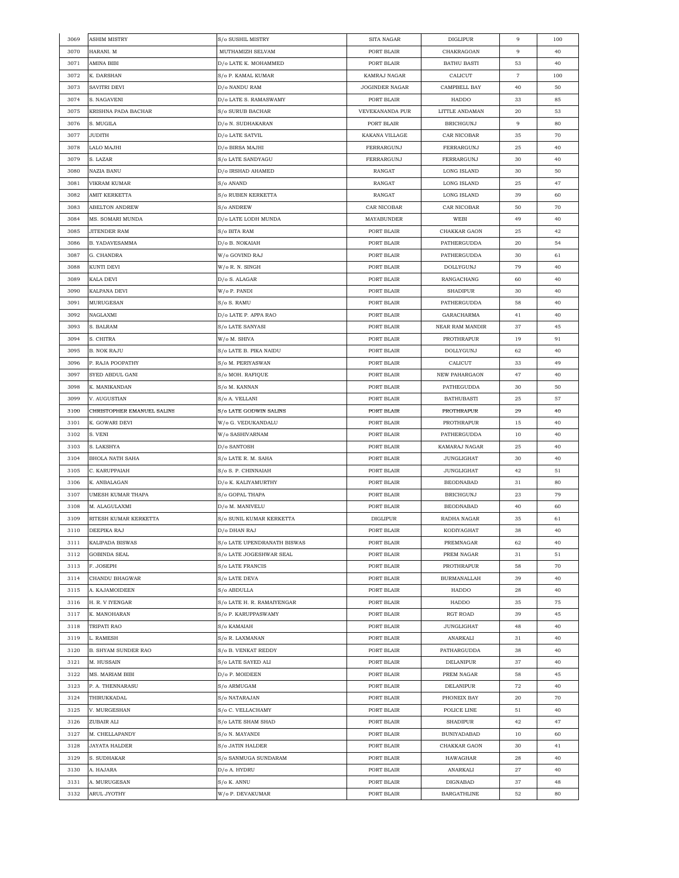| 3069 | ASHIM MISTRY | S/o SUSHIL MISTRY | SITA NAGAR | DIGLIPUR | 9 | 100 |
|---|---|---|---|---|---|---|
| 3070 | HARANI. M | MUTHAMIZH SELVAM | PORT BLAIR | CHAKRAGOAN | 9 | 40 |
| 3071 | AMINA BIBI | D/o LATE K. MOHAMMED | PORT BLAIR | BATHU BASTI | 53 | 40 |
| 3072 | K. DARSHAN | S/o P. KAMAL KUMAR | KAMRAJ NAGAR | CALICUT | 7 | 100 |
| 3073 | SAVITRI DEVI | D/o NANDU RAM | JOGINDER NAGAR | CAMPBELL BAY | 40 | 50 |
| 3074 | S. NAGAVENI | D/o LATE S. RAMASWAMY | PORT BLAIR | HADDO | 33 | 85 |
| 3075 | KRISHNA PADA BACHAR | S/o SURUB BACHAR | VEVEKANANDA PUR | LITTLE ANDAMAN | 20 | 53 |
| 3076 | S. MUGILA | D/o N. SUDHAKARAN | PORT BLAIR | BRICHGUNJ | 9 | 80 |
| 3077 | JUDITH | D/o LATE SATVIL | KAKANA VILLAGE | CAR NICOBAR | 35 | 70 |
| 3078 | LALO MAJHI | D/o BIRSA MAJHI | FERRARGUNJ | FERRARGUNJ | 25 | 40 |
| 3079 | S. LAZAR | S/o LATE SANDYAGU | FERRARGUNJ | FERRARGUNJ | 30 | 40 |
| 3080 | NAZIA BANU | D/o IRSHAD AHAMED | RANGAT | LONG ISLAND | 30 | 50 |
| 3081 | VIKRAM KUMAR | S/o ANAND | RANGAT | LONG ISLAND | 25 | 47 |
| 3082 | AMIT KERKETTA | S/o RUBEN KERKETTA | RANGAT | LONG ISLAND | 39 | 60 |
| 3083 | ABELTON ANDREW | S/o ANDREW | CAR NICOBAR | CAR NICOBAR | 50 | 70 |
| 3084 | MS. SOMARI MUNDA | D/o LATE LODH MUNDA | MAYABUNDER | WEBI | 49 | 40 |
| 3085 | JITENDER RAM | S/o BITA RAM | PORT BLAIR | CHAKKAR GAON | 25 | 42 |
| 3086 | B. YADAVESAMMA | D/o B. NOKAIAH | PORT BLAIR | PATHERGUDDA | 20 | 54 |
| 3087 | G. CHANDRA | W/o GOVIND RAJ | PORT BLAIR | PATHERGUDDA | 30 | 61 |
| 3088 | KUNTI DEVI | W/o R. N. SINGH | PORT BLAIR | DOLLYGUNJ | 79 | 40 |
| 3089 | KALA DEVI | D/o S. ALAGAR | PORT BLAIR | RANGACHANG | 60 | 40 |
| 3090 | KALPANA DEVI | W/o P. PANDI | PORT BLAIR | SHADIPUR | 30 | 40 |
| 3091 | MURUGESAN | S/o S. RAMU | PORT BLAIR | PATHERGUDDA | 58 | 40 |
| 3092 | NAGLAXMI | D/o LATE P. APPA RAO | PORT BLAIR | GARACHARMA | 41 | 40 |
| 3093 | S. BALRAM | S/o LATE SANYASI | PORT BLAIR | NEAR RAM MANDIR | 37 | 45 |
| 3094 | S. CHITRA | W/o M. SHIVA | PORT BLAIR | PROTHRAPUR | 19 | 91 |
| 3095 | B. NOK RAJU | S/o LATE B. PIKA NAIDU | PORT BLAIR | DOLLYGUNJ | 62 | 40 |
| 3096 | P. RAJA POOPATHY | S/o M. PERIYASWAN | PORT BLAIR | CALICUT | 33 | 49 |
| 3097 | SYED ABDUL GANI | S/o MOH. RAFIQUE | PORT BLAIR | NEW PAHARGAON | 47 | 40 |
| 3098 | K. MANIKANDAN | S/o M. KANNAN | PORT BLAIR | PATHEGUDDA | 30 | 50 |
| 3099 | V. AUGUSTIAN | S/o A. VELLANI | PORT BLAIR | BATHUBASTI | 25 | 57 |
| 3100 | CHRISTOPHER EMANUEL SALINS | S/o LATE GODWIN SALINS | PORT BLAIR | PROTHRAPUR | 29 | 40 |
| 3101 | K. GOWARI DEVI | W/o G. VEDUKANDALU | PORT BLAIR | PROTHRAPUR | 15 | 40 |
| 3102 | S. VENI | W/o SASHIVARNAM | PORT BLAIR | PATHERGUDDA | 10 | 40 |
| 3103 | S. LAKSHYA | D/o SANTOSH | PORT BLAIR | KAMARAJ NAGAR | 25 | 40 |
| 3104 | BHOLA NATH SAHA | S/o LATE R. M. SAHA | PORT BLAIR | JUNGLIGHAT | 30 | 40 |
| 3105 | C. KARUPPAIAH | S/o S. P. CHINNAIAH | PORT BLAIR | JUNGLIGHAT | 42 | 51 |
| 3106 | K. ANBALAGAN | D/o K. KALIYAMURTHY | PORT BLAIR | BEODNABAD | 31 | 80 |
| 3107 | UMESH KUMAR THAPA | S/o GOPAL THAPA | PORT BLAIR | BRICHGUNJ | 23 | 79 |
| 3108 | M. ALAGULAXMI | D/o M. MANIVELU | PORT BLAIR | BEODNABAD | 40 | 60 |
| 3109 | RITESH KUMAR KERKETTA | S/o SUNIL KUMAR KERKETTA | DIGLIPUR | RADHA NAGAR | 35 | 61 |
| 3110 | DEEPIKA RAJ | D/o DHAN RAJ | PORT BLAIR | KODIYAGHAT | 38 | 40 |
| 3111 | KALIPADA BISWAS | S/o LATE UPENDRANATH BISWAS | PORT BLAIR | PREMNAGAR | 62 | 40 |
| 3112 | GOBINDA SEAL | S/o LATE JOGESHWAR SEAL | PORT BLAIR | PREM NAGAR | 31 | 51 |
| 3113 | F. JOSEPH | S/o LATE FRANCIS | PORT BLAIR | PROTHRAPUR | 58 | 70 |
| 3114 | CHANDU BHAGWAR | S/o LATE DEVA | PORT BLAIR | BURMANALLAH | 39 | 40 |
| 3115 | A. KAJAMOIDEEN | S/o ABDULLA | PORT BLAIR | HADDO | 28 | 40 |
| 3116 | H. R. V IYENGAR | S/o LATE H. R. RAMAIYENGAR | PORT BLAIR | HADDO | 35 | 75 |
| 3117 | K. MANOHARAN | S/o P. KARUPPASWAMY | PORT BLAIR | RGT ROAD | 39 | 45 |
| 3118 | TRIPATI RAO | S/o KAMAIAH | PORT BLAIR | JUNGLIGHAT | 48 | 40 |
| 3119 | L. RAMESH | S/o R. LAXMANAN | PORT BLAIR | ANARKALI | 31 | 40 |
| 3120 | B. SHYAM SUNDER RAO | S/o B. VENKAT REDDY | PORT BLAIR | PATHARGUDDA | 38 | 40 |
| 3121 | M. HUSSAIN | S/o LATE SAYED ALI | PORT BLAIR | DELANIPUR | 37 | 40 |
| 3122 | MS. MARIAM BIBI | D/o P. MOIDEEN | PORT BLAIR | PREM NAGAR | 58 | 45 |
| 3123 | P. A. THENNARASU | S/o ARMUGAM | PORT BLAIR | DELANIPUR | 72 | 40 |
| 3124 | THIRUKKADAL | S/o NATARAJAN | PORT BLAIR | PHONEIX BAY | 20 | 70 |
| 3125 | V. MURGESHAN | S/o C. VELLACHAMY | PORT BLAIR | POLICE LINE | 51 | 40 |
| 3126 | ZUBAIR ALI | S/o LATE SHAM SHAD | PORT BLAIR | SHADIPUR | 42 | 47 |
| 3127 | M. CHELLAPANDY | S/o N. MAYANDI | PORT BLAIR | BUNIYADABAD | 10 | 60 |
| 3128 | JAYATA HALDER | S/o JATIN HALDER | PORT BLAIR | CHAKKAR GAON | 30 | 41 |
| 3129 | S. SUDHAKAR | S/o SANMUGA SUNDARAM | PORT BLAIR | HAWAGHAR | 28 | 40 |
| 3130 | A. HAJARA | D/o A. HYDRU | PORT BLAIR | ANARKALI | 27 | 40 |
| 3131 | A. MURUGESAN | S/o K. ANNU | PORT BLAIR | DIGNABAD | 37 | 48 |
| 3132 | ARUL JYOTHY | W/o P. DEVAKUMAR | PORT BLAIR | BARGATHLINE | 52 | 80 |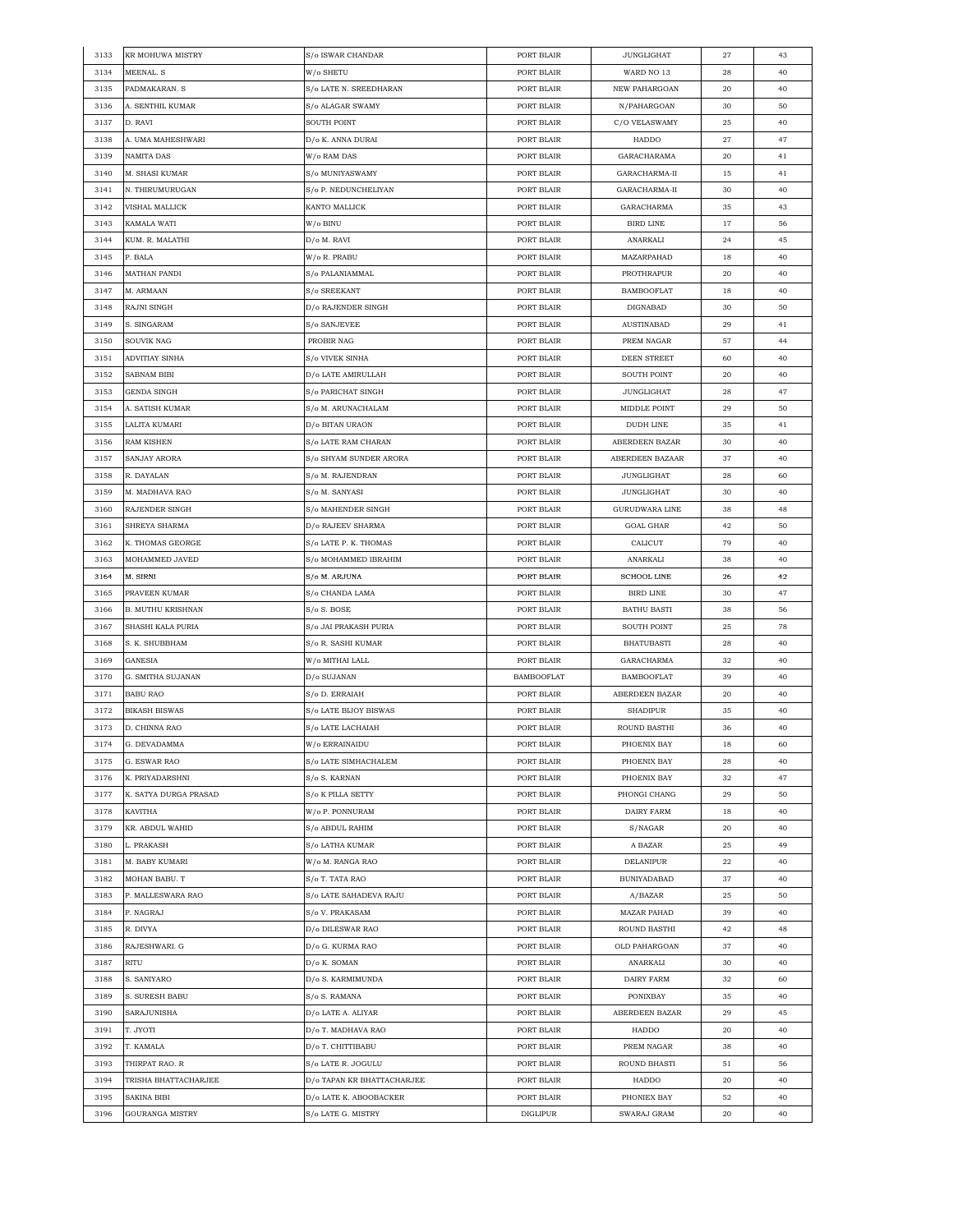| 3133 | KR MOHUWA MISTRY | S/o ISWAR CHANDAR | PORT BLAIR | JUNGLIGHAT | 27 | 43 |
|---|---|---|---|---|---|---|
| 3134 | MEENAL. S | W/o SHETU | PORT BLAIR | WARD NO 13 | 28 | 40 |
| 3135 | PADMAKARAN. S | S/o LATE N. SREEDHARAN | PORT BLAIR | NEW PAHARGOAN | 20 | 40 |
| 3136 | A. SENTHIL KUMAR | S/o ALAGAR SWAMY | PORT BLAIR | N/PAHARGOAN | 30 | 50 |
| 3137 | D. RAVI | SOUTH POINT | PORT BLAIR | C/O VELASWAMY | 25 | 40 |
| 3138 | A. UMA MAHESHWARI | D/o K. ANNA DURAI | PORT BLAIR | HADDO | 27 | 47 |
| 3139 | NAMITA DAS | W/o RAM DAS | PORT BLAIR | GARACHARAMA | 20 | 41 |
| 3140 | M. SHASI KUMAR | S/o MUNIYASWAMY | PORT BLAIR | GARACHARMA-II | 15 | 41 |
| 3141 | N. THIRUMURUGAN | S/o P. NEDUNCHELIYAN | PORT BLAIR | GARACHARMA-II | 30 | 40 |
| 3142 | VISHAL MALLICK | KANTO MALLICK | PORT BLAIR | GARACHARMA | 35 | 43 |
| 3143 | KAMALA WATI | W/o BINU | PORT BLAIR | BIRD LINE | 17 | 56 |
| 3144 | KUM. R. MALATHI | D/o M. RAVI | PORT BLAIR | ANARKALI | 24 | 45 |
| 3145 | P. BALA | W/o R. PRABU | PORT BLAIR | MAZARPAHAD | 18 | 40 |
| 3146 | MATHAN PANDI | S/o PALANIAMMAL | PORT BLAIR | PROTHRAPUR | 20 | 40 |
| 3147 | M. ARMAAN | S/o SREEKANT | PORT BLAIR | BAMBOOFLAT | 18 | 40 |
| 3148 | RAJNI SINGH | D/o RAJENDER SINGH | PORT BLAIR | DIGNABAD | 30 | 50 |
| 3149 | S. SINGARAM | S/o SANJEVEE | PORT BLAIR | AUSTINABAD | 29 | 41 |
| 3150 | SOUVIK NAG | PROBIR NAG | PORT BLAIR | PREM NAGAR | 57 | 44 |
| 3151 | ADVITIAY SINHA | S/o VIVEK SINHA | PORT BLAIR | DEEN STREET | 60 | 40 |
| 3152 | SABNAM BIBI | D/o LATE AMIRULLAH | PORT BLAIR | SOUTH POINT | 20 | 40 |
| 3153 | GENDA SINGH | S/o PARICHAT SINGH | PORT BLAIR | JUNGLIGHAT | 28 | 47 |
| 3154 | A. SATISH KUMAR | S/o M. ARUNACHALAM | PORT BLAIR | MIDDLE POINT | 29 | 50 |
| 3155 | LALITA KUMARI | D/o BITAN URAON | PORT BLAIR | DUDH LINE | 35 | 41 |
| 3156 | RAM KISHEN | S/o LATE RAM CHARAN | PORT BLAIR | ABERDEEN BAZAR | 30 | 40 |
| 3157 | SANJAY ARORA | S/o SHYAM SUNDER ARORA | PORT BLAIR | ABERDEEN BAZAAR | 37 | 40 |
| 3158 | R. DAYALAN | S/o M. RAJENDRAN | PORT BLAIR | JUNGLIGHAT | 28 | 60 |
| 3159 | M. MADHAVA RAO | S/o M. SANYASI | PORT BLAIR | JUNGLIGHAT | 30 | 40 |
| 3160 | RAJENDER SINGH | S/o MAHENDER SINGH | PORT BLAIR | GURUDWARA LINE | 38 | 48 |
| 3161 | SHREYA SHARMA | D/o RAJEEV SHARMA | PORT BLAIR | GOAL GHAR | 42 | 50 |
| 3162 | K. THOMAS GEORGE | S/o LATE P. K. THOMAS | PORT BLAIR | CALICUT | 79 | 40 |
| 3163 | MOHAMMED JAVED | S/o MOHAMMED IBRAHIM | PORT BLAIR | ANARKALI | 38 | 40 |
| 3164 | M. SIRNI | S/o M. ARJUNA | PORT BLAIR | SCHOOL LINE | 26 | 42 |
| 3165 | PRAVEEN KUMAR | S/o CHANDA LAMA | PORT BLAIR | BIRD LINE | 30 | 47 |
| 3166 | B. MUTHU KRISHNAN | S/o S. BOSE | PORT BLAIR | BATHU BASTI | 38 | 56 |
| 3167 | SHASHI KALA PURIA | S/o JAI PRAKASH PURIA | PORT BLAIR | SOUTH POINT | 25 | 78 |
| 3168 | S. K. SHUBBHAM | S/o R. SASHI KUMAR | PORT BLAIR | BHATUBASTI | 28 | 40 |
| 3169 | GANESIA | W/o MITHAI LALL | PORT BLAIR | GARACHARMA | 32 | 40 |
| 3170 | G. SMITHA SUJANAN | D/o SUJANAN | BAMBOOFLAT | BAMBOOFLAT | 39 | 40 |
| 3171 | BABU RAO | S/o D. ERRAIAH | PORT BLAIR | ABERDEEN BAZAR | 20 | 40 |
| 3172 | BIKASH BISWAS | S/o LATE BIJOY BISWAS | PORT BLAIR | SHADIPUR | 35 | 40 |
| 3173 | D. CHINNA RAO | S/o LATE LACHAIAH | PORT BLAIR | ROUND BASTHI | 36 | 40 |
| 3174 | G. DEVADAMMA | W/o ERRAINAIDU | PORT BLAIR | PHOENIX BAY | 18 | 60 |
| 3175 | G. ESWAR RAO | S/o LATE SIMHACHALEM | PORT BLAIR | PHOENIX BAY | 28 | 40 |
| 3176 | K. PRIYADARSHNI | S/o S. KARNAN | PORT BLAIR | PHOENIX BAY | 32 | 47 |
| 3177 | K. SATYA DURGA PRASAD | S/o K PILLA SETTY | PORT BLAIR | PHONGI CHANG | 29 | 50 |
| 3178 | KAVITHA | W/o P. PONNURAM | PORT BLAIR | DAIRY FARM | 18 | 40 |
| 3179 | KR. ABDUL WAHID | S/o ABDUL RAHIM | PORT BLAIR | S/NAGAR | 20 | 40 |
| 3180 | L. PRAKASH | S/o LATHA KUMAR | PORT BLAIR | A BAZAR | 25 | 49 |
| 3181 | M. BABY KUMARI | W/o M. RANGA RAO | PORT BLAIR | DELANIPUR | 22 | 40 |
| 3182 | MOHAN BABU. T | S/o T. TATA RAO | PORT BLAIR | BUNIYADABAD | 37 | 40 |
| 3183 | P. MALLESWARA RAO | S/o LATE SAHADEVA RAJU | PORT BLAIR | A/BAZAR | 25 | 50 |
| 3184 | P. NAGRAJ | S/o V. PRAKASAM | PORT BLAIR | MAZAR PAHAD | 39 | 40 |
| 3185 | R. DIVYA | D/o DILESWAR RAO | PORT BLAIR | ROUND BASTHI | 42 | 48 |
| 3186 | RAJESHWARI. G | D/o G. KURMA RAO | PORT BLAIR | OLD PAHARGOAN | 37 | 40 |
| 3187 | RITU | D/o K. SOMAN | PORT BLAIR | ANARKALI | 30 | 40 |
| 3188 | S. SANIYARO | D/o S. KARMIMUNDA | PORT BLAIR | DAIRY FARM | 32 | 60 |
| 3189 | S. SURESH BABU | S/o S. RAMANA | PORT BLAIR | PONIXBAY | 35 | 40 |
| 3190 | SARAJUNISHA | D/o LATE A. ALIYAR | PORT BLAIR | ABERDEEN BAZAR | 29 | 45 |
| 3191 | T. JYOTI | D/o T. MADHAVA RAO | PORT BLAIR | HADDO | 20 | 40 |
| 3192 | T. KAMALA | D/o T. CHITTIBABU | PORT BLAIR | PREM NAGAR | 38 | 40 |
| 3193 | THIRPAT RAO. R | S/o LATE R. JOGULU | PORT BLAIR | ROUND BHASTI | 51 | 56 |
| 3194 | TRISHA BHATTACHARJEE | D/o TAPAN KR BHATTACHARJEE | PORT BLAIR | HADDO | 20 | 40 |
| 3195 | SAKINA BIBI | D/o LATE K. ABOOBACKER | PORT BLAIR | PHONIEX BAY | 52 | 40 |
| 3196 | GOURANGA MISTRY | S/o LATE G. MISTRY | DIGLIPUR | SWARAJ GRAM | 20 | 40 |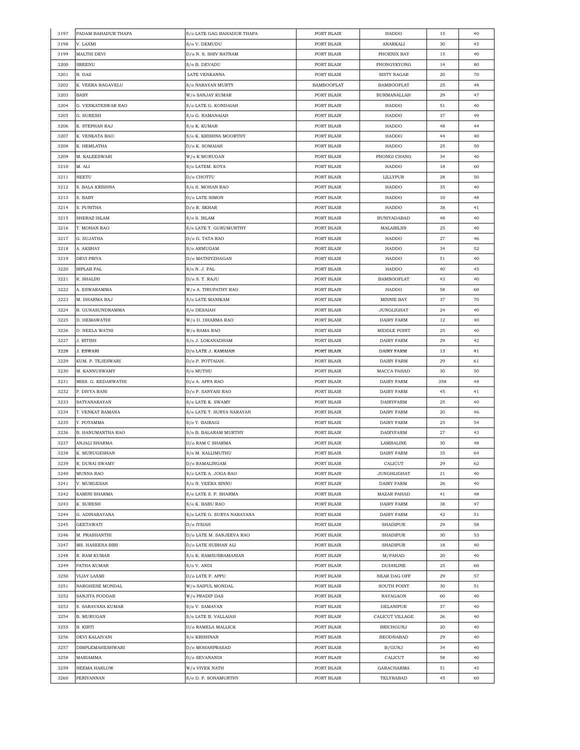| 3197 | PADAM BAHADUR THAPA | S/o LATE GAG BAHADUR THAPA | PORT BLAIR | HADDO | 15 | 40 |
|---|---|---|---|---|---|---|
| 3198 | V. LAXMI | S/o V. DEMUDU | PORT BLAIR | ANARKALI | 30 | 45 |
| 3199 | MALTHI DEVI | D/o N. S. SHIV RATNAM | PORT BLAIR | PHOENIX BAY | 15 | 40 |
| 3200 | SREENU | S/o B. DEVADU | PORT BLAIR | PHONGYKYONG | 14 | 80 |
| 3201 | B. DAS | LATE VENKANNA | PORT BLAIR | SISTY NAGAR | 20 | 70 |
| 3202 | K. VEERA RAGAVELU | S/o NARAYAN MURTY | BAMBOOFLAT | BAMBOOFLAT | 25 | 48 |
| 3203 | BABY | W/o SANJAY KUMAR | PORT BLAIR | BURMANALLAH | 29 | 47 |
| 3204 | G. VENKATESWAR RAO | S/o LATE G. KONDAIAH | PORT BLAIR | HADDO | 51 | 40 |
| 3205 | G. SURESH | S/o G. RAMANAIAH | PORT BLAIR | HADDO | 37 | 49 |
| 3206 | K. STEPHAN RAJ | S/o K. KUMAR | PORT BLAIR | HADDO | 48 | 44 |
| 3207 | K. VENKATA RAO | S/o K. KRISHNA MOORTHY | PORT BLAIR | HADDO | 44 | 40 |
| 3208 | K. HEMLATHA | D/o K. SOMAIAH | PORT BLAIR | HADDO | 25 | 50 |
| 3209 | M. KALEESWARI | W/o K MURUGAN | PORT BLAIR | PHONGI CHANG | 34 | 40 |
| 3210 | M. ALI | S/o LATEM. KOYA | PORT BLAIR | HADDO | 18 | 60 |
| 3211 | NEETU | D/o CHOTTU | PORT BLAIR | LILLYPUR | 28 | 50 |
| 3212 | S. BALA KRISHNA | S/o S. MOHAN RAO | PORT BLAIR | HADDO | 35 | 40 |
| 3213 | S. BABY | D/o LATE SIMON | PORT BLAIR | HADDO | 10 | 48 |
| 3214 | S. PUNITHA | D/o R. SKHAR | PORT BLAIR | HADDO | 38 | 41 |
| 3215 | SHERAZ ISLAM | S/o S. ISLAM | PORT BLAIR | BUNIYADABAD | 48 | 40 |
| 3216 | T. MOHAN RAO | S/o LATE T. GURUMURTHY | PORT BLAIR | MALAIBIJIN | 25 | 40 |
| 3217 | G. SUJATHA | D/o G. TATA RAO | PORT BLAIR | HADDO | 27 | 46 |
| 3218 | A. AKSHAY | S/o ARMUGAM | PORT BLAIR | HADDO | 34 | 52 |
| 3219 | DEVI PRIYA | D/o MATHIYZHAGAN | PORT BLAIR | HADDO | 51 | 40 |
| 3220 | BIPLAB PAL | S/o N. J. PAL | PORT BLAIR | HADDO | 40 | 45 |
| 3221 | R. SHALINI | D/o S. T. RAJU | PORT BLAIR | BAMBOOFLAT | 43 | 40 |
| 3222 | A. ESWARAMMA | W/o A. TIRUPATHY RAO | PORT BLAIR | HADDO | 58 | 60 |
| 3223 | M. DHARMA RAJ | S/o LATE MANIKAM | PORT BLAIR | MINNIE BAY | 37 | 70 |
| 3224 | B. GUNASUNDRAMMA | S/o DESAIAH | PORT BLAIR | JUNGLIGHAT | 24 | 40 |
| 3225 | D. HEMAWATHI | W/o D. DHARMA RAO | PORT BLAIR | DAIRY FARM | 12 | 40 |
| 3226 | D. NEELA WATHI | W/o RAMA RAO | PORT BLAIR | MIDDLE POINT | 25 | 40 |
| 3227 | J. RITISH | S/o J. LOKANADHAM | PORT BLAIR | DAIRY FARM | 29 | 42 |
| 3228 | J. ESWARI | D/o LATE J. KAMAIAH | PORT BLAIR | DAIRY FARM | 13 | 41 |
| 3229 | KUM. P. TEJESWARI | D/o P. POTTAIAH. | PORT BLAIR | DAIRY FARM | 29 | 61 |
| 3230 | M. KANNUSWAMY | S/o MUTHU | PORT BLAIR | MACCA PAHAD | 30 | 50 |
| 3231 | MISS. G. KEDARWATHI | D/o A. APPA RAO | PORT BLAIR | DAIRY FARM | 358 | 48 |
| 3232 | P. DIVYA RANI | D/o P. SANYASI RAO | PORT BLAIR | DAIRY FARM | 45 | 41 |
| 3233 | SATYANARAYAN | S/o LATE K. SWAMY | PORT BLAIR | DAIRYFARM | 25 | 40 |
| 3234 | T. VENKAT RAMANA | S/o LATE T. SURYA NARAYAN | PORT BLAIR | DAIRY FARM | 20 | 46 |
| 3235 | Y. POTAMMA | S/o Y. BAIRAGI | PORT BLAIR | DAIRY FARM | 25 | 54 |
| 3236 | B. HANUMANTHA RAO | S/o B. BALARAM MURTHY | PORT BLAIR | DAIRYFARM | 27 | 43 |
| 3237 | ANJALI SHARMA | D/o RAM C SHARMA | PORT BLAIR | LAMBALINE | 30 | 48 |
| 3238 | K. MURUGESHAN | S/o M. KALLIMUTHU | PORT BLAIR | DAIRY FARM | 35 | 64 |
| 3239 | R. DURAI SWAMY | D/o RAMALINGAM | PORT BLAIR | CALICUT | 29 | 62 |
| 3240 | MUNNA RAO | S/o LATE A. JOGA RAO | PORT BLAIR | JUNGHLIGHAT | 21 | 40 |
| 3241 | V. MURGESAN | S/o N. VEERA SINNU | PORT BLAIR | DAIRY FARM | 26 | 40 |
| 3242 | KAMINI SHARMA | S/o LATE S. P. SHARMA | PORT BLAIR | MAZAR PAHAD | 41 | 48 |
| 3243 | K. SURESH | S/o K. BABU RAO | PORT BLAIR | DAIRY FARM | 38 | 47 |
| 3244 | G. ADINARAYANA | S/o LATE G. SURYA NARAYANA | PORT BLAIR | DAIRY FARM | 42 | 51 |
| 3245 | GEETAWATI | D/o IYSIAH | PORT BLAIR | SHADIPUR | 29 | 58 |
| 3246 | M. PRASHANTHI | D/o LATE M. SANJEEVA RAO | PORT BLAIR | SHADIPUR | 30 | 53 |
| 3247 | MS. HASEENA BIBI | D/o LATE SUBHAN ALI | PORT BLAIR | SHADIPUR | 18 | 40 |
| 3248 | R. RAM KUMAR | S/o K. RAMSUBRAMANIAN | PORT BLAIR | M/PAHAD | 20 | 40 |
| 3249 | PATHA KUMAR | S/o V. ANDI | PORT BLAIR | DUDHLINE | 25 | 60 |
| 3250 | VIJAY LAXMI | D/o LATE P. APPU | PORT BLAIR | NEAR DAG OFF | 29 | 57 |
| 3251 | NARGHESE MONDAL | W/o SAIFUL MONDAL | PORT BLAIR | SOUTH POINT | 30 | 51 |
| 3252 | SANJITA PODDAR | W/o PRADIP DAS | PORT BLAIR | NAYAGAON | 60 | 40 |
| 3253 | S. SARAVANA KUMAR | S/o V. SAMAYAN | PORT BLAIR | DELANIPUR | 37 | 40 |
| 3254 | B. MURUGAN | S/o LATE B. VALLAIAH | PORT BLAIR | CALICUT VILLAGE | 26 | 40 |
| 3255 | B. KIRTI | D/o RAMELA MALLICK | PORT BLAIR | BRICHGUNJ | 20 | 40 |
| 3256 | DEVI KALAIVANI | S/o KRISHNAN | PORT BLAIR | BEODNABAD | 29 | 40 |
| 3257 | DIMPLEMAHESHWARI | D/o MOHANPRASAD | PORT BLAIR | B/GUNJ | 34 | 40 |
| 3258 | MARIAMMA | D/o SEVANANDI | PORT BLAIR | CALICUT | 58 | 40 |
| 3259 | NEEMA HARLOW | W/o VIVEK NATH | PORT BLAIR | GARACHARMA | 51 | 45 |
| 3260 | PERIYANNAN | S/o D. P. SONAMURTHY | PORT BLAIR | TELYRABAD | 45 | 60 |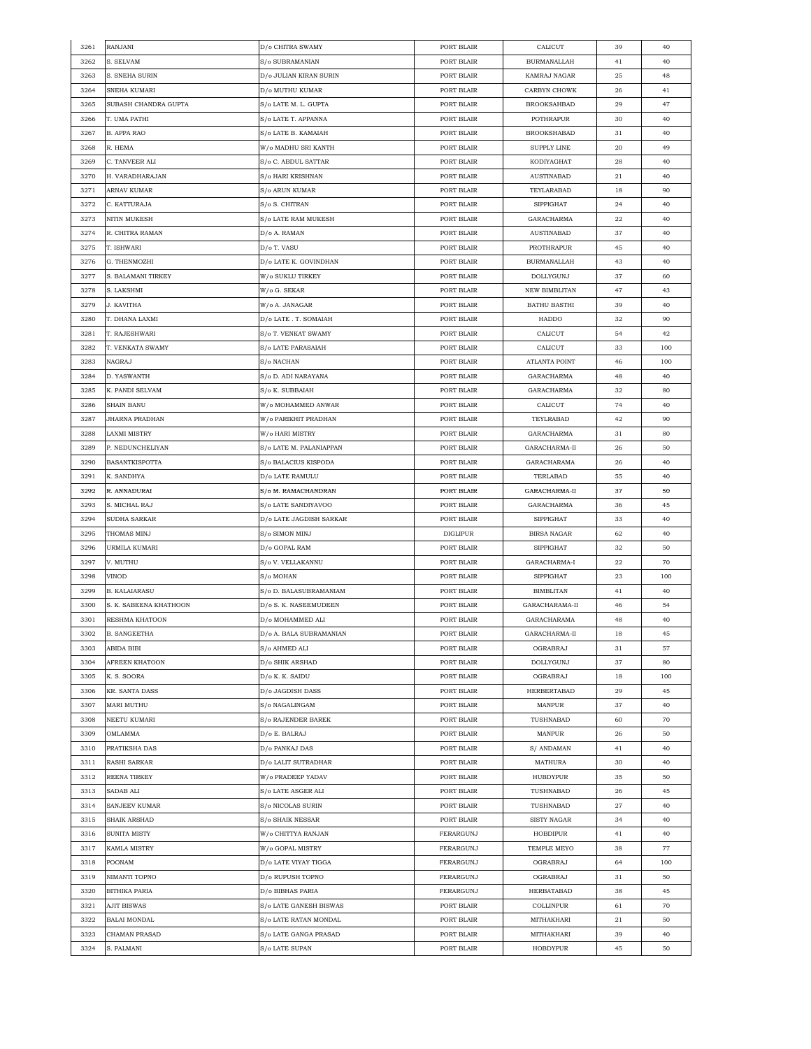| 3261 | RANJANI | D/o CHITRA SWAMY | PORT BLAIR | CALICUT | 39 | 40 |
|---|---|---|---|---|---|---|
| 3262 | S. SELVAM | S/o SUBRAMANIAN | PORT BLAIR | BURMANALLAH | 41 | 40 |
| 3263 | S. SNEHA SURIN | D/o JULIAN KIRAN SURIN | PORT BLAIR | KAMRAJ NAGAR | 25 | 48 |
| 3264 | SNEHA KUMARI | D/o MUTHU KUMAR | PORT BLAIR | CARBYN CHOWK | 26 | 41 |
| 3265 | SUBASH CHANDRA GUPTA | S/o LATE M. L. GUPTA | PORT BLAIR | BROOKSAHBAD | 29 | 47 |
| 3266 | T. UMA PATHI | S/o LATE T. APPANNA | PORT BLAIR | POTHRAPUR | 30 | 40 |
| 3267 | B. APPA RAO | S/o LATE B. KAMAIAH | PORT BLAIR | BROOKSHABAD | 31 | 40 |
| 3268 | R. HEMA | W/o MADHU SRI KANTH | PORT BLAIR | SUPPLY LINE | 20 | 49 |
| 3269 | C. TANVEER ALI | S/o C. ABDUL SATTAR | PORT BLAIR | KODIYAGHAT | 28 | 40 |
| 3270 | H. VARADHARAJAN | S/o HARI KRISHNAN | PORT BLAIR | AUSTINABAD | 21 | 40 |
| 3271 | ARNAV KUMAR | S/o ARUN KUMAR | PORT BLAIR | TEYLARABAD | 18 | 90 |
| 3272 | C. KATTURAJA | S/o S. CHITRAN | PORT BLAIR | SIPPIGHAT | 24 | 40 |
| 3273 | NITIN MUKESH | S/o LATE RAM MUKESH | PORT BLAIR | GARACHARMA | 22 | 40 |
| 3274 | R. CHITRA RAMAN | D/o A. RAMAN | PORT BLAIR | AUSTINABAD | 37 | 40 |
| 3275 | T. ISHWARI | D/o T. VASU | PORT BLAIR | PROTHRAPUR | 45 | 40 |
| 3276 | G. THENMOZHI | D/o LATE K. GOVINDHAN | PORT BLAIR | BURMANALLAH | 43 | 40 |
| 3277 | S. BALAMANI TIRKEY | W/o SUKLU TIRKEY | PORT BLAIR | DOLLYGUNJ | 37 | 60 |
| 3278 | S. LAKSHMI | W/o G. SEKAR | PORT BLAIR | NEW BIMBLITAN | 47 | 43 |
| 3279 | J. KAVITHA | W/o A. JANAGAR | PORT BLAIR | BATHU BASTHI | 39 | 40 |
| 3280 | T. DHANA LAXMI | D/o LATE . T. SOMAIAH | PORT BLAIR | HADDO | 32 | 90 |
| 3281 | T. RAJESHWARI | S/o T. VENKAT SWAMY | PORT BLAIR | CALICUT | 54 | 42 |
| 3282 | T. VENKATA SWAMY | S/o LATE PARASAIAH | PORT BLAIR | CALICUT | 33 | 100 |
| 3283 | NAGRAJ | S/o NACHAN | PORT BLAIR | ATLANTA POINT | 46 | 100 |
| 3284 | D. YASWANTH | S/o D. ADI NARAYANA | PORT BLAIR | GARACHARMA | 48 | 40 |
| 3285 | K. PANDI SELVAM | S/o K. SUBBAIAH | PORT BLAIR | GARACHARMA | 32 | 80 |
| 3286 | SHAIN BANU | W/o MOHAMMED ANWAR | PORT BLAIR | CALICUT | 74 | 40 |
| 3287 | JHARNA PRADHAN | W/o PARIKHIT PRADHAN | PORT BLAIR | TEYLRABAD | 42 | 90 |
| 3288 | LAXMI MISTRY | W/o HARI MISTRY | PORT BLAIR | GARACHARMA | 31 | 80 |
| 3289 | P. NEDUNCHELIYAN | S/o LATE M. PALANIAPPAN | PORT BLAIR | GARACHARMA-II | 26 | 50 |
| 3290 | BASANTKISPOTTA | S/o BALACIUS KISPODA | PORT BLAIR | GARACHARAMA | 26 | 40 |
| 3291 | K. SANDHYA | D/o LATE RAMULU | PORT BLAIR | TERLABAD | 55 | 40 |
| 3292 | R. ANNADURAI | S/o M. RAMACHANDRAN | PORT BLAIR | GARACHARMA-II | 37 | 50 |
| 3293 | S. MICHAL RAJ | S/o LATE SANDIYAVOO | PORT BLAIR | GARACHARMA | 36 | 45 |
| 3294 | SUDHA SARKAR | D/o LATE JAGDISH SARKAR | PORT BLAIR | SIPPIGHAT | 33 | 40 |
| 3295 | THOMAS MINJ | S/o SIMON MINJ | DIGLIPUR | BIRSA NAGAR | 62 | 40 |
| 3296 | URMILA KUMARI | D/o GOPAL RAM | PORT BLAIR | SIPPIGHAT | 32 | 50 |
| 3297 | V. MUTHU | S/o V. VELLAKANNU | PORT BLAIR | GARACHARMA-I | 22 | 70 |
| 3298 | VINOD | S/o MOHAN | PORT BLAIR | SIPPIGHAT | 23 | 100 |
| 3299 | B. KALAIARASU | S/o D. BALASUBRAMANIAM | PORT BLAIR | BIMBLITAN | 41 | 40 |
| 3300 | S. K. SABEENA KHATHOON | D/o S. K. NASEEMUDEEN | PORT BLAIR | GARACHARAMA-II | 46 | 54 |
| 3301 | RESHMA KHATOON | D/o MOHAMMED ALI | PORT BLAIR | GARACHARAMA | 48 | 40 |
| 3302 | B. SANGEETHA | D/o A. BALA SUBRAMANIAN | PORT BLAIR | GARACHARMA-II | 18 | 45 |
| 3303 | ABIDA BIBI | S/o AHMED ALI | PORT BLAIR | OGRABRAJ | 31 | 57 |
| 3304 | AFREEN KHATOON | D/o SHIK ARSHAD | PORT BLAIR | DOLLYGUNJ | 37 | 80 |
| 3305 | K. S. SOORA | D/o K. K. SAIDU | PORT BLAIR | OGRABRAJ | 18 | 100 |
| 3306 | KR. SANTA DASS | D/o JAGDISH DASS | PORT BLAIR | HERBERTABAD | 29 | 45 |
| 3307 | MARI MUTHU | S/o NAGALINGAM | PORT BLAIR | MANPUR | 37 | 40 |
| 3308 | NEETU KUMARI | S/o RAJENDER BAREK | PORT BLAIR | TUSHNABAD | 60 | 70 |
| 3309 | OMLAMMA | D/o E. BALRAJ | PORT BLAIR | MANPUR | 26 | 50 |
| 3310 | PRATIKSHA DAS | D/o PANKAJ DAS | PORT BLAIR | S/ ANDAMAN | 41 | 40 |
| 3311 | RASHI SARKAR | D/o LALIT SUTRADHAR | PORT BLAIR | MATHURA | 30 | 40 |
| 3312 | REENA TIRKEY | W/o PRADEEP YADAV | PORT BLAIR | HUBDYPUR | 35 | 50 |
| 3313 | SADAB ALI | S/o LATE ASGER ALI | PORT BLAIR | TUSHNABAD | 26 | 45 |
| 3314 | SANJEEV KUMAR | S/o NICOLAS SURIN | PORT BLAIR | TUSHNABAD | 27 | 40 |
| 3315 | SHAIK ARSHAD | S/o SHAIK NESSAR | PORT BLAIR | SISTY NAGAR | 34 | 40 |
| 3316 | SUNITA MISTY | W/o CHITTYA RANJAN | FERARGUNJ | HOBDIPUR | 41 | 40 |
| 3317 | KAMLA MISTRY | W/o GOPAL MISTRY | FERARGUNJ | TEMPLE MEYO | 38 | 77 |
| 3318 | POONAM | D/o LATE VIYAY TIGGA | FERARGUNJ | OGRABRAJ | 64 | 100 |
| 3319 | NIMANTI TOPNO | D/o RUPUSH TOPNO | FERARGUNJ | OGRABRAJ | 31 | 50 |
| 3320 | BITHIKA PARIA | D/o BIBHAS PARIA | FERARGUNJ | HERBATABAD | 38 | 45 |
| 3321 | AJIT BISWAS | S/o LATE GANESH BISWAS | PORT BLAIR | COLLINPUR | 61 | 70 |
| 3322 | BALAI MONDAL | S/o LATE RATAN MONDAL | PORT BLAIR | MITHAKHARI | 21 | 50 |
| 3323 | CHAMAN PRASAD | S/o LATE GANGA PRASAD | PORT BLAIR | MITHAKHARI | 39 | 40 |
| 3324 | S. PALMANI | S/o LATE SUPAN | PORT BLAIR | HOBDYPUR | 45 | 50 |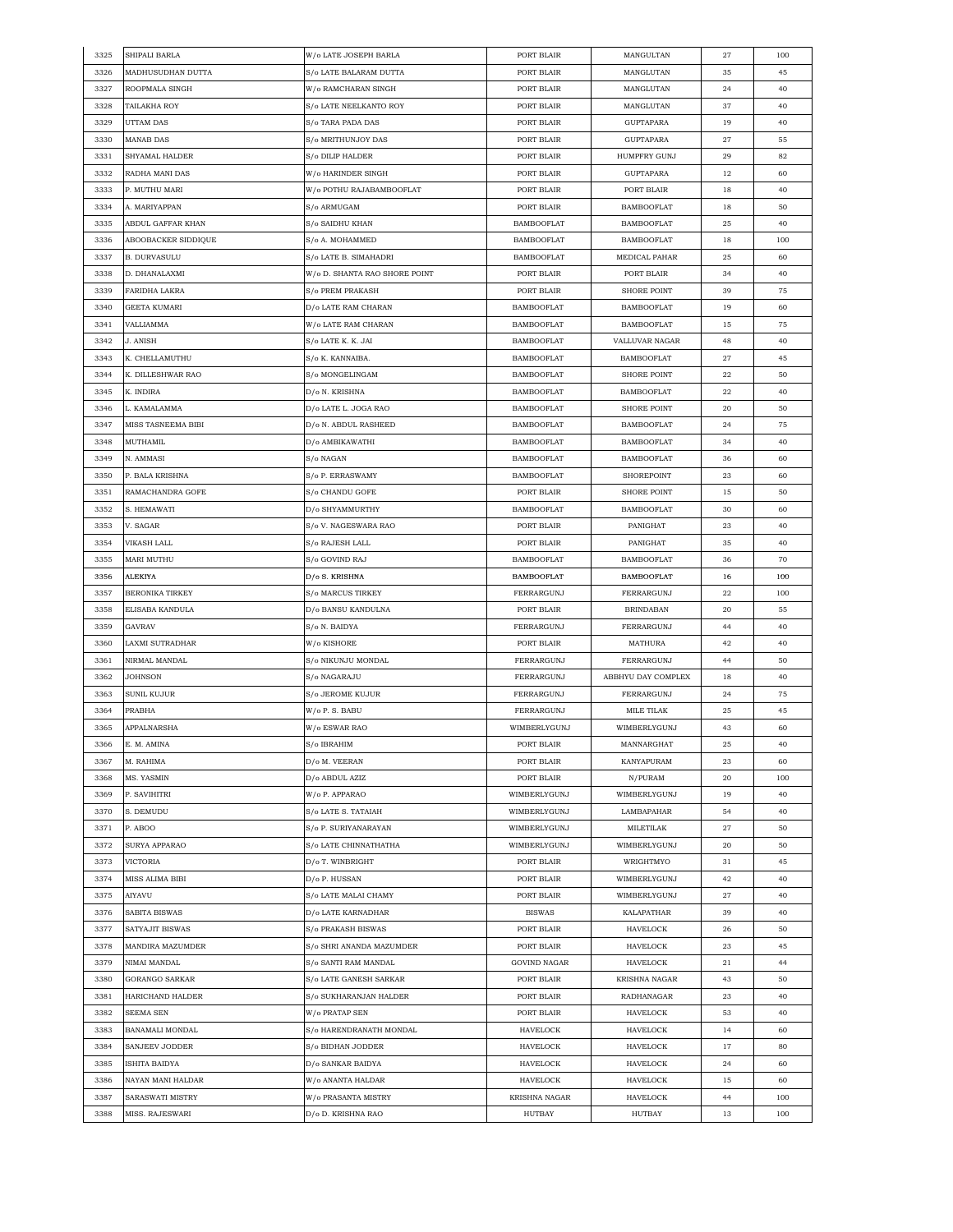| 3325 | SHIPALI BARLA | W/o LATE JOSEPH BARLA | PORT BLAIR | MANGULTAN | 27 | 100 |
|---|---|---|---|---|---|---|
| 3326 | MADHUSUDHAN DUTTA | S/o LATE BALARAM DUTTA | PORT BLAIR | MANGLUTAN | 35 | 45 |
| 3327 | ROOPMALA SINGH | W/o RAMCHARAN SINGH | PORT BLAIR | MANGLUTAN | 24 | 40 |
| 3328 | TAILAKHA ROY | S/o LATE NEELKANTO ROY | PORT BLAIR | MANGLUTAN | 37 | 40 |
| 3329 | UTTAM DAS | S/o TARA PADA DAS | PORT BLAIR | GUPTAPARA | 19 | 40 |
| 3330 | MANAB DAS | S/o MRITHUNJOY DAS | PORT BLAIR | GUPTAPARA | 27 | 55 |
| 3331 | SHYAMAL HALDER | S/o DILIP HALDER | PORT BLAIR | HUMPFRY GUNJ | 29 | 82 |
| 3332 | RADHA MANI DAS | W/o HARINDER SINGH | PORT BLAIR | GUPTAPARA | 12 | 60 |
| 3333 | P. MUTHU MARI | W/o POTHU RAJABAMBOOFLAT | PORT BLAIR | PORT BLAIR | 18 | 40 |
| 3334 | A. MARIYAPPAN | S/o ARMUGAM | PORT BLAIR | BAMBOOFLAT | 18 | 50 |
| 3335 | ABDUL GAFFAR KHAN | S/o SAIDHU KHAN | BAMBOOFLAT | BAMBOOFLAT | 25 | 40 |
| 3336 | ABOOBACKER SIDDIQUE | S/o A. MOHAMMED | BAMBOOFLAT | BAMBOOFLAT | 18 | 100 |
| 3337 | B. DURVASULU | S/o LATE B. SIMAHADRI | BAMBOOFLAT | MEDICAL PAHAR | 25 | 60 |
| 3338 | D. DHANALAXMI | W/o D. SHANTA RAO SHORE POINT | PORT BLAIR | PORT BLAIR | 34 | 40 |
| 3339 | FARIDHA LAKRA | S/o PREM PRAKASH | PORT BLAIR | SHORE POINT | 39 | 75 |
| 3340 | GEETA KUMARI | D/o LATE RAM CHARAN | BAMBOOFLAT | BAMBOOFLAT | 19 | 60 |
| 3341 | VALLIAMMA | W/o LATE RAM CHARAN | BAMBOOFLAT | BAMBOOFLAT | 15 | 75 |
| 3342 | J. ANISH | S/o LATE K. K. JAI | BAMBOOFLAT | VALLUVAR NAGAR | 48 | 40 |
| 3343 | K. CHELLAMUTHU | S/o K. KANNAIBA. | BAMBOOFLAT | BAMBOOFLAT | 27 | 45 |
| 3344 | K. DILLESHWAR RAO | S/o MONGELINGAM | BAMBOOFLAT | SHORE POINT | 22 | 50 |
| 3345 | K. INDIRA | D/o N. KRISHNA | BAMBOOFLAT | BAMBOOFLAT | 22 | 40 |
| 3346 | L. KAMALAMMA | D/o LATE L. JOGA RAO | BAMBOOFLAT | SHORE POINT | 20 | 50 |
| 3347 | MISS TASNEEMA BIBI | D/o N. ABDUL RASHEED | BAMBOOFLAT | BAMBOOFLAT | 24 | 75 |
| 3348 | MUTHAMIL | D/o AMBIKAWATHI | BAMBOOFLAT | BAMBOOFLAT | 34 | 40 |
| 3349 | N. AMMASI | S/o NAGAN | BAMBOOFLAT | BAMBOOFLAT | 36 | 60 |
| 3350 | P. BALA KRISHNA | S/o P. ERRASWAMY | BAMBOOFLAT | SHOREPOINT | 23 | 60 |
| 3351 | RAMACHANDRA GOFE | S/o CHANDU GOFE | PORT BLAIR | SHORE POINT | 15 | 50 |
| 3352 | S. HEMAWATI | D/o SHYAMMURTHY | BAMBOOFLAT | BAMBOOFLAT | 30 | 60 |
| 3353 | V. SAGAR | S/o V. NAGESWARA RAO | PORT BLAIR | PANIGHAT | 23 | 40 |
| 3354 | VIKASH LALL | S/o RAJESH LALL | PORT BLAIR | PANIGHAT | 35 | 40 |
| 3355 | MARI MUTHU | S/o GOVIND RAJ | BAMBOOFLAT | BAMBOOFLAT | 36 | 70 |
| 3356 | ALEKIYA | D/o S. KRISHNA | BAMBOOFLAT | BAMBOOFLAT | 16 | 100 |
| 3357 | BERONIKA TIRKEY | S/o MARCUS TIRKEY | FERRARGUNJ | FERRARGUNJ | 22 | 100 |
| 3358 | ELISABA KANDULA | D/o BANSU KANDULNA | PORT BLAIR | BRINDABAN | 20 | 55 |
| 3359 | GAVRAV | S/o N. BAIDYA | FERRARGUNJ | FERRARGUNJ | 44 | 40 |
| 3360 | LAXMI SUTRADHAR | W/o KISHORE | PORT BLAIR | MATHURA | 42 | 40 |
| 3361 | NIRMAL MANDAL | S/o NIKUNJU MONDAL | FERRARGUNJ | FERRARGUNJ | 44 | 50 |
| 3362 | JOHNSON | S/o NAGARAJU | FERRARGUNJ | ABBHYU DAY COMPLEX | 18 | 40 |
| 3363 | SUNIL KUJUR | S/o JEROME KUJUR | FERRARGUNJ | FERRARGUNJ | 24 | 75 |
| 3364 | PRABHA | W/o P. S. BABU | FERRARGUNJ | MILE TILAK | 25 | 45 |
| 3365 | APPALNARSHA | W/o ESWAR RAO | WIMBERLYGUNJ | WIMBERLYGUNJ | 43 | 60 |
| 3366 | E. M. AMINA | S/o IBRAHIM | PORT BLAIR | MANNARGHAT | 25 | 40 |
| 3367 | M. RAHIMA | D/o M. VEERAN | PORT BLAIR | KANYAPURAM | 23 | 60 |
| 3368 | MS. YASMIN | D/o ABDUL AZIZ | PORT BLAIR | N/PURAM | 20 | 100 |
| 3369 | P. SAVIHITRI | W/o P. APPARAO | WIMBERLYGUNJ | WIMBERLYGUNJ | 19 | 40 |
| 3370 | S. DEMUDU | S/o LATE S. TATAIAH | WIMBERLYGUNJ | LAMBAPAHAR | 54 | 40 |
| 3371 | P. ABOO | S/o P. SURIYANARAYAN | WIMBERLYGUNJ | MILETILAK | 27 | 50 |
| 3372 | SURYA APPARAO | S/o LATE CHINNATHATHA | WIMBERLYGUNJ | WIMBERLYGUNJ | 20 | 50 |
| 3373 | VICTORIA | D/o T. WINBRIGHT | PORT BLAIR | WRIGHTMYO | 31 | 45 |
| 3374 | MISS ALIMA BIBI | D/o P. HUSSAN | PORT BLAIR | WIMBERLYGUNJ | 42 | 40 |
| 3375 | AIYAVU | S/o LATE MALAI CHAMY | PORT BLAIR | WIMBERLYGUNJ | 27 | 40 |
| 3376 | SABITA BISWAS | D/o LATE KARNADHAR | BISWAS | KALAPATHAR | 39 | 40 |
| 3377 | SATYAJIT BISWAS | S/o PRAKASH BISWAS | PORT BLAIR | HAVELOCK | 26 | 50 |
| 3378 | MANDIRA MAZUMDER | S/o SHRI ANANDA MAZUMDER | PORT BLAIR | HAVELOCK | 23 | 45 |
| 3379 | NIMAI MANDAL | S/o SANTI RAM MANDAL | GOVIND NAGAR | HAVELOCK | 21 | 44 |
| 3380 | GORANGO SARKAR | S/o LATE GANESH SARKAR | PORT BLAIR | KRISHNA NAGAR | 43 | 50 |
| 3381 | HARICHAND HALDER | S/o SUKHARANJAN HALDER | PORT BLAIR | RADHANAGAR | 23 | 40 |
| 3382 | SEEMA SEN | W/o PRATAP SEN | PORT BLAIR | HAVELOCK | 53 | 40 |
| 3383 | BANAMALI MONDAL | S/o HARENDRANATH MONDAL | HAVELOCK | HAVELOCK | 14 | 60 |
| 3384 | SANJEEV JODDER | S/o BIDHAN JODDER | HAVELOCK | HAVELOCK | 17 | 80 |
| 3385 | ISHITA BAIDYA | D/o SANKAR BAIDYA | HAVELOCK | HAVELOCK | 24 | 60 |
| 3386 | NAYAN MANI HALDAR | W/o ANANTA HALDAR | HAVELOCK | HAVELOCK | 15 | 60 |
| 3387 | SARASWATI MISTRY | W/o PRASANTA MISTRY | KRISHNA NAGAR | HAVELOCK | 44 | 100 |
| 3388 | MISS. RAJESWARI | D/o D. KRISHNA RAO | HUTBAY | HUTBAY | 13 | 100 |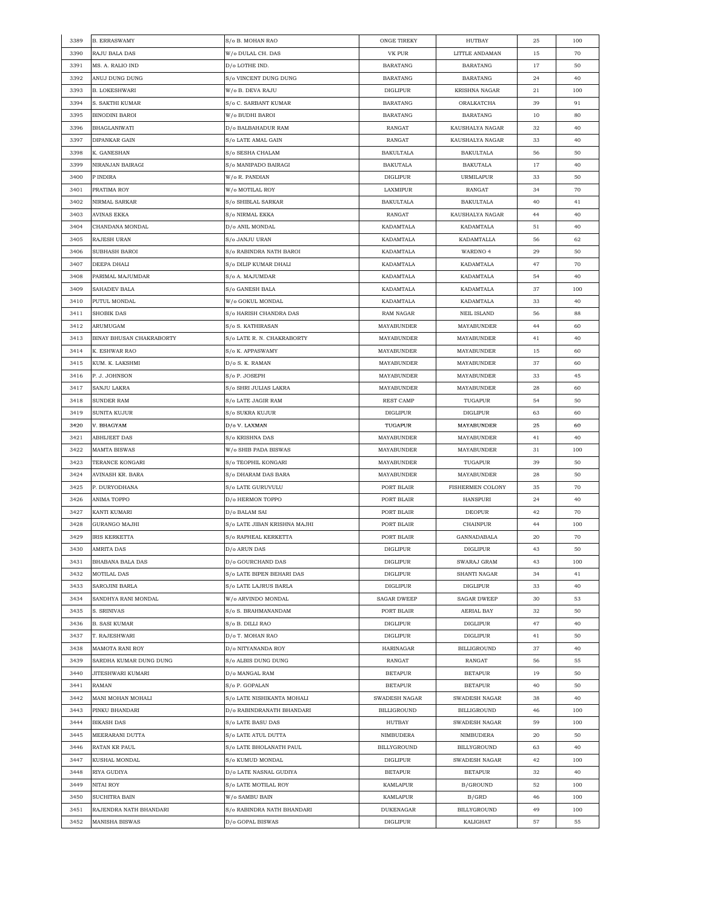| | | | | | | |
|---|---|---|---|---|---|---|
| 3389 | B. ERRASWAMY | S/o B. MOHAN RAO | ONGE TIREKY | HUTBAY | 25 | 100 |
| 3390 | RAJU BALA DAS | W/o DULAL CH. DAS | VK PUR | LITTLE ANDAMAN | 15 | 70 |
| 3391 | MS. A. RALIO IND | D/o LOTHE IND. | BARATANG | BARATANG | 17 | 50 |
| 3392 | ANUJ DUNG DUNG | S/o VINCENT DUNG DUNG | BARATANG | BARATANG | 24 | 40 |
| 3393 | B. LOKESHWARI | W/o B. DEVA RAJU | DIGLIPUR | KRISHNA NAGAR | 21 | 100 |
| 3394 | S. SAKTHI KUMAR | S/o C. SARBANT KUMAR | BARATANG | ORALKATCHA | 39 | 91 |
| 3395 | BINODINI BAROI | W/o BUDHI BAROI | BARATANG | BARATANG | 10 | 80 |
| 3396 | BHAGLANIWATI | D/o BALBAHADUR RAM | RANGAT | KAUSHALYA NAGAR | 32 | 40 |
| 3397 | DIPANKAR GAIN | S/o LATE AMAL GAIN | RANGAT | KAUSHALYA NAGAR | 33 | 40 |
| 3398 | K. GANESHAN | S/o SESHA CHALAM | BAKULTALA | BAKULTALA | 56 | 50 |
| 3399 | NIRANJAN BAIRAGI | S/o MANIPADO BAIRAGI | BAKUTALA | BAKUTALA | 17 | 40 |
| 3400 | P INDIRA | W/o R. PANDIAN | DIGLIPUR | URMILAPUR | 33 | 50 |
| 3401 | PRATIMA ROY | W/o MOTILAL ROY | LAXMIPUR | RANGAT | 34 | 70 |
| 3402 | NIRMAL SARKAR | S/o SHIBLAL SARKAR | BAKULTALA | BAKULTALA | 40 | 41 |
| 3403 | AVINAS EKKA | S/o NIRMAL EKKA | RANGAT | KAUSHALYA NAGAR | 44 | 40 |
| 3404 | CHANDANA MONDAL | D/o ANIL MONDAL | KADAMTALA | KADAMTALA | 51 | 40 |
| 3405 | RAJESH URAN | S/o JANJU URAN | KADAMTALA | KADAMTALLA | 56 | 62 |
| 3406 | SUBHASH BAROI | S/o RABINDRA NATH BAROI | KADAMTALA | WARDNO 4 | 29 | 50 |
| 3407 | DEEPA DHALI | S/o DILIP KUMAR DHALI | KADAMTALA | KADAMTALA | 47 | 70 |
| 3408 | PARIMAL MAJUMDAR | S/o A. MAJUMDAR | KADAMTALA | KADAMTALA | 54 | 40 |
| 3409 | SAHADEV BALA | S/o GANESH BALA | KADAMTALA | KADAMTALA | 37 | 100 |
| 3410 | PUTUL MONDAL | W/o GOKUL MONDAL | KADAMTALA | KADAMTALA | 33 | 40 |
| 3411 | SHOBIK DAS | S/o HARISH CHANDRA DAS | RAM NAGAR | NEIL ISLAND | 56 | 88 |
| 3412 | ARUMUGAM | S/o S. KATHIRASAN | MAYABUNDER | MAYABUNDER | 44 | 60 |
| 3413 | BINAY BHUSAN CHAKRABORTY | S/o LATE R. N. CHAKRABORTY | MAYABUNDER | MAYABUNDER | 41 | 40 |
| 3414 | K. ESHWAR RAO | S/o K. APPASWAMY | MAYABUNDER | MAYABUNDER | 15 | 60 |
| 3415 | KUM. K. LAKSHMI | D/o S. K. RAMAN | MAYABUNDER | MAYABUNDER | 37 | 60 |
| 3416 | P. J. JOHNSON | S/o P. JOSEPH | MAYABUNDER | MAYABUNDER | 33 | 45 |
| 3417 | SANJU LAKRA | S/o SHRI JULIAS LAKRA | MAYABUNDER | MAYABUNDER | 28 | 60 |
| 3418 | SUNDER RAM | S/o LATE JAGIR RAM | REST CAMP | TUGAPUR | 54 | 50 |
| 3419 | SUNITA KUJUR | S/o SUKRA KUJUR | DIGLIPUR | DIGLIPUR | 63 | 60 |
| 3420 | V. BHAGYAM | D/o V. LAXMAN | TUGAPUR | MAYABUNDER | 25 | 60 |
| 3421 | ABHIJEET DAS | S/o KRISHNA DAS | MAYABUNDER | MAYABUNDER | 41 | 40 |
| 3422 | MAMTA BISWAS | W/o SHIB PADA BISWAS | MAYABUNDER | MAYABUNDER | 31 | 100 |
| 3423 | TERANCE KONGARI | S/o TEOPHIL KONGARI | MAYABUNDER | TUGAPUR | 39 | 50 |
| 3424 | AVINASH KR. BARA | S/o DHARAM DAS BARA | MAYABUNDER | MAYABUNDER | 28 | 50 |
| 3425 | P. DURYODHANA | S/o LATE GURUVULU | PORT BLAIR | FISHERMEN COLONY | 35 | 70 |
| 3426 | ANIMA TOPPO | D/o HERMON TOPPO | PORT BLAIR | HANSPURI | 24 | 40 |
| 3427 | KANTI KUMARI | D/o BALAM SAI | PORT BLAIR | DEOPUR | 42 | 70 |
| 3428 | GURANGO MAJHI | S/o LATE JIBAN KRISHNA MAJHI | PORT BLAIR | CHAINPUR | 44 | 100 |
| 3429 | IRIS KERKETTA | S/o RAPHEAL KERKETTA | PORT BLAIR | GANNADABALA | 20 | 70 |
| 3430 | AMRITA DAS | D/o ARUN DAS | DIGLIPUR | DIGLIPUR | 43 | 50 |
| 3431 | BHABANA BALA DAS | D/o GOURCHAND DAS | DIGLIPUR | SWARAJ GRAM | 43 | 100 |
| 3432 | MOTILAL DAS | S/o LATE BIPEN BEHARI DAS | DIGLIPUR | SHANTI NAGAR | 34 | 41 |
| 3433 | SAROJINI BARLA | S/o LATE LAJRUS BARLA | DIGLIPUR | DIGLIPUR | 33 | 40 |
| 3434 | SANDHYA RANI MONDAL | W/o ARVINDO MONDAL | SAGAR DWEEP | SAGAR DWEEP | 30 | 53 |
| 3435 | S. SRINIVAS | S/o S. BRAHMANANDAM | PORT BLAIR | AERIAL BAY | 32 | 50 |
| 3436 | B. SASI KUMAR | S/o B. DILLI RAO | DIGLIPUR | DIGLIPUR | 47 | 40 |
| 3437 | T. RAJESHWARI | D/o T. MOHAN RAO | DIGLIPUR | DIGLIPUR | 41 | 50 |
| 3438 | MAMOTA RANI ROY | D/o NITYANANDA ROY | HARINAGAR | BILLIGROUND | 37 | 40 |
| 3439 | SARDHA KUMAR DUNG DUNG | S/o ALBIS DUNG DUNG | RANGAT | RANGAT | 56 | 55 |
| 3440 | JITESHWARI KUMARI | D/o MANGAL RAM | BETAPUR | BETAPUR | 19 | 50 |
| 3441 | RAMAN | S/o P. GOPALAN | BETAPUR | BETAPUR | 40 | 50 |
| 3442 | MANI MOHAN MOHALI | S/o LATE NISHIKANTA MOHALI | SWADESH NAGAR | SWADESH NAGAR | 38 | 40 |
| 3443 | PINKU BHANDARI | D/o RABINDRANATH BHANDARI | BILLIGROUND | BILLIGROUND | 46 | 100 |
| 3444 | BIKASH DAS | S/o LATE BASU DAS | HUTBAY | SWADESH NAGAR | 59 | 100 |
| 3445 | MEERARANI DUTTA | S/o LATE ATUL DUTTA | NIMBUDERA | NIMBUDERA | 20 | 50 |
| 3446 | RATAN KR PAUL | S/o LATE BHOLANATH PAUL | BILLYGROUND | BILLYGROUND | 63 | 40 |
| 3447 | KUSHAL MONDAL | S/o KUMUD MONDAL | DIGLIPUR | SWADESH NAGAR | 42 | 100 |
| 3448 | RIYA GUDIYA | D/o LATE NASNAL GUDIYA | BETAPUR | BETAPUR | 32 | 40 |
| 3449 | NITAI ROY | S/o LATE MOTILAL ROY | KAMLAPUR | B/GROUND | 52 | 100 |
| 3450 | SUCHITRA BAIN | W/o SAMBU BAIN | KAMLAPUR | B/GRD | 46 | 100 |
| 3451 | RAJENDRA NATH BHANDARI | S/o RABINDRA NATH BHANDARI | DUKENAGAR | BILLYGROUND | 49 | 100 |
| 3452 | MANISHA BISWAS | D/o GOPAL BISWAS | DIGLIPUR | KALIGHAT | 57 | 55 |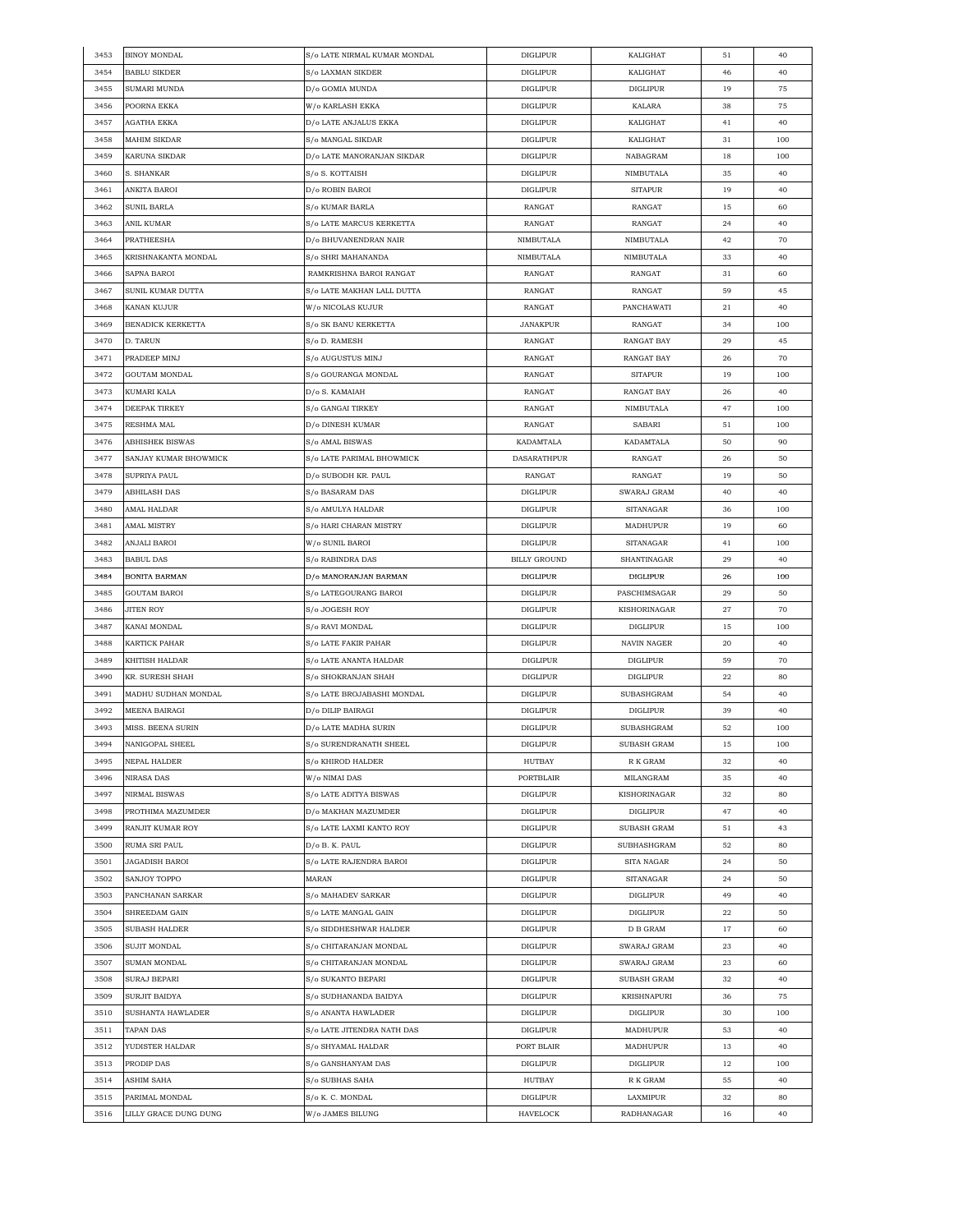| | | | | | | |
|---|---|---|---|---|---|---|
| 3453 | BINOY MONDAL | S/o LATE NIRMAL KUMAR MONDAL | DIGLIPUR | KALIGHAT | 51 | 40 |
| 3454 | BABLU SIKDER | S/o LAXMAN SIKDER | DIGLIPUR | KALIGHAT | 46 | 40 |
| 3455 | SUMARI MUNDA | D/o GOMIA MUNDA | DIGLIPUR | DIGLIPUR | 19 | 75 |
| 3456 | POORNA EKKA | W/o KARLASH EKKA | DIGLIPUR | KALARA | 38 | 75 |
| 3457 | AGATHA EKKA | D/o LATE ANJALUS EKKA | DIGLIPUR | KALIGHAT | 41 | 40 |
| 3458 | MAHIM SIKDAR | S/o MANGAL SIKDAR | DIGLIPUR | KALIGHAT | 31 | 100 |
| 3459 | KARUNA SIKDAR | D/o LATE MANORANJAN SIKDAR | DIGLIPUR | NABAGRAM | 18 | 100 |
| 3460 | S. SHANKAR | S/o S. KOTTAISH | DIGLIPUR | NIMBUTALA | 35 | 40 |
| 3461 | ANKITA BAROI | D/o ROBIN BAROI | DIGLIPUR | SITAPUR | 19 | 40 |
| 3462 | SUNIL BARLA | S/o KUMAR BARLA | RANGAT | RANGAT | 15 | 60 |
| 3463 | ANIL KUMAR | S/o LATE MARCUS KERKETTA | RANGAT | RANGAT | 24 | 40 |
| 3464 | PRATHEESHA | D/o BHUVANENDRAN NAIR | NIMBUTALA | NIMBUTALA | 42 | 70 |
| 3465 | KRISHNAKANTA MONDAL | S/o SHRI MAHANANDA | NIMBUTALA | NIMBUTALA | 33 | 40 |
| 3466 | SAPNA BAROI | RAMKRISHNA BAROI RANGAT | RANGAT | RANGAT | 31 | 60 |
| 3467 | SUNIL KUMAR DUTTA | S/o LATE MAKHAN LALL DUTTA | RANGAT | RANGAT | 59 | 45 |
| 3468 | KANAN KUJUR | W/o NICOLAS KUJUR | RANGAT | PANCHAWATI | 21 | 40 |
| 3469 | BENADICK KERKETTA | S/o SK BANU KERKETTA | JANAKPUR | RANGAT | 34 | 100 |
| 3470 | D. TARUN | S/o D. RAMESH | RANGAT | RANGAT BAY | 29 | 45 |
| 3471 | PRADEEP MINJ | S/o AUGUSTUS MINJ | RANGAT | RANGAT BAY | 26 | 70 |
| 3472 | GOUTAM MONDAL | S/o GOURANGA MONDAL | RANGAT | SITAPUR | 19 | 100 |
| 3473 | KUMARI KALA | D/o S. KAMAIAH | RANGAT | RANGAT BAY | 26 | 40 |
| 3474 | DEEPAK TIRKEY | S/o GANGAI TIRKEY | RANGAT | NIMBUTALA | 47 | 100 |
| 3475 | RESHMA MAL | D/o DINESH KUMAR | RANGAT | SABARI | 51 | 100 |
| 3476 | ABHISHEK BISWAS | S/o AMAL BISWAS | KADAMTALA | KADAMTALA | 50 | 90 |
| 3477 | SANJAY KUMAR BHOWMICK | S/o LATE PARIMAL BHOWMICK | DASARATHPUR | RANGAT | 26 | 50 |
| 3478 | SUPRIYA PAUL | D/o SUBODH KR. PAUL | RANGAT | RANGAT | 19 | 50 |
| 3479 | ABHILASH DAS | S/o BASARAM DAS | DIGLIPUR | SWARAJ GRAM | 40 | 40 |
| 3480 | AMAL HALDAR | S/o AMULYA HALDAR | DIGLIPUR | SITANAGAR | 36 | 100 |
| 3481 | AMAL MISTRY | S/o HARI CHARAN MISTRY | DIGLIPUR | MADHUPUR | 19 | 60 |
| 3482 | ANJALI BAROI | W/o SUNIL BAROI | DIGLIPUR | SITANAGAR | 41 | 100 |
| 3483 | BABUL DAS | S/o RABINDRA DAS | BILLY GROUND | SHANTINAGAR | 29 | 40 |
| 3484 | BONITA BARMAN | D/o MANORANJAN BARMAN | DIGLIPUR | DIGLIPUR | 26 | 100 |
| 3485 | GOUTAM BAROI | S/o LATEGOURANG BAROI | DIGLIPUR | PASCHIMSAGAR | 29 | 50 |
| 3486 | JITEN ROY | S/o JOGESH ROY | DIGLIPUR | KISHORINAGAR | 27 | 70 |
| 3487 | KANAI MONDAL | S/o RAVI MONDAL | DIGLIPUR | DIGLIPUR | 15 | 100 |
| 3488 | KARTICK PAHAR | S/o LATE FAKIR PAHAR | DIGLIPUR | NAVIN NAGER | 20 | 40 |
| 3489 | KHITISH HALDAR | S/o LATE ANANTA HALDAR | DIGLIPUR | DIGLIPUR | 59 | 70 |
| 3490 | KR. SURESH SHAH | S/o SHOKRANJAN SHAH | DIGLIPUR | DIGLIPUR | 22 | 80 |
| 3491 | MADHU SUDHAN MONDAL | S/o LATE BROJABASHI MONDAL | DIGLIPUR | SUBASHGRAM | 54 | 40 |
| 3492 | MEENA BAIRAGI | D/o DILIP BAIRAGI | DIGLIPUR | DIGLIPUR | 39 | 40 |
| 3493 | MISS. BEENA SURIN | D/o LATE MADHA SURIN | DIGLIPUR | SUBASHGRAM | 52 | 100 |
| 3494 | NANIGOPAL SHEEL | S/o SURENDRANATH SHEEL | DIGLIPUR | SUBASH GRAM | 15 | 100 |
| 3495 | NEPAL HALDER | S/o KHIROD HALDER | HUTBAY | R K GRAM | 32 | 40 |
| 3496 | NIRASA DAS | W/o NIMAI DAS | PORTBLAIR | MILANGRAM | 35 | 40 |
| 3497 | NIRMAL BISWAS | S/o LATE ADITYA BISWAS | DIGLIPUR | KISHORINAGAR | 32 | 80 |
| 3498 | PROTHIMA MAZUMDER | D/o MAKHAN MAZUMDER | DIGLIPUR | DIGLIPUR | 47 | 40 |
| 3499 | RANJIT KUMAR ROY | S/o LATE LAXMI KANTO ROY | DIGLIPUR | SUBASH GRAM | 51 | 43 |
| 3500 | RUMA SRI PAUL | D/o B. K. PAUL | DIGLIPUR | SUBHASHGRAM | 52 | 80 |
| 3501 | JAGADISH BAROI | S/o LATE RAJENDRA BAROI | DIGLIPUR | SITA NAGAR | 24 | 50 |
| 3502 | SANJOY TOPPO | MARAN | DIGLIPUR | SITANAGAR | 24 | 50 |
| 3503 | PANCHANAN SARKAR | S/o MAHADEV SARKAR | DIGLIPUR | DIGLIPUR | 49 | 40 |
| 3504 | SHREEDAM GAIN | S/o LATE MANGAL GAIN | DIGLIPUR | DIGLIPUR | 22 | 50 |
| 3505 | SUBASH HALDER | S/o SIDDHESHWAR HALDER | DIGLIPUR | D B GRAM | 17 | 60 |
| 3506 | SUJIT MONDAL | S/o CHITARANJAN MONDAL | DIGLIPUR | SWARAJ GRAM | 23 | 40 |
| 3507 | SUMAN MONDAL | S/o CHITARANJAN MONDAL | DIGLIPUR | SWARAJ GRAM | 23 | 60 |
| 3508 | SURAJ BEPARI | S/o SUKANTO BEPARI | DIGLIPUR | SUBASH GRAM | 32 | 40 |
| 3509 | SURJIT BAIDYA | S/o SUDHANANDA BAIDYA | DIGLIPUR | KRISHNAPURI | 36 | 75 |
| 3510 | SUSHANTA HAWLADER | S/o ANANTA HAWLADER | DIGLIPUR | DIGLIPUR | 30 | 100 |
| 3511 | TAPAN DAS | S/o LATE JITENDRA NATH DAS | DIGLIPUR | MADHUPUR | 53 | 40 |
| 3512 | YUDISTER HALDAR | S/o SHYAMAL HALDAR | PORT BLAIR | MADHUPUR | 13 | 40 |
| 3513 | PRODIP DAS | S/o GANSHANYAM DAS | DIGLIPUR | DIGLIPUR | 12 | 100 |
| 3514 | ASHIM SAHA | S/o SUBHAS SAHA | HUTBAY | R K GRAM | 55 | 40 |
| 3515 | PARIMAL MONDAL | S/o K. C. MONDAL | DIGLIPUR | LAXMIPUR | 32 | 80 |
| 3516 | LILLY GRACE DUNG DUNG | W/o JAMES BILUNG | HAVELOCK | RADHANAGAR | 16 | 40 |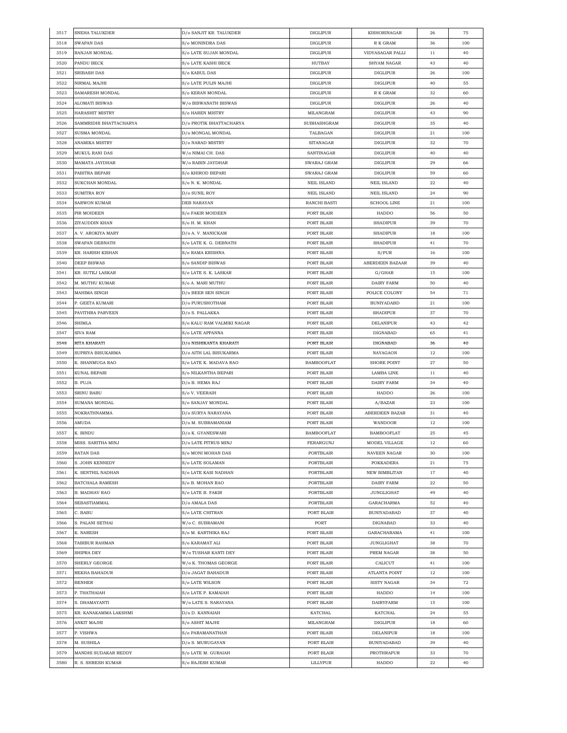| 3517 | SNEHA TALUKDER | D/o SANJIT KR. TALUKDER | DIGLIPUR | KISHORINAGAR | 26 | 75 |
|---|---|---|---|---|---|---|
| 3518 | SWAPAN DAS | S/o MONINDRA DAS | DIGLIPUR | R K GRAM | 36 | 100 |
| 3519 | RANJAN MONDAL | S/o LATE SUJAN MONDAL | DIGLIPUR | VIDYASAGAR PALLI | 11 | 40 |
| 3520 | PANDU BECK | S/o LATE KASHI BECK | HUTBAY | SHYAM NAGAR | 43 | 40 |
| 3521 | SRIBASH DAS | S/o KABUL DAS | DIGLIPUR | DIGLIPUR | 26 | 100 |
| 3522 | NIRMAL MAJHI | S/o LATE PULIN MAJHI | DIGLIPUR | DIGLIPUR | 40 | 55 |
| 3523 | SAMARESH MONDAL | S/o KERAN MONDAL | DIGLIPUR | R K GRAM | 32 | 60 |
| 3524 | ALOMATI BISWAS | W/o BISWANATH BISWAS | DIGLIPUR | DIGLIPUR | 26 | 40 |
| 3525 | HARASHIT MISTRY | S/o HAREN MISTRY | MILANGRAM | DIGLIPUR | 43 | 90 |
| 3526 | SAMMRIDHI BHATTACHARYA | D/o PROTIK BHATTACHARYA | SUBHASHGRAM | DIGLIPUR | 35 | 40 |
| 3527 | SUSMA MONDAL | D/o MONGAL MONDAL | TALBAGAN | DIGLIPUR | 21 | 100 |
| 3528 | ANAMIKA MISTRY | D/o NARAD MISTRY | SITANAGAR | DIGLIPUR | 32 | 70 |
| 3529 | MUKUL RANI DAS | W/o NIMAI CH. DAS | SANTINAGAR | DIGLIPUR | 40 | 40 |
| 3530 | MAMATA JAYDHAR | W/o RABIN JAYDHAR | SWARAJ GRAM | DIGLIPUR | 29 | 66 |
| 3531 | PABITRA BEPARI | S/o KHIROD BEPARI | SWARAJ GRAM | DIGLIPUR | 59 | 60 |
| 3532 | SUKCHAN MONDAL | S/o N. K. MONDAL | NEIL ISLAND | NEIL ISLAND | 22 | 40 |
| 3533 | SUMITRA ROY | D/o SUNIL ROY | NEIL ISLAND | NEIL ISLAND | 24 | 90 |
| 3534 | SARWON KUMAR | DEB NARAYAN | RANCHI BASTI | SCHOOL LINE | 21 | 100 |
| 3535 | PIR MOIDEEN | S/o FAKIR MOIDEEN | PORT BLAIR | HADDO | 56 | 50 |
| 3536 | ZIYAUDDIN KHAN | S/o H. M. KHAN | PORT BLAIR | SHADIPUR | 39 | 70 |
| 3537 | A. V. AROKIYA MARY | D/o A. V. MANICKAM | PORT BLAIR | SHADIPUR | 18 | 100 |
| 3538 | SWAPAN DEBNATH | S/o LATE K. G. DEBNATH | PORT BLAIR | SHADIPUR | 41 | 70 |
| 3539 | KR. HARISH KISHAN | S/o RAMA KRISHNA | PORT BLAIR | S/PUR | 16 | 100 |
| 3540 | DEEP BISWAS | S/o SANDIP BISWAS | PORT BLAIR | ABERDEEN BAZAAR | 39 | 40 |
| 3541 | KR. SUTEJ LASKAR | S/o LATE S. K. LASKAR | PORT BLAIR | G/GHAR | 15 | 100 |
| 3542 | M. MUTHU KUMAR | S/o A. MARI MUTHU | PORT BLAIR | DAIRY FARM | 50 | 40 |
| 3543 | MAHIMA SINGH | D/o BEER SEN SINGH | PORT BLAIR | POLICE COLONY | 54 | 71 |
| 3544 | P. GEETA KUMARI | D/o PURUSHOTHAM | PORT BLAIR | BUNIYADABD | 21 | 100 |
| 3545 | PAVITHRA PARVEEN | D/o S. PALLAKKA | PORT BLAIR | SHADIPUR | 37 | 70 |
| 3546 | SHIMLA | S/o KALU RAM VALMIKI NAGAR | PORT BLAIR | DELANIPUR | 43 | 42 |
| 3547 | SIVA RAM | S/o LATE APPANNA | PORT BLAIR | DIGNABAD | 65 | 41 |
| 3548 | RITA KHARATI | D/o NISHIKANTA KHARATI | PORT BLAIR | DIGNABAD | 36 | 40 |
| 3549 | SUPRIYA BISUKARMA | D/o AITH LAL BISUKARMA | PORT BLAIR | NAYAGAON | 12 | 100 |
| 3550 | K. SHANMUGA RAO | S/o LATE K. MADAVA RAO | BAMBOOFLAT | SHORE POINT | 27 | 50 |
| 3551 | KUNAL BEPARI | S/o NILKANTHA BEPARI | PORT BLAIR | LAMBA LINE | 11 | 40 |
| 3552 | B. PUJA | D/o B. HEMA RAJ | PORT BLAIR | DAIRY FARM | 34 | 40 |
| 3553 | SRINU BABU | S/o V. VEERAIH | PORT BLAIR | HADDO | 26 | 100 |
| 3554 | SUMANA MONDAL | S/o SANJAY MONDAL | PORT BLAIR | A/BAZAR | 23 | 100 |
| 3555 | NOKRATHNAMMA | D/o SURYA NARAYANA | PORT BLAIR | ABERDEEN BAZAR | 31 | 40 |
| 3556 | AMUDA | D/o M. SUBRAMANIAM | PORT BLAIR | WANDOOR | 12 | 100 |
| 3557 | K. BINDU | D/o K. GYANESWARI | BAMBOOFLAT | BAMBOOFLAT | 25 | 45 |
| 3558 | MISS. SARITHA MINJ | D/o LATE PITRUS MINJ | FERARGUNJ | MODEL VILLAGE | 12 | 60 |
| 3559 | RATAN DAS | S/o MONI MOHAN DAS | PORTBLAIR | NAVEEN NAGAR | 30 | 100 |
| 3560 | S. JOHN KENNEDY | S/o LATE SOLAMAN | PORTBLAIR | POKKADERA | 21 | 75 |
| 3561 | K. SENTHIL NADHAN | S/o LATE KASI NADHAN | PORTBLAIR | NEW BIMBLITAN | 17 | 40 |
| 3562 | BATCHALA RAMESH | S/o B. MOHAN RAO | PORTBLAIR | DAIRY FARM | 22 | 50 |
| 3563 | B. MADHAV RAO | S/o LATE B. FAKIR | PORTBLAIR | JUNGLIGHAT | 49 | 40 |
| 3564 | SEBASTIAMMAL | D/o AMALA DAS | PORTBLAIR | GARACHARMA | 52 | 40 |
| 3565 | C. BABU | S/o LATE CHITRAN | PORT BLAIR | BUNIYADABAD | 37 | 40 |
| 3566 | S. PALANI SETHAI | W/o C. SUBRAMANI | PORT | DIGNABAD | 33 | 40 |
| 3567 | K. NARESH | S/o M. KARTHIKA RAJ | PORT BLAIR | GARACHARAMA | 41 | 100 |
| 3568 | TABIBUR RAHMAN | S/o KARAMAT ALI | PORT BLAIR | JUNGLIGHAT | 38 | 70 |
| 3569 | SHIPRA DEY | W/o TUSHAR KANTI DEY | PORT BLAIR | PREM NAGAR | 38 | 50 |
| 3570 | SHERLY GEORGE | W/o K. THOMAS GEORGE | PORT BLAIR | CALICUT | 41 | 100 |
| 3571 | REKHA BAHADUR | D/o JAGAT BAHADUR | PORT BLAIR | ATLANTA POINT | 12 | 100 |
| 3572 | BENHER | S/o LATE WILSON | PORT BLAIR | SISTY NAGAR | 34 | 72 |
| 3573 | P. THATHAIAH | S/o LATE P. KAMAIAH | PORT BLAIR | HADDO | 14 | 100 |
| 3574 | S. DHAMAYANTI | W/o LATE S. NARAYANA | PORT BLAIR | DAIRYFARM | 15 | 100 |
| 3575 | KR. KANAKAMMA LAKSHMI | D/o D. KANNAIAH | KATCHAL | KATCHAL | 24 | 55 |
| 3576 | ANKIT MAJHI | S/o ASHIT MAJHI | MILANGRAM | DIGLIPUR | 18 | 60 |
| 3577 | P. VISHWA | S/o PARAMANATHAN | PORT BLAIR | DELANIPUR | 18 | 100 |
| 3578 | M. SUSHILA | D/o S. MURUGAYAN | PORT BLAIR | BUNIYADABAD | 39 | 40 |
| 3579 | MANDHI SUDAKAR REDDY | S/o LATE M. GURAIAH | PORT BLAIR | PROTHRAPUR | 33 | 70 |
| 3580 | R. S. SHRESH KUMAR | S/o RAJESH KUMAR | LILLYPUR | HADDO | 22 | 40 |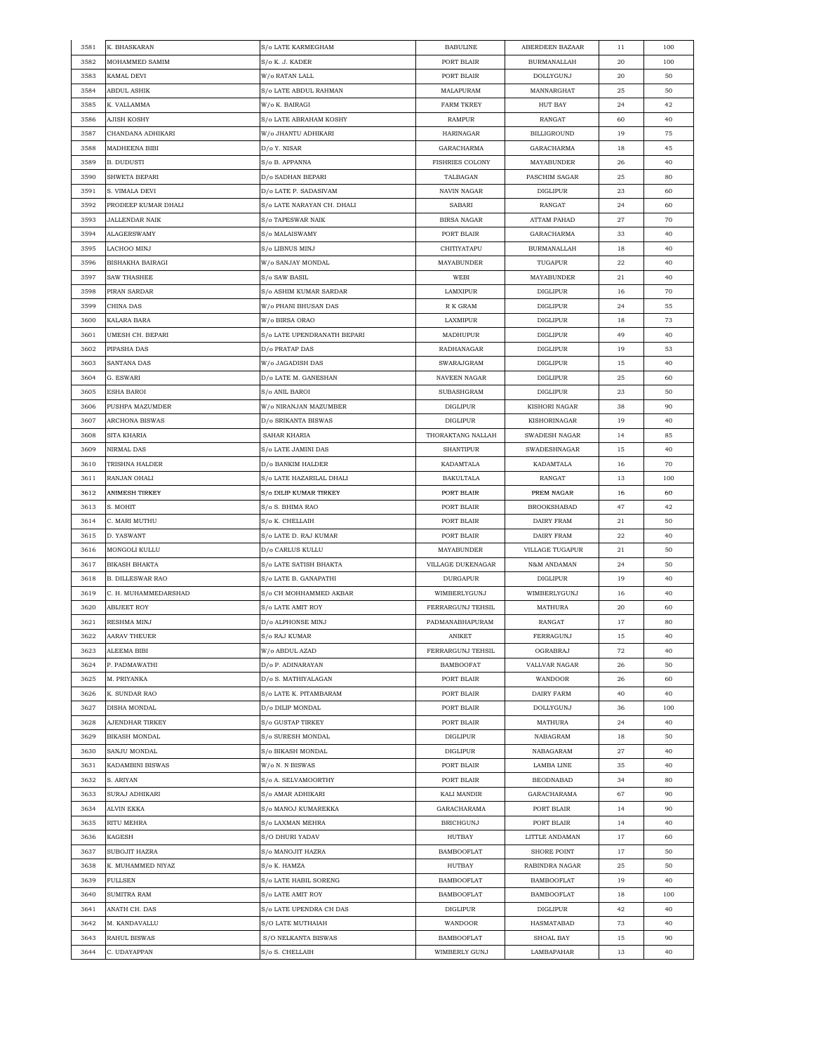| 3581 | K. BHASKARAN | S/o LATE KARMEGHAM | BABULINE | ABERDEEN BAZAAR | 11 | 100 |
|---|---|---|---|---|---|---|
| 3582 | MOHAMMED SAMIM | S/o K. J. KADER | PORT BLAIR | BURMANALLAH | 20 | 100 |
| 3583 | KAMAL DEVI | W/o RATAN LALL | PORT BLAIR | DOLLYGUNJ | 20 | 50 |
| 3584 | ABDUL ASHIK | S/o LATE ABDUL RAHMAN | MALAPURAM | MANNARGHAT | 25 | 50 |
| 3585 | K. VALLAMMA | W/o K. BAIRAGI | FARM TKREY | HUT BAY | 24 | 42 |
| 3586 | AJISH KOSHY | S/o LATE ABRAHAM KOSHY | RAMPUR | RANGAT | 60 | 40 |
| 3587 | CHANDANA ADHIKARI | W/o JHANTU ADHIKARI | HARINAGAR | BILLIGROUND | 19 | 75 |
| 3588 | MADHEENA BIBI | D/o Y. NISAR | GARACHARMA | GARACHARMA | 18 | 45 |
| 3589 | B. DUDUSTI | S/o B. APPANNA | FISHRIES COLONY | MAYABUNDER | 26 | 40 |
| 3590 | SHWETA BEPARI | D/o SADHAN BEPARI | TALBAGAN | PASCHIM SAGAR | 25 | 80 |
| 3591 | S. VIMALA DEVI | D/o LATE P. SADASIVAM | NAVIN NAGAR | DIGLIPUR | 23 | 60 |
| 3592 | PRODEEP KUMAR DHALI | S/o LATE NARAYAN CH. DHALI | SABARI | RANGAT | 24 | 60 |
| 3593 | JALLENDAR NAIK | S/o TAPESWAR NAIK | BIRSA NAGAR | ATTAM PAHAD | 27 | 70 |
| 3594 | ALAGERSWAMY | S/o MALAISWAMY | PORT BLAIR | GARACHARMA | 33 | 40 |
| 3595 | LACHOO MINJ | S/o LIBNUS MINJ | CHITIYATAPU | BURMANALLAH | 18 | 40 |
| 3596 | BISHAKHA BAIRAGI | W/o SANJAY MONDAL | MAYABUNDER | TUGAPUR | 22 | 40 |
| 3597 | SAW THASHEE | S/o SAW BASIL | WEBI | MAYABUNDER | 21 | 40 |
| 3598 | PIRAN SARDAR | S/o ASHIM KUMAR SARDAR | LAMXIPUR | DIGLIPUR | 16 | 70 |
| 3599 | CHINA DAS | W/o PHANI BHUSAN DAS | R K GRAM | DIGLIPUR | 24 | 55 |
| 3600 | KALARA BARA | W/o BIRSA ORAO | LAXMIPUR | DIGLIPUR | 18 | 73 |
| 3601 | UMESH CH. BEPARI | S/o LATE UPENDRANATH BEPARI | MADHUPUR | DIGLIPUR | 49 | 40 |
| 3602 | PIPASHA DAS | D/o PRATAP DAS | RADHANAGAR | DIGLIPUR | 19 | 53 |
| 3603 | SANTANA DAS | W/o JAGADISH DAS | SWARAJGRAM | DIGLIPUR | 15 | 40 |
| 3604 | G. ESWARI | D/o LATE M. GANESHAN | NAVEEN NAGAR | DIGLIPUR | 25 | 60 |
| 3605 | ESHA BAROI | S/o ANIL BAROI | SUBASHGRAM | DIGLIPUR | 23 | 50 |
| 3606 | PUSHPA MAZUMDER | W/o NIRANJAN MAZUMBER | DIGLIPUR | KISHORI NAGAR | 38 | 90 |
| 3607 | ARCHONA BISWAS | D/o SRIKANTA BISWAS | DIGLIPUR | KISHORINAGAR | 19 | 40 |
| 3608 | SITA KHARIA | SAHAR KHARIA | THORAKTANG NALLAH | SWADESH NAGAR | 14 | 85 |
| 3609 | NIRMAL DAS | S/o LATE JAMINI DAS | SHANTIPUR | SWADESHNAGAR | 15 | 40 |
| 3610 | TRISHNA HALDER | D/o BANKIM HALDER | KADAMTALA | KADAMTALA | 16 | 70 |
| 3611 | RANJAN OHALI | S/o LATE HAZARILAL DHALI | BAKULTALA | RANGAT | 13 | 100 |
| 3612 | ANIMESH TIRKEY | S/o DILIP KUMAR TIRKEY | PORT BLAIR | PREM NAGAR | 16 | 60 |
| 3613 | S. MOHIT | S/o S. BHIMA RAO | PORT BLAIR | BROOKSHABAD | 47 | 42 |
| 3614 | C. MARI MUTHU | S/o K. CHELLAIH | PORT BLAIR | DAIRY FRAM | 21 | 50 |
| 3615 | D. YASWANT | S/o LATE D. RAJ KUMAR | PORT BLAIR | DAIRY FRAM | 22 | 40 |
| 3616 | MONGOLI KULLU | D/o CARLUS KULLU | MAYABUNDER | VILLAGE TUGAPUR | 21 | 50 |
| 3617 | BIKASH BHAKTA | S/o LATE SATISH BHAKTA | VILLAGE DUKENAGAR | N&M ANDAMAN | 24 | 50 |
| 3618 | B. DILLESWAR RAO | S/o LATE B. GANAPATHI | DURGAPUR | DIGLIPUR | 19 | 40 |
| 3619 | C. H. MUHAMMEDARSHAD | S/o CH MOHHAMMED AKBAR | WIMBERLYGUNJ | WIMBERLYGUNJ | 16 | 40 |
| 3620 | ABIJEET ROY | S/o LATE AMIT ROY | FERRARGUNJ TEHSIL | MATHURA | 20 | 60 |
| 3621 | RESHMA MINJ | D/o ALPHONSE MINJ | PADMANABHAPURAM | RANGAT | 17 | 80 |
| 3622 | AARAV THEUER | S/o RAJ KUMAR | ANIKET | FERRAGUNJ | 15 | 40 |
| 3623 | ALEEMA BIBI | W/o ABDUL AZAD | FERRARGUNJ TEHSIL | OGRABRAJ | 72 | 40 |
| 3624 | P. PADMAWATHI | D/o P. ADINARAYAN | BAMBOOFAT | VALLVAR NAGAR | 26 | 50 |
| 3625 | M. PRIYANKA | D/o S. MATHIYALAGAN | PORT BLAIR | WANDOOR | 26 | 60 |
| 3626 | K. SUNDAR RAO | S/o LATE K. PITAMBARAM | PORT BLAIR | DAIRY FARM | 40 | 40 |
| 3627 | DISHA MONDAL | D/o DILIP MONDAL | PORT BLAIR | DOLLYGUNJ | 36 | 100 |
| 3628 | AJENDHAR TIRKEY | S/o GUSTAP TIRKEY | PORT BLAIR | MATHURA | 24 | 40 |
| 3629 | BIKASH MONDAL | S/o SURESH MONDAL | DIGLIPUR | NABAGRAM | 18 | 50 |
| 3630 | SANJU MONDAL | S/o BIKASH MONDAL | DIGLIPUR | NABAGARAM | 27 | 40 |
| 3631 | KADAMBINI BISWAS | W/o N. N BISWAS | PORT BLAIR | LAMBA LINE | 35 | 40 |
| 3632 | S. ARIYAN | S/o A. SELVAMOORTHY | PORT BLAIR | BEODNABAD | 34 | 80 |
| 3633 | SURAJ ADHIKARI | S/o AMAR ADHIKARI | KALI MANDIR | GARACHARAMA | 67 | 90 |
| 3634 | ALVIN EKKA | S/o MANOJ KUMAREKKA | GARACHARAMA | PORT BLAIR | 14 | 90 |
| 3635 | RITU MEHRA | S/o LAXMAN MEHRA | BRICHGUNJ | PORT BLAIR | 14 | 40 |
| 3636 | KAGESH | S/O DHURI YADAV | HUTBAY | LITTLE ANDAMAN | 17 | 60 |
| 3637 | SUBOJIT HAZRA | S/o MANOJIT HAZRA | BAMBOOFLAT | SHORE POINT | 17 | 50 |
| 3638 | K. MUHAMMED NIYAZ | S/o K. HAMZA | HUTBAY | RABINDRA NAGAR | 25 | 50 |
| 3639 | FULLSEN | S/o LATE HABIL SORENG | BAMBOOFLAT | BAMBOOFLAT | 19 | 40 |
| 3640 | SUMITRA RAM | S/o LATE AMIT ROY | BAMBOOFLAT | BAMBOOFLAT | 18 | 100 |
| 3641 | ANATH CH. DAS | S/o LATE UPENDRA CH DAS | DIGLIPUR | DIGLIPUR | 42 | 40 |
| 3642 | M. KANDAVALLU | S/O LATE MUTHAIAH | WANDOOR | HASMATABAD | 73 | 40 |
| 3643 | RAHUL BISWAS | S/O NELKANTA BISWAS | BAMBOOFLAT | SHOAL BAY | 15 | 90 |
| 3644 | C. UDAYAPPAN | S/o S. CHELLAIH | WIMBERLY GUNJ | LAMBAPAHAR | 13 | 40 |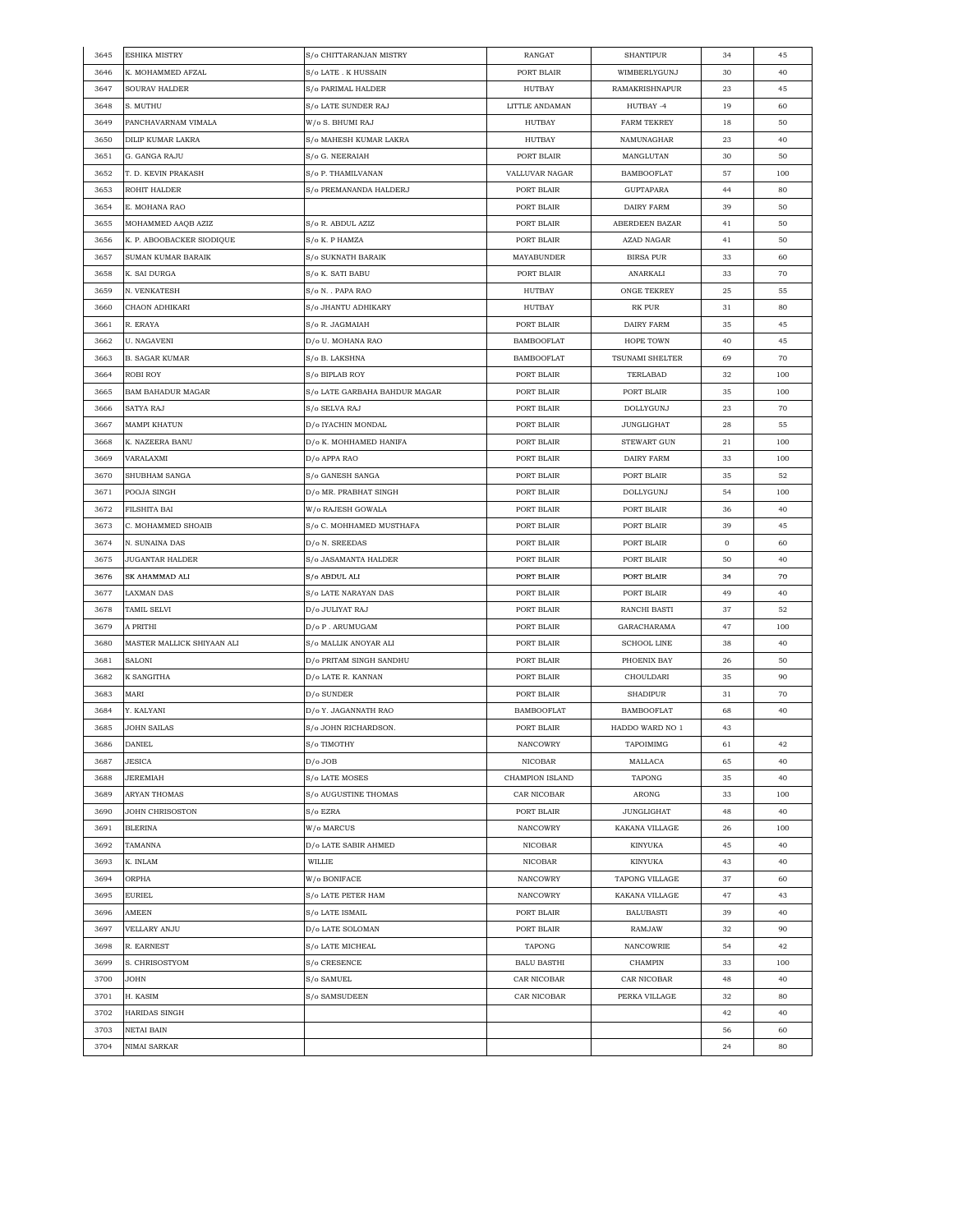| | | | | | | |
|---|---|---|---|---|---|---|
| 3645 | ESHIKA MISTRY | S/o CHITTARANJAN MISTRY | RANGAT | SHANTIPUR | 34 | 45 |
| 3646 | K. MOHAMMED AFZAL | S/o LATE . K HUSSAIN | PORT BLAIR | WIMBERLYGUNJ | 30 | 40 |
| 3647 | SOURAV HALDER | S/o PARIMAL HALDER | HUTBAY | RAMAKRISHNAPUR | 23 | 45 |
| 3648 | S. MUTHU | S/o LATE SUNDER RAJ | LITTLE ANDAMAN | HUTBAY -4 | 19 | 60 |
| 3649 | PANCHAVARNAM VIMALA | W/o S. BHUMI RAJ | HUTBAY | FARM TEKREY | 18 | 50 |
| 3650 | DILIP KUMAR LAKRA | S/o MAHESH KUMAR LAKRA | HUTBAY | NAMUNAGHAR | 23 | 40 |
| 3651 | G. GANGA RAJU | S/o G. NEERAIAH | PORT BLAIR | MANGLUTAN | 30 | 50 |
| 3652 | T. D. KEVIN PRAKASH | S/o P. THAMILVANAN | VALLUVAR NAGAR | BAMBOOFLAT | 57 | 100 |
| 3653 | ROHIT HALDER | S/o PREMANANDA HALDERJ | PORT BLAIR | GUPTAPARA | 44 | 80 |
| 3654 | E. MOHANA RAO | | PORT BLAIR | DAIRY FARM | 39 | 50 |
| 3655 | MOHAMMED AAQB AZIZ | S/o R. ABDUL AZIZ | PORT BLAIR | ABERDEEN BAZAR | 41 | 50 |
| 3656 | K. P. ABOOBACKER SIODIQUE | S/o K. P HAMZA | PORT BLAIR | AZAD NAGAR | 41 | 50 |
| 3657 | SUMAN KUMAR BARAIK | S/o SUKNATH BARAIK | MAYABUNDER | BIRSA PUR | 33 | 60 |
| 3658 | K. SAI DURGA | S/o K. SATI BABU | PORT BLAIR | ANARKALI | 33 | 70 |
| 3659 | N. VENKATESH | S/o N. . PAPA RAO | HUTBAY | ONGE TEKREY | 25 | 55 |
| 3660 | CHAON ADHIKARI | S/o JHANTU ADHIKARY | HUTBAY | RK PUR | 31 | 80 |
| 3661 | R. ERAYA | S/o R. JAGMAIAH | PORT BLAIR | DAIRY FARM | 35 | 45 |
| 3662 | U. NAGAVENI | D/o U. MOHANA RAO | BAMBOOFLAT | HOPE TOWN | 40 | 45 |
| 3663 | B. SAGAR KUMAR | S/o B. LAKSHNA | BAMBOOFLAT | TSUNAMI SHELTER | 69 | 70 |
| 3664 | ROBI ROY | S/o BIPLAB ROY | PORT BLAIR | TERLABAD | 32 | 100 |
| 3665 | BAM BAHADUR MAGAR | S/o LATE GARBAHA BAHDUR MAGAR | PORT BLAIR | PORT BLAIR | 35 | 100 |
| 3666 | SATYA RAJ | S/o SELVA RAJ | PORT BLAIR | DOLLYGUNJ | 23 | 70 |
| 3667 | MAMPI KHATUN | D/o IYACHIN MONDAL | PORT BLAIR | JUNGLIGHAT | 28 | 55 |
| 3668 | K. NAZEERA BANU | D/o K. MOHHAMED HANIFA | PORT BLAIR | STEWART GUN | 21 | 100 |
| 3669 | VARALAXMI | D/o APPA RAO | PORT BLAIR | DAIRY FARM | 33 | 100 |
| 3670 | SHUBHAM SANGA | S/o GANESH SANGA | PORT BLAIR | PORT BLAIR | 35 | 52 |
| 3671 | POOJA SINGH | D/o MR. PRABHAT SINGH | PORT BLAIR | DOLLYGUNJ | 54 | 100 |
| 3672 | FILSHITA BAI | W/o RAJESH GOWALA | PORT BLAIR | PORT BLAIR | 36 | 40 |
| 3673 | C. MOHAMMED SHOAIB | S/o C. MOHHAMED MUSTHAFA | PORT BLAIR | PORT BLAIR | 39 | 45 |
| 3674 | N. SUNAINA DAS | D/o N. SREEDAS | PORT BLAIR | PORT BLAIR | 0 | 60 |
| 3675 | JUGANTAR HALDER | S/o JASAMANTA HALDER | PORT BLAIR | PORT BLAIR | 50 | 40 |
| 3676 | SK AHAMMAD ALI | S/o ABDUL ALI | PORT BLAIR | PORT BLAIR | 34 | 70 |
| 3677 | LAXMAN DAS | S/o LATE NARAYAN DAS | PORT BLAIR | PORT BLAIR | 49 | 40 |
| 3678 | TAMIL SELVI | D/o JULIYAT RAJ | PORT BLAIR | RANCHI BASTI | 37 | 52 |
| 3679 | A PRITHI | D/o P . ARUMUGAM | PORT BLAIR | GARACHARAMA | 47 | 100 |
| 3680 | MASTER MALLICK SHIYAAN ALI | S/o MALLIK ANOYAR ALI | PORT BLAIR | SCHOOL LINE | 38 | 40 |
| 3681 | SALONI | D/o PRITAM SINGH SANDHU | PORT BLAIR | PHOENIX BAY | 26 | 50 |
| 3682 | K SANGITHA | D/o LATE R. KANNAN | PORT BLAIR | CHOULDARI | 35 | 90 |
| 3683 | MARI | D/o SUNDER | PORT BLAIR | SHADIPUR | 31 | 70 |
| 3684 | Y. KALYANI | D/o Y. JAGANNATH RAO | BAMBOOFLAT | BAMBOOFLAT | 68 | 40 |
| 3685 | JOHN SAILAS | S/o JOHN RICHARDSON. | PORT BLAIR | HADDO WARD NO 1 | 43 | |
| 3686 | DANIEL | S/o TIMOTHY | NANCOWRY | TAPOIMIMG | 61 | 42 |
| 3687 | JESICA | D/o JOB | NICOBAR | MALLACA | 65 | 40 |
| 3688 | JEREMIAH | S/o LATE MOSES | CHAMPION ISLAND | TAPONG | 35 | 40 |
| 3689 | ARYAN THOMAS | S/o AUGUSTINE THOMAS | CAR NICOBAR | ARONG | 33 | 100 |
| 3690 | JOHN CHRISOSTON | S/o EZRA | PORT BLAIR | JUNGLIGHAT | 48 | 40 |
| 3691 | BLERINA | W/o MARCUS | NANCOWRY | KAKANA VILLAGE | 26 | 100 |
| 3692 | TAMANNA | D/o LATE SABIR AHMED | NICOBAR | KINYUKA | 45 | 40 |
| 3693 | K. INLAM | WILLIE | NICOBAR | KINYUKA | 43 | 40 |
| 3694 | ORPHA | W/o BONIFACE | NANCOWRY | TAPONG VILLAGE | 37 | 60 |
| 3695 | EURIEL | S/o LATE PETER HAM | NANCOWRY | KAKANA VILLAGE | 47 | 43 |
| 3696 | AMEEN | S/o LATE ISMAIL | PORT BLAIR | BALUBASTI | 39 | 40 |
| 3697 | VELLARY ANJU | D/o LATE SOLOMAN | PORT BLAIR | RAMJAW | 32 | 90 |
| 3698 | R. EARNEST | S/o LATE MICHEAL | TAPONG | NANCOWRIE | 54 | 42 |
| 3699 | S. CHRISOSTYOM | S/o CRESENCE | BALU BASTHI | CHAMPIN | 33 | 100 |
| 3700 | JOHN | S/o SAMUEL | CAR NICOBAR | CAR NICOBAR | 48 | 40 |
| 3701 | H. KASIM | S/o SAMSUDEEN | CAR NICOBAR | PERKA VILLAGE | 32 | 80 |
| 3702 | HARIDAS SINGH | | | | 42 | 40 |
| 3703 | NETAI BAIN | | | | 56 | 60 |
| 3704 | NIMAI SARKAR | | | | 24 | 80 |